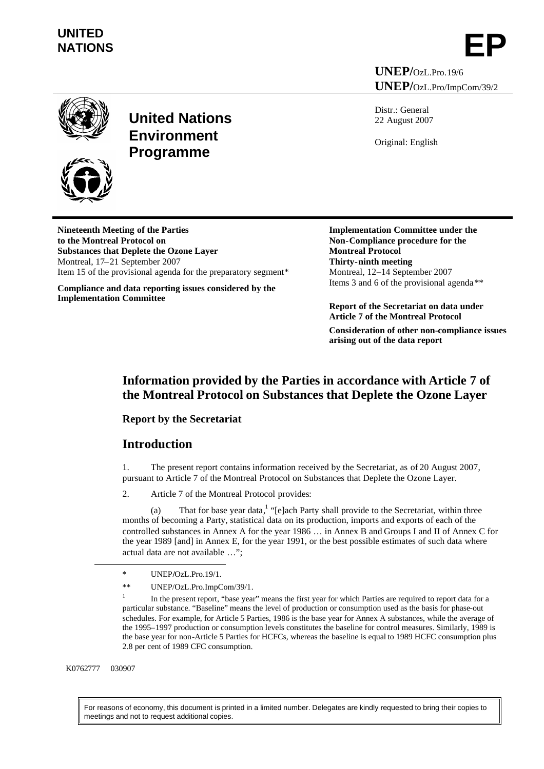UNITED NATIONS

# EP

**UNEP/**OzL.Pro.19/6
**UNEP/**OzL.Pro/ImpCom/39/2

**United Nations Environment Programme**

Distr.: General
22 August 2007

Original: English

**Nineteenth Meeting of the Parties to the Montreal Protocol on Substances that Deplete the Ozone Layer**
Montreal, 17–21 September 2007
Item 15 of the provisional agenda for the preparatory segment*

**Compliance and data reporting issues considered by the Implementation Committee**

**Implementation Committee under the Non-Compliance procedure for the Montreal Protocol**
**Thirty-ninth meeting**
Montreal, 12–14 September 2007
Items 3 and 6 of the provisional agenda**

**Report of the Secretariat on data under Article 7 of the Montreal Protocol**

**Consideration of other non-compliance issues arising out of the data report**

# Information provided by the Parties in accordance with Article 7 of the Montreal Protocol on Substances that Deplete the Ozone Layer

## Report by the Secretariat

## Introduction

1. The present report contains information received by the Secretariat, as of 20 August 2007, pursuant to Article 7 of the Montreal Protocol on Substances that Deplete the Ozone Layer.

2. Article 7 of the Montreal Protocol provides:

(a) That for base year data,[1] "[e]ach Party shall provide to the Secretariat, within three months of becoming a Party, statistical data on its production, imports and exports of each of the controlled substances in Annex A for the year 1986 … in Annex B and Groups I and II of Annex C for the year 1989 [and] in Annex E, for the year 1991, or the best possible estimates of such data where actual data are not available …";

\* UNEP/OzL.Pro.19/1.

\*\* UNEP/OzL.Pro.ImpCom/39/1.

[1] In the present report, "base year" means the first year for which Parties are required to report data for a particular substance. "Baseline" means the level of production or consumption used as the basis for phase-out schedules. For example, for Article 5 Parties, 1986 is the base year for Annex A substances, while the average of the 1995–1997 production or consumption levels constitutes the baseline for control measures. Similarly, 1989 is the base year for non-Article 5 Parties for HCFCs, whereas the baseline is equal to 1989 HCFC consumption plus 2.8 per cent of 1989 CFC consumption.

K0762777 030907

For reasons of economy, this document is printed in a limited number. Delegates are kindly requested to bring their copies to meetings and not to request additional copies.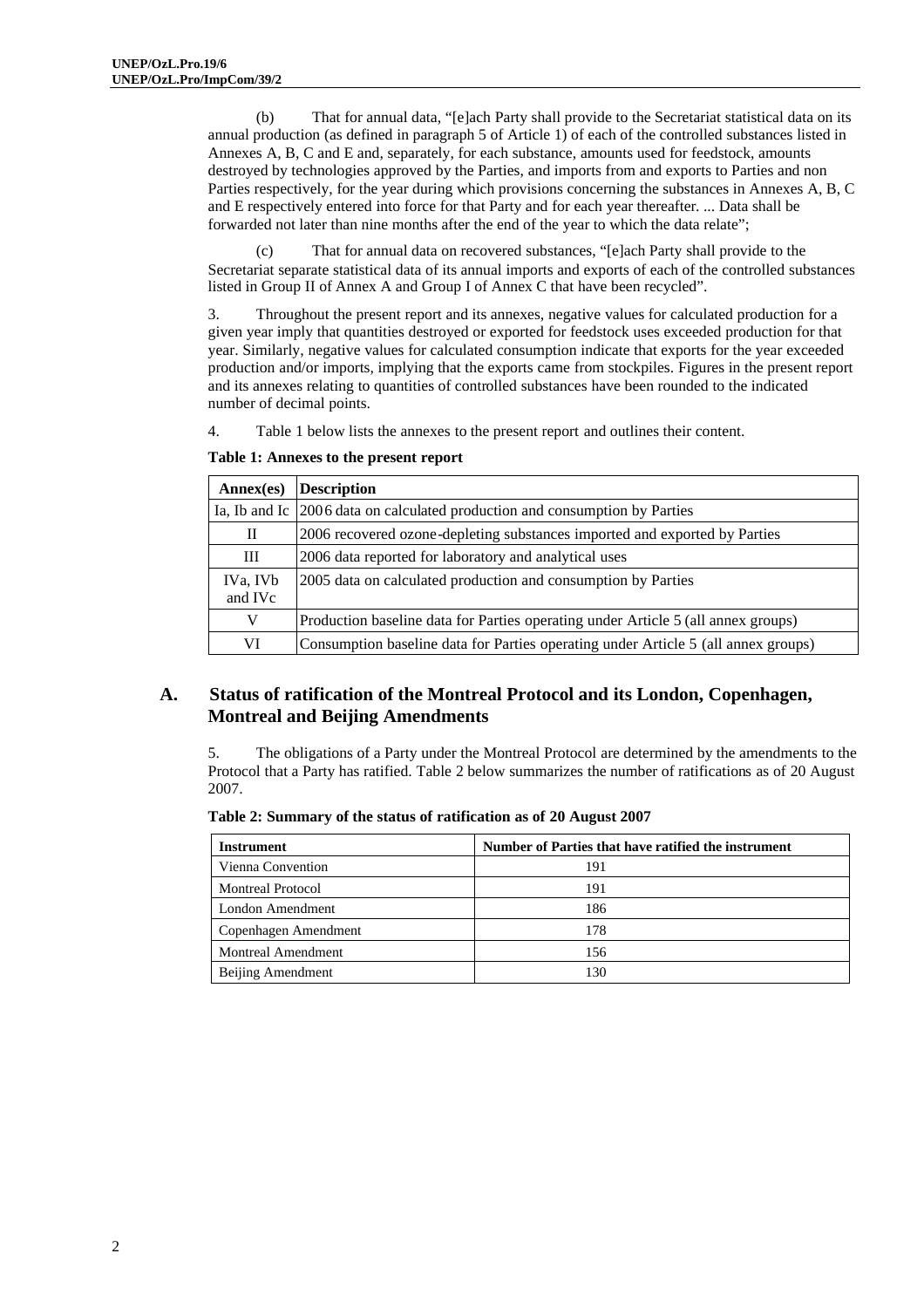(b) That for annual data, "[e]ach Party shall provide to the Secretariat statistical data on its annual production (as defined in paragraph 5 of Article 1) of each of the controlled substances listed in Annexes A, B, C and E and, separately, for each substance, amounts used for feedstock, amounts destroyed by technologies approved by the Parties, and imports from and exports to Parties and non Parties respectively, for the year during which provisions concerning the substances in Annexes A, B, C and E respectively entered into force for that Party and for each year thereafter. ... Data shall be forwarded not later than nine months after the end of the year to which the data relate";

(c) That for annual data on recovered substances, "[e]ach Party shall provide to the Secretariat separate statistical data of its annual imports and exports of each of the controlled substances listed in Group II of Annex A and Group I of Annex C that have been recycled".

3. Throughout the present report and its annexes, negative values for calculated production for a given year imply that quantities destroyed or exported for feedstock uses exceeded production for that year. Similarly, negative values for calculated consumption indicate that exports for the year exceeded production and/or imports, implying that the exports came from stockpiles. Figures in the present report and its annexes relating to quantities of controlled substances have been rounded to the indicated number of decimal points.

4. Table 1 below lists the annexes to the present report and outlines their content.

**Table 1: Annexes to the present report**

| Annex(es) | Description |
|---|---|
| Ia, Ib and Ic | 2006 data on calculated production and consumption by Parties |
| II | 2006 recovered ozone-depleting substances imported and exported by Parties |
| III | 2006 data reported for laboratory and analytical uses |
| IVa, IVb and IVc | 2005 data on calculated production and consumption by Parties |
| V | Production baseline data for Parties operating under Article 5 (all annex groups) |
| VI | Consumption baseline data for Parties operating under Article 5 (all annex groups) |

## A. Status of ratification of the Montreal Protocol and its London, Copenhagen, Montreal and Beijing Amendments

5. The obligations of a Party under the Montreal Protocol are determined by the amendments to the Protocol that a Party has ratified. Table 2 below summarizes the number of ratifications as of 20 August 2007.

**Table 2: Summary of the status of ratification as of 20 August 2007**

| Instrument | Number of Parties that have ratified the instrument |
|---|---|
| Vienna Convention | 191 |
| Montreal Protocol | 191 |
| London Amendment | 186 |
| Copenhagen Amendment | 178 |
| Montreal Amendment | 156 |
| Beijing Amendment | 130 |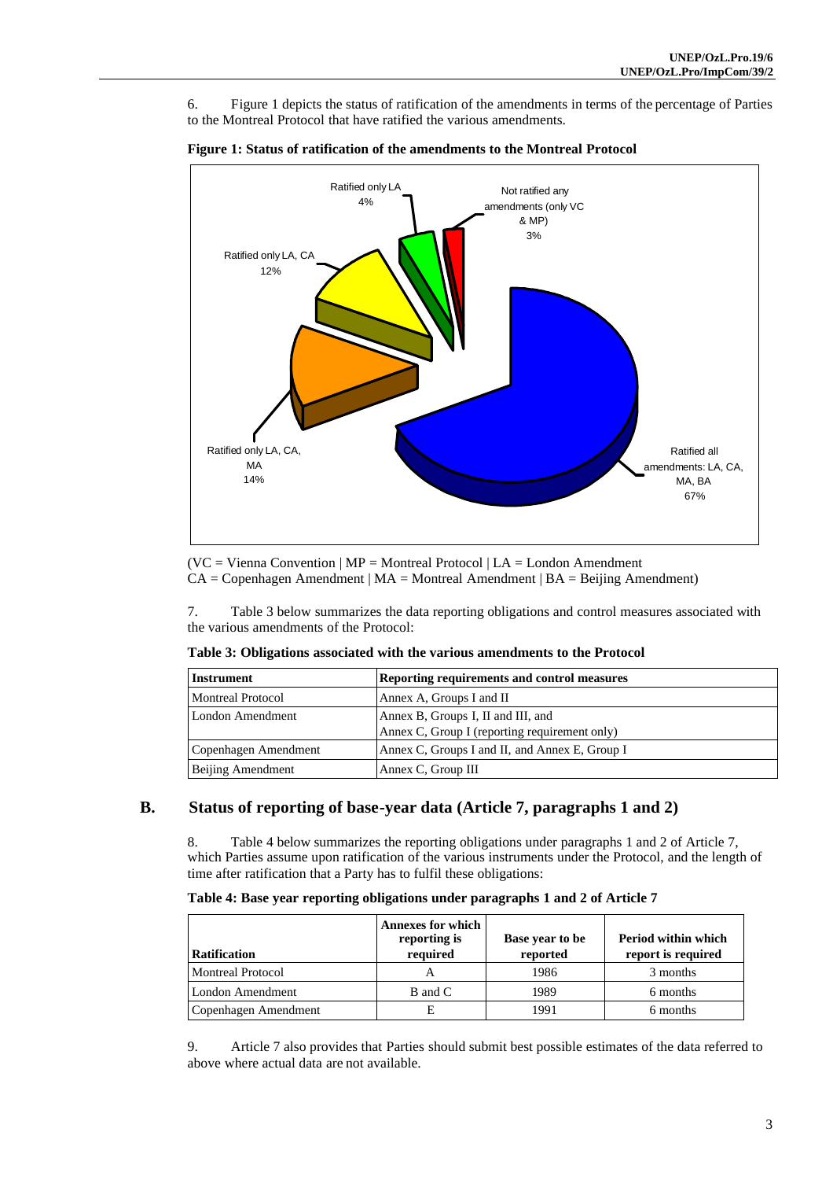6. Figure 1 depicts the status of ratification of the amendments in terms of the percentage of Parties to the Montreal Protocol that have ratified the various amendments.

**Figure 1: Status of ratification of the amendments to the Montreal Protocol**

Ratified only LA
4%

Not ratified any amendments (only VC & MP)
3%

Ratified only LA, CA
12%

Ratified only LA, CA, MA
14%

Ratified all amendments: LA, CA, MA, BA
67%

(VC = Vienna Convention | MP = Montreal Protocol | LA = London Amendment
CA = Copenhagen Amendment | MA = Montreal Amendment | BA = Beijing Amendment)

7. Table 3 below summarizes the data reporting obligations and control measures associated with the various amendments of the Protocol:

**Table 3: Obligations associated with the various amendments to the Protocol**

| Instrument | Reporting requirements and control measures |
|---|---|
| Montreal Protocol | Annex A, Groups I and II |
| London Amendment | Annex B, Groups I, II and III, and Annex C, Group I (reporting requirement only) |
| Copenhagen Amendment | Annex C, Groups I and II, and Annex E, Group I |
| Beijing Amendment | Annex C, Group III |

## B. Status of reporting of base-year data (Article 7, paragraphs 1 and 2)

8. Table 4 below summarizes the reporting obligations under paragraphs 1 and 2 of Article 7, which Parties assume upon ratification of the various instruments under the Protocol, and the length of time after ratification that a Party has to fulfil these obligations:

**Table 4: Base year reporting obligations under paragraphs 1 and 2 of Article 7**

| Ratification | Annexes for which reporting is required | Base year to be reported | Period within which report is required |
|---|---|---|---|
| Montreal Protocol | A | 1986 | 3 months |
| London Amendment | B and C | 1989 | 6 months |
| Copenhagen Amendment | E | 1991 | 6 months |

9. Article 7 also provides that Parties should submit best possible estimates of the data referred to above where actual data are not available.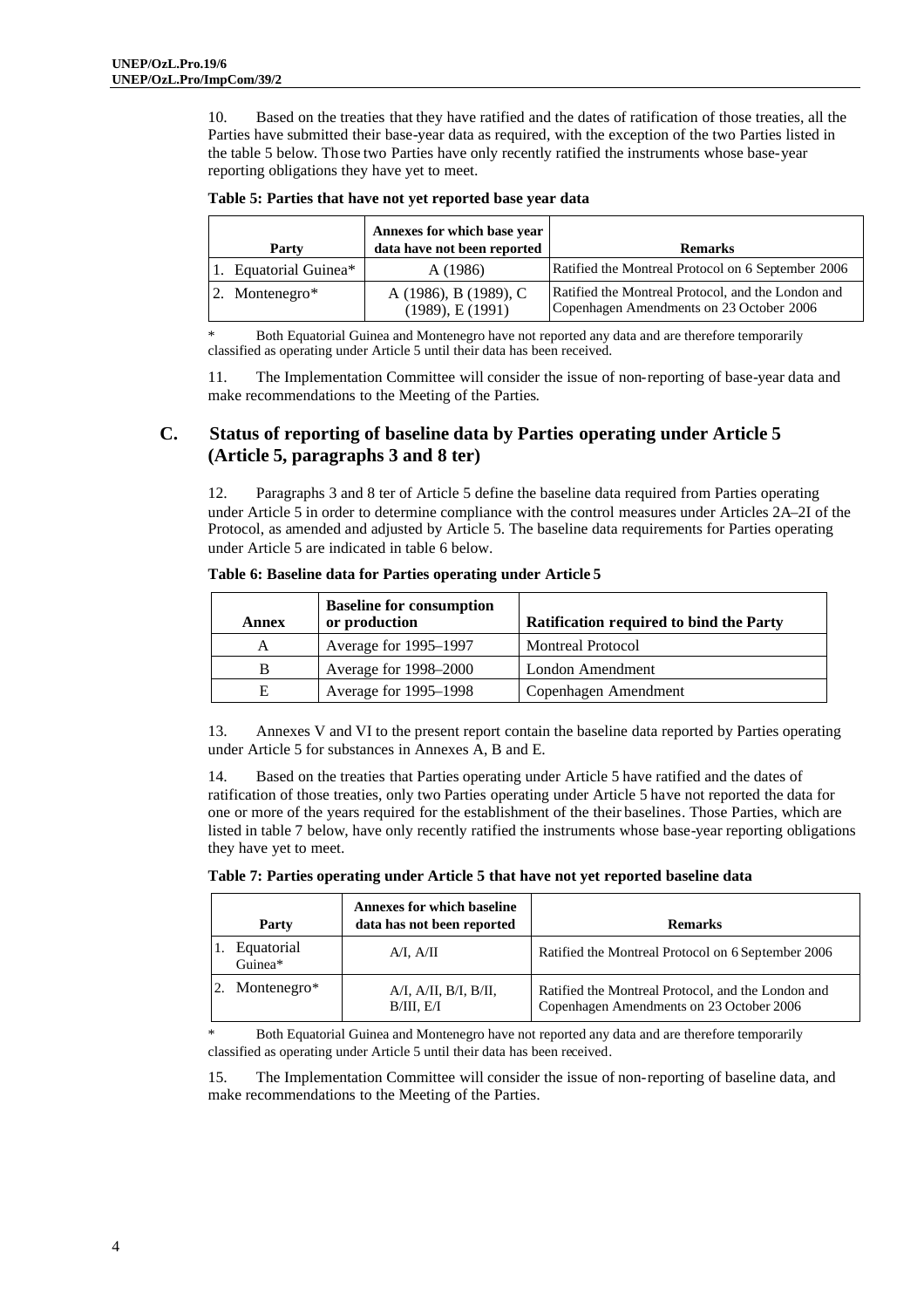10. Based on the treaties that they have ratified and the dates of ratification of those treaties, all the Parties have submitted their base-year data as required, with the exception of the two Parties listed in the table 5 below. Those two Parties have only recently ratified the instruments whose base-year reporting obligations they have yet to meet.

**Table 5: Parties that have not yet reported base year data**

| Party | Annexes for which base year data have not been reported | Remarks |
|---|---|---|
| 1. Equatorial Guinea* | A (1986) | Ratified the Montreal Protocol on 6 September 2006 |
| 2. Montenegro* | A (1986), B (1989), C (1989), E (1991) | Ratified the Montreal Protocol, and the London and Copenhagen Amendments on 23 October 2006 |

\* Both Equatorial Guinea and Montenegro have not reported any data and are therefore temporarily classified as operating under Article 5 until their data has been received.

11. The Implementation Committee will consider the issue of non-reporting of base-year data and make recommendations to the Meeting of the Parties.

## C. Status of reporting of baseline data by Parties operating under Article 5 (Article 5, paragraphs 3 and 8 ter)

12. Paragraphs 3 and 8 ter of Article 5 define the baseline data required from Parties operating under Article 5 in order to determine compliance with the control measures under Articles 2A–2I of the Protocol, as amended and adjusted by Article 5. The baseline data requirements for Parties operating under Article 5 are indicated in table 6 below.

**Table 6: Baseline data for Parties operating under Article 5**

| Annex | Baseline for consumption or production | Ratification required to bind the Party |
|---|---|---|
| A | Average for 1995–1997 | Montreal Protocol |
| B | Average for 1998–2000 | London Amendment |
| E | Average for 1995–1998 | Copenhagen Amendment |

13. Annexes V and VI to the present report contain the baseline data reported by Parties operating under Article 5 for substances in Annexes A, B and E.

14. Based on the treaties that Parties operating under Article 5 have ratified and the dates of ratification of those treaties, only two Parties operating under Article 5 have not reported the data for one or more of the years required for the establishment of the their baselines. Those Parties, which are listed in table 7 below, have only recently ratified the instruments whose base-year reporting obligations they have yet to meet.

**Table 7: Parties operating under Article 5 that have not yet reported baseline data**

| Party | Annexes for which baseline data has not been reported | Remarks |
|---|---|---|
| 1. Equatorial Guinea* | A/I, A/II | Ratified the Montreal Protocol on 6 September 2006 |
| 2. Montenegro* | A/I, A/II, B/I, B/II, B/III, E/I | Ratified the Montreal Protocol, and the London and Copenhagen Amendments on 23 October 2006 |

\* Both Equatorial Guinea and Montenegro have not reported any data and are therefore temporarily classified as operating under Article 5 until their data has been received.

15. The Implementation Committee will consider the issue of non-reporting of baseline data, and make recommendations to the Meeting of the Parties.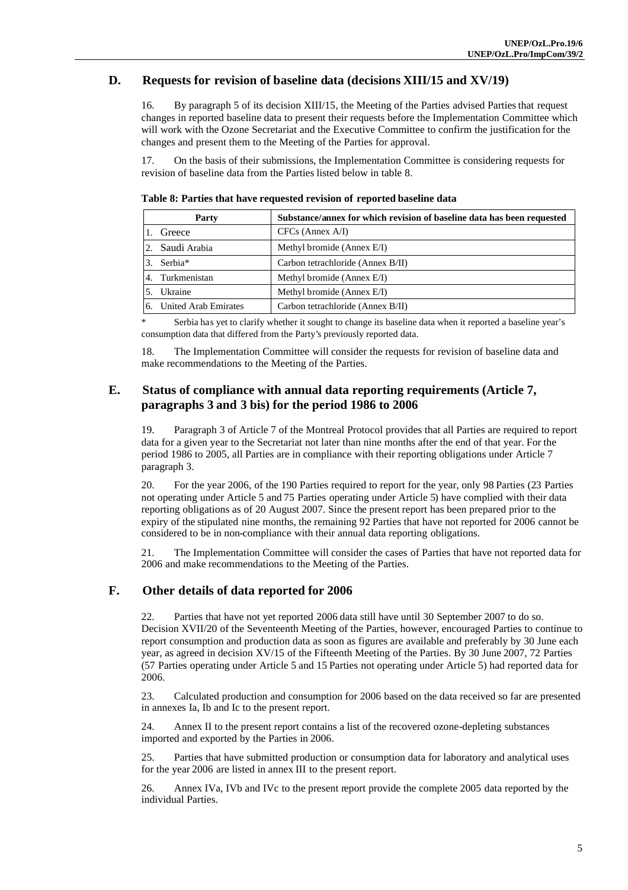## D. Requests for revision of baseline data (decisions XIII/15 and XV/19)

16. By paragraph 5 of its decision XIII/15, the Meeting of the Parties advised Parties that request changes in reported baseline data to present their requests before the Implementation Committee which will work with the Ozone Secretariat and the Executive Committee to confirm the justification for the changes and present them to the Meeting of the Parties for approval.

17. On the basis of their submissions, the Implementation Committee is considering requests for revision of baseline data from the Parties listed below in table 8.

**Table 8: Parties that have requested revision of reported baseline data**

| Party | Substance/annex for which revision of baseline data has been requested |
|---|---|
| 1. Greece | CFCs (Annex A/I) |
| 2. Saudi Arabia | Methyl bromide (Annex E/I) |
| 3. Serbia* | Carbon tetrachloride (Annex B/II) |
| 4. Turkmenistan | Methyl bromide (Annex E/I) |
| 5. Ukraine | Methyl bromide (Annex E/I) |
| 6. United Arab Emirates | Carbon tetrachloride (Annex B/II) |

\* Serbia has yet to clarify whether it sought to change its baseline data when it reported a baseline year's consumption data that differed from the Party's previously reported data.

18. The Implementation Committee will consider the requests for revision of baseline data and make recommendations to the Meeting of the Parties.

## E. Status of compliance with annual data reporting requirements (Article 7, paragraphs 3 and 3 bis) for the period 1986 to 2006

19. Paragraph 3 of Article 7 of the Montreal Protocol provides that all Parties are required to report data for a given year to the Secretariat not later than nine months after the end of that year. For the period 1986 to 2005, all Parties are in compliance with their reporting obligations under Article 7 paragraph 3.

20. For the year 2006, of the 190 Parties required to report for the year, only 98 Parties (23 Parties not operating under Article 5 and 75 Parties operating under Article 5) have complied with their data reporting obligations as of 20 August 2007. Since the present report has been prepared prior to the expiry of the stipulated nine months, the remaining 92 Parties that have not reported for 2006 cannot be considered to be in non-compliance with their annual data reporting obligations.

21. The Implementation Committee will consider the cases of Parties that have not reported data for 2006 and make recommendations to the Meeting of the Parties.

## F. Other details of data reported for 2006

22. Parties that have not yet reported 2006 data still have until 30 September 2007 to do so. Decision XVII/20 of the Seventeenth Meeting of the Parties, however, encouraged Parties to continue to report consumption and production data as soon as figures are available and preferably by 30 June each year, as agreed in decision XV/15 of the Fifteenth Meeting of the Parties. By 30 June 2007, 72 Parties (57 Parties operating under Article 5 and 15 Parties not operating under Article 5) had reported data for 2006.

23. Calculated production and consumption for 2006 based on the data received so far are presented in annexes Ia, Ib and Ic to the present report.

24. Annex II to the present report contains a list of the recovered ozone-depleting substances imported and exported by the Parties in 2006.

25. Parties that have submitted production or consumption data for laboratory and analytical uses for the year 2006 are listed in annex III to the present report.

26. Annex IVa, IVb and IVc to the present report provide the complete 2005 data reported by the individual Parties.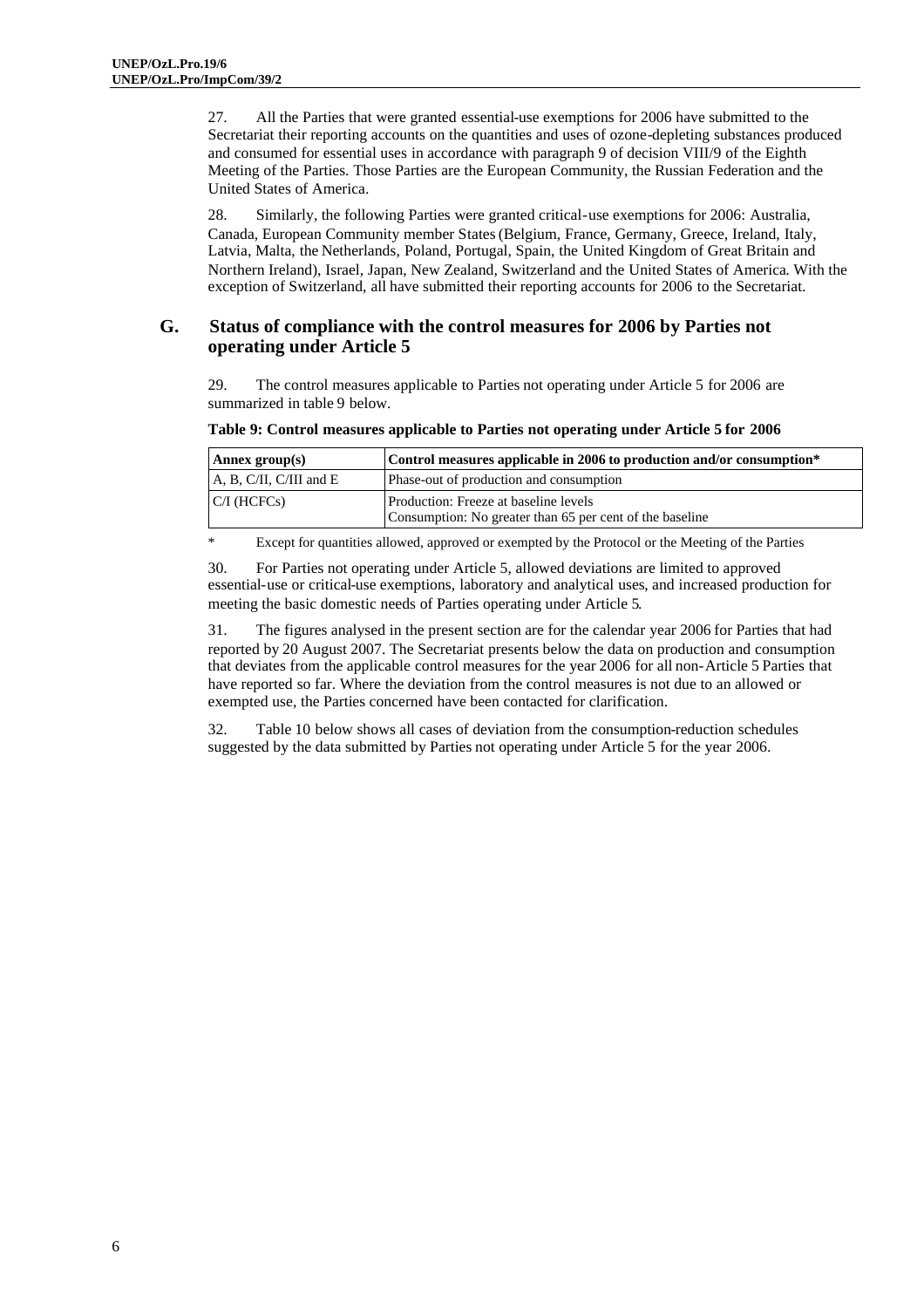27. All the Parties that were granted essential-use exemptions for 2006 have submitted to the Secretariat their reporting accounts on the quantities and uses of ozone-depleting substances produced and consumed for essential uses in accordance with paragraph 9 of decision VIII/9 of the Eighth Meeting of the Parties. Those Parties are the European Community, the Russian Federation and the United States of America.

28. Similarly, the following Parties were granted critical-use exemptions for 2006: Australia, Canada, European Community member States (Belgium, France, Germany, Greece, Ireland, Italy, Latvia, Malta, the Netherlands, Poland, Portugal, Spain, the United Kingdom of Great Britain and Northern Ireland), Israel, Japan, New Zealand, Switzerland and the United States of America. With the exception of Switzerland, all have submitted their reporting accounts for 2006 to the Secretariat.

## G. Status of compliance with the control measures for 2006 by Parties not operating under Article 5

29. The control measures applicable to Parties not operating under Article 5 for 2006 are summarized in table 9 below.

**Table 9: Control measures applicable to Parties not operating under Article 5 for 2006**

| Annex group(s) | Control measures applicable in 2006 to production and/or consumption* |
|---|---|
| A, B, C/II, C/III and E | Phase-out of production and consumption |
| C/I (HCFCs) | Production: Freeze at baseline levels<br>Consumption: No greater than 65 per cent of the baseline |

\* Except for quantities allowed, approved or exempted by the Protocol or the Meeting of the Parties

30. For Parties not operating under Article 5, allowed deviations are limited to approved essential-use or critical-use exemptions, laboratory and analytical uses, and increased production for meeting the basic domestic needs of Parties operating under Article 5.

31. The figures analysed in the present section are for the calendar year 2006 for Parties that had reported by 20 August 2007. The Secretariat presents below the data on production and consumption that deviates from the applicable control measures for the year 2006 for all non-Article 5 Parties that have reported so far. Where the deviation from the control measures is not due to an allowed or exempted use, the Parties concerned have been contacted for clarification.

32. Table 10 below shows all cases of deviation from the consumption-reduction schedules suggested by the data submitted by Parties not operating under Article 5 for the year 2006.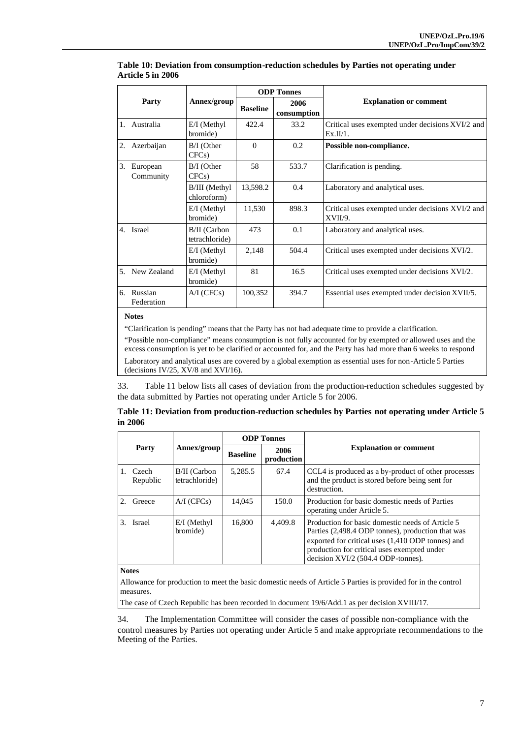**Table 10: Deviation from consumption-reduction schedules by Parties not operating under Article 5 in 2006**

| Party | Annex/group | ODP Tonnes | | Explanation or comment |
|---|---|---|---|---|
| | | Baseline | 2006 consumption | |
| 1. Australia | E/I (Methyl bromide) | 422.4 | 33.2 | Critical uses exempted under decisions XVI/2 and Ex.II/1. |
| 2. Azerbaijan | B/I (Other CFCs) | 0 | 0.2 | **Possible non-compliance.** |
| 3. European Community | B/I (Other CFCs) | 58 | 533.7 | Clarification is pending. |
| | B/III (Methyl chloroform) | 13,598.2 | 0.4 | Laboratory and analytical uses. |
| | E/I (Methyl bromide) | 11,530 | 898.3 | Critical uses exempted under decisions XVI/2 and XVII/9. |
| 4. Israel | B/II (Carbon tetrachloride) | 473 | 0.1 | Laboratory and analytical uses. |
| | E/I (Methyl bromide) | 2,148 | 504.4 | Critical uses exempted under decisions XVI/2. |
| 5. New Zealand | E/I (Methyl bromide) | 81 | 16.5 | Critical uses exempted under decisions XVI/2. |
| 6. Russian Federation | A/I (CFCs) | 100,352 | 394.7 | Essential uses exempted under decision XVII/5. |

**Notes**

"Clarification is pending" means that the Party has not had adequate time to provide a clarification.

"Possible non-compliance" means consumption is not fully accounted for by exempted or allowed uses and the excess consumption is yet to be clarified or accounted for, and the Party has had more than 6 weeks to respond

Laboratory and analytical uses are covered by a global exemption as essential uses for non-Article 5 Parties (decisions IV/25, XV/8 and XVI/16).

33. Table 11 below lists all cases of deviation from the production-reduction schedules suggested by the data submitted by Parties not operating under Article 5 for 2006.

**Table 11: Deviation from production-reduction schedules by Parties not operating under Article 5 in 2006**

| Party | Annex/group | ODP Tonnes | | Explanation or comment |
|---|---|---|---|---|
| | | Baseline | 2006 production | |
| 1. Czech Republic | B/II (Carbon tetrachloride) | 5,285.5 | 67.4 | CCL4 is produced as a by-product of other processes and the product is stored before being sent for destruction. |
| 2. Greece | A/I (CFCs) | 14,045 | 150.0 | Production for basic domestic needs of Parties operating under Article 5. |
| 3. Israel | E/I (Methyl bromide) | 16,800 | 4,409.8 | Production for basic domestic needs of Article 5 Parties (2,498.4 ODP tonnes), production that was exported for critical uses (1,410 ODP tonnes) and production for critical uses exempted under decision XVI/2 (504.4 ODP-tonnes). |

**Notes**

Allowance for production to meet the basic domestic needs of Article 5 Parties is provided for in the control measures.

The case of Czech Republic has been recorded in document 19/6/Add.1 as per decision XVIII/17.

34. The Implementation Committee will consider the cases of possible non-compliance with the control measures by Parties not operating under Article 5 and make appropriate recommendations to the Meeting of the Parties.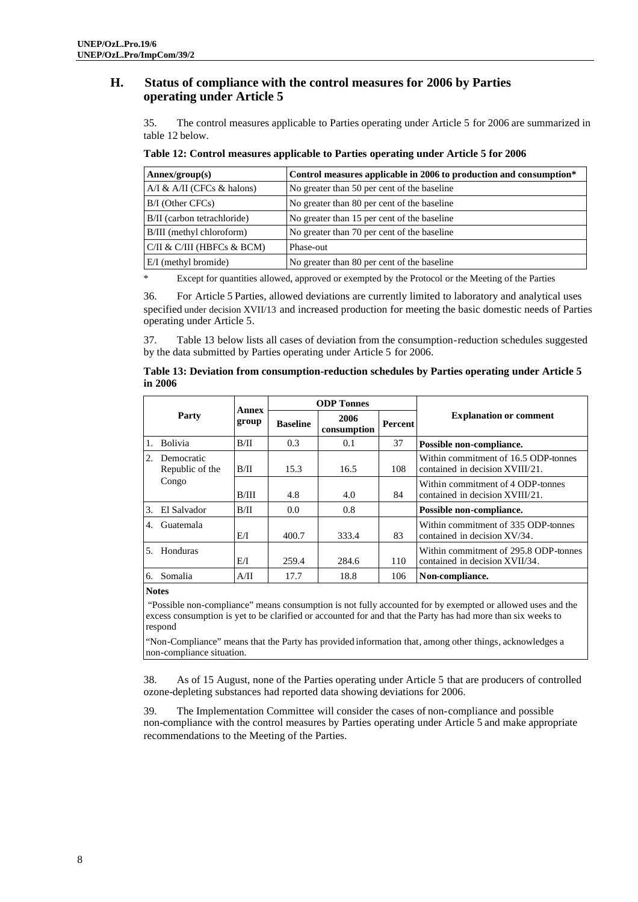## H. Status of compliance with the control measures for 2006 by Parties operating under Article 5

35. The control measures applicable to Parties operating under Article 5 for 2006 are summarized in table 12 below.

**Table 12: Control measures applicable to Parties operating under Article 5 for 2006**

| Annex/group(s) | Control measures applicable in 2006 to production and consumption* |
|---|---|
| A/I & A/II (CFCs & halons) | No greater than 50 per cent of the baseline |
| B/I (Other CFCs) | No greater than 80 per cent of the baseline |
| B/II (carbon tetrachloride) | No greater than 15 per cent of the baseline |
| B/III (methyl chloroform) | No greater than 70 per cent of the baseline |
| C/II & C/III (HBFCs & BCM) | Phase-out |
| E/I (methyl bromide) | No greater than 80 per cent of the baseline |

\* Except for quantities allowed, approved or exempted by the Protocol or the Meeting of the Parties

36. For Article 5 Parties, allowed deviations are currently limited to laboratory and analytical uses specified under decision XVII/13 and increased production for meeting the basic domestic needs of Parties operating under Article 5.

37. Table 13 below lists all cases of deviation from the consumption-reduction schedules suggested by the data submitted by Parties operating under Article 5 for 2006.

**Table 13: Deviation from consumption-reduction schedules by Parties operating under Article 5 in 2006**

| Party | Annex group | ODP Tonnes | | | Explanation or comment |
|---|---|---|---|---|---|
| | | Baseline | 2006 consumption | Percent | |
| 1. Bolivia | B/II | 0.3 | 0.1 | 37 | **Possible non-compliance.** |
| 2. Democratic Republic of the Congo | B/II | 15.3 | 16.5 | 108 | Within commitment of 16.5 ODP-tonnes contained in decision XVIII/21. |
| | B/III | 4.8 | 4.0 | 84 | Within commitment of 4 ODP-tonnes contained in decision XVIII/21. |
| 3. El Salvador | B/II | 0.0 | 0.8 | | **Possible non-compliance.** |
| 4. Guatemala | E/I | 400.7 | 333.4 | 83 | Within commitment of 335 ODP-tonnes contained in decision XV/34. |
| 5. Honduras | E/I | 259.4 | 284.6 | 110 | Within commitment of 295.8 ODP-tonnes contained in decision XVII/34. |
| 6. Somalia | A/II | 17.7 | 18.8 | 106 | **Non-compliance.** |

**Notes**

"Possible non-compliance" means consumption is not fully accounted for by exempted or allowed uses and the excess consumption is yet to be clarified or accounted for and that the Party has had more than six weeks to respond

"Non-Compliance" means that the Party has provided information that, among other things, acknowledges a non-compliance situation.

38. As of 15 August, none of the Parties operating under Article 5 that are producers of controlled ozone-depleting substances had reported data showing deviations for 2006.

39. The Implementation Committee will consider the cases of non-compliance and possible non-compliance with the control measures by Parties operating under Article 5 and make appropriate recommendations to the Meeting of the Parties.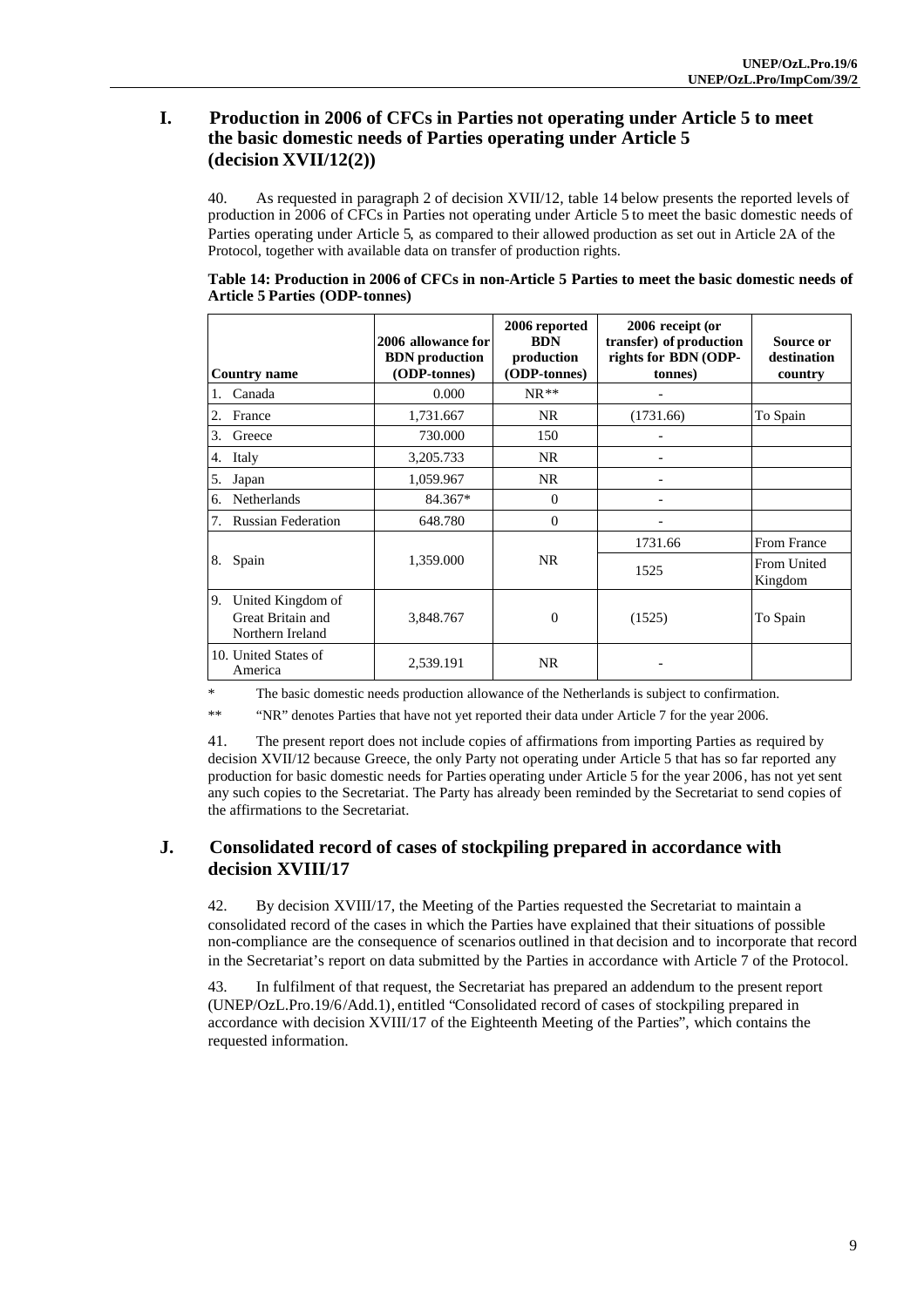## I. Production in 2006 of CFCs in Parties not operating under Article 5 to meet the basic domestic needs of Parties operating under Article 5 (decision XVII/12(2))

40. As requested in paragraph 2 of decision XVII/12, table 14 below presents the reported levels of production in 2006 of CFCs in Parties not operating under Article 5 to meet the basic domestic needs of Parties operating under Article 5, as compared to their allowed production as set out in Article 2A of the Protocol, together with available data on transfer of production rights.

**Table 14: Production in 2006 of CFCs in non-Article 5 Parties to meet the basic domestic needs of Article 5 Parties (ODP-tonnes)**

| Country name | 2006 allowance for BDN production (ODP-tonnes) | 2006 reported BDN production (ODP-tonnes) | 2006 receipt (or transfer) of production rights for BDN (ODP-tonnes) | Source or destination country |
|---|---|---|---|---|
| 1. Canada | 0.000 | NR** | - | |
| 2. France | 1,731.667 | NR | (1731.66) | To Spain |
| 3. Greece | 730.000 | 150 | - | |
| 4. Italy | 3,205.733 | NR | - | |
| 5. Japan | 1,059.967 | NR | - | |
| 6. Netherlands | 84.367* | 0 | - | |
| 7. Russian Federation | 648.780 | 0 | - | |
| 8. Spain | 1,359.000 | NR | 1731.66 | From France |
| | | | 1525 | From United Kingdom |
| 9. United Kingdom of Great Britain and Northern Ireland | 3,848.767 | 0 | (1525) | To Spain |
| 10. United States of America | 2,539.191 | NR | - | |

\* The basic domestic needs production allowance of the Netherlands is subject to confirmation.

\*\* "NR" denotes Parties that have not yet reported their data under Article 7 for the year 2006.

41. The present report does not include copies of affirmations from importing Parties as required by decision XVII/12 because Greece, the only Party not operating under Article 5 that has so far reported any production for basic domestic needs for Parties operating under Article 5 for the year 2006, has not yet sent any such copies to the Secretariat. The Party has already been reminded by the Secretariat to send copies of the affirmations to the Secretariat.

## J. Consolidated record of cases of stockpiling prepared in accordance with decision XVIII/17

42. By decision XVIII/17, the Meeting of the Parties requested the Secretariat to maintain a consolidated record of the cases in which the Parties have explained that their situations of possible non-compliance are the consequence of scenarios outlined in that decision and to incorporate that record in the Secretariat's report on data submitted by the Parties in accordance with Article 7 of the Protocol.

43. In fulfilment of that request, the Secretariat has prepared an addendum to the present report (UNEP/OzL.Pro.19/6/Add.1), entitled "Consolidated record of cases of stockpiling prepared in accordance with decision XVIII/17 of the Eighteenth Meeting of the Parties", which contains the requested information.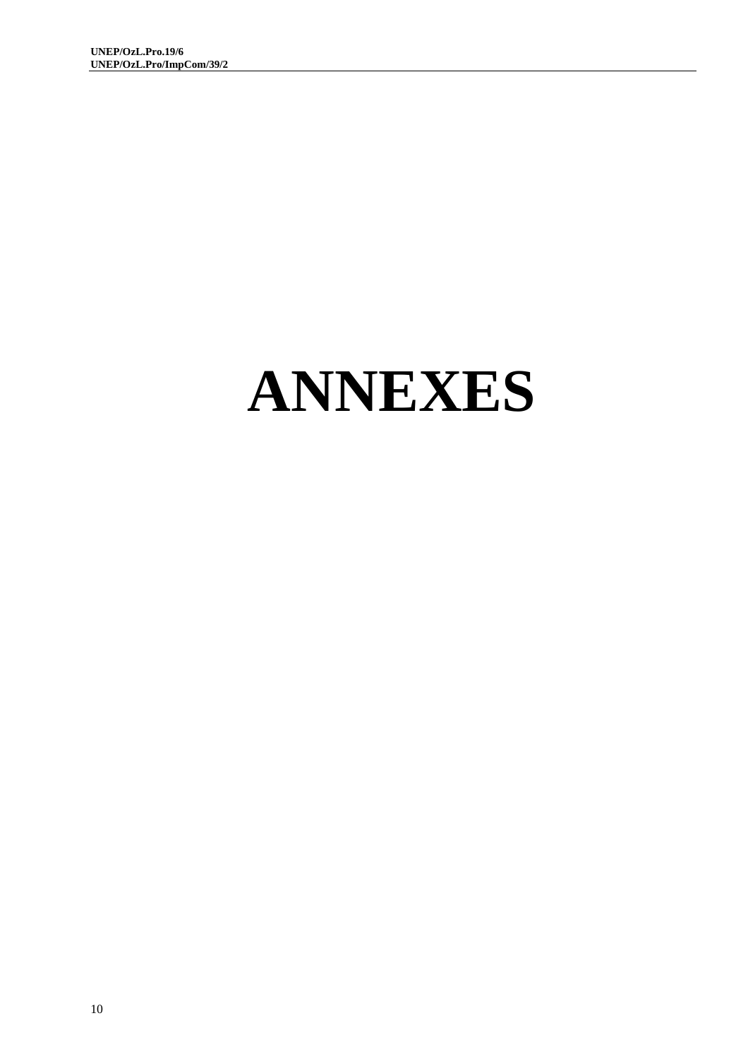# ANNEXES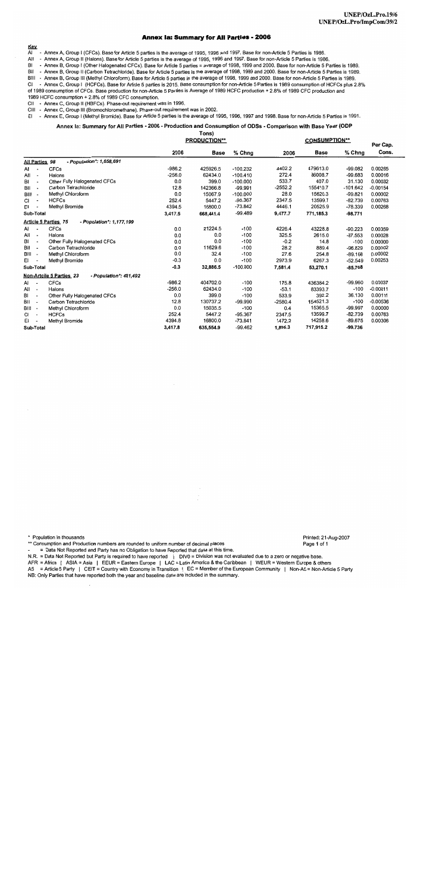## Annex Ia: Summary for All Parties - 2006

**Key**

- AI - Annex A, Group I (CFCs). Base for Article 5 parties is the average of 1995, 1996 and 1997. Base for non-Article 5 Parties is 1986.
- AII - Annex A, Group II (Halons). Base for Article 5 parties is the average of 1995, 1996 and 1997. Base for non-Article 5 Parties is 1986.
- BI - Annex B, Group I (Other Halogenated CFCs). Base for Article 5 parties = average of 1998, 1999 and 2000. Base for non-Article 5 Parties is 1989.
- BII - Annex B, Group II (Carbon Tetrachloride). Base for Article 5 parties is the average of 1998, 1999 and 2000. Base for non-Article 5 Parties is 1989.
- BIII - Annex B, Group III (Methyl Chloroform). Base for Article 5 parties is the average of 1998, 1999 and 2000. Base for non-Article 5 Parties is 1989.
- CI - Annex C, Group I (HCFCs). Base for Article 5 parties is 2015. Base consumption for non-Article 5 Parties is 1989 consumption of HCFCs plus 2.8% of 1989 consumption of CFCs. Base production for non-Article 5 Parties is Average of 1989 HCFC production + 2.8% of 1989 CFC production and 1989 HCFC consumption + 2.8% of 1989 CFC consumption.
- CII - Annex C, Group II (HBFCs). Phase-out requirement was in 1996.
- CIII - Annex C, Group III (Bromochloromethane). Phase-out requirement was in 2002.
- EI - Annex E, Group I (Methyl Bromide). Base for Article 5 parties is the average of 1995, 1996, 1997 and 1998. Base for non-Article 5 Parties is 1991.

### Annex Ia: Summary for All Parties - 2006 - Production and Consumption of ODSs - Comparison with Base Year (ODP Tons)

| | | PRODUCTION** | | | CONSUMPTION** | | | Per Cap. |
|---|---|---|---|---|---|---|---|---|
| | | 2006 | Base | % Chng | 2006 | Base | % Chng | Cons. |
| **All Parties 98** | **- Population*: 1,658,691** | | | | | | | |
| AI - | CFCs | -986.2 | 425926.5 | -100.232 | 4402.2 | 479613.0 | -99.082 | 0.00265 |
| AII - | Halons | -256.0 | 62434.0 | -100.410 | 272.4 | 86008.7 | -99.683 | 0.00016 |
| BI - | Other Fully Halogenated CFCs | 0.0 | 399.0 | -100.000 | 533.7 | 407.0 | 31.130 | 0.00032 |
| BII - | Carbon Tetrachloride | 12.8 | 142366.8 | -99.991 | -2552.2 | 155410.7 | -101.642 | -0.00154 |
| BIII - | Methyl Chloroform | 0.0 | 15067.9 | -100.000 | 28.0 | 15620.3 | -99.821 | 0.00002 |
| CI - | HCFCs | 252.4 | 5447.2 | -95.367 | 2347.5 | 13599.7 | -82.739 | 0.00763 |
| EI - | Methyl Bromide | 4394.5 | 16800.0 | -73.842 | 4446.1 | 20525.9 | -78.339 | 0.00268 |
| **Sub-Total** | | **3,417.5** | **668,441.4** | **-99.489** | **9,477.7** | **771,185.3** | **-98.771** | |
| **Article 5 Parties 75** | **- Population*: 1,177,199** | | | | | | | |
| AI - | CFCs | 0.0 | 21224.5 | -100 | 4226.4 | 43228.8 | -90.223 | 0.00359 |
| AII - | Halons | 0.0 | 0.0 | -100 | 325.5 | 2615.0 | -87.553 | 0.00028 |
| BI - | Other Fully Halogenated CFCs | 0.0 | 0.0 | -100 | -0.2 | 14.8 | -100 | 0.00000 |
| BII - | Carbon Tetrachloride | 0.0 | 11629.6 | -100 | 28.2 | 889.4 | -96.829 | 0.00002 |
| BIII - | Methyl Chloroform | 0.0 | 32.4 | -100 | 27.6 | 254.8 | -89.168 | 0.00002 |
| EI - | Methyl Bromide | -0.3 | 0.0 | -100 | 2973.9 | 6267.3 | -52.549 | 0.00253 |
| **Sub-Total** | | **-0.3** | **32,886.5** | **-100.000** | **7,581.4** | **53,270.1** | **-85.768** | |
| **Non-Article 5 Parties 23** | **- Population*: 481,492** | | | | | | | |
| AI - | CFCs | -986.2 | 404702.0 | -100 | 175.8 | 436384.2 | -99.960 | 0.00037 |
| AII - | Halons | -256.0 | 62434.0 | -100 | -53.1 | 83393.7 | -100 | -0.00011 |
| BI - | Other Fully Halogenated CFCs | 0.0 | 399.0 | -100 | 533.9 | 392.2 | 36.130 | 0.00111 |
| BII - | Carbon Tetrachloride | 12.8 | 130737.2 | -99.990 | -2580.4 | 154521.3 | -100 | -0.00536 |
| BIII - | Methyl Chloroform | 0.0 | 15035.5 | -100 | 0.4 | 15365.5 | -99.997 | 0.00000 |
| CI - | HCFCs | 252.4 | 5447.2 | -95.367 | 2347.5 | 13599.7 | -82.739 | 0.00763 |
| EI - | Methyl Bromide | 4394.8 | 16800.0 | -73.841 | 1472.2 | 14258.6 | -89.675 | 0.00306 |
| **Sub-Total** | | **3,417.8** | **635,554.9** | **-99.462** | **1,896.3** | **717,915.2** | **-99.736** | |

\* Population in thousands
\*\* Consumption and Production numbers are rounded to uniform number of decimal places
\- = Data Not Reported and Party has no Obligation to have Reported that data at this time.
N.R. = Data Not Reported but Party is required to have reported | DIV0 = Division was not evaluated due to a zero or negative base.
AFR = Africa | ASIA = Asia | EEUR = Eastern Europe | LAC = Latin America & the Caribbean | WEUR = Western Europe & others
A5 = Article 5 Party | CEIT = Country with Economy in Transition | EC = Member of the European Community | Non-A5 = Non-Article 5 Party
NB: Only Parties that have reported both the year and baseline data are included in the summary.

Printed: 21-Aug-2007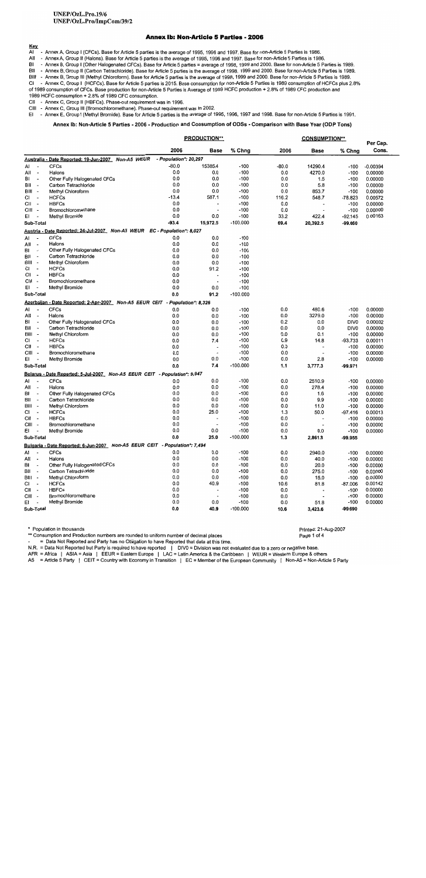# Annex Ib: Non-Article 5 Parties - 2006

**Key**

AI - Annex A, Group I (CFCs). Base for Article 5 parties is the average of 1995, 1996 and 1997. Base for non-Article 5 Parties is 1986.
AII - Annex A, Group II (Halons). Base for Article 5 parties is the average of 1995, 1996 and 1997. Base for non-Article 5 Parties is 1986.
BI - Annex B, Group I (Other Halogenated CFCs). Base for Article 5 parties = average of 1998, 1999 and 2000. Base for non-Article 5 Parties is 1989.
BII - Annex B, Group II (Carbon Tetrachloride). Base for Article 5 parties is the average of 1998, 1999 and 2000. Base for non-Article 5 Parties is 1989.
BIII - Annex B, Group III (Methyl Chloroform). Base for Article 5 parties is the average of 1998, 1999 and 2000. Base for non-Article 5 Parties is 1989.
CI - Annex C, Group I (HCFCs). Base for Article 5 parties is 2015. Base consumption for non-Article 5 Parties is 1989 consumption of HCFCs plus 2.8% of 1989 consumption of CFCs. Base production for non-Article 5 Parties is Average of 1989 HCFC production + 2.8% of 1989 CFC production and 1989 HCFC consumption + 2.8% of 1989 CFC consumption.
CII - Annex C, Group II (HBFCs). Phase-out requirement was in 1996.
CIII - Annex C, Group III (Bromochloromethane). Phase-out requirement was in 2002.
EI - Annex E, Group I (Methyl Bromide). Base for Article 5 parties is the average of 1995, 1996, 1997 and 1998. Base for non-Article 5 Parties is 1991.

## Annex Ib: Non-Article 5 Parties - 2006 - Production and Consumption of ODSs - Comparison with Base Year (ODP Tons)

| | | PRODUCTION** | | | CONSUMPTION** | | | Per Cap. |
|---|---|---|---|---|---|---|---|---|
| | | 2006 | Base | % Chng | 2006 | Base | % Chng | Cons. |
| **Australia - Date Reported: 19-Jun-2007 Non-A5 WEUR - Population*: 20,297** | | | | | | | | |
| AI - | CFCs | -80.0 | 15385.4 | -100 | -80.0 | 14290.4 | -100 | -0.00394 |
| AII - | Halons | 0.0 | 0.0 | -100 | 0.0 | 4270.0 | -100 | 0.00000 |
| BI - | Other Fully Halogenated CFCs | 0.0 | 0.0 | -100 | 0.0 | 1.5 | -100 | 0.00000 |
| BII - | Carbon Tetrachloride | 0.0 | 0.0 | -100 | 0.0 | 5.8 | -100 | 0.00000 |
| BIII - | Methyl Chloroform | 0.0 | 0.0 | -100 | 0.0 | 853.7 | -100 | 0.00000 |
| CI - | HCFCs | -13.4 | 587.1 | -100 | 116.2 | 548.7 | -78.823 | 0.00572 |
| CII - | HBFCs | 0.0 | - | -100 | 0.0 | - | -100 | 0.00000 |
| CIII - | Bromochloromethane | 0.0 | - | -100 | 0.0 | - | -100 | 0.00000 |
| EI - | Methyl Bromide | 0.0 | 0.0 | -100 | 33.2 | 422.4 | -92.145 | 0.00163 |
| **Sub-Total** | | **-93.4** | **15,972.5** | **-100.000** | **69.4** | **20,392.5** | **-99.660** | |
| **Austria - Date Reported: 24-Jul-2007 Non-A5 WEUR EC - Population*: 8,027** | | | | | | | | |
| AI - | CFCs | 0.0 | 0.0 | -100 | | | | |
| AII - | Halons | 0.0 | 0.0 | -100 | | | | |
| BI - | Other Fully Halogenated CFCs | 0.0 | 0.0 | -100 | | | | |
| BII - | Carbon Tetrachloride | 0.0 | 0.0 | -100 | | | | |
| BIII - | Methyl Chloroform | 0.0 | 0.0 | -100 | | | | |
| CI - | HCFCs | 0.0 | 91.2 | -100 | | | | |
| CII - | HBFCs | 0.0 | - | -100 | | | | |
| CIII - | Bromochloromethane | 0.0 | - | -100 | | | | |
| EI - | Methyl Bromide | 0.0 | 0.0 | -100 | | | | |
| **Sub-Total** | | **0.0** | **91.2** | **-100.000** | | | | |
| **Azerbaijan - Date Reported: 2-Apr-2007 Non-A5 EEUR CEIT - Population*: 8,326** | | | | | | | | |
| AI - | CFCs | 0.0 | 0.0 | -100 | 0.0 | 480.6 | -100 | 0.00000 |
| AII - | Halons | 0.0 | 0.0 | -100 | 0.0 | 3279.0 | -100 | 0.00000 |
| BI - | Other Fully Halogenated CFCs | 0.0 | 0.0 | -100 | 0.2 | 0.0 | DIV0 | 0.00002 |
| BII - | Carbon Tetrachloride | 0.0 | 0.0 | -100 | 0.0 | 0.0 | DIV0 | 0.00000 |
| BIII - | Methyl Chloroform | 0.0 | 0.0 | -100 | 0.0 | 0.1 | -100 | 0.00000 |
| CI - | HCFCs | 0.0 | 7.4 | -100 | 0.9 | 14.8 | -93.733 | 0.00011 |
| CII - | HBFCs | 0.0 | - | -100 | 0.0 | - | -100 | 0.00000 |
| CIII - | Bromochloromethane | 0.0 | - | -100 | 0.0 | - | -100 | 0.00000 |
| EI - | Methyl Bromide | 0.0 | 0.0 | -100 | 0.0 | 2.8 | -100 | 0.00000 |
| **Sub-Total** | | **0.0** | **7.4** | **-100.000** | **1.1** | **3,777.3** | **-99.971** | |
| **Belarus - Date Reported: 5-Jul-2007 Non-A5 EEUR CEIT - Population*: 9,947** | | | | | | | | |
| AI - | CFCs | 0.0 | 0.0 | -100 | 0.0 | 2510.9 | -100 | 0.00000 |
| AII - | Halons | 0.0 | 0.0 | -100 | 0.0 | 278.4 | -100 | 0.00000 |
| BI - | Other Fully Halogenated CFCs | 0.0 | 0.0 | -100 | 0.0 | 1.6 | -100 | 0.00000 |
| BII - | Carbon Tetrachloride | 0.0 | 0.0 | -100 | 0.0 | 9.9 | -100 | 0.00000 |
| BIII - | Methyl Chloroform | 0.0 | 0.0 | -100 | 0.0 | 11.0 | -100 | 0.00000 |
| CI - | HCFCs | 0.0 | 25.0 | -100 | 1.3 | 50.0 | -97.416 | 0.00013 |
| CII - | HBFCs | 0.0 | - | -100 | 0.0 | - | -100 | 0.00000 |
| CIII - | Bromochloromethane | 0.0 | - | -100 | 0.0 | - | -100 | 0.00000 |
| EI - | Methyl Bromide | 0.0 | 0.0 | -100 | 0.0 | 0.0 | -100 | 0.00000 |
| **Sub-Total** | | **0.0** | **25.0** | **-100.000** | **1.3** | **2,861.8** | **-99.955** | |
| **Bulgaria - Date Reported: 6-Jun-2007 Non-A5 EEUR CEIT - Population*: 7,494** | | | | | | | | |
| AI - | CFCs | 0.0 | 0.0 | -100 | 0.0 | 2940.0 | -100 | 0.00000 |
| AII - | Halons | 0.0 | 0.0 | -100 | 0.0 | 40.0 | -100 | 0.00000 |
| BI - | Other Fully Halogenated CFCs | 0.0 | 0.0 | -100 | 0.0 | 20.0 | -100 | 0.00000 |
| BII - | Carbon Tetrachloride | 0.0 | 0.0 | -100 | 0.0 | 275.0 | -100 | 0.00000 |
| BIII - | Methyl Chloroform | 0.0 | 0.0 | -100 | 0.0 | 15.0 | -100 | 0.00000 |
| CI - | HCFCs | 0.0 | 40.9 | -100 | 10.6 | 81.8 | -87.006 | 0.00142 |
| CII - | HBFCs | 0.0 | - | -100 | 0.0 | - | -100 | 0.00000 |
| CIII - | Bromochloromethane | 0.0 | - | -100 | 0.0 | - | -100 | 0.00000 |
| EI - | Methyl Bromide | 0.0 | 0.0 | -100 | 0.0 | 51.8 | -100 | 0.00000 |
| **Sub-Total** | | **0.0** | **40.9** | **-100.000** | **10.6** | **3,423.6** | **-99.690** | |

\* Population in thousands
\*\* Consumption and Production numbers are rounded to uniform number of decimal places
\- = Data Not Reported and Party has no Obligation to have Reported that data at this time.
N.R. = Data Not Reported but Party is required to have reported | DIV0 = Division was not evaluated due to a zero or negative base.
AFR = Africa | ASIA = Asia | EEUR = Eastern Europe | LAC = Latin America & the Caribbean | WEUR = Western Europe & others
A5 = Article 5 Party | CEIT = Country with Economy in Transition | EC = Member of the European Community | Non-A5 = Non-Article 5 Party

Printed: 21-Aug-2007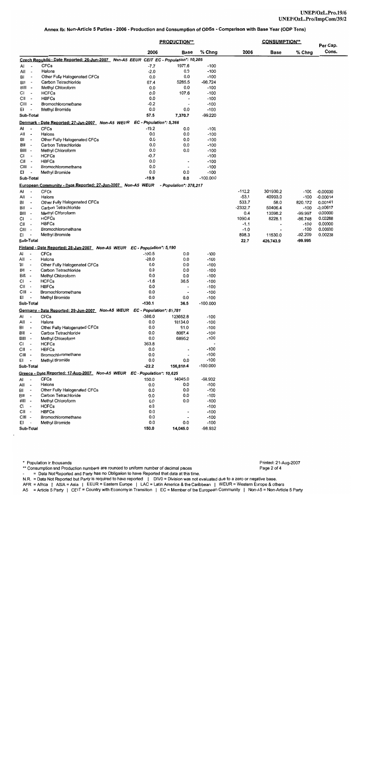## Annex Ib: Non-Article 5 Parties - 2006 - Production and Consumption of ODSs - Comparison with Base Year (ODP Tens)

| | | PRODUCTION** | | | CONSUMPTION** | | | Per Cap. |
|---|---|---|---|---|---|---|---|---|
| | | 2006 | Base | % Chng | 2006 | Base | % Chng | Cons. |
| **Czech Republic - Date Reported: 26-Jun-2007 Non-A5 EEUR CEIT EC - Population*: 10,205** | | | | | | | | |
| AI - | CFCs | -7.7 | 1977.6 | -100 | | | | |
| AII - | Halons | -2.0 | 0.0 | -100 | | | | |
| BI - | Other Fully Halogenated CFCs | 0.0 | 0.0 | -100 | | | | |
| BII - | Carbon Tetrachloride | 67.4 | 5285.5 | -98.724 | | | | |
| BIII - | Methyl Chloroform | 0.0 | 0.0 | -100 | | | | |
| CI - | HCFCs | 0.0 | 107.6 | -100 | | | | |
| CII - | HBFCs | 0.0 | - | -100 | | | | |
| CIII - | Bromochloromethane | -0.2 | - | -100 | | | | |
| EI - | Methyl Bromide | 0.0 | 0.0 | -100 | | | | |
| **Sub-Total** | | **57.5** | **7,370.7** | **-99.220** | | | | |
| **Denmark - Date Reported: 27-Jun-2007 Non-A5 WEUR EC - Population*: 5,366** | | | | | | | | |
| AI - | CFCs | -19.2 | 0.0 | -100 | | | | |
| AII - | Halons | 0.0 | 0.0 | -100 | | | | |
| BI - | Other Fully Halogenated CFCs | 0.0 | 0.0 | -100 | | | | |
| BII - | Carbon Tetrachloride | 0.0 | 0.0 | -100 | | | | |
| BIII - | Methyl Chloroform | 0.0 | 0.0 | -100 | | | | |
| CI - | HCFCs | -0.7 | | -100 | | | | |
| CII - | HBFCs | 0.0 | - | -100 | | | | |
| CIII - | Bromochloromethane | 0.0 | - | -100 | | | | |
| EI - | Methyl Bromide | 0.0 | 0.0 | -100 | | | | |
| **Sub-Total** | | **-19.9** | **0.0** | **-100.000** | | | | |
| **European Community - Date Reported: 27-Jun-2007 Non-A5 WEUR - Population*: 378,217** | | | | | | | | |
| AI - | CFCs | | | | -112.2 | 301930.2 | -100 | -0.00030 |
| AII - | Halons | | | | -53.1 | 40993.0 | -100 | -0.00014 |
| BI - | Other Fully Halogenated CFCs | | | | 533.7 | 58.0 | 820.172 | 0.00141 |
| BII - | Carbon Tetrachloride | | | | -2332.7 | 50406.4 | -100 | -0.00617 |
| BIII - | Methyl Chloroform | | | | 0.4 | 13598.2 | -99.997 | 0.00000 |
| CI - | HCFCs | | | | 1090.4 | 8228.1 | -86.748 | 0.00288 |
| CII - | HBFCs | | | | -1.1 | - | -100 | 0.00000 |
| CIII - | Bromochloromethane | | | | -1.0 | - | -100 | 0.00000 |
| EI - | Methyl Bromide | | | | 898.3 | 11530.0 | -92.209 | 0.00238 |
| **Sub-Total** | | | | | **22.7** | **426,743.9** | **-99.995** | |
| **Finland - Date Reported: 28-Jun-2007 Non-A5 WEUR EC - Population*: 5,190** | | | | | | | | |
| AI - | CFCs | -100.5 | 0.0 | -100 | | | | |
| AII - | Halons | -28.0 | 0.0 | -100 | | | | |
| BI - | Other Fully Halogenated CFCs | 0.0 | 0.0 | -100 | | | | |
| BII - | Carbon Tetrachloride | 0.0 | 0.0 | -100 | | | | |
| BIII - | Methyl Chloroform | 0.0 | 0.0 | -100 | | | | |
| CI - | HCFCs | -1.6 | 36.5 | -100 | | | | |
| CII - | HBFCs | 0.0 | - | -100 | | | | |
| CIII - | Bromochloromethane | 0.0 | - | -100 | | | | |
| EI - | Methyl Bromide | 0.0 | 0.0 | -100 | | | | |
| **Sub-Total** | | **-130.1** | **36.5** | **-100.000** | | | | |
| **Germany - Date Reported: 29-Jun-2007 Non-A5 WEUR EC - Population*: 81,781** | | | | | | | | |
| AI - | CFCs | -386.0 | 123652.8 | -100 | | | | |
| AII - | Halons | 0.0 | 18134.0 | -100 | | | | |
| BI - | Other Fully Halogenated CFCs | 0.0 | 61.0 | -100 | | | | |
| BII - | Carbon Tetrachloride | 0.0 | 8067.4 | -100 | | | | |
| BIII - | Methyl Chloroform | 0.0 | 6895.2 | -100 | | | | |
| CI - | HCFCs | 363.8 | | - | | | | |
| CII - | HBFCs | 0.0 | - | -100 | | | | |
| CIII - | Bromochloromethane | 0.0 | - | -100 | | | | |
| EI - | Methyl Bromide | 0.0 | 0.0 | -100 | | | | |
| **Sub-Total** | | **-22.2** | **156,810.4** | **-100.000** | | | | |
| **Greece - Date Reported: 17-Aug-2007 Non-A5 WEUR EC - Population*: 10,625** | | | | | | | | |
| AI - | CFCs | 150.0 | 14045.0 | -98.932 | | | | |
| AII - | Halons | 0.0 | 0.0 | -100 | | | | |
| BI - | Other Fully Halogenated CFCs | 0.0 | 0.0 | -100 | | | | |
| BII - | Carbon Tetrachloride | 0.0 | 0.0 | -100 | | | | |
| BIII - | Methyl Chloroform | 0.0 | 0.0 | -100 | | | | |
| CI - | HCFCs | 0.0 | | -100 | | | | |
| CII - | HBFCs | 0.0 | - | -100 | | | | |
| CIII - | Bromochloromethane | 0.0 | - | -100 | | | | |
| EI - | Methyl Bromide | 0.0 | 0.0 | -100 | | | | |
| **Sub-Total** | | **150.0** | **14,045.0** | **-98.932** | | | | |

\* Population in thousands
\** Consumption and Production numbers are rounded to uniform number of decimal places
\- = Data Not Reported and Party has no Obligation to have Reported that data at this time.
N.R. = Data Not Reported but Party is required to have reported | DIV0 = Division was not evaluated due to a zero or negative base.
AFR = Africa | ASIA = Asia | EEUR = Eastern Europe | LAC = Latin America & the Caribbean | WEUR = Western Europe & others
A5 = Article 5 Party | CEIT = Country with Economy in Transition | EC = Member of the European Community | Non-A5 = Non-Article 5 Party

Printed: 21-Aug-2007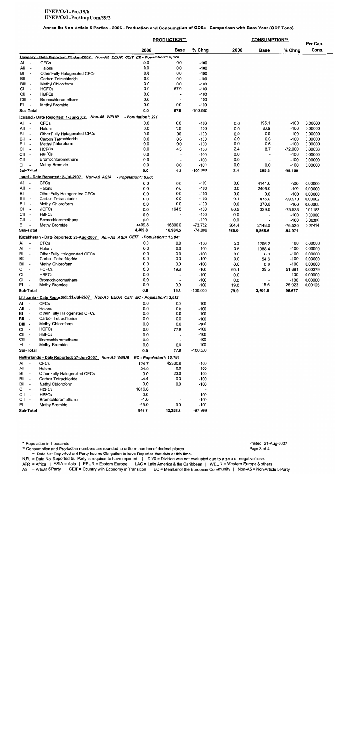# Annex Ib: Non-Article 5 Parties - 2006 - Production and Consumption of ODSs - Comparison with Base Year (ODP Tons)

| | | PRODUCTION** | | | CONSUMPTION** | | | Per Cap. |
|---|---|---|---|---|---|---|---|---|
| | | 2006 | Base | % Chng | 2006 | Base | % Chng | Cons. |
| **Hungary - Date Reported: 29-Jun-2007 Non-A5 EEUR CEIT EC - Population*: 9,673** | | | | | | | | |
| AI - | CFCs | 0.0 | 0.0 | -100 | | | | |
| AII - | Halons | 0.0 | 0.0 | -100 | | | | |
| BI - | Other Fully Halogenated CFCs | 0.0 | 0.0 | -100 | | | | |
| BII - | Carbon Tetrachloride | 0.0 | 0.0 | -100 | | | | |
| BIII - | Methyl Chloroform | 0.0 | 0.0 | -100 | | | | |
| CI - | HCFCs | 0.0 | 67.9 | -100 | | | | |
| CII - | HBFCs | 0.0 | - | -100 | | | | |
| CIII - | Bromochloromethane | 0.0 | - | -100 | | | | |
| EI - | Methyl Bromide | 0.0 | 0.0 | -100 | | | | |
| **Sub-Total** | | **0.0** | **67.9** | -100.000 | | | | |
| **Iceland - Date Reported: 1-Jun-2007 Non-A5 WEUR - Population*: 291** | | | | | | | | |
| AI - | CFCs | 0.0 | 0.0 | -100 | 0.0 | 195.1 | -100 | 0.00000 |
| AII - | Halons | 0.0 | 0.0 | -100 | 0.0 | 80.9 | -100 | 0.00000 |
| BI - | Other Fully Halogenated CFCs | 0.0 | 0.0 | -100 | 0.0 | 0.0 | -100 | 0.00000 |
| BII - | Carbon Tetrachloride | 0.0 | 0.0 | -100 | 0.0 | 0.0 | -100 | 0.00000 |
| BIII - | Methyl Chloroform | 0.0 | 0.0 | -100 | 0.0 | 0.6 | -100 | 0.00000 |
| CI - | HCFCs | 0.0 | 4.3 | -100 | 2.4 | 8.7 | -72.000 | 0.00836 |
| CII - | HBFCs | 0.0 | - | -100 | 0.0 | - | -100 | 0.00000 |
| CIII - | Bromochloromethane | 0.0 | - | -100 | 0.0 | - | -100 | 0.00000 |
| EI - | Methyl Bromide | 0.0 | 0.0 | -100 | 0.0 | 0.0 | -100 | 0.00000 |
| **Sub-Total** | | **0.0** | **4.3** | -100.000 | **2.4** | **285.3** | **-99.159** | |
| **Israel - Date Reported: 2-Jul-2007 Non-A5 ASIA - Population*: 6,803** | | | | | | | | |
| AI - | CFCs | 0.0 | 0.0 | -100 | 0.0 | 4141.6 | -100 | 0.00000 |
| AII - | Halons | 0.0 | 0.0 | -100 | 0.0 | 2405.0 | -100 | 0.00000 |
| BI - | Other Fully Halogenated CFCs | 0.0 | 0.0 | -100 | 0.0 | 0.0 | -100 | 0.00000 |
| BII - | Carbon Tetrachloride | 0.0 | 0.0 | -100 | 0.1 | 473.0 | -99.970 | 0.00002 |
| BIII - | Methyl Chloroform | 0.0 | 0.0 | -100 | 0.0 | 370.0 | -100 | 0.00000 |
| CI - | HCFCs | 0.0 | 164.5 | -100 | 80.5 | 329.0 | -75.533 | 0.01183 |
| CII - | HBFCs | 0.0 | - | -100 | 0.0 | - | -100 | 0.00000 |
| CIII - | Bromochloromethane | 0.0 | - | -100 | 0.0 | - | -100 | 0.00000 |
| EI - | Methyl Bromide | 4409.8 | 16800.0 | -73.752 | 504.4 | 2148.0 | -76.520 | 0.07414 |
| **Sub-Total** | | **4,409.8** | **16,964.5** | -74.006 | **585.0** | **9,866.6** | **-94.071** | |
| **Kazakhstan - Date Reported: 20-Aug-2007 Non-A5 ASIA CEIT - Population*: 15,841** | | | | | | | | |
| AI - | CFCs | 0.0 | 0.0 | -100 | 0.0 | 1206.2 | -100 | 0.00000 |
| AII - | Halons | 0.0 | 0.0 | -100 | 0.0 | 1088.4 | -100 | 0.00000 |
| BI - | Other Fully Halogenated CFCs | 0.0 | 0.0 | -100 | 0.0 | 0.0 | -100 | 0.00000 |
| BII - | Carbon Tetrachloride | 0.0 | 0.0 | -100 | 0.0 | 54.6 | -100 | 0.00000 |
| BIII - | Methyl Chloroform | 0.0 | 0.0 | -100 | 0.0 | 0.0 | -100 | 0.00000 |
| CI - | HCFCs | 0.0 | 19.8 | -100 | 60.1 | 39.5 | 51.891 | 0.00379 |
| CII - | HBFCs | 0.0 | - | -100 | 0.0 | - | -100 | 0.00000 |
| CIII - | Bromochloromethane | 0.0 | - | -100 | 0.0 | - | -100 | 0.00000 |
| EI - | Methyl Bromide | 0.0 | 0.0 | -100 | 19.8 | 15.6 | 26.923 | 0.00125 |
| **Sub-Total** | | **0.0** | **19.8** | -100.000 | **79.9** | **2,404.6** | **-96.677** | |
| **Lithuania - Date Reported: 11-Jul-2007 Non-A5 EEUR CEIT EC - Population*: 3,642** | | | | | | | | |
| AI - | CFCs | 0.0 | 0.0 | -100 | | | | |
| AII - | Halons | 0.0 | 0.0 | -100 | | | | |
| BI - | Other Fully Halogenated CFCs | 0.0 | 0.0 | -100 | | | | |
| BII - | Carbon Tetrachloride | 0.0 | 0.0 | -100 | | | | |
| BIII - | Methyl Chloroform | 0.0 | 0.0 | -100 | | | | |
| CI - | HCFCs | 0.0 | 77.8 | -100 | | | | |
| CII - | HBFCs | 0.0 | - | -100 | | | | |
| CIII - | Bromochloromethane | 0.0 | - | -100 | | | | |
| EI - | Methyl Bromide | 0.0 | 0.0 | -100 | | | | |
| **Sub-Total** | | **0.0** | **77.8** | -100.000 | | | | |
| **Netherlands - Date Reported: 27-Jun-2007 Non-A5 WEUR EC - Population*: 16,184** | | | | | | | | |
| AI - | CFCs | -124.7 | 42330.8 | -100 | | | | |
| AII - | Halons | -24.0 | 0.0 | -100 | | | | |
| BI - | Other Fully Halogenated CFCs | 0.0 | 23.0 | -100 | | | | |
| BII - | Carbon Tetrachloride | -4.4 | 0.0 | -100 | | | | |
| BIII - | Methyl Chloroform | 0.0 | 0.0 | -100 | | | | |
| CI - | HCFCs | 1016.8 | | - | | | | |
| CII - | HBFCs | 0.0 | - | -100 | | | | |
| CIII - | Bromochloromethane | -1.0 | - | -100 | | | | |
| EI - | Methyl Bromide | -15.0 | 0.0 | -100 | | | | |
| **Sub-Total** | | **847.7** | **42,353.8** | -97.999 | | | | |

\* Population in thousands

** Consumption and Production numbers are rounded to uniform number of decimal places

\- = Data Not Reported and Party has no Obligation to have Reported that data at this time.

N.R. = Data Not Reported but Party is required to have reported | DIV0 = Division was not evaluated due to a zero or negative base.

AFR = Africa | ASIA = Asia | EEUR = Eastern Europe | LAC = Latin America & the Caribbean | WEUR = Western Europe & others

A5 = Article 5 Party | CEIT = Country with Economy in Transition | EC = Member of the European Community | Non-A5 = Non-Article 5 Party

Printed: 21-Aug-2007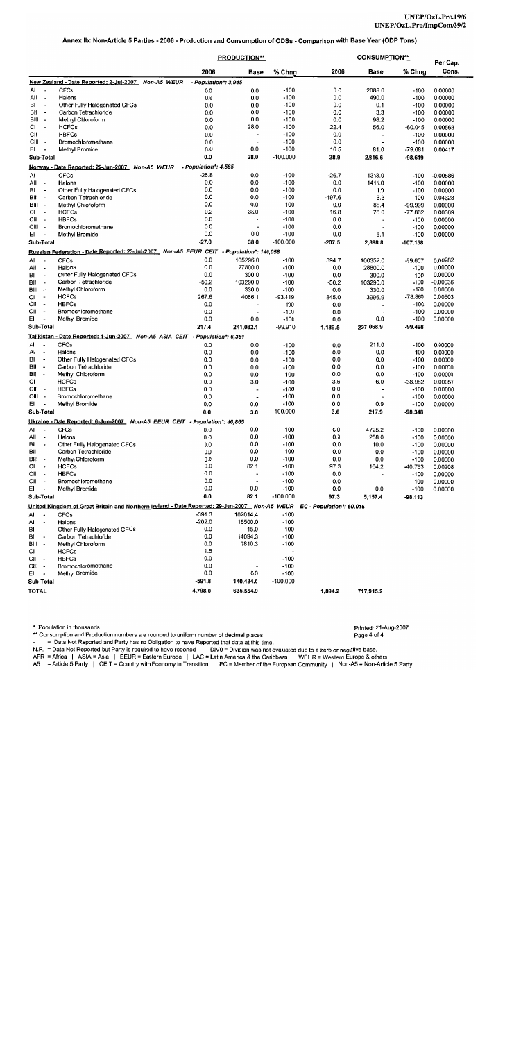### Annex Ib: Non-Article 5 Parties - 2006 - Production and Consumption of ODSs - Comparison with Base Year (ODP Tons)

| | | PRODUCTION** | | | CONSUMPTION** | | | Per Cap. |
|---|---|---|---|---|---|---|---|---|
| | | 2006 | Base | % Chng | 2006 | Base | % Chng | Cons. |
| **New Zealand - Date Reported: 2-Jul-2007 Non-A5 WEUR - Population*: 3,945** | | | | | | | | |
| AI - | CFCs | 0.0 | 0.0 | -100 | 0.0 | 2088.0 | -100 | 0.00000 |
| AII - | Halons | 0.0 | 0.0 | -100 | 0.0 | 490.0 | -100 | 0.00000 |
| BI - | Other Fully Halogenated CFCs | 0.0 | 0.0 | -100 | 0.0 | 0.1 | -100 | 0.00000 |
| BII - | Carbon Tetrachloride | 0.0 | 0.0 | -100 | 0.0 | 3.3 | -100 | 0.00000 |
| BIII - | Methyl Chloroform | 0.0 | 0.0 | -100 | 0.0 | 98.2 | -100 | 0.00000 |
| CI - | HCFCs | 0.0 | 28.0 | -100 | 22.4 | 56.0 | -60.045 | 0.00568 |
| CII - | HBFCs | 0.0 | - | -100 | 0.0 | - | -100 | 0.00000 |
| CIII - | Bromochloromethane | 0.0 | - | -100 | 0.0 | - | -100 | 0.00000 |
| EI - | Methyl Bromide | 0.0 | 0.0 | -100 | 16.5 | 81.0 | -79.681 | 0.00417 |
| **Sub-Total** | | **0.0** | **28.0** | **-100.000** | **38.9** | **2,816.6** | **-98.619** | |
| **Norway - Date Reported: 22-Jun-2007 Non-A5 WEUR - Population*: 4,565** | | | | | | | | |
| AI - | CFCs | -26.8 | 0.0 | -100 | -26.7 | 1313.0 | -100 | -0.00586 |
| AII - | Halons | 0.0 | 0.0 | -100 | 0.0 | 1411.0 | -100 | 0.00000 |
| BI - | Other Fully Halogenated CFCs | 0.0 | 0.0 | -100 | 0.0 | 1.0 | -100 | 0.00000 |
| BII - | Carbon Tetrachloride | 0.0 | 0.0 | -100 | -197.6 | 3.3 | -100 | -0.04328 |
| BIII - | Methyl Chloroform | 0.0 | 0.0 | -100 | 0.0 | 88.4 | -99.999 | 0.00000 |
| CI - | HCFCs | -0.2 | 38.0 | -100 | 16.8 | 76.0 | -77.862 | 0.00369 |
| CII - | HBFCs | 0.0 | - | -100 | 0.0 | - | -100 | 0.00000 |
| CIII - | Bromochloromethane | 0.0 | - | -100 | 0.0 | - | -100 | 0.00000 |
| EI - | Methyl Bromide | 0.0 | 0.0 | -100 | 0.0 | 6.1 | -100 | 0.00000 |
| **Sub-Total** | | **-27.0** | **38.0** | **-100.000** | **-207.5** | **2,898.8** | **-107.158** | |
| **Russian Federation - Date Reported: 23-Jul-2007 Non-A5 EEUR CEIT - Population*: 140,058** | | | | | | | | |
| AI - | CFCs | 0.0 | 105296.0 | -100 | 394.7 | 100352.0 | -99.607 | 0.00282 |
| AII - | Halons | 0.0 | 27800.0 | -100 | 0.0 | 28800.0 | -100 | 0.00000 |
| BI - | Other Fully Halogenated CFCs | 0.0 | 300.0 | -100 | 0.0 | 300.0 | -100 | 0.00000 |
| BII - | Carbon Tetrachloride | -50.2 | 103290.0 | -100 | -50.2 | 103290.0 | -100 | -0.00036 |
| BIII - | Methyl Chloroform | 0.0 | 330.0 | -100 | 0.0 | 330.0 | -100 | 0.00000 |
| CI - | HCFCs | 267.6 | 4066.1 | -93.419 | 845.0 | 3996.9 | -78.860 | 0.00603 |
| CII - | HBFCs | 0.0 | - | -100 | 0.0 | - | -100 | 0.00000 |
| CIII - | Bromochloromethane | 0.0 | - | -100 | 0.0 | - | -100 | 0.00000 |
| EI - | Methyl Bromide | 0.0 | 0.0 | -100 | 0.0 | 0.0 | -100 | 0.00000 |
| **Sub-Total** | | **217.4** | **241,082.1** | **-99.910** | **1,189.5** | **237,068.9** | **-99.498** | |
| **Tajikistan - Date Reported: 1-Jun-2007 Non-A5 ASIA CEIT - Population*: 6,351** | | | | | | | | |
| AI - | CFCs | 0.0 | 0.0 | -100 | 0.0 | 211.0 | -100 | 0.00000 |
| AII - | Halons | 0.0 | 0.0 | -100 | 0.0 | 0.0 | -100 | 0.00000 |
| BI - | Other Fully Halogenated CFCs | 0.0 | 0.0 | -100 | 0.0 | 0.0 | -100 | 0.00000 |
| BII - | Carbon Tetrachloride | 0.0 | 0.0 | -100 | 0.0 | 0.0 | -100 | 0.00000 |
| BIII - | Methyl Chloroform | 0.0 | 0.0 | -100 | 0.0 | 0.0 | -100 | 0.00000 |
| CI - | HCFCs | 0.0 | 3.0 | -100 | 3.6 | 6.0 | -38.982 | 0.00057 |
| CII - | HBFCs | 0.0 | - | -100 | 0.0 | - | -100 | 0.00000 |
| CIII - | Bromochloromethane | 0.0 | - | -100 | 0.0 | - | -100 | 0.00000 |
| EI - | Methyl Bromide | 0.0 | 0.0 | -100 | 0.0 | 0.9 | -100 | 0.00000 |
| **Sub-Total** | | **0.0** | **3.0** | **-100.000** | **3.6** | **217.9** | **-98.348** | |
| **Ukraine - Date Reported: 6-Jun-2007 Non-A5 EEUR CEIT - Population*: 46,865** | | | | | | | | |
| AI - | CFCs | 0.0 | 0.0 | -100 | 0.0 | 4725.2 | -100 | 0.00000 |
| AII - | Halons | 0.0 | 0.0 | -100 | 0.0 | 258.0 | -100 | 0.00000 |
| BI - | Other Fully Halogenated CFCs | 0.0 | 0.0 | -100 | 0.0 | 10.0 | -100 | 0.00000 |
| BII - | Carbon Tetrachloride | 0.0 | 0.0 | -100 | 0.0 | 0.0 | -100 | 0.00000 |
| BIII - | Methyl Chloroform | 0.0 | 0.0 | -100 | 0.0 | 0.0 | -100 | 0.00000 |
| CI - | HCFCs | 0.0 | 82.1 | -100 | 97.3 | 164.2 | -40.763 | 0.00208 |
| CII - | HBFCs | 0.0 | - | -100 | 0.0 | - | -100 | 0.00000 |
| CIII - | Bromochloromethane | 0.0 | - | -100 | 0.0 | - | -100 | 0.00000 |
| EI - | Methyl Bromide | 0.0 | 0.0 | -100 | 0.0 | 0.0 | -100 | 0.00000 |
| **Sub-Total** | | **0.0** | **82.1** | **-100.000** | **97.3** | **5,157.4** | **-98.113** | |
| **United Kingdom of Great Britain and Northern Ireland - Date Reported: 29-Jan-2007 Non-A5 WEUR EC - Population*: 60,016** | | | | | | | | |
| AI - | CFCs | -391.3 | 102014.4 | -100 | | | | |
| AII - | Halons | -202.0 | 16500.0 | -100 | | | | |
| BI - | Other Fully Halogenated CFCs | 0.0 | 15.0 | -100 | | | | |
| BII - | Carbon Tetrachloride | 0.0 | 14094.3 | -100 | | | | |
| BIII - | Methyl Chloroform | 0.0 | 7810.3 | -100 | | | | |
| CI - | HCFCs | 1.5 | | - | | | | |
| CII - | HBFCs | 0.0 | - | -100 | | | | |
| CIII - | Bromochloromethane | 0.0 | - | -100 | | | | |
| EI - | Methyl Bromide | 0.0 | 0.0 | -100 | | | | |
| **Sub-Total** | | **-591.8** | **140,434.0** | **-100.000** | | | | |
| **TOTAL** | | **4,798.0** | **635,554.9** | | **1,894.2** | **717,915.2** | | |

\* Population in thousands

\*\* Consumption and Production numbers are rounded to uniform number of decimal places

\- = Data Not Reported and Party has no Obligation to have Reported that data at this time.

N.R. = Data Not Reported but Party is required to have reported | DIV0 = Division was not evaluated due to a zero or negative base.

AFR = Africa | ASIA = Asia | EEUR = Eastern Europe | LAC = Latin America & the Caribbean | WEUR = Western Europe & others

A5 = Article 5 Party | CEIT = Country with Economy in Transition | EC = Member of the European Community | Non-A5 = Non-Article 5 Party

Printed: 21-Aug-2007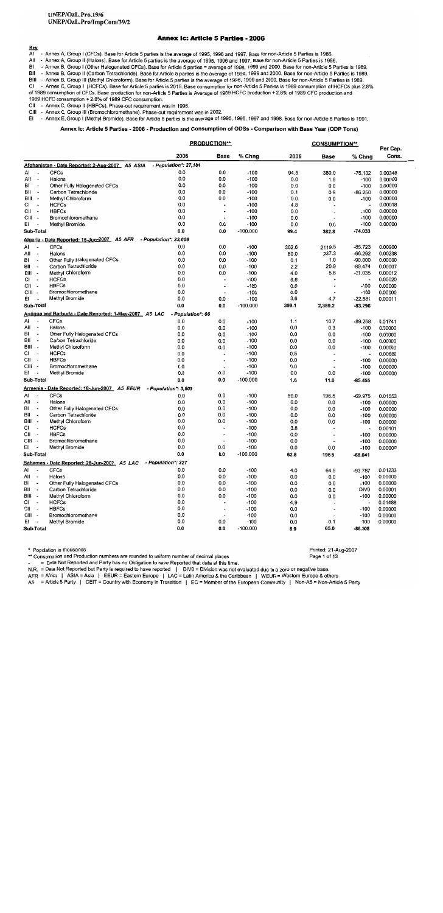# Annex Ic: Article 5 Parties - 2006

**Key**

AI - Annex A, Group I (CFCs). Base for Article 5 parties is the average of 1995, 1996 and 1997. Base for non-Article 5 Parties is 1986.
AII - Annex A, Group II (Halons). Base for Article 5 parties is the average of 1995, 1996 and 1997. Base for non-Article 5 Parties is 1986.
BI - Annex B, Group I (Other Halogenated CFCs). Base for Article 5 parties = average of 1998, 1999 and 2000. Base for non-Article 5 Parties is 1989.
BII - Annex B, Group II (Carbon Tetrachloride). Base for Article 5 parties is the average of 1998, 1999 and 2000. Base for non-Article 5 Parties is 1989.
BIII - Annex B, Group III (Methyl Chloroform). Base for Article 5 parties is the average of 1998, 1999 and 2000. Base for non-Article 5 Parties is 1989.
CI - Annex C, Group I (HCFCs). Base for Article 5 parties is 2015. Base consumption for non-Article 5 Parties is 1989 consumption of HCFCs plus 2.8% of 1989 consumption of CFCs. Base production for non-Article 5 Parties is Average of 1989 HCFC production + 2.8% of 1989 CFC production and 1989 HCFC consumption + 2.8% of 1989 CFC consumption.
CII - Annex C, Group II (HBFCs). Phase-out requirement was in 1996.
CIII - Annex C, Group III (Bromochloromethane). Phase-out requirement was in 2002.
EI - Annex E, Group I (Methyl Bromide). Base for Article 5 parties is the average of 1995, 1996, 1997 and 1998. Base for non-Article 5 Parties is 1991.

## Annex Ic: Article 5 Parties - 2006 - Production and Consumption of ODSs - Comparison with Base Year (ODP Tons)

| | | PRODUCTION** | | | CONSUMPTION** | | | Per Cap. Cons. |
|---|---|---|---|---|---|---|---|---|
| | | 2006 | Base | % Chng | 2006 | Base | % Chng | |
| **Afghanistan - Date Reported: 2-Aug-2007 A5 ASIA - Population*: 27,184** | | | | | | | | |
| AI - | CFCs | 0.0 | 0.0 | -100 | 94.5 | 380.0 | -75.132 | 0.00348 |
| AII - | Halons | 0.0 | 0.0 | -100 | 0.0 | 1.9 | -100 | 0.00000 |
| BI - | Other Fully Halogenated CFCs | 0.0 | 0.0 | -100 | 0.0 | 0.0 | -100 | 0.00000 |
| BII - | Carbon Tetrachloride | 0.0 | 0.0 | -100 | 0.1 | 0.9 | -86.250 | 0.00000 |
| BIII - | Methyl Chloroform | 0.0 | 0.0 | -100 | 0.0 | 0.0 | -100 | 0.00000 |
| CI - | HCFCs | 0.0 | - | -100 | 4.8 | - | - | 0.00018 |
| CII - | HBFCs | 0.0 | - | -100 | 0.0 | - | -100 | 0.00000 |
| CIII - | Bromochloromethane | 0.0 | - | -100 | 0.0 | - | -100 | 0.00000 |
| EI - | Methyl Bromide | 0.0 | 0.0 | -100 | 0.0 | 0.0 | -100 | 0.00000 |
| **Sub-Total** | | **0.0** | **0.0** | **-100.000** | **99.4** | **382.8** | **-74.033** | |
| **Algeria - Date Reported: 15-Jun-2007 A5 AFR - Population*: 33,609** | | | | | | | | |
| AI - | CFCs | 0.0 | 0.0 | -100 | 302.6 | 2119.5 | -85.723 | 0.00900 |
| AII - | Halons | 0.0 | 0.0 | -100 | 80.0 | 237.3 | -66.292 | 0.00238 |
| BI - | Other Fully Halogenated CFCs | 0.0 | 0.0 | -100 | 0.1 | 1.0 | -90.000 | 0.00000 |
| BII - | Carbon Tetrachloride | 0.0 | 0.0 | -100 | 2.2 | 20.9 | -89.474 | 0.00007 |
| BIII - | Methyl Chloroform | 0.0 | 0.0 | -100 | 4.0 | 5.8 | -31.035 | 0.00012 |
| CI - | HCFCs | 0.0 | - | -100 | 6.6 | - | - | 0.00020 |
| CII - | HBFCs | 0.0 | - | -100 | 0.0 | - | -100 | 0.00000 |
| CIII - | Bromochloromethane | 0.0 | - | -100 | 0.0 | - | -100 | 0.00000 |
| EI - | Methyl Bromide | 0.0 | 0.0 | -100 | 3.6 | 4.7 | -22.581 | 0.00011 |
| **Sub-Total** | | **0.0** | **0.0** | **-100.000** | **399.1** | **2,389.2** | **-83.296** | |
| **Antigua and Barbuda - Date Reported: 1-May-2007 A5 LAC - Population*: 66** | | | | | | | | |
| AI - | CFCs | 0.0 | 0.0 | -100 | 1.1 | 10.7 | -89.258 | 0.01741 |
| AII - | Halons | 0.0 | 0.0 | -100 | 0.0 | 0.3 | -100 | 0.00000 |
| BI - | Other Fully Halogenated CFCs | 0.0 | 0.0 | -100 | 0.0 | 0.0 | -100 | 0.00000 |
| BII - | Carbon Tetrachloride | 0.0 | 0.0 | -100 | 0.0 | 0.0 | -100 | 0.00000 |
| BIII - | Methyl Chloroform | 0.0 | 0.0 | -100 | 0.0 | 0.0 | -100 | 0.00000 |
| CI - | HCFCs | 0.0 | - | -100 | 0.5 | - | - | 0.00686 |
| CII - | HBFCs | 0.0 | - | -100 | 0.0 | - | -100 | 0.00000 |
| CIII - | Bromochloromethane | 0.0 | - | -100 | 0.0 | - | -100 | 0.00000 |
| EI - | Methyl Bromide | 0.0 | 0.0 | -100 | 0.0 | 0.0 | -100 | 0.00000 |
| **Sub-Total** | | **0.0** | **0.0** | **-100.000** | **1.6** | **11.0** | **-85.455** | |
| **Armenia - Date Reported: 18-Jun-2007 A5 EEUR - Population*: 3,800** | | | | | | | | |
| AI - | CFCs | 0.0 | 0.0 | -100 | 59.0 | 196.5 | -69.975 | 0.01553 |
| AII - | Halons | 0.0 | 0.0 | -100 | 0.0 | 0.0 | -100 | 0.00000 |
| BI - | Other Fully Halogenated CFCs | 0.0 | 0.0 | -100 | 0.0 | 0.0 | -100 | 0.00000 |
| BII - | Carbon Tetrachloride | 0.0 | 0.0 | -100 | 0.0 | 0.0 | -100 | 0.00000 |
| BIII - | Methyl Chloroform | 0.0 | 0.0 | -100 | 0.0 | 0.0 | -100 | 0.00000 |
| CI - | HCFCs | 0.0 | - | -100 | 3.8 | - | - | 0.00101 |
| CII - | HBFCs | 0.0 | - | -100 | 0.0 | - | -100 | 0.00000 |
| CIII - | Bromochloromethane | 0.0 | - | -100 | 0.0 | - | -100 | 0.00000 |
| EI - | Methyl Bromide | 0.0 | 0.0 | -100 | 0.0 | 0.0 | -100 | 0.00000 |
| **Sub-Total** | | **0.0** | **0.0** | **-100.000** | **62.8** | **196.5** | **-68.041** | |
| **Bahamas - Date Reported: 28-Jun-2007 A5 LAC - Population*: 327** | | | | | | | | |
| AI - | CFCs | 0.0 | 0.0 | -100 | 4.0 | 64.9 | -93.787 | 0.01233 |
| AII - | Halons | 0.0 | 0.0 | -100 | 0.0 | 0.0 | -100 | 0.00000 |
| BI - | Other Fully Halogenated CFCs | 0.0 | 0.0 | -100 | 0.0 | 0.0 | -100 | 0.00000 |
| BII - | Carbon Tetrachloride | 0.0 | 0.0 | -100 | 0.0 | 0.0 | DIV0 | 0.00001 |
| BIII - | Methyl Chloroform | 0.0 | 0.0 | -100 | 0.0 | 0.0 | -100 | 0.00000 |
| CI - | HCFCs | 0.0 | - | -100 | 4.9 | - | - | 0.01488 |
| CII - | HBFCs | 0.0 | - | -100 | 0.0 | - | -100 | 0.00000 |
| CIII - | Bromochloromethane | 0.0 | - | -100 | 0.0 | - | -100 | 0.00000 |
| EI - | Methyl Bromide | 0.0 | 0.0 | -100 | 0.0 | 0.1 | -100 | 0.00000 |
| **Sub-Total** | | **0.0** | **0.0** | **-100.000** | **8.9** | **65.0** | **-86.308** | |

\* Population in thousands
\*\* Consumption and Production numbers are rounded to uniform number of decimal places

Printed: 21-Aug-2007

\- = Data Not Reported and Party has no Obligation to have Reported that data at this time.
N.R. = Data Not Reported but Party is required to have reported | DIV0 = Division was not evaluated due to a zero or negative base.
AFR = Africa | ASIA = Asia | EEUR = Eastern Europe | LAC = Latin America & the Caribbean | WEUR = Western Europe & others
A5 = Article 5 Party | CEIT = Country with Economy in Transition | EC = Member of the European Community | Non-A5 = Non-Article 5 Party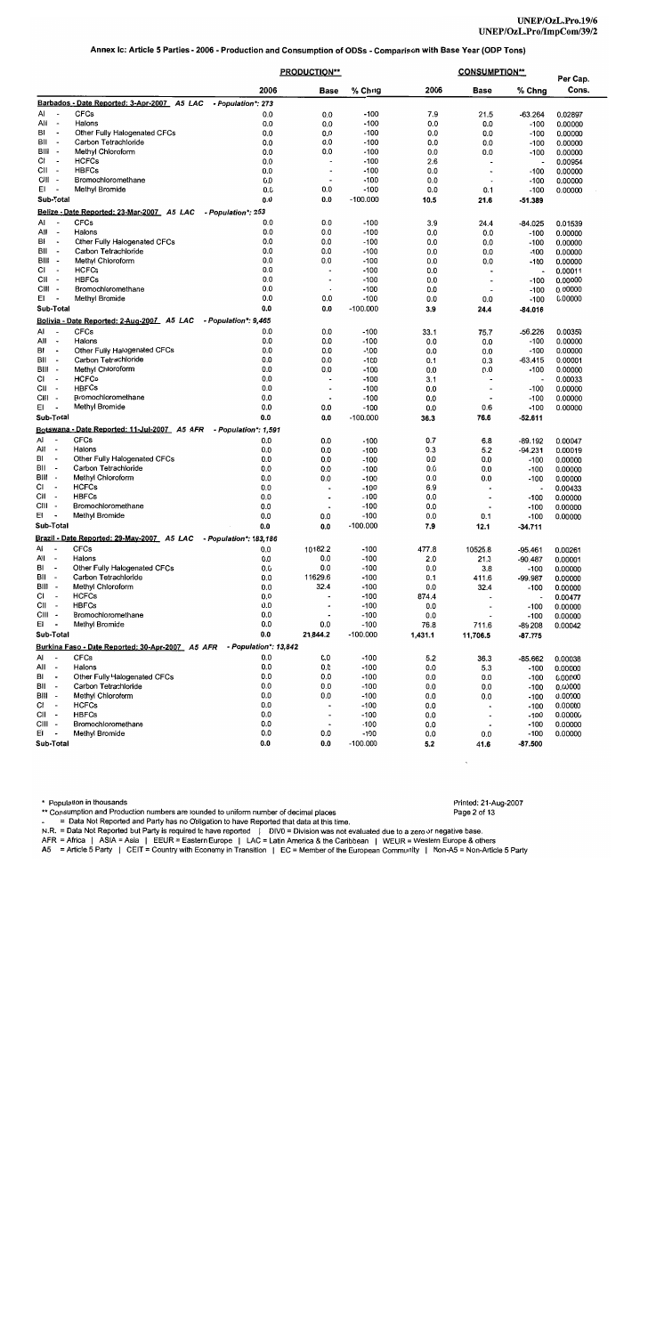## Annex Ic: Article 5 Parties - 2006 - Production and Consumption of ODSs - Comparison with Base Year (ODP Tons)

| | | PRODUCTION** | | | CONSUMPTION** | | | Per Cap. |
|---|---|---|---|---|---|---|---|---|
| | | 2006 | Base | % Chng | 2006 | Base | % Chng | Cons. |
| **Barbados - Date Reported: 3-Apr-2007 A5 LAC - Population*: 273** | | | | | | | | |
| AI - | CFCs | 0.0 | 0.0 | -100 | 7.9 | 21.5 | -63.264 | 0.02897 |
| AII - | Halons | 0.0 | 0.0 | -100 | 0.0 | 0.0 | -100 | 0.00000 |
| BI - | Other Fully Halogenated CFCs | 0.0 | 0.0 | -100 | 0.0 | 0.0 | -100 | 0.00000 |
| BII - | Carbon Tetrachloride | 0.0 | 0.0 | -100 | 0.0 | 0.0 | -100 | 0.00000 |
| BIII - | Methyl Chloroform | 0.0 | 0.0 | -100 | 0.0 | 0.0 | -100 | 0.00000 |
| CI - | HCFCs | 0.0 | - | -100 | 2.6 | - | - | 0.00954 |
| CII - | HBFCs | 0.0 | - | -100 | 0.0 | - | -100 | 0.00000 |
| CIII - | Bromochloromethane | 0.0 | - | -100 | 0.0 | - | -100 | 0.00000 |
| EI - | Methyl Bromide | 0.0 | 0.0 | -100 | 0.0 | 0.1 | -100 | 0.00000 |
| **Sub-Total** | | **0.0** | **0.0** | -100.000 | **10.5** | **21.6** | **-51.389** | |
| **Belize - Date Reported: 23-Mar-2007 A5 LAC - Population*: 253** | | | | | | | | |
| AI - | CFCs | 0.0 | 0.0 | -100 | 3.9 | 24.4 | -84.025 | 0.01539 |
| AII - | Halons | 0.0 | 0.0 | -100 | 0.0 | 0.0 | -100 | 0.00000 |
| BI - | Other Fully Halogenated CFCs | 0.0 | 0.0 | -100 | 0.0 | 0.0 | -100 | 0.00000 |
| BII - | Carbon Tetrachloride | 0.0 | 0.0 | -100 | 0.0 | 0.0 | -100 | 0.00000 |
| BIII - | Methyl Chloroform | 0.0 | 0.0 | -100 | 0.0 | 0.0 | -100 | 0.00000 |
| CI - | HCFCs | 0.0 | - | -100 | 0.0 | - | - | 0.00011 |
| CII - | HBFCs | 0.0 | - | -100 | 0.0 | - | -100 | 0.00000 |
| CIII - | Bromochloromethane | 0.0 | - | -100 | 0.0 | - | -100 | 0.00000 |
| EI - | Methyl Bromide | 0.0 | 0.0 | -100 | 0.0 | 0.0 | -100 | 0.00000 |
| **Sub-Total** | | **0.0** | **0.0** | -100.000 | **3.9** | **24.4** | **-84.016** | |
| **Bolivia - Date Reported: 2-Aug-2007 A5 LAC - Population*: 9,465** | | | | | | | | |
| AI - | CFCs | 0.0 | 0.0 | -100 | 33.1 | 75.7 | -56.226 | 0.00350 |
| AII - | Halons | 0.0 | 0.0 | -100 | 0.0 | 0.0 | -100 | 0.00000 |
| BI - | Other Fully Halogenated CFCs | 0.0 | 0.0 | -100 | 0.0 | 0.0 | -100 | 0.00000 |
| BII - | Carbon Tetrachloride | 0.0 | 0.0 | -100 | 0.1 | 0.3 | -63.415 | 0.00001 |
| BIII - | Methyl Chloroform | 0.0 | 0.0 | -100 | 0.0 | 0.0 | -100 | 0.00000 |
| CI - | HCFCs | 0.0 | - | -100 | 3.1 | - | - | 0.00033 |
| CII - | HBFCs | 0.0 | - | -100 | 0.0 | - | -100 | 0.00000 |
| CIII - | Bromochloromethane | 0.0 | - | -100 | 0.0 | - | -100 | 0.00000 |
| EI - | Methyl Bromide | 0.0 | 0.0 | -100 | 0.0 | 0.6 | -100 | 0.00000 |
| **Sub-Total** | | **0.0** | **0.0** | -100.000 | **36.3** | **76.6** | **-52.611** | |
| **Botswana - Date Reported: 11-Jul-2007 A5 AFR - Population*: 1,591** | | | | | | | | |
| AI - | CFCs | 0.0 | 0.0 | -100 | 0.7 | 6.8 | -89.192 | 0.00047 |
| AII - | Halons | 0.0 | 0.0 | -100 | 0.3 | 5.2 | -94.231 | 0.00019 |
| BI - | Other Fully Halogenated CFCs | 0.0 | 0.0 | -100 | 0.0 | 0.0 | -100 | 0.00000 |
| BII - | Carbon Tetrachloride | 0.0 | 0.0 | -100 | 0.0 | 0.0 | -100 | 0.00000 |
| BIII - | Methyl Chloroform | 0.0 | 0.0 | -100 | 0.0 | 0.0 | -100 | 0.00000 |
| CI - | HCFCs | 0.0 | - | -100 | 6.9 | - | - | 0.00433 |
| CII - | HBFCs | 0.0 | - | -100 | 0.0 | - | -100 | 0.00000 |
| CIII - | Bromochloromethane | 0.0 | - | -100 | 0.0 | - | -100 | 0.00000 |
| EI - | Methyl Bromide | 0.0 | 0.0 | -100 | 0.0 | 0.1 | -100 | 0.00000 |
| **Sub-Total** | | **0.0** | **0.0** | -100.000 | **7.9** | **12.1** | **-34.711** | |
| **Brazil - Date Reported: 29-May-2007 A5 LAC - Population*: 183,186** | | | | | | | | |
| AI - | CFCs | 0.0 | 10182.2 | -100 | 477.8 | 10525.8 | -95.461 | 0.00261 |
| AII - | Halons | 0.0 | 0.0 | -100 | 2.0 | 21.3 | -90.487 | 0.00001 |
| BI - | Other Fully Halogenated CFCs | 0.0 | 0.0 | -100 | 0.0 | 3.8 | -100 | 0.00000 |
| BII - | Carbon Tetrachloride | 0.0 | 11629.6 | -100 | 0.1 | 411.6 | -99.987 | 0.00000 |
| BIII - | Methyl Chloroform | 0.0 | 32.4 | -100 | 0.0 | 32.4 | -100 | 0.00000 |
| CI - | HCFCs | 0.0 | - | -100 | 874.4 | - | - | 0.00477 |
| CII - | HBFCs | 0.0 | - | -100 | 0.0 | - | -100 | 0.00000 |
| CIII - | Bromochloromethane | 0.0 | - | -100 | 0.0 | - | -100 | 0.00000 |
| EI - | Methyl Bromide | 0.0 | 0.0 | -100 | 76.8 | 711.6 | -89.208 | 0.00042 |
| **Sub-Total** | | **0.0** | **21,844.2** | -100.000 | **1,431.1** | **11,706.5** | **-87.775** | |
| **Burkina Faso - Date Reported: 30-Apr-2007 A5 AFR - Population*: 13,842** | | | | | | | | |
| AI - | CFCs | 0.0 | 0.0 | -100 | 5.2 | 36.3 | -85.662 | 0.00038 |
| AII - | Halons | 0.0 | 0.0 | -100 | 0.0 | 5.3 | -100 | 0.00000 |
| BI - | Other Fully Halogenated CFCs | 0.0 | 0.0 | -100 | 0.0 | 0.0 | -100 | 0.00000 |
| BII - | Carbon Tetrachloride | 0.0 | 0.0 | -100 | 0.0 | 0.0 | -100 | 0.00000 |
| BIII - | Methyl Chloroform | 0.0 | 0.0 | -100 | 0.0 | 0.0 | -100 | 0.00000 |
| CI - | HCFCs | 0.0 | - | -100 | 0.0 | - | -100 | 0.00000 |
| CII - | HBFCs | 0.0 | - | -100 | 0.0 | - | -100 | 0.00000 |
| CIII - | Bromochloromethane | 0.0 | - | -100 | 0.0 | - | -100 | 0.00000 |
| EI - | Methyl Bromide | 0.0 | 0.0 | -100 | 0.0 | 0.0 | -100 | 0.00000 |
| **Sub-Total** | | **0.0** | **0.0** | -100.000 | **5.2** | **41.6** | **-87.500** | |

\* Population in thousands
** Consumption and Production numbers are rounded to uniform number of decimal places
- = Data Not Reported and Party has no Obligation to have Reported that data at this time.
N.R. = Data Not Reported but Party is required to have reported | DIV0 = Division was not evaluated due to a zero or negative base.
AFR = Africa | ASIA = Asia | EEUR = Eastern Europe | LAC = Latin America & the Caribbean | WEUR = Western Europe & others
A5 = Article 5 Party | CEIT = Country with Economy in Transition | EC = Member of the European Community | Non-A5 = Non-Article 5 Party

Printed: 21-Aug-2007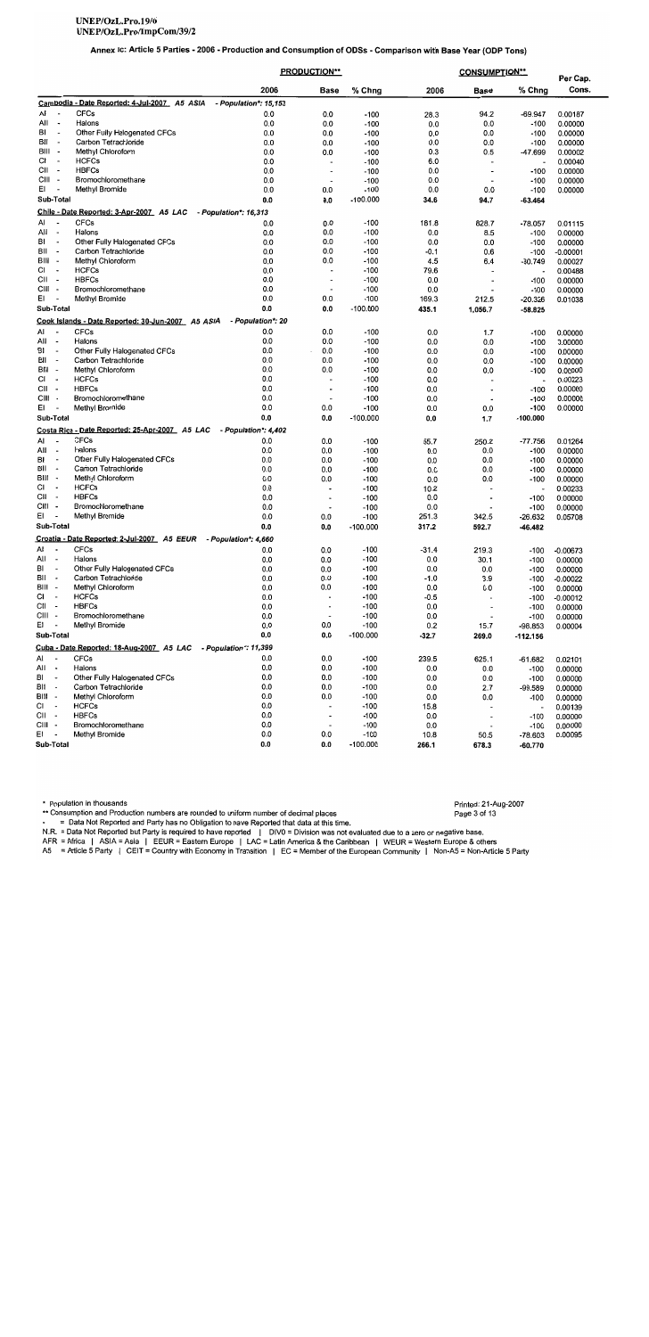## Annex Ic: Article 5 Parties - 2006 - Production and Consumption of ODSs - Comparison with Base Year (ODP Tons)

| | | PRODUCTION** | | | CONSUMPTION** | | | Per Cap. |
|---|---|---|---|---|---|---|---|---|
| | | 2006 | Base | % Chng | 2006 | Base | % Chng | Cons. |
| **Cambodia - Date Reported: 4-Jul-2007 A5 ASIA - Population*: 15,153** | | | | | | | | |
| AI - | CFCs | 0.0 | 0.0 | -100 | 28.3 | 94.2 | -69.947 | 0.00187 |
| AII - | Halons | 0.0 | 0.0 | -100 | 0.0 | 0.0 | -100 | 0.00000 |
| BI - | Other Fully Halogenated CFCs | 0.0 | 0.0 | -100 | 0.0 | 0.0 | -100 | 0.00000 |
| BII - | Carbon Tetrachloride | 0.0 | 0.0 | -100 | 0.0 | 0.0 | -100 | 0.00000 |
| BIII - | Methyl Chloroform | 0.0 | 0.0 | -100 | 0.3 | 0.5 | -47.699 | 0.00002 |
| CI - | HCFCs | 0.0 | - | -100 | 6.0 | - | - | 0.00040 |
| CII - | HBFCs | 0.0 | - | -100 | 0.0 | - | -100 | 0.00000 |
| CIII - | Bromochloromethane | 0.0 | - | -100 | 0.0 | - | -100 | 0.00000 |
| EI - | Methyl Bromide | 0.0 | 0.0 | -100 | 0.0 | 0.0 | -100 | 0.00000 |
| **Sub-Total** | | 0.0 | 0.0 | -100.000 | 34.6 | 94.7 | -63.464 | |
| **Chile - Date Reported: 3-Apr-2007 A5 LAC - Population*: 16,313** | | | | | | | | |
| AI - | CFCs | 0.0 | 0.0 | -100 | 181.8 | 828.7 | -78.057 | 0.01115 |
| AII - | Halons | 0.0 | 0.0 | -100 | 0.0 | 8.5 | -100 | 0.00000 |
| BI - | Other Fully Halogenated CFCs | 0.0 | 0.0 | -100 | 0.0 | 0.0 | -100 | 0.00000 |
| BII - | Carbon Tetrachloride | 0.0 | 0.0 | -100 | -0.1 | 0.6 | -100 | -0.00001 |
| BIII - | Methyl Chloroform | 0.0 | 0.0 | -100 | 4.5 | 6.4 | -30.749 | 0.00027 |
| CI - | HCFCs | 0.0 | - | -100 | 79.6 | - | - | 0.00488 |
| CII - | HBFCs | 0.0 | - | -100 | 0.0 | - | -100 | 0.00000 |
| CIII - | Bromochloromethane | 0.0 | - | -100 | 0.0 | - | -100 | 0.00000 |
| EI - | Methyl Bromide | 0.0 | 0.0 | -100 | 169.3 | 212.5 | -20.326 | 0.01038 |
| **Sub-Total** | | 0.0 | 0.0 | -100.000 | 435.1 | 1,056.7 | -58.825 | |
| **Cook Islands - Date Reported: 30-Jun-2007 A5 ASIA - Population*: 20** | | | | | | | | |
| AI - | CFCs | 0.0 | 0.0 | -100 | 0.0 | 1.7 | -100 | 0.00000 |
| AII - | Halons | 0.0 | 0.0 | -100 | 0.0 | 0.0 | -100 | 0.00000 |
| BI - | Other Fully Halogenated CFCs | 0.0 | 0.0 | -100 | 0.0 | 0.0 | -100 | 0.00000 |
| BII - | Carbon Tetrachloride | 0.0 | 0.0 | -100 | 0.0 | 0.0 | -100 | 0.00000 |
| BIII - | Methyl Chloroform | 0.0 | 0.0 | -100 | 0.0 | 0.0 | -100 | 0.00000 |
| CI - | HCFCs | 0.0 | - | -100 | 0.0 | - | - | 0.00223 |
| CII - | HBFCs | 0.0 | - | -100 | 0.0 | - | -100 | 0.00000 |
| CIII - | Bromochloromethane | 0.0 | - | -100 | 0.0 | - | -100 | 0.00000 |
| EI - | Methyl Bromide | 0.0 | 0.0 | -100 | 0.0 | 0.0 | -100 | 0.00000 |
| **Sub-Total** | | 0.0 | 0.0 | -100.000 | 0.0 | 1.7 | -100.000 | |
| **Costa Rica - Date Reported: 25-Apr-2007 A5 LAC - Population*: 4,402** | | | | | | | | |
| AI - | CFCs | 0.0 | 0.0 | -100 | 55.7 | 250.2 | -77.756 | 0.01264 |
| AII - | Halons | 0.0 | 0.0 | -100 | 0.0 | 0.0 | -100 | 0.00000 |
| BI - | Other Fully Halogenated CFCs | 0.0 | 0.0 | -100 | 0.0 | 0.0 | -100 | 0.00000 |
| BII - | Carbon Tetrachloride | 0.0 | 0.0 | -100 | 0.0 | 0.0 | -100 | 0.00000 |
| BIII - | Methyl Chloroform | 0.0 | 0.0 | -100 | 0.0 | 0.0 | -100 | 0.00000 |
| CI - | HCFCs | 0.0 | - | -100 | 10.2 | - | - | 0.00233 |
| CII - | HBFCs | 0.0 | - | -100 | 0.0 | - | -100 | 0.00000 |
| CIII - | Bromochloromethane | 0.0 | - | -100 | 0.0 | - | -100 | 0.00000 |
| EI - | Methyl Bromide | 0.0 | 0.0 | -100 | 251.3 | 342.5 | -26.632 | 0.05708 |
| **Sub-Total** | | 0.0 | 0.0 | -100.000 | 317.2 | 592.7 | -46.482 | |
| **Croatia - Date Reported: 2-Jul-2007 A5 EEUR - Population*: 4,660** | | | | | | | | |
| AI - | CFCs | 0.0 | 0.0 | -100 | -31.4 | 219.3 | -100 | -0.00673 |
| AII - | Halons | 0.0 | 0.0 | -100 | 0.0 | 30.1 | -100 | 0.00000 |
| BI - | Other Fully Halogenated CFCs | 0.0 | 0.0 | -100 | 0.0 | 0.0 | -100 | 0.00000 |
| BII - | Carbon Tetrachloride | 0.0 | 0.0 | -100 | -1.0 | 3.9 | -100 | -0.00022 |
| BIII - | Methyl Chloroform | 0.0 | 0.0 | -100 | 0.0 | 0.0 | -100 | 0.00000 |
| CI - | HCFCs | 0.0 | - | -100 | -0.5 | - | -100 | -0.00012 |
| CII - | HBFCs | 0.0 | - | -100 | 0.0 | - | -100 | 0.00000 |
| CIII - | Bromochloromethane | 0.0 | - | -100 | 0.0 | - | -100 | 0.00000 |
| EI - | Methyl Bromide | 0.0 | 0.0 | -100 | 0.2 | 15.7 | -98.853 | 0.00004 |
| **Sub-Total** | | 0.0 | 0.0 | -100.000 | -32.7 | 269.0 | -112.156 | |
| **Cuba - Date Reported: 18-Aug-2007 A5 LAC - Population*: 11,399** | | | | | | | | |
| AI - | CFCs | 0.0 | 0.0 | -100 | 239.5 | 625.1 | -61.682 | 0.02101 |
| AII - | Halons | 0.0 | 0.0 | -100 | 0.0 | 0.0 | -100 | 0.00000 |
| BI - | Other Fully Halogenated CFCs | 0.0 | 0.0 | -100 | 0.0 | 0.0 | -100 | 0.00000 |
| BII - | Carbon Tetrachloride | 0.0 | 0.0 | -100 | 0.0 | 2.7 | -99.589 | 0.00000 |
| BIII - | Methyl Chloroform | 0.0 | 0.0 | -100 | 0.0 | 0.0 | -100 | 0.00000 |
| CI - | HCFCs | 0.0 | - | -100 | 15.8 | - | - | 0.00139 |
| CII - | HBFCs | 0.0 | - | -100 | 0.0 | - | -100 | 0.00000 |
| CIII - | Bromochloromethane | 0.0 | - | -100 | 0.0 | - | -100 | 0.00000 |
| EI - | Methyl Bromide | 0.0 | 0.0 | -100 | 10.8 | 50.5 | -78.603 | 0.00095 |
| **Sub-Total** | | 0.0 | 0.0 | -100.000 | 266.1 | 678.3 | -60.770 | |

\* Population in thousands

\*\* Consumption and Production numbers are rounded to uniform number of decimal places

\- = Data Not Reported and Party has no Obligation to have Reported that data at this time.

N.R. = Data Not Reported but Party is required to have reported | DIV0 = Division was not evaluated due to a zero or negative base.

AFR = Africa | ASIA = Asia | EEUR = Eastern Europe | LAC = Latin America & the Caribbean | WEUR = Western Europe & others

A5 = Article 5 Party | CEIT = Country with Economy in Transition | EC = Member of the European Community | Non-A5 = Non-Article 5 Party

Printed: 21-Aug-2007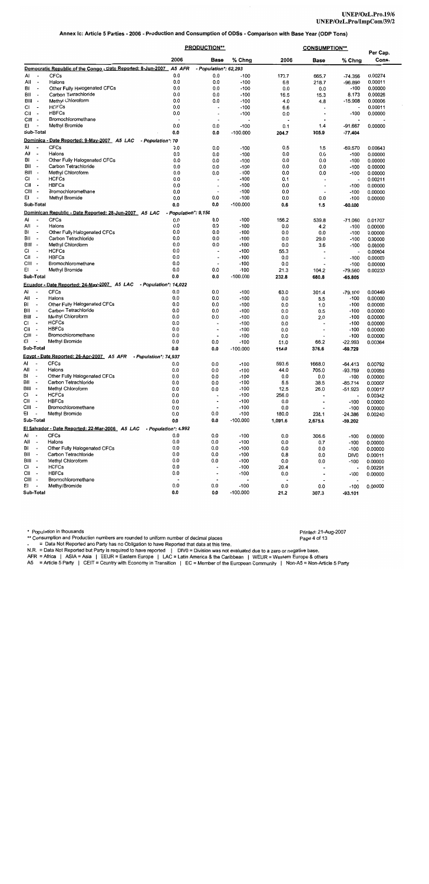## Annex Ic: Article 5 Parties - 2006 - Production and Consumption of ODSs - Comparison with Base Year (ODP Tons)

| | | PRODUCTION** | | | CONSUMPTION** | | | Per Cap. |
|---|---|---|---|---|---|---|---|---|
| | | 2006 | Base | % Chng | 2006 | Base | % Chng | Cons. |
| **Democratic Republic of the Congo - Date Reported: 8-Jun-2007 A5 AFR - Population*: 62,293** | | | | | | | | |
| AI - | CFCs | 0.0 | 0.0 | -100 | 173.7 | 665.7 | -74.356 | 0.00274 |
| AII - | Halons | 0.0 | 0.0 | -100 | 6.8 | 218.7 | -96.890 | 0.00011 |
| BI - | Other Fully Halogenated CFCs | 0.0 | 0.0 | -100 | 0.0 | 0.0 | -100 | 0.00000 |
| BII - | Carbon Tetrachloride | 0.0 | 0.0 | -100 | 16.5 | 15.3 | 8.173 | 0.00026 |
| BIII - | Methyl Chloroform | 0.0 | 0.0 | -100 | 4.0 | 4.8 | -15.908 | 0.00006 |
| CI - | HCFCs | 0.0 | - | -100 | 6.6 | - | - | 0.00011 |
| CII - | HBFCs | 0.0 | - | -100 | 0.0 | - | -100 | 0.00000 |
| CIII - | Bromochloromethane | - | - | - | - | - | - | - |
| EI - | Methyl Bromide | 0.0 | 0.0 | -100 | 0.1 | 1.4 | -91.667 | 0.00000 |
| **Sub-Total** | | **0.0** | **0.0** | **-100.000** | **204.7** | **905.9** | **-77.404** | |
| **Dominica - Date Reported: 9-May-2007 A5 LAC - Population*: 70** | | | | | | | | |
| AI - | CFCs | 0.0 | 0.0 | -100 | 0.5 | 1.5 | -69.570 | 0.00643 |
| AII - | Halons | 0.0 | 0.0 | -100 | 0.0 | 0.0 | -100 | 0.00000 |
| BI - | Other Fully Halogenated CFCs | 0.0 | 0.0 | -100 | 0.0 | 0.0 | -100 | 0.00000 |
| BII - | Carbon Tetrachloride | 0.0 | 0.0 | -100 | 0.0 | 0.0 | -100 | 0.00000 |
| BIII - | Methyl Chloroform | 0.0 | 0.0 | -100 | 0.0 | 0.0 | -100 | 0.00000 |
| CI - | HCFCs | 0.0 | - | -100 | 0.1 | - | - | 0.00211 |
| CII - | HBFCs | 0.0 | - | -100 | 0.0 | - | -100 | 0.00000 |
| CIII - | Bromochloromethane | 0.0 | - | -100 | 0.0 | - | -100 | 0.00000 |
| EI - | Methyl Bromide | 0.0 | 0.0 | -100 | 0.0 | 0.0 | -100 | 0.00000 |
| **Sub-Total** | | **0.0** | **0.0** | **-100.000** | **0.6** | **1.5** | **-60.600** | |
| **Dominican Republic - Date Reported: 28-Jun-2007 A5 LAC - Population*: 9,150** | | | | | | | | |
| AI - | CFCs | 0.0 | 0.0 | -100 | 156.2 | 539.8 | -71.060 | 0.01707 |
| AII - | Halons | 0.0 | 0.0 | -100 | 0.0 | 4.2 | -100 | 0.00000 |
| BI - | Other Fully Halogenated CFCs | 0.0 | 0.0 | -100 | 0.0 | 0.0 | -100 | 0.00000 |
| BII - | Carbon Tetrachloride | 0.0 | 0.0 | -100 | 0.0 | 29.0 | -100 | 0.00000 |
| BIII - | Methyl Chloroform | 0.0 | 0.0 | -100 | 0.0 | 3.6 | -100 | 0.00000 |
| CI - | HCFCs | 0.0 | - | -100 | 55.3 | - | - | 0.00604 |
| CII - | HBFCs | 0.0 | - | -100 | 0.0 | - | -100 | 0.00000 |
| CIII - | Bromochloromethane | 0.0 | - | -100 | 0.0 | - | -100 | 0.00000 |
| EI - | Methyl Bromide | 0.0 | 0.0 | -100 | 21.3 | 104.2 | -79.560 | 0.00233 |
| **Sub-Total** | | **0.0** | **0.0** | **-100.000** | **232.8** | **680.8** | **-65.805** | |
| **Ecuador - Date Reported: 24-May-2007 A5 LAC - Population*: 14,022** | | | | | | | | |
| AI - | CFCs | 0.0 | 0.0 | -100 | 63.0 | 301.4 | -79.100 | 0.00449 |
| AII - | Halons | 0.0 | 0.0 | -100 | 0.0 | 5.5 | -100 | 0.00000 |
| BI - | Other Fully Halogenated CFCs | 0.0 | 0.0 | -100 | 0.0 | 1.0 | -100 | 0.00000 |
| BII - | Carbon Tetrachloride | 0.0 | 0.0 | -100 | 0.0 | 0.5 | -100 | 0.00000 |
| BIII - | Methyl Chloroform | 0.0 | 0.0 | -100 | 0.0 | 2.0 | -100 | 0.00000 |
| CI - | HCFCs | 0.0 | - | -100 | 0.0 | - | -100 | 0.00000 |
| CII - | HBFCs | 0.0 | - | -100 | 0.0 | - | -100 | 0.00000 |
| CIII - | Bromochloromethane | 0.0 | - | -100 | 0.0 | - | -100 | 0.00000 |
| EI - | Methyl Bromide | 0.0 | 0.0 | -100 | 51.0 | 66.2 | -22.993 | 0.00364 |
| **Sub-Total** | | **0.0** | **0.0** | **-100.000** | **114.0** | **376.6** | **-69.729** | |
| **Egypt - Date Reported: 26-Apr-2007 A5 AFR - Population*: 74,937** | | | | | | | | |
| AI - | CFCs | 0.0 | 0.0 | -100 | 593.6 | 1668.0 | -64.413 | 0.00792 |
| AII - | Halons | 0.0 | 0.0 | -100 | 44.0 | 705.0 | -93.759 | 0.00059 |
| BI - | Other Fully Halogenated CFCs | 0.0 | 0.0 | -100 | 0.0 | 0.0 | -100 | 0.00000 |
| BII - | Carbon Tetrachloride | 0.0 | 0.0 | -100 | 5.5 | 38.5 | -85.714 | 0.00007 |
| BIII - | Methyl Chloroform | 0.0 | 0.0 | -100 | 12.5 | 26.0 | -51.923 | 0.00017 |
| CI - | HCFCs | 0.0 | - | -100 | 256.0 | - | - | 0.00342 |
| CII - | HBFCs | 0.0 | - | -100 | 0.0 | - | -100 | 0.00000 |
| CIII - | Bromochloromethane | 0.0 | - | -100 | 0.0 | - | -100 | 0.00000 |
| EI - | Methyl Bromide | 0.0 | 0.0 | -100 | 180.0 | 238.1 | -24.386 | 0.00240 |
| **Sub-Total** | | **0.0** | **0.0** | **-100.000** | **1,091.6** | **2,675.6** | **-59.202** | |
| **El Salvador - Date Reported: 22-Mar-2006 A5 LAC - Population*: 6,992** | | | | | | | | |
| AI - | CFCs | 0.0 | 0.0 | -100 | 0.0 | 306.6 | -100 | 0.00000 |
| AII - | Halons | 0.0 | 0.0 | -100 | 0.0 | 0.7 | -100 | 0.00000 |
| BI - | Other Fully Halogenated CFCs | 0.0 | 0.0 | -100 | 0.0 | 0.0 | -100 | 0.00000 |
| BII - | Carbon Tetrachloride | 0.0 | 0.0 | -100 | 0.8 | 0.0 | DIV0 | 0.00011 |
| BIII - | Methyl Chloroform | 0.0 | 0.0 | -100 | 0.0 | 0.0 | -100 | 0.00000 |
| CI - | HCFCs | 0.0 | - | -100 | 20.4 | - | - | 0.00291 |
| CII - | HBFCs | 0.0 | - | -100 | 0.0 | - | -100 | 0.00000 |
| CIII - | Bromochloromethane | - | - | - | - | - | - | - |
| EI - | Methyl Bromide | 0.0 | 0.0 | -100 | 0.0 | 0.0 | -100 | 0.00000 |
| **Sub-Total** | | **0.0** | **0.0** | **-100.000** | **21.2** | **307.3** | **-93.101** | |

\* Population in thousands

** Consumption and Production numbers are rounded to uniform number of decimal places

- = Data Not Reported and Party has no Obligation to have Reported that data at this time.

N.R. = Data Not Reported but Party is required to have reported | DIV0 = Division was not evaluated due to a zero or negative base.

AFR = Africa | ASIA = Asia | EEUR = Eastern Europe | LAC = Latin America & the Caribbean | WEUR = Western Europe & others

A5 = Article 5 Party | CEIT = Country with Economy in Transition | EC = Member of the European Community | Non-A5 = Non-Article 5 Party

Printed: 21-Aug-2007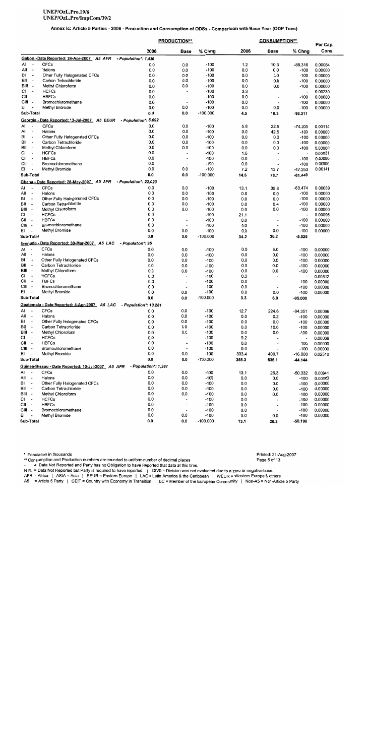# Annex Ic: Article 5 Parties - 2006 - Production and Consumption of ODSs - Comparison with Base Year (ODP Tons)

| | | PRODUCTION** | | | CONSUMPTION** | | | Per Cap. |
|---|---|---|---|---|---|---|---|---|
| | | 2006 | Base | % Chng | 2006 | Base | % Chng | Cons. |
| **Gabon - Date Reported: 24-Apr-2007 A5 AFR - Population*: 1,416** | | | | | | | | |
| AI - | CFCs | 0.0 | 0.0 | -100 | 1.2 | 10.3 | -88.316 | 0.00084 |
| AII - | Halons | 0.0 | 0.0 | -100 | 0.0 | 0.0 | -100 | 0.00000 |
| BI - | Other Fully Halogenated CFCs | 0.0 | 0.0 | -100 | 0.0 | 0.0 | -100 | 0.00000 |
| BII - | Carbon Tetrachloride | 0.0 | 0.0 | -100 | 0.0 | 0.0 | -100 | 0.00000 |
| BIII - | Methyl Chloroform | 0.0 | 0.0 | -100 | 0.0 | 0.0 | -100 | 0.00000 |
| CI - | HCFCs | 0.0 | - | -100 | 3.3 | - | - | 0.00230 |
| CII - | HBFCs | 0.0 | - | -100 | 0.0 | - | -100 | 0.00000 |
| CIII - | Bromochloromethane | 0.0 | - | -100 | 0.0 | - | -100 | 0.00000 |
| EI - | Methyl Bromide | 0.0 | 0.0 | -100 | 0.0 | 0.0 | -100 | 0.00000 |
| **Sub-Total** | | **0.0** | **0.0** | **-100.000** | **4.5** | **10.3** | **-56.311** | |
| **Georgia - Date Reported: 13-Jul-2007 A5 EEUR - Population*: 5,092** | | | | | | | | |
| AI - | CFCs | 0.0 | 0.0 | -100 | 5.8 | 22.5 | -74.203 | 0.00114 |
| AII - | Halons | 0.0 | 0.0 | -100 | 0.0 | 42.5 | -100 | 0.00000 |
| BI - | Other Fully Halogenated CFCs | 0.0 | 0.0 | -100 | 0.0 | 0.0 | -100 | 0.00000 |
| BII - | Carbon Tetrachloride | 0.0 | 0.0 | -100 | 0.0 | 0.0 | -100 | 0.00000 |
| BIII - | Methyl Chloroform | 0.0 | 0.0 | -100 | 0.0 | 0.0 | -100 | 0.00000 |
| CI - | HCFCs | 0.0 | - | -100 | 1.6 | - | - | 0.00031 |
| CII - | HBFCs | 0.0 | - | -100 | 0.0 | - | -100 | 0.00000 |
| CIII - | Bromochloromethane | 0.0 | - | -100 | 0.0 | - | -100 | 0.00000 |
| EI - | Methyl Bromide | 0.0 | 0.0 | -100 | 7.2 | 13.7 | -47.253 | 0.00141 |
| **Sub-Total** | | **0.0** | **0.0** | **-100.000** | **14.6** | **78.7** | **-81.449** | |
| **Ghana - Date Reported: 28-May-2007 A5 AFR - Population*: 22,023** | | | | | | | | |
| AI - | CFCs | 0.0 | 0.0 | -100 | 13.1 | 35.8 | -63.474 | 0.00059 |
| AII - | Halons | 0.0 | 0.0 | -100 | 0.0 | 0.0 | -100 | 0.00000 |
| BI - | Other Fully Halogenated CFCs | 0.0 | 0.0 | -100 | 0.0 | 0.0 | -100 | 0.00000 |
| BII - | Carbon Tetrachloride | 0.0 | 0.0 | -100 | 0.0 | 0.4 | -100 | 0.00000 |
| BIII - | Methyl Chloroform | 0.0 | 0.0 | -100 | 0.0 | 0.0 | -100 | 0.00000 |
| CI - | HCFCs | 0.0 | - | -100 | 21.1 | - | - | 0.00096 |
| CII - | HBFCs | 0.0 | - | -100 | 0.0 | - | -100 | 0.00000 |
| CIII - | Bromochloromethane | 0.0 | - | -100 | 0.0 | - | -100 | 0.00000 |
| EI - | Methyl Bromide | 0.0 | 0.0 | -100 | 0.0 | 0.0 | -100 | 0.00000 |
| **Sub-Total** | | **0.0** | **0.0** | **-100.000** | **34.2** | **36.2** | **-5.525** | |
| **Grenada - Date Reported: 30-Mar-2007 A5 LAC - Population*: 95** | | | | | | | | |
| AI - | CFCs | 0.0 | 0.0 | -100 | 0.0 | 6.0 | -100 | 0.00000 |
| AII - | Halons | 0.0 | 0.0 | -100 | 0.0 | 0.0 | -100 | 0.00000 |
| BI - | Other Fully Halogenated CFCs | 0.0 | 0.0 | -100 | 0.0 | 0.0 | -100 | 0.00000 |
| BII - | Carbon Tetrachloride | 0.0 | 0.0 | -100 | 0.0 | 0.0 | -100 | 0.00000 |
| BIII - | Methyl Chloroform | 0.0 | 0.0 | -100 | 0.0 | 0.0 | -100 | 0.00000 |
| CI - | HCFCs | 0.0 | - | -100 | 0.3 | - | - | 0.00312 |
| CII - | HBFCs | 0.0 | - | -100 | 0.0 | - | -100 | 0.00000 |
| CIII - | Bromochloromethane | 0.0 | - | -100 | 0.0 | - | -100 | 0.00000 |
| EI - | Methyl Bromide | 0.0 | 0.0 | -100 | 0.0 | 0.0 | -100 | 0.00000 |
| **Sub-Total** | | **0.0** | **0.0** | **-100.000** | **0.3** | **6.0** | **-95.000** | |
| **Guatemala - Date Reported: 4-Apr-2007 A5 LAC - Population*: 13,281** | | | | | | | | |
| AI - | CFCs | 0.0 | 0.0 | -100 | 12.7 | 224.6 | -94.351 | 0.00096 |
| AII - | Halons | 0.0 | 0.0 | -100 | 0.0 | 0.2 | -100 | 0.00000 |
| BI - | Other Fully Halogenated CFCs | 0.0 | 0.0 | -100 | 0.0 | 0.0 | -100 | 0.00000 |
| BII - | Carbon Tetrachloride | 0.0 | 0.0 | -100 | 0.0 | 10.6 | -100 | 0.00000 |
| BIII - | Methyl Chloroform | 0.0 | 0.0 | -100 | 0.0 | 0.0 | -100 | 0.00000 |
| CI - | HCFCs | 0.0 | - | -100 | 9.2 | - | - | 0.00069 |
| CII - | HBFCs | 0.0 | - | -100 | 0.0 | - | -100 | 0.00000 |
| CIII - | Bromochloromethane | 0.0 | - | -100 | 0.0 | - | -100 | 0.00000 |
| EI - | Methyl Bromide | 0.0 | 0.0 | -100 | 333.4 | 400.7 | -16.800 | 0.02510 |
| **Sub-Total** | | **0.0** | **0.0** | **-100.000** | **355.3** | **636.1** | **-44.144** | |
| **Guinea-Bissau - Date Reported: 10-Jul-2007 A5 AFR - Population*: 1,387** | | | | | | | | |
| AI - | CFCs | 0.0 | 0.0 | -100 | 13.1 | 26.3 | -50.332 | 0.00941 |
| AII - | Halons | 0.0 | 0.0 | -100 | 0.0 | 0.0 | -100 | 0.00000 |
| BI - | Other Fully Halogenated CFCs | 0.0 | 0.0 | -100 | 0.0 | 0.0 | -100 | 0.00000 |
| BII - | Carbon Tetrachloride | 0.0 | 0.0 | -100 | 0.0 | 0.0 | -100 | 0.00000 |
| BIII - | Methyl Chloroform | 0.0 | 0.0 | -100 | 0.0 | 0.0 | -100 | 0.00000 |
| CI - | HCFCs | 0.0 | - | -100 | 0.0 | - | -100 | 0.00000 |
| CII - | HBFCs | 0.0 | - | -100 | 0.0 | - | -100 | 0.00000 |
| CIII - | Bromochloromethane | 0.0 | - | -100 | 0.0 | - | -100 | 0.00000 |
| EI - | Methyl Bromide | 0.0 | 0.0 | -100 | 0.0 | 0.0 | -100 | 0.00000 |
| **Sub-Total** | | **0.0** | **0.0** | **-100.000** | **13.1** | **26.3** | **-50.190** | |

\* Population in thousands

\*\* Consumption and Production numbers are rounded to uniform number of decimal places

\- = Data Not Reported and Party has no Obligation to have Reported that data at this time.

N.R. = Data Not Reported but Party is required to have reported | DIV0 = Division was not evaluated due to a zero or negative base.

AFR = Africa | ASIA = Asia | EEUR = Eastern Europe | LAC = Latin America & the Caribbean | WEUR = Western Europe & others

A5 = Article 5 Party | CEIT = Country with Economy in Transition | EC = Member of the European Community | Non-A5 = Non-Article 5 Party

Printed: 21-Aug-2007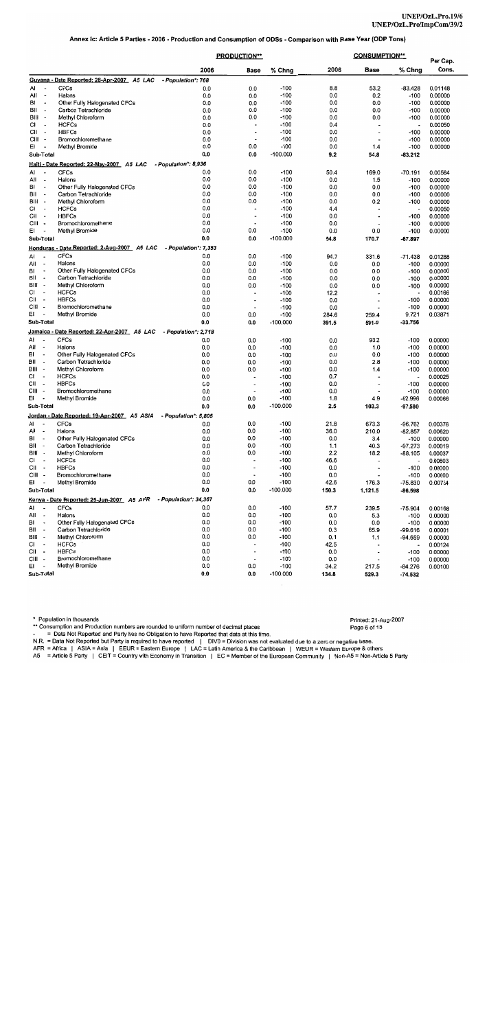## Annex Ic: Article 5 Parties - 2006 - Production and Consumption of ODSs - Comparison with Base Year (ODP Tons)

| | | PRODUCTION** | | | CONSUMPTION** | | | Per Cap. |
|---|---|---|---|---|---|---|---|---|
| | | 2006 | Base | % Chng | 2006 | Base | % Chng | Cons. |
| **Guyana - Date Reported: 28-Apr-2007 A5 LAC - Population*: 768** | | | | | | | | |
| AI - | CFCs | 0.0 | 0.0 | -100 | 8.8 | 53.2 | -83.428 | 0.01148 |
| AII - | Halons | 0.0 | 0.0 | -100 | 0.0 | 0.2 | -100 | 0.00000 |
| BI - | Other Fully Halogenated CFCs | 0.0 | 0.0 | -100 | 0.0 | 0.0 | -100 | 0.00000 |
| BII - | Carbon Tetrachloride | 0.0 | 0.0 | -100 | 0.0 | 0.0 | -100 | 0.00000 |
| BIII - | Methyl Chloroform | 0.0 | 0.0 | -100 | 0.0 | 0.0 | -100 | 0.00000 |
| CI - | HCFCs | 0.0 | - | -100 | 0.4 | - | - | 0.00050 |
| CII - | HBFCs | 0.0 | - | -100 | 0.0 | - | -100 | 0.00000 |
| CIII - | Bromochloromethane | 0.0 | - | -100 | 0.0 | - | -100 | 0.00000 |
| EI - | Methyl Bromide | 0.0 | 0.0 | -100 | 0.0 | 1.4 | -100 | 0.00000 |
| **Sub-Total** | | **0.0** | **0.0** | **-100.000** | **9.2** | **54.8** | **-83.212** | |
| **Haiti - Date Reported: 22-May-2007 A5 LAC - Population*: 8,936** | | | | | | | | |
| AI - | CFCs | 0.0 | 0.0 | -100 | 50.4 | 169.0 | -70.191 | 0.00564 |
| AII - | Halons | 0.0 | 0.0 | -100 | 0.0 | 1.5 | -100 | 0.00000 |
| BI - | Other Fully Halogenated CFCs | 0.0 | 0.0 | -100 | 0.0 | 0.0 | -100 | 0.00000 |
| BII - | Carbon Tetrachloride | 0.0 | 0.0 | -100 | 0.0 | 0.0 | -100 | 0.00000 |
| BIII - | Methyl Chloroform | 0.0 | 0.0 | -100 | 0.0 | 0.2 | -100 | 0.00000 |
| CI - | HCFCs | 0.0 | - | -100 | 4.4 | - | - | 0.00050 |
| CII - | HBFCs | 0.0 | - | -100 | 0.0 | - | -100 | 0.00000 |
| CIII - | Bromochloromethane | 0.0 | - | -100 | 0.0 | - | -100 | 0.00000 |
| EI - | Methyl Bromide | 0.0 | 0.0 | -100 | 0.0 | 0.0 | -100 | 0.00000 |
| **Sub-Total** | | **0.0** | **0.0** | **-100.000** | **54.8** | **170.7** | **-67.897** | |
| **Honduras - Date Reported: 2-Aug-2007 A5 LAC - Population*: 7,353** | | | | | | | | |
| AI - | CFCs | 0.0 | 0.0 | -100 | 94.7 | 331.6 | -71.438 | 0.01288 |
| AII - | Halons | 0.0 | 0.0 | -100 | 0.0 | 0.0 | -100 | 0.00000 |
| BI - | Other Fully Halogenated CFCs | 0.0 | 0.0 | -100 | 0.0 | 0.0 | -100 | 0.00000 |
| BII - | Carbon Tetrachloride | 0.0 | 0.0 | -100 | 0.0 | 0.0 | -100 | 0.00000 |
| BIII - | Methyl Chloroform | 0.0 | 0.0 | -100 | 0.0 | 0.0 | -100 | 0.00000 |
| CI - | HCFCs | 0.0 | - | -100 | 12.2 | - | - | 0.00166 |
| CII - | HBFCs | 0.0 | - | -100 | 0.0 | - | -100 | 0.00000 |
| CIII - | Bromochloromethane | 0.0 | - | -100 | 0.0 | - | -100 | 0.00000 |
| EI - | Methyl Bromide | 0.0 | 0.0 | -100 | 284.6 | 259.4 | 9.721 | 0.03871 |
| **Sub-Total** | | **0.0** | **0.0** | **-100.000** | **391.5** | **591.0** | **-33.756** | |
| **Jamaica - Date Reported: 22-Apr-2007 A5 LAC - Population*: 2,718** | | | | | | | | |
| AI - | CFCs | 0.0 | 0.0 | -100 | 0.0 | 93.2 | -100 | 0.00000 |
| AII - | Halons | 0.0 | 0.0 | -100 | 0.0 | 1.0 | -100 | 0.00000 |
| BI - | Other Fully Halogenated CFCs | 0.0 | 0.0 | -100 | 0.0 | 0.0 | -100 | 0.00000 |
| BII - | Carbon Tetrachloride | 0.0 | 0.0 | -100 | 0.0 | 2.8 | -100 | 0.00000 |
| BIII - | Methyl Chloroform | 0.0 | 0.0 | -100 | 0.0 | 1.4 | -100 | 0.00000 |
| CI - | HCFCs | 0.0 | - | -100 | 0.7 | - | - | 0.00025 |
| CII - | HBFCs | 0.0 | - | -100 | 0.0 | - | -100 | 0.00000 |
| CIII - | Bromochloromethane | 0.0 | - | -100 | 0.0 | - | -100 | 0.00000 |
| EI - | Methyl Bromide | 0.0 | 0.0 | -100 | 1.8 | 4.9 | -62.996 | 0.00066 |
| **Sub-Total** | | **0.0** | **0.0** | **-100.000** | **2.5** | **103.3** | **-97.580** | |
| **Jordan - Date Reported: 19-Apr-2007 A5 ASIA - Population*: 5,805** | | | | | | | | |
| AI - | CFCs | 0.0 | 0.0 | -100 | 21.8 | 673.3 | -96.762 | 0.00376 |
| AII - | Halons | 0.0 | 0.0 | -100 | 36.0 | 210.0 | -82.857 | 0.00620 |
| BI - | Other Fully Halogenated CFCs | 0.0 | 0.0 | -100 | 0.0 | 3.4 | -100 | 0.00000 |
| BII - | Carbon Tetrachloride | 0.0 | 0.0 | -100 | 1.1 | 40.3 | -97.273 | 0.00019 |
| BIII - | Methyl Chloroform | 0.0 | 0.0 | -100 | 2.2 | 18.2 | -88.105 | 0.00037 |
| CI - | HCFCs | 0.0 | - | -100 | 46.6 | - | - | 0.00803 |
| CII - | HBFCs | 0.0 | - | -100 | 0.0 | - | -100 | 0.00000 |
| CIII - | Bromochloromethane | 0.0 | - | -100 | 0.0 | - | -100 | 0.00000 |
| EI - | Methyl Bromide | 0.0 | 0.0 | -100 | 42.6 | 176.3 | -75.830 | 0.00734 |
| **Sub-Total** | | **0.0** | **0.0** | **-100.000** | **150.3** | **1,121.5** | **-86.598** | |
| **Kenya - Date Reported: 25-Jun-2007 A5 AFR - Population*: 34,367** | | | | | | | | |
| AI - | CFCs | 0.0 | 0.0 | -100 | 57.7 | 239.5 | -75.904 | 0.00168 |
| AII - | Halons | 0.0 | 0.0 | -100 | 0.0 | 5.3 | -100 | 0.00000 |
| BI - | Other Fully Halogenated CFCs | 0.0 | 0.0 | -100 | 0.0 | 0.0 | -100 | 0.00000 |
| BII - | Carbon Tetrachloride | 0.0 | 0.0 | -100 | 0.3 | 65.9 | -99.616 | 0.00001 |
| BIII - | Methyl Chloroform | 0.0 | 0.0 | -100 | 0.1 | 1.1 | -94.659 | 0.00000 |
| CI - | HCFCs | 0.0 | - | -100 | 42.5 | - | - | 0.00124 |
| CII - | HBFCs | 0.0 | - | -100 | 0.0 | - | -100 | 0.00000 |
| CIII - | Bromochloromethane | 0.0 | - | -100 | 0.0 | - | -100 | 0.00000 |
| EI - | Methyl Bromide | 0.0 | 0.0 | -100 | 34.2 | 217.5 | -84.276 | 0.00100 |
| **Sub-Total** | | **0.0** | **0.0** | **-100.000** | **134.8** | **529.3** | **-74.532** | |

\* Population in thousands

** Consumption and Production numbers are rounded to uniform number of decimal places

\- = Data Not Reported and Party has no Obligation to have Reported that data at this time.

N.R. = Data Not Reported but Party is required to have reported | DIV0 = Division was not evaluated due to a zero or negative base.

AFR = Africa | ASIA = Asia | EEUR = Eastern Europe | LAC = Latin America & the Caribbean | WEUR = Western Europe & others

A5 = Article 5 Party | CEIT = Country with Economy in Transition | EC = Member of the European Community | Non-A5 = Non-Article 5 Party

Printed: 21-Aug-2007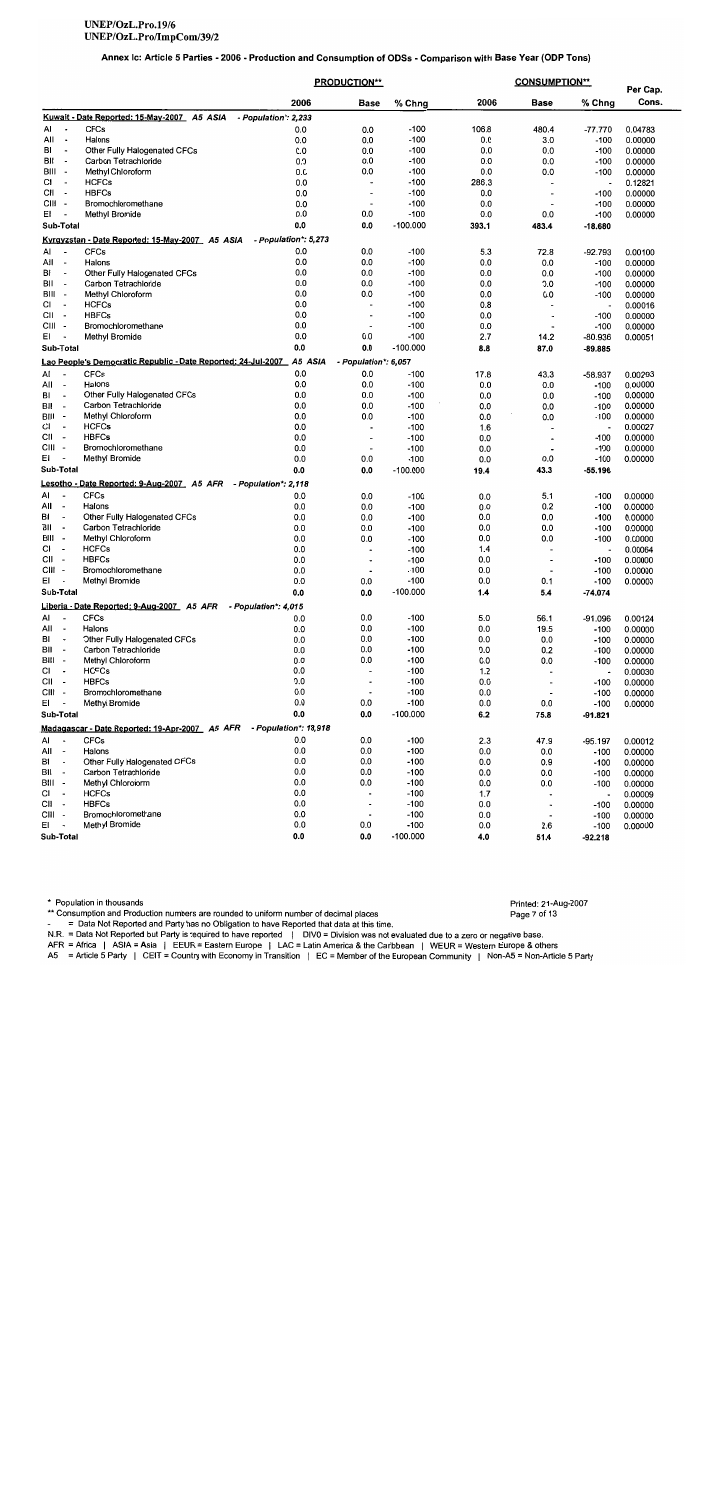## Annex Ic: Article 5 Parties - 2006 - Production and Consumption of ODSs - Comparison with Base Year (ODP Tons)

| | | PRODUCTION** | | | CONSUMPTION** | | | Per Cap. |
|---|---|---|---|---|---|---|---|---|
| | | 2006 | Base | % Chng | 2006 | Base | % Chng | Cons. |
| **Kuwait - Date Reported: 15-May-2007 A5 ASIA - Population*: 2,233** | | | | | | | | |
| AI - | CFCs | 0.0 | 0.0 | -100 | 106.8 | 480.4 | -77.770 | 0.04783 |
| AII - | Halons | 0.0 | 0.0 | -100 | 0.0 | 3.0 | -100 | 0.00000 |
| BI - | Other Fully Halogenated CFCs | 0.0 | 0.0 | -100 | 0.0 | 0.0 | -100 | 0.00000 |
| BII - | Carbon Tetrachloride | 0.0 | 0.0 | -100 | 0.0 | 0.0 | -100 | 0.00000 |
| BIII - | Methyl Chloroform | 0.0 | 0.0 | -100 | 0.0 | 0.0 | -100 | 0.00000 |
| CI - | HCFCs | 0.0 | - | -100 | 286.3 | - | - | 0.12821 |
| CII - | HBFCs | 0.0 | - | -100 | 0.0 | - | -100 | 0.00000 |
| CIII - | Bromochloromethane | 0.0 | - | -100 | 0.0 | - | -100 | 0.00000 |
| EI - | Methyl Bromide | 0.0 | 0.0 | -100 | 0.0 | 0.0 | -100 | 0.00000 |
| **Sub-Total** | | **0.0** | **0.0** | **-100.000** | **393.1** | **483.4** | **-18.680** | |
| **Kyrgyzstan - Date Reported: 15-May-2007 A5 ASIA - Population*: 5,273** | | | | | | | | |
| AI - | CFCs | 0.0 | 0.0 | -100 | 5.3 | 72.8 | -92.793 | 0.00100 |
| AII - | Halons | 0.0 | 0.0 | -100 | 0.0 | 0.0 | -100 | 0.00000 |
| BI - | Other Fully Halogenated CFCs | 0.0 | 0.0 | -100 | 0.0 | 0.0 | -100 | 0.00000 |
| BII - | Carbon Tetrachloride | 0.0 | 0.0 | -100 | 0.0 | 0.0 | -100 | 0.00000 |
| BIII - | Methyl Chloroform | 0.0 | 0.0 | -100 | 0.0 | 0.0 | -100 | 0.00000 |
| CI - | HCFCs | 0.0 | - | -100 | 0.8 | - | - | 0.00016 |
| CII - | HBFCs | 0.0 | - | -100 | 0.0 | - | -100 | 0.00000 |
| CIII - | Bromochloromethane | 0.0 | - | -100 | 0.0 | - | -100 | 0.00000 |
| EI - | Methyl Bromide | 0.0 | 0.0 | -100 | 2.7 | 14.2 | -80.936 | 0.00051 |
| **Sub-Total** | | **0.0** | **0.0** | **-100.000** | **8.8** | **87.0** | **-89.885** | |
| **Lao People's Democratic Republic - Date Reported: 24-Jul-2007 A5 ASIA - Population*: 6,057** | | | | | | | | |
| AI - | CFCs | 0.0 | 0.0 | -100 | 17.8 | 43.3 | -58.937 | 0.00293 |
| AII - | Halons | 0.0 | 0.0 | -100 | 0.0 | 0.0 | -100 | 0.00000 |
| BI - | Other Fully Halogenated CFCs | 0.0 | 0.0 | -100 | 0.0 | 0.0 | -100 | 0.00000 |
| BII - | Carbon Tetrachloride | 0.0 | 0.0 | -100 | 0.0 | 0.0 | -100 | 0.00000 |
| BIII - | Methyl Chloroform | 0.0 | 0.0 | -100 | 0.0 | 0.0 | -100 | 0.00000 |
| CI - | HCFCs | 0.0 | - | -100 | 1.6 | - | - | 0.00027 |
| CII - | HBFCs | 0.0 | - | -100 | 0.0 | - | -100 | 0.00000 |
| CIII - | Bromochloromethane | 0.0 | - | -100 | 0.0 | - | -100 | 0.00000 |
| EI - | Methyl Bromide | 0.0 | 0.0 | -100 | 0.0 | 0.0 | -100 | 0.00000 |
| **Sub-Total** | | **0.0** | **0.0** | **-100.000** | **19.4** | **43.3** | **-55.196** | |
| **Lesotho - Date Reported: 9-Aug-2007 A5 AFR - Population*: 2,118** | | | | | | | | |
| AI - | CFCs | 0.0 | 0.0 | -100 | 0.0 | 5.1 | -100 | 0.00000 |
| AII - | Halons | 0.0 | 0.0 | -100 | 0.0 | 0.2 | -100 | 0.00000 |
| BI - | Other Fully Halogenated CFCs | 0.0 | 0.0 | -100 | 0.0 | 0.0 | -100 | 0.00000 |
| BII - | Carbon Tetrachloride | 0.0 | 0.0 | -100 | 0.0 | 0.0 | -100 | 0.00000 |
| BIII - | Methyl Chloroform | 0.0 | 0.0 | -100 | 0.0 | 0.0 | -100 | 0.00000 |
| CI - | HCFCs | 0.0 | - | -100 | 1.4 | - | - | 0.00064 |
| CII - | HBFCs | 0.0 | - | -100 | 0.0 | - | -100 | 0.00000 |
| CIII - | Bromochloromethane | 0.0 | - | -100 | 0.0 | - | -100 | 0.00000 |
| EI - | Methyl Bromide | 0.0 | 0.0 | -100 | 0.0 | 0.1 | -100 | 0.00000 |
| **Sub-Total** | | **0.0** | **0.0** | **-100.000** | **1.4** | **5.4** | **-74.074** | |
| **Liberia - Date Reported: 9-Aug-2007 A5 AFR - Population*: 4,015** | | | | | | | | |
| AI - | CFCs | 0.0 | 0.0 | -100 | 5.0 | 56.1 | -91.096 | 0.00124 |
| AII - | Halons | 0.0 | 0.0 | -100 | 0.0 | 19.5 | -100 | 0.00000 |
| BI - | Other Fully Halogenated CFCs | 0.0 | 0.0 | -100 | 0.0 | 0.0 | -100 | 0.00000 |
| BII - | Carbon Tetrachloride | 0.0 | 0.0 | -100 | 0.0 | 0.2 | -100 | 0.00000 |
| BIII - | Methyl Chloroform | 0.0 | 0.0 | -100 | 0.0 | 0.0 | -100 | 0.00000 |
| CI - | HCFCs | 0.0 | - | -100 | 1.2 | - | - | 0.00030 |
| CII - | HBFCs | 0.0 | - | -100 | 0.0 | - | -100 | 0.00000 |
| CIII - | Bromochloromethane | 0.0 | - | -100 | 0.0 | - | -100 | 0.00000 |
| EI - | Methyl Bromide | 0.0 | 0.0 | -100 | 0.0 | 0.0 | -100 | 0.00000 |
| **Sub-Total** | | **0.0** | **0.0** | **-100.000** | **6.2** | **75.8** | **-91.821** | |
| **Madagascar - Date Reported: 19-Apr-2007 A5 AFR - Population*: 18,918** | | | | | | | | |
| AI - | CFCs | 0.0 | 0.0 | -100 | 2.3 | 47.9 | -95.197 | 0.00012 |
| AII - | Halons | 0.0 | 0.0 | -100 | 0.0 | 0.0 | -100 | 0.00000 |
| BI - | Other Fully Halogenated CFCs | 0.0 | 0.0 | -100 | 0.0 | 0.9 | -100 | 0.00000 |
| BII - | Carbon Tetrachloride | 0.0 | 0.0 | -100 | 0.0 | 0.0 | -100 | 0.00000 |
| BIII - | Methyl Chloroform | 0.0 | 0.0 | -100 | 0.0 | 0.0 | -100 | 0.00000 |
| CI - | HCFCs | 0.0 | - | -100 | 1.7 | - | - | 0.00009 |
| CII - | HBFCs | 0.0 | - | -100 | 0.0 | - | -100 | 0.00000 |
| CIII - | Bromochloromethane | 0.0 | - | -100 | 0.0 | - | -100 | 0.00000 |
| EI - | Methyl Bromide | 0.0 | 0.0 | -100 | 0.0 | 2.6 | -100 | 0.00000 |
| **Sub-Total** | | **0.0** | **0.0** | **-100.000** | **4.0** | **51.4** | **-92.218** | |

\* Population in thousands
\*\* Consumption and Production numbers are rounded to uniform number of decimal places
\- = Data Not Reported and Party has no Obligation to have Reported that data at this time.
N.R. = Data Not Reported but Party is required to have reported | DIV0 = Division was not evaluated due to a zero or negative base.
AFR = Africa | ASIA = Asia | EEUR = Eastern Europe | LAC = Latin America & the Caribbean | WEUR = Western Europe & others
A5 = Article 5 Party | CEIT = Country with Economy in Transition | EC = Member of the European Community | Non-A5 = Non-Article 5 Party

Printed: 21-Aug-2007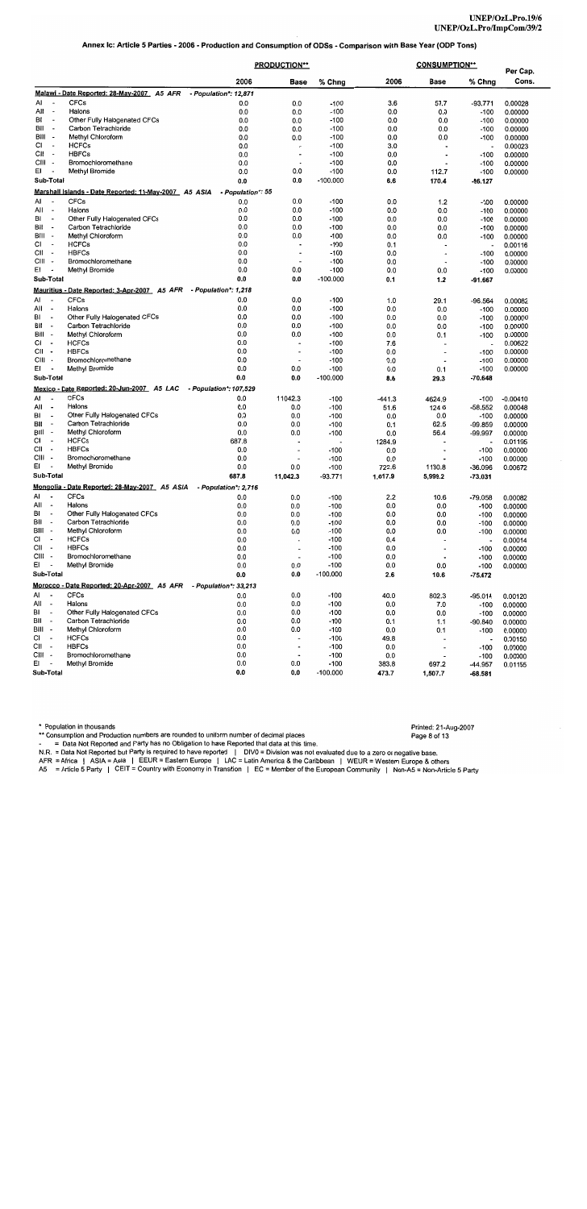UNEP/OzL.Pro.19/6
UNEP/OzL.Pro/ImpCom/39/2

## Annex Ic: Article 5 Parties - 2006 - Production and Consumption of ODSs - Comparison with Base Year (ODP Tons)

| | | PRODUCTION** | | | CONSUMPTION** | | | Per Cap. |
|---|---|---|---|---|---|---|---|---|
| | | 2006 | Base | % Chng | 2006 | Base | % Chng | Cons. |
| **Malawi - Date Reported: 28-May-2007 A5 AFR - Population*: 12,871** | | | | | | | | |
| AI - | CFCs | 0.0 | 0.0 | -100 | 3.6 | 57.7 | -93.771 | 0.00028 |
| AII - | Halons | 0.0 | 0.0 | -100 | 0.0 | 0.0 | -100 | 0.00000 |
| BI - | Other Fully Halogenated CFCs | 0.0 | 0.0 | -100 | 0.0 | 0.0 | -100 | 0.00000 |
| BII - | Carbon Tetrachloride | 0.0 | 0.0 | -100 | 0.0 | 0.0 | -100 | 0.00000 |
| BIII - | Methyl Chloroform | 0.0 | 0.0 | -100 | 0.0 | 0.0 | -100 | 0.00000 |
| CI - | HCFCs | 0.0 | - | -100 | 3.0 | - | - | 0.00023 |
| CII - | HBFCs | 0.0 | - | -100 | 0.0 | - | -100 | 0.00000 |
| CIII - | Bromochloromethane | 0.0 | - | -100 | 0.0 | - | -100 | 0.00000 |
| EI - | Methyl Bromide | 0.0 | 0.0 | -100 | 0.0 | 112.7 | -100 | 0.00000 |
| **Sub-Total** | | **0.0** | **0.0** | **-100.000** | **6.6** | **170.4** | **-96.127** | |
| **Marshall Islands - Date Reported: 11-May-2007 A5 ASIA - Population*: 55** | | | | | | | | |
| AI - | CFCs | 0.0 | 0.0 | -100 | 0.0 | 1.2 | -100 | 0.00000 |
| AII - | Halons | 0.0 | 0.0 | -100 | 0.0 | 0.0 | -100 | 0.00000 |
| BI - | Other Fully Halogenated CFCs | 0.0 | 0.0 | -100 | 0.0 | 0.0 | -100 | 0.00000 |
| BII - | Carbon Tetrachloride | 0.0 | 0.0 | -100 | 0.0 | 0.0 | -100 | 0.00000 |
| BIII - | Methyl Chloroform | 0.0 | 0.0 | -100 | 0.0 | 0.0 | -100 | 0.00000 |
| CI - | HCFCs | 0.0 | - | -100 | 0.1 | - | - | 0.00116 |
| CII - | HBFCs | 0.0 | - | -100 | 0.0 | - | -100 | 0.00000 |
| CIII - | Bromochloromethane | 0.0 | - | -100 | 0.0 | - | -100 | 0.00000 |
| EI - | Methyl Bromide | 0.0 | 0.0 | -100 | 0.0 | 0.0 | -100 | 0.00000 |
| **Sub-Total** | | **0.0** | **0.0** | **-100.000** | **0.1** | **1.2** | **-91.667** | |
| **Mauritius - Date Reported: 3-Apr-2007 A5 AFR - Population*: 1,218** | | | | | | | | |
| AI - | CFCs | 0.0 | 0.0 | -100 | 1.0 | 29.1 | -96.564 | 0.00082 |
| AII - | Halons | 0.0 | 0.0 | -100 | 0.0 | 0.0 | -100 | 0.00000 |
| BI - | Other Fully Halogenated CFCs | 0.0 | 0.0 | -100 | 0.0 | 0.0 | -100 | 0.00000 |
| BII - | Carbon Tetrachloride | 0.0 | 0.0 | -100 | 0.0 | 0.0 | -100 | 0.00000 |
| BIII - | Methyl Chloroform | 0.0 | 0.0 | -100 | 0.0 | 0.1 | -100 | 0.00000 |
| CI - | HCFCs | 0.0 | - | -100 | 7.6 | - | - | 0.00622 |
| CII - | HBFCs | 0.0 | - | -100 | 0.0 | - | -100 | 0.00000 |
| CIII - | Bromochloromethane | 0.0 | - | -100 | 0.0 | - | -100 | 0.00000 |
| EI - | Methyl Bromide | 0.0 | 0.0 | -100 | 0.0 | 0.1 | -100 | 0.00000 |
| **Sub-Total** | | **0.0** | **0.0** | **-100.000** | **8.6** | **29.3** | **-70.648** | |
| **Mexico - Date Reported: 20-Jun-2007 A5 LAC - Population*: 107,529** | | | | | | | | |
| AI - | CFCs | 0.0 | 11042.3 | -100 | -441.3 | 4624.9 | -100 | -0.00410 |
| AII - | Halons | 0.0 | 0.0 | -100 | 51.6 | 124.6 | -58.582 | 0.00048 |
| BI - | Other Fully Halogenated CFCs | 0.0 | 0.0 | -100 | 0.0 | 0.0 | -100 | 0.00000 |
| BII - | Carbon Tetrachloride | 0.0 | 0.0 | -100 | 0.1 | 62.5 | -99.859 | 0.00000 |
| BIII - | Methyl Chloroform | 0.0 | 0.0 | -100 | 0.0 | 56.4 | -99.997 | 0.00000 |
| CI - | HCFCs | 687.8 | - | - | 1284.9 | - | - | 0.01195 |
| CII - | HBFCs | 0.0 | - | -100 | 0.0 | - | -100 | 0.00000 |
| CIII - | Bromochloromethane | 0.0 | - | -100 | 0.0 | - | -100 | 0.00000 |
| EI - | Methyl Bromide | 0.0 | 0.0 | -100 | 722.6 | 1130.8 | -36.096 | 0.00672 |
| **Sub-Total** | | **687.8** | **11,042.3** | **-93.771** | **1,617.9** | **5,999.2** | **-73.031** | |
| **Mongolia - Date Reported: 28-May-2007 A5 ASIA - Population*: 2,716** | | | | | | | | |
| AI - | CFCs | 0.0 | 0.0 | -100 | 2.2 | 10.6 | -79.058 | 0.00082 |
| AII - | Halons | 0.0 | 0.0 | -100 | 0.0 | 0.0 | -100 | 0.00000 |
| BI - | Other Fully Halogenated CFCs | 0.0 | 0.0 | -100 | 0.0 | 0.0 | -100 | 0.00000 |
| BII - | Carbon Tetrachloride | 0.0 | 0.0 | -100 | 0.0 | 0.0 | -100 | 0.00000 |
| BIII - | Methyl Chloroform | 0.0 | 0.0 | -100 | 0.0 | 0.0 | -100 | 0.00000 |
| CI - | HCFCs | 0.0 | - | -100 | 0.4 | - | - | 0.00014 |
| CII - | HBFCs | 0.0 | - | -100 | 0.0 | - | -100 | 0.00000 |
| CIII - | Bromochloromethane | 0.0 | - | -100 | 0.0 | - | -100 | 0.00000 |
| EI - | Methyl Bromide | 0.0 | 0.0 | -100 | 0.0 | 0.0 | -100 | 0.00000 |
| **Sub-Total** | | **0.0** | **0.0** | **-100.000** | **2.6** | **10.6** | **-75.472** | |
| **Morocco - Date Reported: 20-Apr-2007 A5 AFR - Population*: 33,213** | | | | | | | | |
| AI - | CFCs | 0.0 | 0.0 | -100 | 40.0 | 802.3 | -95.014 | 0.00120 |
| AII - | Halons | 0.0 | 0.0 | -100 | 0.0 | 7.0 | -100 | 0.00000 |
| BI - | Other Fully Halogenated CFCs | 0.0 | 0.0 | -100 | 0.0 | 0.0 | -100 | 0.00000 |
| BII - | Carbon Tetrachloride | 0.0 | 0.0 | -100 | 0.1 | 1.1 | -90.840 | 0.00000 |
| BIII - | Methyl Chloroform | 0.0 | 0.0 | -100 | 0.0 | 0.1 | -100 | 0.00000 |
| CI - | HCFCs | 0.0 | - | -100 | 49.8 | - | - | 0.00150 |
| CII - | HBFCs | 0.0 | - | -100 | 0.0 | - | -100 | 0.00000 |
| CIII - | Bromochloromethane | 0.0 | - | -100 | 0.0 | - | -100 | 0.00000 |
| EI - | Methyl Bromide | 0.0 | 0.0 | -100 | 383.8 | 697.2 | -44.957 | 0.01155 |
| **Sub-Total** | | **0.0** | **0.0** | **-100.000** | **473.7** | **1,507.7** | **-68.581** | |

\* Population in thousands

** Consumption and Production numbers are rounded to uniform number of decimal places

\- = Data Not Reported and Party has no Obligation to have Reported that data at this time.

N.R. = Data Not Reported but Party is required to have reported | DIV0 = Division was not evaluated due to a zero or negative base.

AFR = Africa | ASIA = Asia | EEUR = Eastern Europe | LAC = Latin America & the Caribbean | WEUR = Western Europe & others

A5 = Article 5 Party | CEIT = Country with Economy in Transition | EC = Member of the European Community | Non-A5 = Non-Article 5 Party

Printed: 21-Aug-2007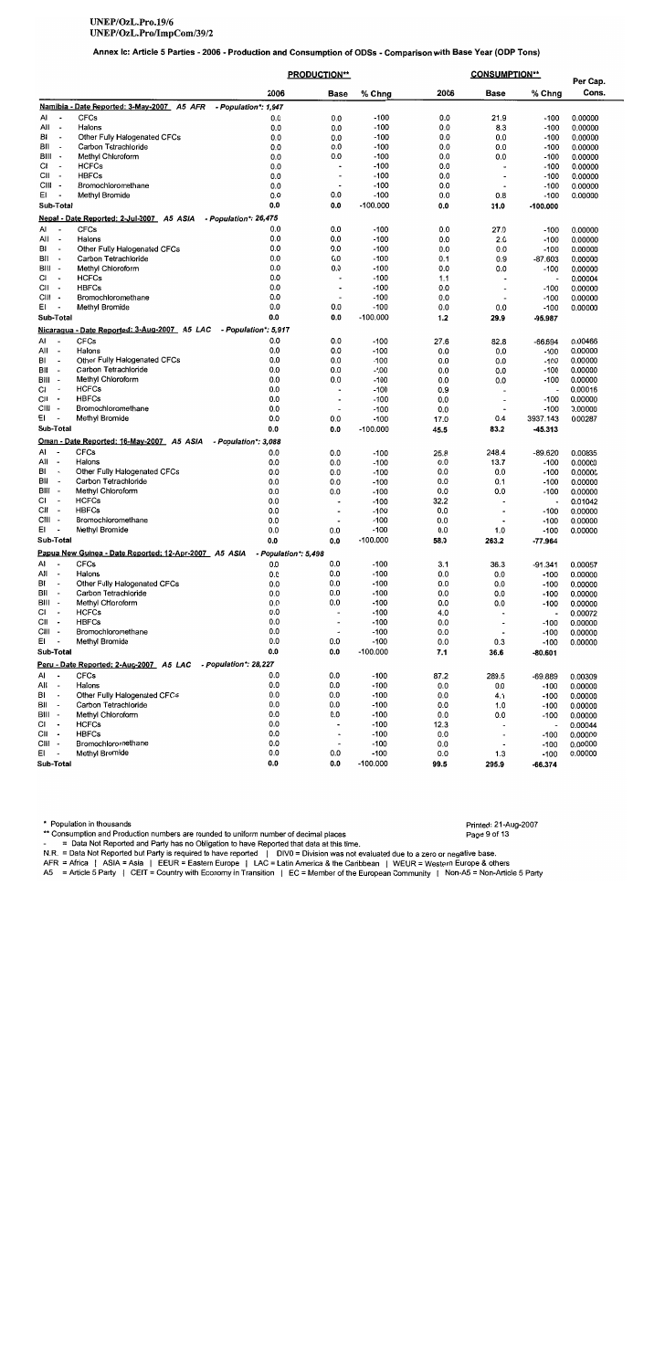## Annex Ic: Article 5 Parties - 2006 - Production and Consumption of ODSs - Comparison with Base Year (ODP Tons)

| | | PRODUCTION** | | | CONSUMPTION** | | | Per Cap. |
|---|---|---|---|---|---|---|---|---|
| | | 2006 | Base | % Chng | 2006 | Base | % Chng | Cons. |
| **Namibia - Date Reported: 3-May-2007 A5 AFR - Population*: 1,947** | | | | | | | | |
| AI - | CFCs | 0.0 | 0.0 | -100 | 0.0 | 21.9 | -100 | 0.00000 |
| AII - | Halons | 0.0 | 0.0 | -100 | 0.0 | 8.3 | -100 | 0.00000 |
| BI - | Other Fully Halogenated CFCs | 0.0 | 0.0 | -100 | 0.0 | 0.0 | -100 | 0.00000 |
| BII - | Carbon Tetrachloride | 0.0 | 0.0 | -100 | 0.0 | 0.0 | -100 | 0.00000 |
| BIII - | Methyl Chloroform | 0.0 | 0.0 | -100 | 0.0 | 0.0 | -100 | 0.00000 |
| CI - | HCFCs | 0.0 | - | -100 | 0.0 | - | -100 | 0.00000 |
| CII - | HBFCs | 0.0 | - | -100 | 0.0 | - | -100 | 0.00000 |
| CIII - | Bromochloromethane | 0.0 | - | -100 | 0.0 | - | -100 | 0.00000 |
| EI - | Methyl Bromide | 0.0 | 0.0 | -100 | 0.0 | 0.8 | -100 | 0.00000 |
| Sub-Total | | 0.0 | 0.0 | -100.000 | 0.0 | 31.0 | -100.000 | |
| **Nepal - Date Reported: 2-Jul-2007 A5 ASIA - Population*: 26,475** | | | | | | | | |
| AI - | CFCs | 0.0 | 0.0 | -100 | 0.0 | 27.0 | -100 | 0.00000 |
| AII - | Halons | 0.0 | 0.0 | -100 | 0.0 | 2.0 | -100 | 0.00000 |
| BI - | Other Fully Halogenated CFCs | 0.0 | 0.0 | -100 | 0.0 | 0.0 | -100 | 0.00000 |
| BII - | Carbon Tetrachloride | 0.0 | 0.0 | -100 | 0.1 | 0.9 | -87.603 | 0.00000 |
| BIII - | Methyl Chloroform | 0.0 | 0.0 | -100 | 0.0 | 0.0 | -100 | 0.00000 |
| CI - | HCFCs | 0.0 | - | -100 | 1.1 | - | - | 0.00004 |
| CII - | HBFCs | 0.0 | - | -100 | 0.0 | - | -100 | 0.00000 |
| CIII - | Bromochloromethane | 0.0 | - | -100 | 0.0 | - | -100 | 0.00000 |
| EI - | Methyl Bromide | 0.0 | 0.0 | -100 | 0.0 | 0.0 | -100 | 0.00000 |
| Sub-Total | | 0.0 | 0.0 | -100.000 | 1.2 | 29.9 | -95.987 | |
| **Nicaragua - Date Reported: 3-Aug-2007 A5 LAC - Population*: 5,917** | | | | | | | | |
| AI - | CFCs | 0.0 | 0.0 | -100 | 27.6 | 82.8 | -66.694 | 0.00466 |
| AII - | Halons | 0.0 | 0.0 | -100 | 0.0 | 0.0 | -100 | 0.00000 |
| BI - | Other Fully Halogenated CFCs | 0.0 | 0.0 | -100 | 0.0 | 0.0 | -100 | 0.00000 |
| BII - | Carbon Tetrachloride | 0.0 | 0.0 | -100 | 0.0 | 0.0 | -100 | 0.00000 |
| BIII - | Methyl Chloroform | 0.0 | 0.0 | -100 | 0.0 | 0.0 | -100 | 0.00000 |
| CI - | HCFCs | 0.0 | - | -100 | 0.9 | - | - | 0.00016 |
| CII - | HBFCs | 0.0 | - | -100 | 0.0 | - | -100 | 0.00000 |
| CIII - | Bromochloromethane | 0.0 | - | -100 | 0.0 | - | -100 | 0.00000 |
| EI - | Methyl Bromide | 0.0 | 0.0 | -100 | 17.0 | 0.4 | 3937.143 | 0.00287 |
| Sub-Total | | 0.0 | 0.0 | -100.000 | 45.5 | 83.2 | -45.313 | |
| **Oman - Date Reported: 16-May-2007 A5 ASIA - Population*: 3,088** | | | | | | | | |
| AI - | CFCs | 0.0 | 0.0 | -100 | 25.8 | 248.4 | -89.620 | 0.00835 |
| AII - | Halons | 0.0 | 0.0 | -100 | 0.0 | 13.7 | -100 | 0.00000 |
| BI - | Other Fully Halogenated CFCs | 0.0 | 0.0 | -100 | 0.0 | 0.0 | -100 | 0.00000 |
| BII - | Carbon Tetrachloride | 0.0 | 0.0 | -100 | 0.0 | 0.1 | -100 | 0.00000 |
| BIII - | Methyl Chloroform | 0.0 | 0.0 | -100 | 0.0 | 0.0 | -100 | 0.00000 |
| CI - | HCFCs | 0.0 | - | -100 | 32.2 | - | - | 0.01042 |
| CII - | HBFCs | 0.0 | - | -100 | 0.0 | - | -100 | 0.00000 |
| CIII - | Bromochloromethane | 0.0 | - | -100 | 0.0 | - | -100 | 0.00000 |
| EI - | Methyl Bromide | 0.0 | 0.0 | -100 | 0.0 | 1.0 | -100 | 0.00000 |
| Sub-Total | | 0.0 | 0.0 | -100.000 | 58.0 | 263.2 | -77.964 | |
| **Papua New Guinea - Date Reported: 12-Apr-2007 A5 ASIA - Population*: 5,498** | | | | | | | | |
| AI - | CFCs | 0.0 | 0.0 | -100 | 3.1 | 36.3 | -91.341 | 0.00057 |
| AII - | Halons | 0.0 | 0.0 | -100 | 0.0 | 0.0 | -100 | 0.00000 |
| BI - | Other Fully Halogenated CFCs | 0.0 | 0.0 | -100 | 0.0 | 0.0 | -100 | 0.00000 |
| BII - | Carbon Tetrachloride | 0.0 | 0.0 | -100 | 0.0 | 0.0 | -100 | 0.00000 |
| BIII - | Methyl Chloroform | 0.0 | 0.0 | -100 | 0.0 | 0.0 | -100 | 0.00000 |
| CI - | HCFCs | 0.0 | - | -100 | 4.0 | - | - | 0.00072 |
| CII - | HBFCs | 0.0 | - | -100 | 0.0 | - | -100 | 0.00000 |
| CIII - | Bromochloromethane | 0.0 | - | -100 | 0.0 | - | -100 | 0.00000 |
| EI - | Methyl Bromide | 0.0 | 0.0 | -100 | 0.0 | 0.3 | -100 | 0.00000 |
| Sub-Total | | 0.0 | 0.0 | -100.000 | 7.1 | 36.6 | -80.601 | |
| **Peru - Date Reported: 2-Aug-2007 A5 LAC - Population*: 28,227** | | | | | | | | |
| AI - | CFCs | 0.0 | 0.0 | -100 | 87.2 | 289.5 | -69.889 | 0.00309 |
| AII - | Halons | 0.0 | 0.0 | -100 | 0.0 | 0.0 | -100 | 0.00000 |
| BI - | Other Fully Halogenated CFCs | 0.0 | 0.0 | -100 | 0.0 | 4.1 | -100 | 0.00000 |
| BII - | Carbon Tetrachloride | 0.0 | 0.0 | -100 | 0.0 | 1.0 | -100 | 0.00000 |
| BIII - | Methyl Chloroform | 0.0 | 0.0 | -100 | 0.0 | 0.0 | -100 | 0.00000 |
| CI - | HCFCs | 0.0 | - | -100 | 12.3 | - | - | 0.00044 |
| CII - | HBFCs | 0.0 | - | -100 | 0.0 | - | -100 | 0.00000 |
| CIII - | Bromochloromethane | 0.0 | - | -100 | 0.0 | - | -100 | 0.00000 |
| EI - | Methyl Bromide | 0.0 | 0.0 | -100 | 0.0 | 1.3 | -100 | 0.00000 |
| Sub-Total | | 0.0 | 0.0 | -100.000 | 99.5 | 295.9 | -66.374 | |

\* Population in thousands

** Consumption and Production numbers are rounded to uniform number of decimal places

\- = Data Not Reported and Party has no Obligation to have Reported that data at this time.

N.R. = Data Not Reported but Party is required to have reported | DIV0 = Division was not evaluated due to a zero or negative base.

AFR = Africa | ASIA = Asia | EEUR = Eastern Europe | LAC = Latin America & the Caribbean | WEUR = Western Europe & others

A5 = Article 5 Party | CEIT = Country with Economy in Transition | EC = Member of the European Community | Non-A5 = Non-Article 5 Party

Printed: 21-Aug-2007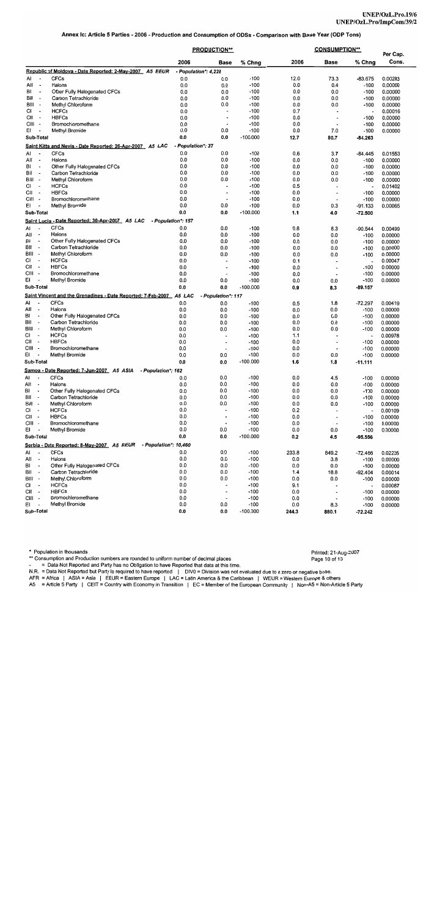UNEP/OzL.Pro.19/6
UNEP/OzL.Pro/ImpCom/39/2

## Annex Ic: Article 5 Parties - 2006 - Production and Consumption of ODSs - Comparison with Base Year (ODP Tons)

| | | PRODUCTION** | | | CONSUMPTION** | | | Per Cap. |
|---|---|---|---|---|---|---|---|---|
| | | 2006 | Base | % Chng | 2006 | Base | % Chng | Cons. |
| **Republic of Moldova - Date Reported: 2-May-2007 A5 EEUR** | | - Population*: 4,228 | | | | | | |
| AI - | CFCs | 0.0 | 0.0 | -100 | 12.0 | 73.3 | -83.675 | 0.00283 |
| AII - | Halons | 0.0 | 0.0 | -100 | 0.0 | 0.4 | -100 | 0.00000 |
| BI - | Other Fully Halogenated CFCs | 0.0 | 0.0 | -100 | 0.0 | 0.0 | -100 | 0.00000 |
| BII - | Carbon Tetrachloride | 0.0 | 0.0 | -100 | 0.0 | 0.0 | -100 | 0.00000 |
| BIII - | Methyl Chloroform | 0.0 | 0.0 | -100 | 0.0 | 0.0 | -100 | 0.00000 |
| CI - | HCFCs | 0.0 | - | -100 | 0.7 | - | - | 0.00016 |
| CII - | HBFCs | 0.0 | - | -100 | 0.0 | - | -100 | 0.00000 |
| CIII - | Bromochloromethane | 0.0 | - | -100 | 0.0 | - | -100 | 0.00000 |
| EI - | Methyl Bromide | 0.0 | 0.0 | -100 | 0.0 | 7.0 | -100 | 0.00000 |
| **Sub-Total** | | 0.0 | 0.0 | -100.000 | 12.7 | 80.7 | -84.263 | |
| **Saint Kitts and Nevis - Date Reported: 26-Apr-2007 A5 LAC** | | - Population*: 37 | | | | | | |
| AI - | CFCs | 0.0 | 0.0 | -100 | 0.6 | 3.7 | -84.445 | 0.01553 |
| AII - | Halons | 0.0 | 0.0 | -100 | 0.0 | 0.0 | -100 | 0.00000 |
| BI - | Other Fully Halogenated CFCs | 0.0 | 0.0 | -100 | 0.0 | 0.0 | -100 | 0.00000 |
| BII - | Carbon Tetrachloride | 0.0 | 0.0 | -100 | 0.0 | 0.0 | -100 | 0.00000 |
| BIII - | Methyl Chloroform | 0.0 | 0.0 | -100 | 0.0 | 0.0 | -100 | 0.00000 |
| CI - | HCFCs | 0.0 | - | -100 | 0.5 | - | - | 0.01402 |
| CII - | HBFCs | 0.0 | - | -100 | 0.0 | - | -100 | 0.00000 |
| CIII - | Bromochloromethane | 0.0 | - | -100 | 0.0 | - | -100 | 0.00000 |
| EI - | Methyl Bromide | 0.0 | 0.0 | -100 | 0.0 | 0.3 | -91.133 | 0.00065 |
| **Sub-Total** | | 0.0 | 0.0 | -100.000 | 1.1 | 4.0 | -72.500 | |
| **Saint Lucia - Date Reported: 30-Apr-2007 A5 LAC** | | - Population*: 157 | | | | | | |
| AI - | CFCs | 0.0 | 0.0 | -100 | 0.8 | 8.3 | -90.544 | 0.00499 |
| AII - | Halons | 0.0 | 0.0 | -100 | 0.0 | 0.0 | -100 | 0.00000 |
| BI - | Other Fully Halogenated CFCs | 0.0 | 0.0 | -100 | 0.0 | 0.0 | -100 | 0.00000 |
| BII - | Carbon Tetrachloride | 0.0 | 0.0 | -100 | 0.0 | 0.0 | -100 | 0.00000 |
| BIII - | Methyl Chloroform | 0.0 | 0.0 | -100 | 0.0 | 0.0 | -100 | 0.00000 |
| CI - | HCFCs | 0.0 | - | -100 | 0.1 | - | - | 0.00047 |
| CII - | HBFCs | 0.0 | - | -100 | 0.0 | - | -100 | 0.00000 |
| CIII - | Bromochloromethane | 0.0 | - | -100 | 0.0 | - | -100 | 0.00000 |
| EI - | Methyl Bromide | 0.0 | 0.0 | -100 | 0.0 | 0.0 | -100 | 0.00000 |
| **Sub-Total** | | 0.0 | 0.0 | -100.000 | 0.9 | 8.3 | -89.157 | |
| **Saint Vincent and the Grenadines - Date Reported: 7-Feb-2007 A5 LAC** | | - Population*: 117 | | | | | | |
| AI - | CFCs | 0.0 | 0.0 | -100 | 0.5 | 1.8 | -72.297 | 0.00419 |
| AII - | Halons | 0.0 | 0.0 | -100 | 0.0 | 0.0 | -100 | 0.00000 |
| BI - | Other Fully Halogenated CFCs | 0.0 | 0.0 | -100 | 0.0 | 0.0 | -100 | 0.00000 |
| BII - | Carbon Tetrachloride | 0.0 | 0.0 | -100 | 0.0 | 0.0 | -100 | 0.00000 |
| BIII - | Methyl Chloroform | 0.0 | 0.0 | -100 | 0.0 | 0.0 | -100 | 0.00000 |
| CI - | HCFCs | 0.0 | - | -100 | 1.1 | - | - | 0.00978 |
| CII - | HBFCs | 0.0 | - | -100 | 0.0 | - | -100 | 0.00000 |
| CIII - | Bromochloromethane | 0.0 | - | -100 | 0.0 | - | -100 | 0.00000 |
| EI - | Methyl Bromide | 0.0 | 0.0 | -100 | 0.0 | 0.0 | -100 | 0.00000 |
| **Sub-Total** | | 0.0 | 0.0 | -100.000 | 1.6 | 1.8 | -11.111 | |
| **Samoa - Date Reported: 7-Jun-2007 A5 ASIA** | | - Population*: 162 | | | | | | |
| AI - | CFCs | 0.0 | 0.0 | -100 | 0.0 | 4.5 | -100 | 0.00000 |
| AII - | Halons | 0.0 | 0.0 | -100 | 0.0 | 0.0 | -100 | 0.00000 |
| BI - | Other Fully Halogenated CFCs | 0.0 | 0.0 | -100 | 0.0 | 0.0 | -100 | 0.00000 |
| BII - | Carbon Tetrachloride | 0.0 | 0.0 | -100 | 0.0 | 0.0 | -100 | 0.00000 |
| BIII - | Methyl Chloroform | 0.0 | 0.0 | -100 | 0.0 | 0.0 | -100 | 0.00000 |
| CI - | HCFCs | 0.0 | - | -100 | 0.2 | - | - | 0.00109 |
| CII - | HBFCs | 0.0 | - | -100 | 0.0 | - | -100 | 0.00000 |
| CIII - | Bromochloromethane | 0.0 | - | -100 | 0.0 | - | -100 | 0.00000 |
| EI - | Methyl Bromide | 0.0 | 0.0 | -100 | 0.0 | 0.0 | -100 | 0.00000 |
| **Sub-Total** | | 0.0 | 0.0 | -100.000 | 0.2 | 4.5 | -95.556 | |
| **Serbia - Date Reported: 8-May-2007 A5 EEUR** | | - Population*: 10,460 | | | | | | |
| AI - | CFCs | 0.0 | 0.0 | -100 | 233.8 | 849.2 | -72.466 | 0.02235 |
| AII - | Halons | 0.0 | 0.0 | -100 | 0.0 | 3.8 | -100 | 0.00000 |
| BI - | Other Fully Halogenated CFCs | 0.0 | 0.0 | -100 | 0.0 | 0.0 | -100 | 0.00000 |
| BII - | Carbon Tetrachloride | 0.0 | 0.0 | -100 | 1.4 | 18.8 | -92.404 | 0.00014 |
| BIII - | Methyl Chloroform | 0.0 | 0.0 | -100 | 0.0 | 0.0 | -100 | 0.00000 |
| CI - | HCFCs | 0.0 | - | -100 | 9.1 | - | - | 0.00087 |
| CII - | HBFCs | 0.0 | - | -100 | 0.0 | - | -100 | 0.00000 |
| CIII - | Bromochloromethane | 0.0 | - | -100 | 0.0 | - | -100 | 0.00000 |
| EI - | Methyl Bromide | 0.0 | 0.0 | -100 | 0.0 | 8.3 | -100 | 0.00000 |
| **Sub-Total** | | 0.0 | 0.0 | -100.000 | 244.3 | 880.1 | -72.242 | |

\* Population in thousands
** Consumption and Production numbers are rounded to uniform number of decimal places
\- = Data Not Reported and Party has no Obligation to have Reported that data at this time.
N.R. = Data Not Reported but Party is required to have reported | DIV0 = Division was not evaluated due to a zero or negative base.
AFR = Africa | ASIA = Asia | EEUR = Eastern Europe | LAC = Latin America & the Caribbean | WEUR = Western Europe & others
A5 = Article 5 Party | CEIT = Country with Economy in Transition | EC = Member of the European Community | Non-A5 = Non-Article 5 Party

Printed: 21-Aug-2007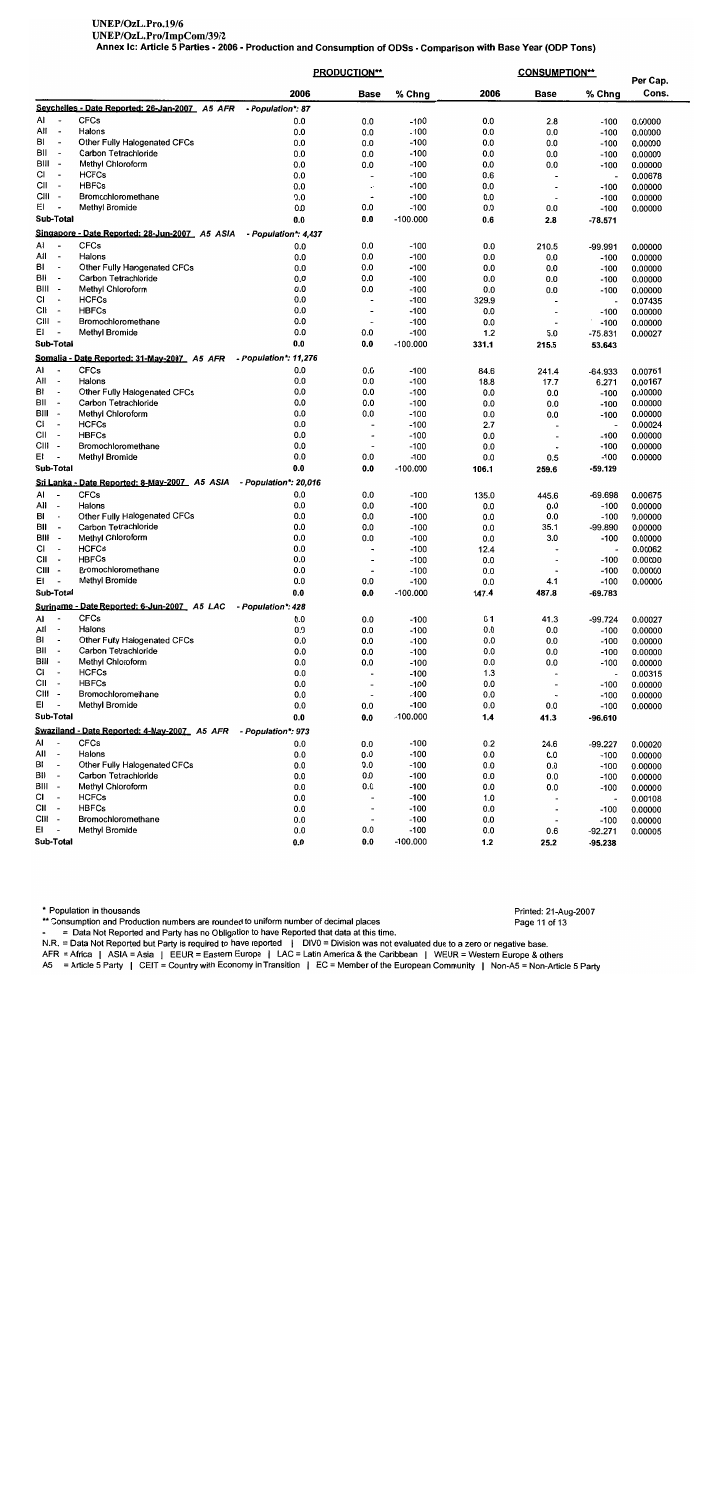UNEP/OzL.Pro.19/6
UNEP/OzL.Pro/ImpCom/39/2
Annex Ic: Article 5 Parties - 2006 - Production and Consumption of ODSs - Comparison with Base Year (ODP Tons)

| | | PRODUCTION** | | | CONSUMPTION** | | | Per Cap. |
|---|---|---|---|---|---|---|---|---|
| | | 2006 | Base | % Chng | 2006 | Base | % Chng | Cons. |
| **Seychelles - Date Reported: 26-Jan-2007 A5 AFR** | - Population*: 87 | | | | | | | |
| AI - | CFCs | 0.0 | 0.0 | -100 | 0.0 | 2.8 | -100 | 0.00000 |
| AII - | Halons | 0.0 | 0.0 | -100 | 0.0 | 0.0 | -100 | 0.00000 |
| BI - | Other Fully Halogenated CFCs | 0.0 | 0.0 | -100 | 0.0 | 0.0 | -100 | 0.00000 |
| BII - | Carbon Tetrachloride | 0.0 | 0.0 | -100 | 0.0 | 0.0 | -100 | 0.00000 |
| BIII - | Methyl Chloroform | 0.0 | 0.0 | -100 | 0.0 | 0.0 | -100 | 0.00000 |
| CI - | HCFCs | 0.0 | - | -100 | 0.6 | - | - | 0.00678 |
| CII - | HBFCs | 0.0 | - | -100 | 0.0 | - | -100 | 0.00000 |
| CIII - | Bromochloromethane | 0.0 | - | -100 | 0.0 | - | -100 | 0.00000 |
| EI - | Methyl Bromide | 0.0 | 0.0 | -100 | 0.0 | 0.0 | -100 | 0.00000 |
| **Sub-Total** | | 0.0 | 0.0 | -100.000 | 0.6 | 2.8 | -78.571 | |
| **Singapore - Date Reported: 28-Jun-2007 A5 ASIA** | - Population*: 4,437 | | | | | | | |
| AI - | CFCs | 0.0 | 0.0 | -100 | 0.0 | 210.5 | -99.991 | 0.00000 |
| AII - | Halons | 0.0 | 0.0 | -100 | 0.0 | 0.0 | -100 | 0.00000 |
| BI - | Other Fully Halogenated CFCs | 0.0 | 0.0 | -100 | 0.0 | 0.0 | -100 | 0.00000 |
| BII - | Carbon Tetrachloride | 0.0 | 0.0 | -100 | 0.0 | 0.0 | -100 | 0.00000 |
| BIII - | Methyl Chloroform | 0.0 | 0.0 | -100 | 0.0 | 0.0 | -100 | 0.00000 |
| CI - | HCFCs | 0.0 | - | -100 | 329.9 | - | - | 0.07435 |
| CII - | HBFCs | 0.0 | - | -100 | 0.0 | - | -100 | 0.00000 |
| CIII - | Bromochloromethane | 0.0 | - | -100 | 0.0 | - | -100 | 0.00000 |
| EI - | Methyl Bromide | 0.0 | 0.0 | -100 | 1.2 | 5.0 | -75.831 | 0.00027 |
| **Sub-Total** | | 0.0 | 0.0 | -100.000 | 331.1 | 215.5 | 53.643 | |
| **Somalia - Date Reported: 31-May-2007 A5 AFR** | - Population*: 11,276 | | | | | | | |
| AI - | CFCs | 0.0 | 0.0 | -100 | 84.6 | 241.4 | -64.933 | 0.00751 |
| AII - | Halons | 0.0 | 0.0 | -100 | 18.8 | 17.7 | 6.271 | 0.00167 |
| BI - | Other Fully Halogenated CFCs | 0.0 | 0.0 | -100 | 0.0 | 0.0 | -100 | 0.00000 |
| BII - | Carbon Tetrachloride | 0.0 | 0.0 | -100 | 0.0 | 0.0 | -100 | 0.00000 |
| BIII - | Methyl Chloroform | 0.0 | 0.0 | -100 | 0.0 | 0.0 | -100 | 0.00000 |
| CI - | HCFCs | 0.0 | - | -100 | 2.7 | - | - | 0.00024 |
| CII - | HBFCs | 0.0 | - | -100 | 0.0 | - | -100 | 0.00000 |
| CIII - | Bromochloromethane | 0.0 | - | -100 | 0.0 | - | -100 | 0.00000 |
| EI - | Methyl Bromide | 0.0 | 0.0 | -100 | 0.0 | 0.5 | -100 | 0.00000 |
| **Sub-Total** | | 0.0 | 0.0 | -100.000 | 106.1 | 259.6 | -59.129 | |
| **Sri Lanka - Date Reported: 8-May-2007 A5 ASIA** | - Population*: 20,016 | | | | | | | |
| AI - | CFCs | 0.0 | 0.0 | -100 | 135.0 | 445.6 | -69.698 | 0.00675 |
| AII - | Halons | 0.0 | 0.0 | -100 | 0.0 | 0.0 | -100 | 0.00000 |
| BI - | Other Fully Halogenated CFCs | 0.0 | 0.0 | -100 | 0.0 | 0.0 | -100 | 0.00000 |
| BII - | Carbon Tetrachloride | 0.0 | 0.0 | -100 | 0.0 | 35.1 | -99.890 | 0.00000 |
| BIII - | Methyl Chloroform | 0.0 | 0.0 | -100 | 0.0 | 3.0 | -100 | 0.00000 |
| CI - | HCFCs | 0.0 | - | -100 | 12.4 | - | - | 0.00062 |
| CII - | HBFCs | 0.0 | - | -100 | 0.0 | - | -100 | 0.00000 |
| CIII - | Bromochloromethane | 0.0 | - | -100 | 0.0 | - | -100 | 0.00000 |
| EI - | Methyl Bromide | 0.0 | 0.0 | -100 | 0.0 | 4.1 | -100 | 0.00000 |
| **Sub-Total** | | 0.0 | 0.0 | -100.000 | 147.4 | 487.8 | -69.783 | |
| **Suriname - Date Reported: 6-Jun-2007 A5 LAC** | - Population*: 428 | | | | | | | |
| AI - | CFCs | 0.0 | 0.0 | -100 | 0.1 | 41.3 | -99.724 | 0.00027 |
| AII - | Halons | 0.0 | 0.0 | -100 | 0.0 | 0.0 | -100 | 0.00000 |
| BI - | Other Fully Halogenated CFCs | 0.0 | 0.0 | -100 | 0.0 | 0.0 | -100 | 0.00000 |
| BII - | Carbon Tetrachloride | 0.0 | 0.0 | -100 | 0.0 | 0.0 | -100 | 0.00000 |
| BIII - | Methyl Chloroform | 0.0 | 0.0 | -100 | 0.0 | 0.0 | -100 | 0.00000 |
| CI - | HCFCs | 0.0 | - | -100 | 1.3 | - | - | 0.00315 |
| CII - | HBFCs | 0.0 | - | -100 | 0.0 | - | -100 | 0.00000 |
| CIII - | Bromochloromethane | 0.0 | - | -100 | 0.0 | - | -100 | 0.00000 |
| EI - | Methyl Bromide | 0.0 | 0.0 | -100 | 0.0 | 0.0 | -100 | 0.00000 |
| **Sub-Total** | | 0.0 | 0.0 | -100.000 | 1.4 | 41.3 | -96.610 | |
| **Swaziland - Date Reported: 4-May-2007 A5 AFR** | - Population*: 973 | | | | | | | |
| AI - | CFCs | 0.0 | 0.0 | -100 | 0.2 | 24.6 | -99.227 | 0.00020 |
| AII - | Halons | 0.0 | 0.0 | -100 | 0.0 | 0.0 | -100 | 0.00000 |
| BI - | Other Fully Halogenated CFCs | 0.0 | 0.0 | -100 | 0.0 | 0.0 | -100 | 0.00000 |
| BII - | Carbon Tetrachloride | 0.0 | 0.0 | -100 | 0.0 | 0.0 | -100 | 0.00000 |
| BIII - | Methyl Chloroform | 0.0 | 0.0 | -100 | 0.0 | 0.0 | -100 | 0.00000 |
| CI - | HCFCs | 0.0 | - | -100 | 1.0 | - | - | 0.00108 |
| CII - | HBFCs | 0.0 | - | -100 | 0.0 | - | -100 | 0.00000 |
| CIII - | Bromochloromethane | 0.0 | - | -100 | 0.0 | - | -100 | 0.00000 |
| EI - | Methyl Bromide | 0.0 | 0.0 | -100 | 0.0 | 0.6 | -92.271 | 0.00005 |
| **Sub-Total** | | 0.0 | 0.0 | -100.000 | 1.2 | 25.2 | -95.238 | |

\* Population in thousands
** Consumption and Production numbers are rounded to uniform number of decimal places
\- = Data Not Reported and Party has no Obligation to have Reported that data at this time.
N.R. = Data Not Reported but Party is required to have reported | DIV0 = Division was not evaluated due to a zero or negative base.
AFR = Africa | ASIA = Asia | EEUR = Eastern Europe | LAC = Latin America & the Caribbean | WEUR = Western Europe & others
A5 = Article 5 Party | CEIT = Country with Economy in Transition | EC = Member of the European Community | Non-A5 = Non-Article 5 Party

Printed: 21-Aug-2007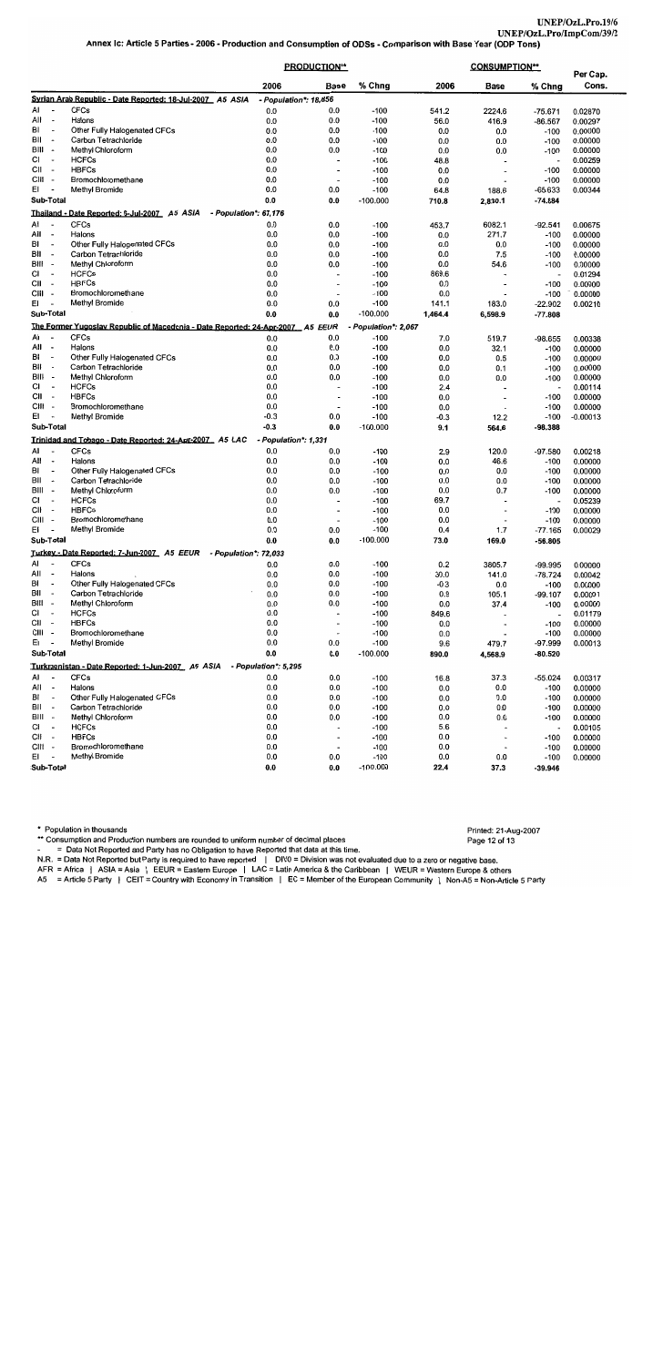# Annex Ic: Article 5 Parties - 2006 - Production and Consumption of ODSs - Comparison with Base Year (ODP Tons)

| | | PRODUCTION** | | | CONSUMPTION** | | | Per Cap. |
|---|---|---|---|---|---|---|---|---|
| | | 2006 | Base | % Chng | 2006 | Base | % Chng | Cons. |
| **Syrian Arab Republic - Date Reported: 18-Jul-2007 A5 ASIA** | - Population*: 18,856 | | | | | | | |
| AI - | CFCs | 0.0 | 0.0 | -100 | 541.2 | 2224.6 | -75.671 | 0.02870 |
| AII - | Halons | 0.0 | 0.0 | -100 | 56.0 | 416.9 | -86.567 | 0.00297 |
| BI - | Other Fully Halogenated CFCs | 0.0 | 0.0 | -100 | 0.0 | 0.0 | -100 | 0.00000 |
| BII - | Carbon Tetrachloride | 0.0 | 0.0 | -100 | 0.0 | 0.0 | -100 | 0.00000 |
| BIII - | Methyl Chloroform | 0.0 | 0.0 | -100 | 0.0 | 0.0 | -100 | 0.00000 |
| CI - | HCFCs | 0.0 | - | -100 | 48.8 | - | - | 0.00259 |
| CII - | HBFCs | 0.0 | - | -100 | 0.0 | - | -100 | 0.00000 |
| CIII - | Bromochloromethane | 0.0 | - | -100 | 0.0 | - | -100 | 0.00000 |
| EI - | Methyl Bromide | 0.0 | 0.0 | -100 | 64.8 | 188.6 | -65.633 | 0.00344 |
| **Sub-Total** | | 0.0 | 0.0 | -100.000 | 710.8 | 2,830.1 | -74.884 | |
| **Thailand - Date Reported: 5-Jul-2007 A5 ASIA** | - Population*: 67,176 | | | | | | | |
| AI - | CFCs | 0.0 | 0.0 | -100 | 453.7 | 6082.1 | -92.541 | 0.00675 |
| AII - | Halons | 0.0 | 0.0 | -100 | 0.0 | 271.7 | -100 | 0.00000 |
| BI - | Other Fully Halogenated CFCs | 0.0 | 0.0 | -100 | 0.0 | 0.0 | -100 | 0.00000 |
| BII - | Carbon Tetrachloride | 0.0 | 0.0 | -100 | 0.0 | 7.5 | -100 | 0.00000 |
| BIII - | Methyl Chloroform | 0.0 | 0.0 | -100 | 0.0 | 54.6 | -100 | 0.00000 |
| CI - | HCFCs | 0.0 | - | -100 | 869.6 | - | - | 0.01294 |
| CII - | HBFCs | 0.0 | - | -100 | 0.0 | - | -100 | 0.00000 |
| CIII - | Bromochloromethane | 0.0 | - | -100 | 0.0 | - | -100 | 0.00000 |
| EI - | Methyl Bromide | 0.0 | 0.0 | -100 | 141.1 | 183.0 | -22.902 | 0.00210 |
| **Sub-Total** | | 0.0 | 0.0 | -100.000 | 1,464.4 | 6,598.9 | -77.808 | |
| **The Former Yugoslav Republic of Macedonia - Date Reported: 24-Apr-2007 A5 EEUR** | - Population*: 2,067 | | | | | | | |
| AI - | CFCs | 0.0 | 0.0 | -100 | 7.0 | 519.7 | -98.655 | 0.00338 |
| AII - | Halons | 0.0 | 0.0 | -100 | 0.0 | 32.1 | -100 | 0.00000 |
| BI - | Other Fully Halogenated CFCs | 0.0 | 0.0 | -100 | 0.0 | 0.5 | -100 | 0.00000 |
| BII - | Carbon Tetrachloride | 0.0 | 0.0 | -100 | 0.0 | 0.1 | -100 | 0.00000 |
| BIII - | Methyl Chloroform | 0.0 | 0.0 | -100 | 0.0 | 0.0 | -100 | 0.00000 |
| CI - | HCFCs | 0.0 | - | -100 | 2.4 | - | - | 0.00114 |
| CII - | HBFCs | 0.0 | - | -100 | 0.0 | - | -100 | 0.00000 |
| CIII - | Bromochloromethane | 0.0 | - | -100 | 0.0 | - | -100 | 0.00000 |
| EI - | Methyl Bromide | -0.3 | 0.0 | -100 | -0.3 | 12.2 | -100 | -0.00013 |
| **Sub-Total** | | -0.3 | 0.0 | -100.000 | 9.1 | 564.6 | -98.388 | |
| **Trinidad and Tobago - Date Reported: 24-Apr-2007 A5 LAC** | - Population*: 1,331 | | | | | | | |
| AI - | CFCs | 0.0 | 0.0 | -100 | 2.9 | 120.0 | -97.580 | 0.00218 |
| AII - | Halons | 0.0 | 0.0 | -100 | 0.0 | 46.6 | -100 | 0.00000 |
| BI - | Other Fully Halogenated CFCs | 0.0 | 0.0 | -100 | 0.0 | 0.0 | -100 | 0.00000 |
| BII - | Carbon Tetrachloride | 0.0 | 0.0 | -100 | 0.0 | 0.0 | -100 | 0.00000 |
| BIII - | Methyl Chloroform | 0.0 | 0.0 | -100 | 0.0 | 0.7 | -100 | 0.00000 |
| CI - | HCFCs | 0.0 | - | -100 | 69.7 | - | - | 0.05239 |
| CII - | HBFCs | 0.0 | - | -100 | 0.0 | - | -100 | 0.00000 |
| CIII - | Bromochloromethane | 0.0 | - | -100 | 0.0 | - | -100 | 0.00000 |
| EI - | Methyl Bromide | 0.0 | 0.0 | -100 | 0.4 | 1.7 | -77.165 | 0.00029 |
| **Sub-Total** | | 0.0 | 0.0 | -100.000 | 73.0 | 169.0 | -56.805 | |
| **Turkey - Date Reported: 7-Jun-2007 A5 EEUR** | - Population*: 72,033 | | | | | | | |
| AI - | CFCs | 0.0 | 0.0 | -100 | 0.2 | 3805.7 | -99.995 | 0.00000 |
| AII - | Halons | 0.0 | 0.0 | -100 | 30.0 | 141.0 | -78.724 | 0.00042 |
| BI - | Other Fully Halogenated CFCs | 0.0 | 0.0 | -100 | -0.3 | 0.0 | -100 | 0.00000 |
| BII - | Carbon Tetrachloride | 0.0 | 0.0 | -100 | 0.9 | 105.1 | -99.107 | 0.00001 |
| BIII - | Methyl Chloroform | 0.0 | 0.0 | -100 | 0.0 | 37.4 | -100 | 0.00000 |
| CI - | HCFCs | 0.0 | - | -100 | 849.6 | - | - | 0.01179 |
| CII - | HBFCs | 0.0 | - | -100 | 0.0 | - | -100 | 0.00000 |
| CIII - | Bromochloromethane | 0.0 | - | -100 | 0.0 | - | -100 | 0.00000 |
| EI - | Methyl Bromide | 0.0 | 0.0 | -100 | 9.6 | 479.7 | -97.999 | 0.00013 |
| **Sub-Total** | | 0.0 | 0.0 | -100.000 | 890.0 | 4,568.9 | -80.520 | |
| **Turkmenistan - Date Reported: 1-Jun-2007 A5 ASIA** | - Population*: 5,295 | | | | | | | |
| AI - | CFCs | 0.0 | 0.0 | -100 | 16.8 | 37.3 | -55.024 | 0.00317 |
| AII - | Halons | 0.0 | 0.0 | -100 | 0.0 | 0.0 | -100 | 0.00000 |
| BI - | Other Fully Halogenated CFCs | 0.0 | 0.0 | -100 | 0.0 | 0.0 | -100 | 0.00000 |
| BII - | Carbon Tetrachloride | 0.0 | 0.0 | -100 | 0.0 | 0.0 | -100 | 0.00000 |
| BIII - | Methyl Chloroform | 0.0 | 0.0 | -100 | 0.0 | 0.0 | -100 | 0.00000 |
| CI - | HCFCs | 0.0 | - | -100 | 5.6 | - | - | 0.00105 |
| CII - | HBFCs | 0.0 | - | -100 | 0.0 | - | -100 | 0.00000 |
| CIII - | Bromochloromethane | 0.0 | - | -100 | 0.0 | - | -100 | 0.00000 |
| EI - | Methyl Bromide | 0.0 | 0.0 | -100 | 0.0 | 0.0 | -100 | 0.00000 |
| **Sub-Total** | | 0.0 | 0.0 | -100.000 | 22.4 | 37.3 | -39.946 | |

\* Population in thousands

** Consumption and Production numbers are rounded to uniform number of decimal places

- = Data Not Reported and Party has no Obligation to have Reported that data at this time.

N.R. = Data Not Reported but Party is required to have reported | DIV0 = Division was not evaluated due to a zero or negative base.

AFR = Africa | ASIA = Asia | EEUR = Eastern Europe | LAC = Latin America & the Caribbean | WEUR = Western Europe & others

A5 = Article 5 Party | CEIT = Country with Economy in Transition | EC = Member of the European Community | Non-A5 = Non-Article 5 Party

Printed: 21-Aug-2007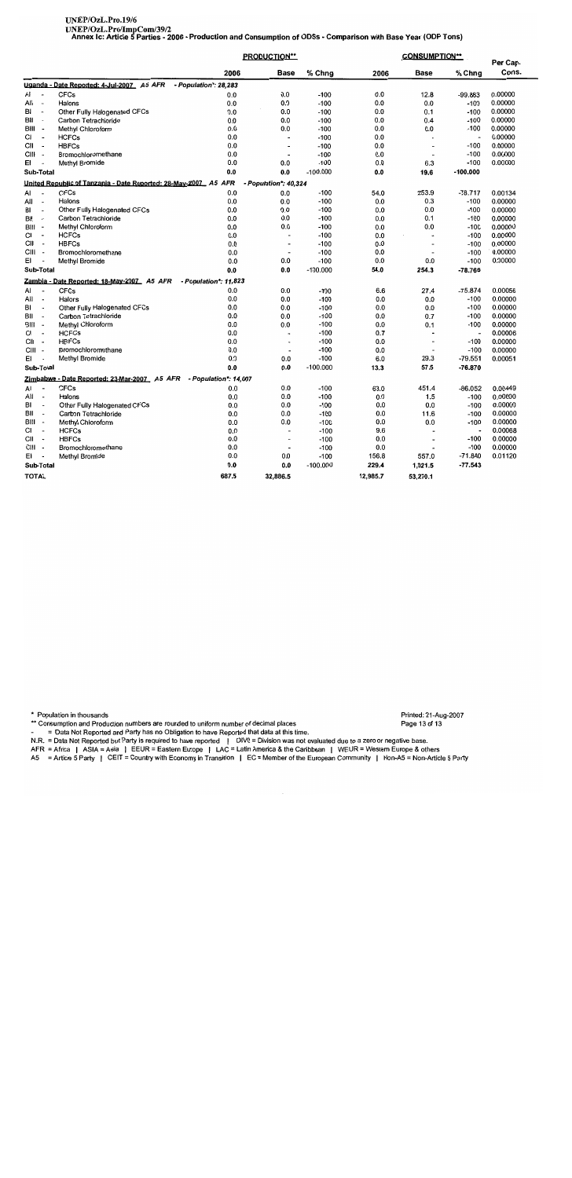UNEP/OzL.Pro.19/6
UNEP/OzL.Pro/ImpCom/39/2
Annex Ic: Article 5 Parties - 2006 - Production and Consumption of ODSs - Comparison with Base Year (ODP Tons)

| | | PRODUCTION** | | | CONSUMPTION** | | | Per Cap. |
|---|---|---|---|---|---|---|---|---|
| | | 2006 | Base | % Chng | 2006 | Base | % Chng | Cons. |
| **Uganda - Date Reported: 4-Jul-2007 A5 AFR - Population*: 28,283** | | | | | | | | |
| AI - | CFCs | 0.0 | 0.0 | -100 | 0.0 | 12.8 | -99.883 | 0.00000 |
| AII - | Halons | 0.0 | 0.0 | -100 | 0.0 | 0.0 | -100 | 0.00000 |
| BI - | Other Fully Halogenated CFCs | 0.0 | 0.0 | -100 | 0.0 | 0.1 | -100 | 0.00000 |
| BII - | Carbon Tetrachloride | 0.0 | 0.0 | -100 | 0.0 | 0.4 | -100 | 0.00000 |
| BIII - | Methyl Chloroform | 0.0 | 0.0 | -100 | 0.0 | 0.0 | -100 | 0.00000 |
| CI - | HCFCs | 0.0 | - | -100 | 0.0 | - | - | 0.00000 |
| CII - | HBFCs | 0.0 | - | -100 | 0.0 | - | -100 | 0.00000 |
| CIII - | Bromochloromethane | 0.0 | - | -100 | 0.0 | - | -100 | 0.00000 |
| EI - | Methyl Bromide | 0.0 | 0.0 | -100 | 0.0 | 6.3 | -100 | 0.00000 |
| **Sub-Total** | | **0.0** | **0.0** | -100.000 | **0.0** | **19.6** | **-100.000** | |
| **United Republic of Tanzania - Date Reported: 28-May-2007 A5 AFR - Population*: 40,324** | | | | | | | | |
| AI - | CFCs | 0.0 | 0.0 | -100 | 54.0 | 253.9 | -78.717 | 0.00134 |
| AII - | Halons | 0.0 | 0.0 | -100 | 0.0 | 0.3 | -100 | 0.00000 |
| BI - | Other Fully Halogenated CFCs | 0.0 | 0.0 | -100 | 0.0 | 0.0 | -100 | 0.00000 |
| BII - | Carbon Tetrachloride | 0.0 | 0.0 | -100 | 0.0 | 0.1 | -100 | 0.00000 |
| BIII - | Methyl Chloroform | 0.0 | 0.0 | -100 | 0.0 | 0.0 | -100 | 0.00000 |
| CI - | HCFCs | 0.0 | - | -100 | 0.0 | - | -100 | 0.00000 |
| CII - | HBFCs | 0.0 | - | -100 | 0.0 | - | -100 | 0.00000 |
| CIII - | Bromochloromethane | 0.0 | - | -100 | 0.0 | - | -100 | 0.00000 |
| EI - | Methyl Bromide | 0.0 | 0.0 | -100 | 0.0 | 0.0 | -100 | 0.00000 |
| **Sub-Total** | | **0.0** | **0.0** | -100.000 | **54.0** | **254.3** | **-78.769** | |
| **Zambia - Date Reported: 18-May-2007 A5 AFR - Population*: 11,823** | | | | | | | | |
| AI - | CFCs | 0.0 | 0.0 | -100 | 6.6 | 27.4 | -75.874 | 0.00056 |
| AII - | Halons | 0.0 | 0.0 | -100 | 0.0 | 0.0 | -100 | 0.00000 |
| BI - | Other Fully Halogenated CFCs | 0.0 | 0.0 | -100 | 0.0 | 0.0 | -100 | 0.00000 |
| BII - | Carbon Tetrachloride | 0.0 | 0.0 | -100 | 0.0 | 0.7 | -100 | 0.00000 |
| BIII - | Methyl Chloroform | 0.0 | 0.0 | -100 | 0.0 | 0.1 | -100 | 0.00000 |
| CI - | HCFCs | 0.0 | - | -100 | 0.7 | - | - | 0.00006 |
| CII - | HBFCs | 0.0 | - | -100 | 0.0 | - | -100 | 0.00000 |
| CIII - | Bromochloromethane | 0.0 | - | -100 | 0.0 | - | -100 | 0.00000 |
| EI - | Methyl Bromide | 0.0 | 0.0 | -100 | 6.0 | 29.3 | -79.551 | 0.00051 |
| **Sub-Total** | | **0.0** | **0.0** | -100.000 | **13.3** | **57.5** | **-76.870** | |
| **Zimbabwe - Date Reported: 23-Mar-2007 A5 AFR - Population*: 14,007** | | | | | | | | |
| AI - | CFCs | 0.0 | 0.0 | -100 | 63.0 | 451.4 | -86.052 | 0.00449 |
| AII - | Halons | 0.0 | 0.0 | -100 | 0.0 | 1.5 | -100 | 0.00000 |
| BI - | Other Fully Halogenated CFCs | 0.0 | 0.0 | -100 | 0.0 | 0.0 | -100 | 0.00000 |
| BII - | Carbon Tetrachloride | 0.0 | 0.0 | -100 | 0.0 | 11.6 | -100 | 0.00000 |
| BIII - | Methyl Chloroform | 0.0 | 0.0 | -100 | 0.0 | 0.0 | -100 | 0.00000 |
| CI - | HCFCs | 0.0 | - | -100 | 9.6 | - | - | 0.00068 |
| CII - | HBFCs | 0.0 | - | -100 | 0.0 | - | -100 | 0.00000 |
| CIII - | Bromochloromethane | 0.0 | - | -100 | 0.0 | - | -100 | 0.00000 |
| EI - | Methyl Bromide | 0.0 | 0.0 | -100 | 156.8 | 557.0 | -71.840 | 0.01120 |
| **Sub-Total** | | **0.0** | **0.0** | -100.000 | **229.4** | **1,021.5** | **-77.543** | |
| **TOTAL** | | **687.5** | **32,886.5** | | **12,985.7** | **53,270.1** | | |

\* Population in thousands
\*\* Consumption and Production numbers are rounded to uniform number of decimal places
\- = Data Not Reported and Party has no Obligation to have Reported that data at this time.
N.R. = Data Not Reported but Party is required to have reported | DIV0 = Division was not evaluated due to a zero or negative base.
AFR = Africa | ASIA = Asia | EEUR = Eastern Europe | LAC = Latin America & the Caribbean | WEUR = Western Europe & others
A5 = Article 5 Party | CEIT = Country with Economy in Transition | EC = Member of the European Community | Non-A5 = Non-Article 5 Party

Printed: 21-Aug-2007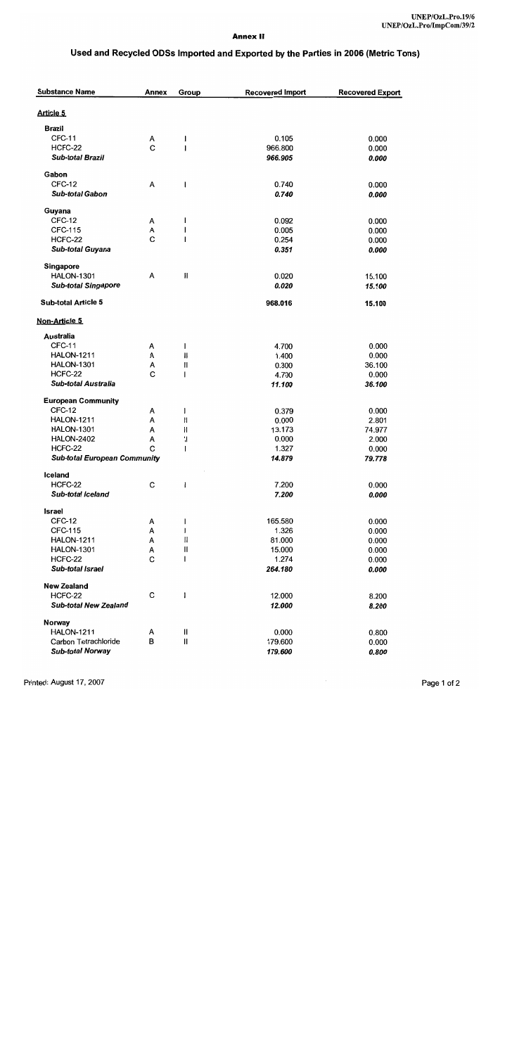# Annex II

## Used and Recycled ODSs Imported and Exported by the Parties in 2006 (Metric Tons)

| Substance Name | Annex | Group | Recovered Import | Recovered Export |
|---|---|---|---|---|
| **Article 5** | | | | |
| **Brazil** | | | | |
| CFC-11 | A | I | 0.105 | 0.000 |
| HCFC-22 | C | I | 966.800 | 0.000 |
| ***Sub-total Brazil*** | | | ***966.905*** | ***0.000*** |
| **Gabon** | | | | |
| CFC-12 | A | I | 0.740 | 0.000 |
| ***Sub-total Gabon*** | | | ***0.740*** | ***0.000*** |
| **Guyana** | | | | |
| CFC-12 | A | I | 0.092 | 0.000 |
| CFC-115 | A | I | 0.005 | 0.000 |
| HCFC-22 | C | I | 0.254 | 0.000 |
| ***Sub-total Guyana*** | | | ***0.351*** | ***0.000*** |
| **Singapore** | | | | |
| HALON-1301 | A | II | 0.020 | 15.100 |
| ***Sub-total Singapore*** | | | ***0.020*** | ***15.100*** |
| **Sub-total Article 5** | | | **968.016** | **15.100** |
| **Non-Article 5** | | | | |
| **Australia** | | | | |
| CFC-11 | A | I | 4.700 | 0.000 |
| HALON-1211 | A | II | 1.400 | 0.000 |
| HALON-1301 | A | II | 0.300 | 36.100 |
| HCFC-22 | C | I | 4.700 | 0.000 |
| ***Sub-total Australia*** | | | ***11.100*** | ***36.100*** |
| **European Community** | | | | |
| CFC-12 | A | I | 0.379 | 0.000 |
| HALON-1211 | A | II | 0.000 | 2.801 |
| HALON-1301 | A | II | 13.173 | 74.977 |
| HALON-2402 | A | II | 0.000 | 2.000 |
| HCFC-22 | C | I | 1.327 | 0.000 |
| ***Sub-total European Community*** | | | ***14.879*** | ***79.778*** |
| **Iceland** | | | | |
| HCFC-22 | C | I | 7.200 | 0.000 |
| ***Sub-total Iceland*** | | | ***7.200*** | ***0.000*** |
| **Israel** | | | | |
| CFC-12 | A | I | 165.580 | 0.000 |
| CFC-115 | A | I | 1.326 | 0.000 |
| HALON-1211 | A | II | 81.000 | 0.000 |
| HALON-1301 | A | II | 15.000 | 0.000 |
| HCFC-22 | C | I | 1.274 | 0.000 |
| ***Sub-total Israel*** | | | ***264.180*** | ***0.000*** |
| **New Zealand** | | | | |
| HCFC-22 | C | I | 12.000 | 8.200 |
| ***Sub-total New Zealand*** | | | ***12.000*** | ***8.200*** |
| **Norway** | | | | |
| HALON-1211 | A | II | 0.000 | 0.800 |
| Carbon Tetrachloride | B | II | 179.600 | 0.000 |
| ***Sub-total Norway*** | | | ***179.600*** | ***0.800*** |

Printed: August 17, 2007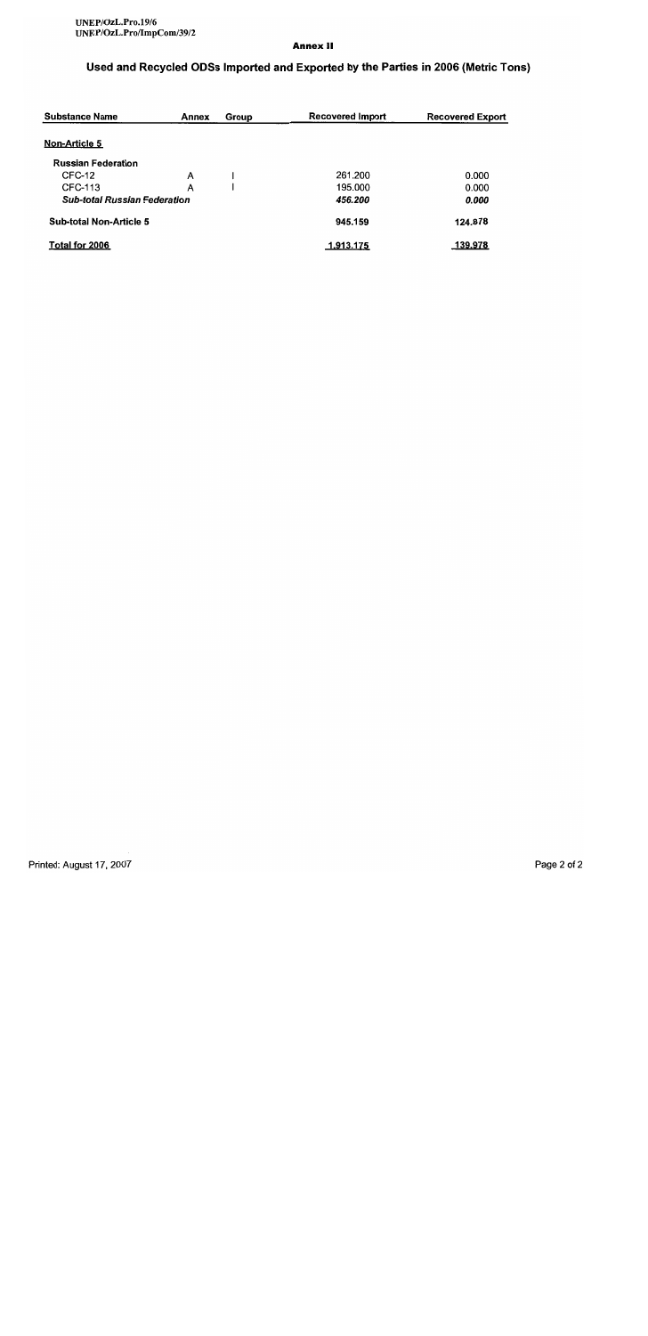**Annex II**

## Used and Recycled ODSs Imported and Exported by the Parties in 2006 (Metric Tons)

| Substance Name | Annex | Group | Recovered Import | Recovered Export |
|---|---|---|---|---|
| **Non-Article 5** | | | | |
| **Russian Federation** | | | | |
| CFC-12 | A | I | 261.200 | 0.000 |
| CFC-113 | A | I | 195.000 | 0.000 |
| ***Sub-total Russian Federation*** | | | ***456.200*** | ***0.000*** |
| **Sub-total Non-Article 5** | | | **945.159** | **124.878** |
| **Total for 2006** | | | **1,913.175** | **139.978** |

Printed: August 17, 2007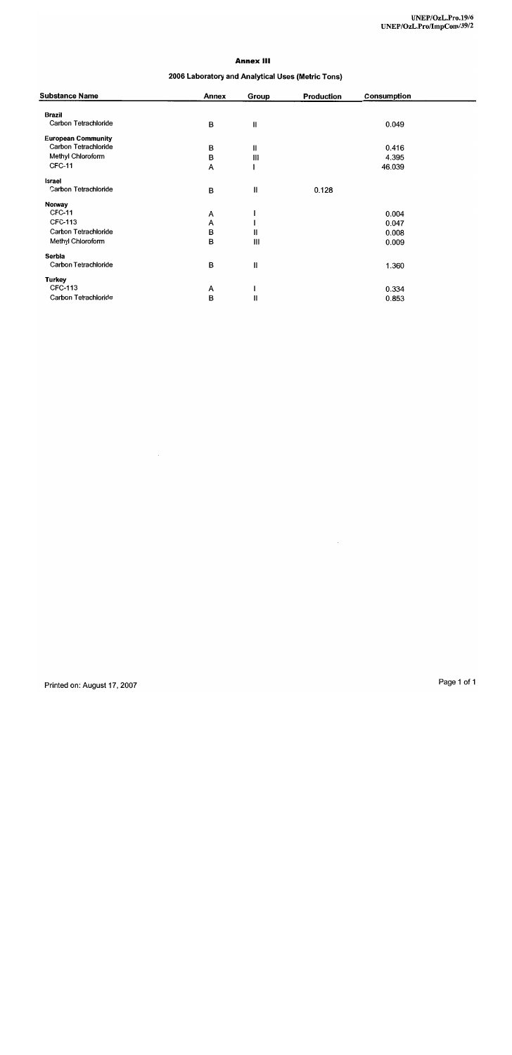## Annex III

### 2006 Laboratory and Analytical Uses (Metric Tons)

| Substance Name | Annex | Group | Production | Consumption |
|---|---|---|---|---|
| **Brazil** | | | | |
| Carbon Tetrachloride | B | II | | 0.049 |
| **European Community** | | | | |
| Carbon Tetrachloride | B | II | | 0.416 |
| Methyl Chloroform | B | III | | 4.395 |
| CFC-11 | A | I | | 46.039 |
| **Israel** | | | | |
| Carbon Tetrachloride | B | II | 0.128 | |
| **Norway** | | | | |
| CFC-11 | A | I | | 0.004 |
| CFC-113 | A | I | | 0.047 |
| Carbon Tetrachloride | B | II | | 0.008 |
| Methyl Chloroform | B | III | | 0.009 |
| **Serbia** | | | | |
| Carbon Tetrachloride | B | II | | 1.360 |
| **Turkey** | | | | |
| CFC-113 | A | I | | 0.334 |
| Carbon Tetrachloride | B | II | | 0.853 |

Printed on: August 17, 2007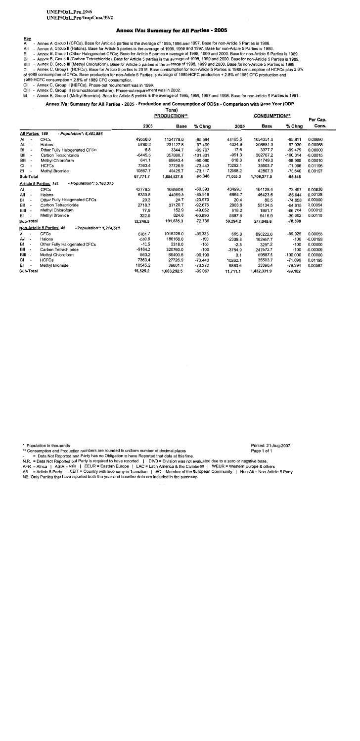UNEP/OzL.Pro.19/6
UNEP/OzL.Pro/ImpCom/39/2

## Annex IVa: Summary for All Parties - 2005

**Key**

AI - Annex A, Group I (CFCs). Base for Article 5 parties is the average of 1995, 1996 and 1997. Base for non-Article 5 Parties is 1986.
AII - Annex A, Group II (Halons). Base for Article 5 parties is the average of 1995, 1996 and 1997. Base for non-Article 5 Parties is 1986.
BI - Annex B, Group I (Other Halogenated CFCs). Base for Article 5 parties = average of 1998, 1999 and 2000. Base for non-Article 5 Parties is 1989.
BII - Annex B, Group II (Carbon Tetrachloride). Base for Article 5 parties is the average of 1998, 1999 and 2000. Base for non-Article 5 Parties is 1989.
BIII - Annex B, Group III (Methyl Chloroform). Base for Article 5 parties is the average of 1998, 1999 and 2000. Base for non-Article 5 Parties is 1989.
CI - Annex C, Group I (HCFCs). Base for Article 5 parties is 2015. Base consumption for non-Article 5 Parties is 1989 consumption of HCFCs plus 2.8% of 1989 consumption of CFCs. Base production for non-Article 5 Parties is Average of 1989 HCFC production + 2.8% of 1989 CFC production and 1989 HCFC consumption + 2.8% of 1989 CFC consumption.
CII - Annex C, Group II (HBFCs). Phase-out requirement was in 1996.
CIII - Annex C, Group III (Bromochloromethane). Phase-out requirement was in 2002.
EI - Annex E, Group I (Methyl Bromide). Base for Article 5 parties is the average of 1995, 1996, 1997 and 1998. Base for non-Article 5 Parties is 1991.

### Annex IVa: Summary for All Parties - 2005 - Production and Consumption of ODSs - Comparison with Base Year (ODP Tons)

| | | PRODUCTION** | | | CONSUMPTION** | | | Per Cap. |
|---|---|---|---|---|---|---|---|---|
| | | 2005 | Base | % Chng | 2005 | Base | % Chng | Cons. |
| **All Parties 189** | - Population*: 6,402,886 | | | | | | | |
| AI - | CFCs | 49558.0 | 1124778.6 | -95.594 | 44165.5 | 1054351.0 | -95.811 | 0.00690 |
| AII - | Halons | 5780.2 | 231127.8 | -97.499 | 4324.9 | 208881.3 | -97.930 | 0.00068 |
| BI - | Other Fully Halogenated CFCs | 6.8 | 3344.7 | -99.797 | 17.6 | 3377.7 | -99.479 | 0.00000 |
| BII - | Carbon Tetrachloride | -6445.5 | 357880.7 | -101.801 | -951.3 | 302707.2 | -100.314 | -0.00015 |
| BIII - | Methyl Chloroform | 641.1 | 69643.4 | -99.080 | 618.3 | 61749.3 | -98.999 | 0.00010 |
| CI - | HCFCs | 7363.4 | 27726.9 | -73.443 | 10262.1 | 35503.7 | -71.096 | 0.01195 |
| EI - | Methyl Bromide | 10867.7 | 40425.7 | -73.117 | 12568.2 | 42807.3 | -70.640 | 0.00197 |
| **Sub-Total** | | **67,771.7** | **1,854,927.8** | **-96.346** | **71,005.3** | **1,709,377.5** | **-95.846** | |
| **Article 5 Parties 144** | - Population*: 5,188,375 | | | | | | | |
| AI - | CFCs | 42776.3 | 108550.6 | -60.593 | 43499.7 | 164128.4 | -73.497 | 0.00838 |
| AII - | Halons | 6330.8 | 44959.6 | -85.919 | 6664.7 | 46423.6 | -85.644 | 0.00128 |
| BI - | Other Fully Halogenated CFCs | 20.3 | 26.7 | -23.970 | 20.4 | 80.5 | -74.658 | 0.00000 |
| BII - | Carbon Tetrachloride | 2718.7 | 37120.7 | -92.676 | 2803.6 | 55134.5 | -94.915 | 0.00054 |
| BIII - | Methyl Chloroform | 77.9 | 152.9 | -49.052 | 618.2 | 1861.7 | -66.794 | 0.00012 |
| EI - | Methyl Bromide | 322.5 | 824.6 | -60.890 | 5687.6 | 9416.9 | -39.602 | 0.00110 |
| **Sub-Total** | | **52,246.5** | **191,635.3** | **-72.736** | **59,294.2** | **277,045.6** | **-78.598** | |
| **Non-Article 5 Parties 45** | - Population*: 1,214,511 | | | | | | | |
| AI - | CFCs | 6781.7 | 1016228.0 | -99.333 | 665.8 | 890222.6 | -99.925 | 0.00055 |
| AII - | Halons | -550.6 | 186168.0 | -100 | -2339.8 | 162457.7 | -100 | -0.00193 |
| BI - | Other Fully Halogenated CFCs | -13.5 | 3318.0 | -100 | -2.8 | 3297.2 | -100 | 0.00000 |
| BII - | Carbon Tetrachloride | -9164.2 | 320760.0 | -100 | -3754.9 | 247572.7 | -100 | -0.00309 |
| BIII - | Methyl Chloroform | 563.2 | 69490.5 | -99.190 | 0.1 | 59887.6 | -100.000 | 0.00000 |
| CI - | HCFCs | 7363.4 | 27726.9 | -73.443 | 10262.1 | 35503.7 | -71.096 | 0.01195 |
| EI - | Methyl Bromide | 10545.2 | 39601.1 | -73.372 | 6880.6 | 33390.4 | -79.394 | 0.00567 |
| **Sub-Total** | | **15,525.2** | **1,663,292.5** | **-99.067** | **11,711.1** | **1,432,331.9** | **-99.182** | |

\* Population in thousands
\** Consumption and Production numbers are rounded to uniform number of decimal places
\- = Data Not Reported and Party has no Obligation to have Reported that data at this time.
N.R. = Data Not Reported but Party is required to have reported | DIV0 = Division was not evaluated due to a zero or negative base.
AFR = Africa | ASIA = Asia | EEUR = Eastern Europe | LAC = Latin America & the Caribbean | WEUR = Western Europe & others
A5 = Article 5 Party | CEIT = Country with Economy in Transition | EC = Member of the European Community | Non-A5 = Non-Article 5 Party
NB: Only Parties that have reported both the year and baseline data are included in the summary.

Printed: 21-Aug-2007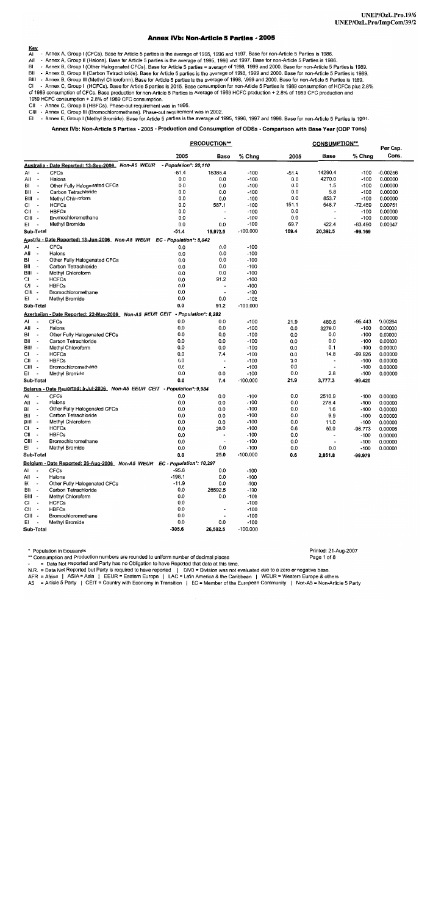## Annex IVb: Non-Article 5 Parties - 2005

**Key**

- AI - Annex A, Group I (CFCs). Base for Article 5 parties is the average of 1995, 1996 and 1997. Base for non-Article 5 Parties is 1986.
- AII - Annex A, Group II (Halons). Base for Article 5 parties is the average of 1995, 1996 and 1997. Base for non-Article 5 Parties is 1986.
- BI - Annex B, Group I (Other Halogenated CFCs). Base for Article 5 parties = average of 1998, 1999 and 2000. Base for non-Article 5 Parties is 1989.
- BII - Annex B, Group II (Carbon Tetrachloride). Base for Article 5 parties is the average of 1998, 1999 and 2000. Base for non-Article 5 Parties is 1989.
- BIII - Annex B, Group III (Methyl Chloroform). Base for Article 5 parties is the average of 1998, 1999 and 2000. Base for non-Article 5 Parties is 1989.
- CI - Annex C, Group I (HCFCs). Base for Article 5 parties is 2015. Base consumption for non-Article 5 Parties is 1989 consumption of HCFCs plus 2.8% of 1989 consumption of CFCs. Base production for non-Article 5 Parties is Average of 1989 HCFC production + 2.8% of 1989 CFC production and 1989 HCFC consumption + 2.8% of 1989 CFC consumption.
- CII - Annex C, Group II (HBFCs). Phase-out requirement was in 1996.
- CIII - Annex C, Group III (Bromochloromethane). Phase-out requirement was in 2002.
- EI - Annex E, Group I (Methyl Bromide). Base for Article 5 parties is the average of 1995, 1996, 1997 and 1998. Base for non-Article 5 Parties is 1991.

### Annex IVb: Non-Article 5 Parties - 2005 - Production and Consumption of ODSs - Comparison with Base Year (ODP Tons)

| | | PRODUCTION** | | | CONSUMPTION** | | | Per Cap. |
|---|---|---|---|---|---|---|---|---|
| | | 2005 | Base | % Chng | 2005 | Base | % Chng | Cons. |
| **Australia - Date Reported: 13-Sep-2006 Non-A5 WEUR - Population*: 20,110** | | | | | | | | |
| AI - | CFCs | -51.4 | 15385.4 | -100 | -51.4 | 14290.4 | -100 | -0.00256 |
| AII - | Halons | 0.0 | 0.0 | -100 | 0.0 | 4270.0 | -100 | 0.00000 |
| BI - | Other Fully Halogenated CFCs | 0.0 | 0.0 | -100 | 0.0 | 1.5 | -100 | 0.00000 |
| BII - | Carbon Tetrachloride | 0.0 | 0.0 | -100 | 0.0 | 5.8 | -100 | 0.00000 |
| BIII - | Methyl Chloroform | 0.0 | 0.0 | -100 | 0.0 | 853.7 | -100 | 0.00000 |
| CI - | HCFCs | 0.0 | 587.1 | -100 | 151.1 | 548.7 | -72.459 | 0.00751 |
| CII - | HBFCs | 0.0 | - | -100 | 0.0 | - | -100 | 0.00000 |
| CIII - | Bromochloromethane | 0.0 | - | -100 | 0.0 | - | -100 | 0.00000 |
| EI - | Methyl Bromide | 0.0 | 0.0 | -100 | 69.7 | 422.4 | -83.490 | 0.00347 |
| **Sub-Total** | | **-51.4** | **15,972.5** | **-100.000** | **169.4** | **20,392.5** | **-99.169** | |
| **Austria - Date Reported: 13-Jun-2006 Non-A5 WEUR EC - Population*: 8,042** | | | | | | | | |
| AI - | CFCs | 0.0 | 0.0 | -100 | | | | |
| AII - | Halons | 0.0 | 0.0 | -100 | | | | |
| BI - | Other Fully Halogenated CFCs | 0.0 | 0.0 | -100 | | | | |
| BII - | Carbon Tetrachloride | 0.0 | 0.0 | -100 | | | | |
| BIII - | Methyl Chloroform | 0.0 | 0.0 | -100 | | | | |
| CI - | HCFCs | 0.0 | 91.2 | -100 | | | | |
| CII - | HBFCs | 0.0 | - | -100 | | | | |
| CIII - | Bromochloromethane | 0.0 | - | -100 | | | | |
| EI - | Methyl Bromide | 0.0 | 0.0 | -100 | | | | |
| **Sub-Total** | | **0.0** | **91.2** | **-100.000** | | | | |
| **Azerbaijan - Date Reported: 22-May-2006 Non-A5 EEUR CEIT - Population*: 8,282** | | | | | | | | |
| AI - | CFCs | 0.0 | 0.0 | -100 | 21.9 | 480.6 | -95.443 | 0.00264 |
| AII - | Halons | 0.0 | 0.0 | -100 | 0.0 | 3279.0 | -100 | 0.00000 |
| BI - | Other Fully Halogenated CFCs | 0.0 | 0.0 | -100 | 0.0 | 0.0 | -100 | 0.00000 |
| BII - | Carbon Tetrachloride | 0.0 | 0.0 | -100 | 0.0 | 0.0 | -100 | 0.00000 |
| BIII - | Methyl Chloroform | 0.0 | 0.0 | -100 | 0.0 | 0.1 | -100 | 0.00000 |
| CI - | HCFCs | 0.0 | 7.4 | -100 | 0.0 | 14.8 | -99.926 | 0.00000 |
| CII - | HBFCs | 0.0 | - | -100 | 0.0 | - | -100 | 0.00000 |
| CIII - | Bromochloromethane | 0.0 | - | -100 | 0.0 | - | -100 | 0.00000 |
| EI - | Methyl Bromide | 0.0 | 0.0 | -100 | 0.0 | 2.8 | -100 | 0.00000 |
| **Sub-Total** | | **0.0** | **7.4** | **-100.000** | **21.9** | **3,777.3** | **-99.420** | |
| **Belarus - Date Reported: 5-Jul-2006 Non-A5 EEUR CEIT - Population*: 9,984** | | | | | | | | |
| AI - | CFCs | 0.0 | 0.0 | -100 | 0.0 | 2510.9 | -100 | 0.00000 |
| AII - | Halons | 0.0 | 0.0 | -100 | 0.0 | 278.4 | -100 | 0.00000 |
| BI - | Other Fully Halogenated CFCs | 0.0 | 0.0 | -100 | 0.0 | 1.6 | -100 | 0.00000 |
| BII - | Carbon Tetrachloride | 0.0 | 0.0 | -100 | 0.0 | 9.9 | -100 | 0.00000 |
| BIII - | Methyl Chloroform | 0.0 | 0.0 | -100 | 0.0 | 11.0 | -100 | 0.00000 |
| CI - | HCFCs | 0.0 | 25.0 | -100 | 0.6 | 50.0 | -98.773 | 0.00006 |
| CII - | HBFCs | 0.0 | - | -100 | 0.0 | - | -100 | 0.00000 |
| CIII - | Bromochloromethane | 0.0 | - | -100 | 0.0 | - | -100 | 0.00000 |
| EI - | Methyl Bromide | 0.0 | 0.0 | -100 | 0.0 | 0.0 | -100 | 0.00000 |
| **Sub-Total** | | **0.0** | **25.0** | **-100.000** | **0.6** | **2,861.8** | **-99.979** | |
| **Belgium - Date Reported: 26-Aug-2006 Non-A5 WEUR EC - Population*: 10,297** | | | | | | | | |
| AI - | CFCs | -95.6 | 0.0 | -100 | | | | |
| AII - | Halons | -198.1 | 0.0 | -100 | | | | |
| BI - | Other Fully Halogenated CFCs | -11.9 | 0.0 | -100 | | | | |
| BII - | Carbon Tetrachloride | 0.0 | 26592.5 | -100 | | | | |
| BIII - | Methyl Chloroform | 0.0 | 0.0 | -100 | | | | |
| CI - | HCFCs | 0.0 | | -100 | | | | |
| CII - | HBFCs | 0.0 | - | -100 | | | | |
| CIII - | Bromochloromethane | 0.0 | - | -100 | | | | |
| EI - | Methyl Bromide | 0.0 | 0.0 | -100 | | | | |
| **Sub-Total** | | **-305.6** | **26,592.5** | **-100.000** | | | | |

\* Population in thousands

** Consumption and Production numbers are rounded to uniform number of decimal places

\- = Data Not Reported and Party has no Obligation to have Reported that data at this time.

N.R. = Data Not Reported but Party is required to have reported | DIV0 = Division was not evaluated due to a zero or negative base.

AFR = Africa | ASIA = Asia | EEUR = Eastern Europe | LAC = Latin America & the Caribbean | WEUR = Western Europe & others

A5 = Article 5 Party | CEIT = Country with Economy in Transition | EC = Member of the European Community | Non-A5 = Non-Article 5 Party

Printed: 21-Aug-2007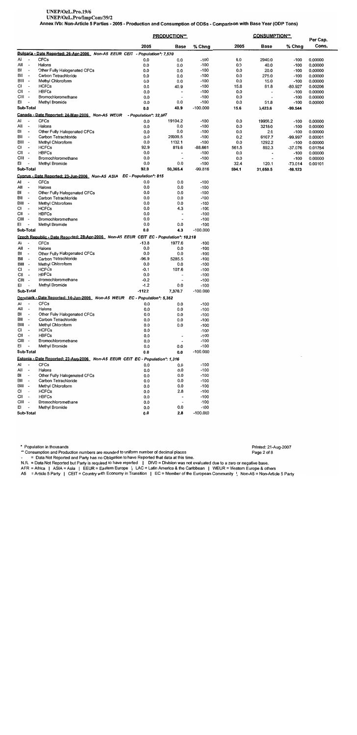UNEP/OzL.Pro.19/6

UNEP/OzL.Pro/ImpCom/39/2

Annex IVb: Non-Article 5 Parties - 2005 - Production and Consumption of ODSs - Comparison with Base Year (ODP Tons)

| | | PRODUCTION** | | | CONSUMPTION** | | | Per Cap. |
|---|---|---|---|---|---|---|---|---|
| | | 2005 | Base | % Chng | 2005 | Base | % Chng | Cons. |
| **Bulgaria - Date Reported: 26-Apr-2006 Non-A5 EEUR CEIT - Population*: 7,570** | | | | | | | | |
| AI - | CFCs | 0.0 | 0.0 | -100 | 0.0 | 2940.0 | -100 | 0.00000 |
| AII - | Halons | 0.0 | 0.0 | -100 | 0.0 | 40.0 | -100 | 0.00000 |
| BI - | Other Fully Halogenated CFCs | 0.0 | 0.0 | -100 | 0.0 | 20.0 | -100 | 0.00000 |
| BII - | Carbon Tetrachloride | 0.0 | 0.0 | -100 | 0.0 | 275.0 | -100 | 0.00000 |
| BIII - | Methyl Chloroform | 0.0 | 0.0 | -100 | 0.0 | 15.0 | -100 | 0.00000 |
| CI - | HCFCs | 0.0 | 40.9 | -100 | 15.6 | 81.8 | -80.927 | 0.00206 |
| CII - | HBFCs | 0.0 | - | -100 | 0.0 | - | -100 | 0.00000 |
| CIII - | Bromochloromethane | 0.0 | - | -100 | 0.0 | - | -100 | 0.00000 |
| EI - | Methyl Bromide | 0.0 | 0.0 | -100 | 0.0 | 51.8 | -100 | 0.00000 |
| **Sub-Total** | | 0.0 | 40.9 | -100.000 | 15.6 | 3,423.6 | -99.544 | |
| **Canada - Date Reported: 24-May-2006 Non-A5 WEUR - Population*: 32,007** | | | | | | | | |
| AI - | CFCs | 0.0 | 19104.2 | -100 | 0.0 | 19958.2 | -100 | 0.00000 |
| AII - | Halons | 0.0 | 0.0 | -100 | 0.0 | 3218.0 | -100 | 0.00000 |
| BI - | Other Fully Halogenated CFCs | 0.0 | 0.0 | -100 | 0.0 | 2.0 | -100 | 0.00000 |
| BII - | Carbon Tetrachloride | 0.0 | 29309.5 | -100 | 0.2 | 6167.7 | -99.997 | 0.00001 |
| BIII - | Methyl Chloroform | 0.0 | 1132.1 | -100 | 0.0 | 1292.2 | -100 | 0.00000 |
| CI - | HCFCs | 92.9 | 819.6 | -88.661 | 561.5 | 892.3 | -37.076 | 0.01754 |
| CII - | HBFCs | 0.0 | - | -100 | 0.0 | - | -100 | 0.00000 |
| CIII - | Bromochloromethane | 0.0 | - | -100 | 0.0 | - | -100 | 0.00000 |
| EI - | Methyl Bromide | 0.0 | 0.0 | -100 | 32.4 | 120.1 | -73.014 | 0.00101 |
| **Sub-Total** | | 92.9 | 50,365.4 | -99.816 | 594.1 | 31,650.5 | -98.123 | |
| **Cyprus - Date Reported: 23-Jun-2006 Non-A5 ASIA EC - Population*: 815** | | | | | | | | |
| AI - | CFCs | 0.0 | 0.0 | -100 | | | | |
| AII - | Halons | 0.0 | 0.0 | -100 | | | | |
| BI - | Other Fully Halogenated CFCs | 0.0 | 0.0 | -100 | | | | |
| BII - | Carbon Tetrachloride | 0.0 | 0.0 | -100 | | | | |
| BIII - | Methyl Chloroform | 0.0 | 0.0 | -100 | | | | |
| CI - | HCFCs | 0.0 | 4.3 | -100 | | | | |
| CII - | HBFCs | 0.0 | - | -100 | | | | |
| CIII - | Bromochloromethane | 0.0 | - | -100 | | | | |
| EI - | Methyl Bromide | 0.0 | 0.0 | -100 | | | | |
| **Sub-Total** | | 0.0 | 4.3 | -100.000 | | | | |
| **Czech Republic - Date Reported: 28-Apr-2006 Non-A5 EEUR CEIT EC - Population*: 10,218** | | | | | | | | |
| AI - | CFCs | -13.8 | 1977.6 | -100 | | | | |
| AII - | Halons | 0.0 | 0.0 | -100 | | | | |
| BI - | Other Fully Halogenated CFCs | 0.0 | 0.0 | -100 | | | | |
| BII - | Carbon Tetrachloride | -96.9 | 5285.5 | -100 | | | | |
| BIII - | Methyl Chloroform | 0.0 | 0.0 | -100 | | | | |
| CI - | HCFCs | -0.1 | 107.6 | -100 | | | | |
| CII - | HBFCs | 0.0 | - | -100 | | | | |
| CIII - | Bromochloromethane | -0.2 | - | -100 | | | | |
| EI - | Methyl Bromide | -1.2 | 0.0 | -100 | | | | |
| **Sub-Total** | | -112.2 | 7,370.7 | -100.000 | | | | |
| **Denmark - Date Reported: 14-Jun-2006 Non-A5 WEUR EC - Population*: 5,362** | | | | | | | | |
| AI - | CFCs | 0.0 | 0.0 | -100 | | | | |
| AII - | Halons | 0.0 | 0.0 | -100 | | | | |
| BI - | Other Fully Halogenated CFCs | 0.0 | 0.0 | -100 | | | | |
| BII - | Carbon Tetrachloride | 0.0 | 0.0 | -100 | | | | |
| BIII - | Methyl Chloroform | 0.0 | 0.0 | -100 | | | | |
| CI - | HCFCs | 0.0 | | -100 | | | | |
| CII - | HBFCs | 0.0 | - | -100 | | | | |
| CIII - | Bromochloromethane | 0.0 | - | -100 | | | | |
| EI - | Methyl Bromide | 0.0 | 0.0 | -100 | | | | |
| **Sub-Total** | | 0.0 | 0.0 | -100.000 | | | | |
| **Estonia - Date Reported: 23-Aug-2006 Non-A5 EEUR CEIT EC - Population*: 1,316** | | | | | | | | |
| AI - | CFCs | 0.0 | 0.0 | -100 | | | | |
| AII - | Halons | 0.0 | 0.0 | -100 | | | | |
| BI - | Other Fully Halogenated CFCs | 0.0 | 0.0 | -100 | | | | |
| BII - | Carbon Tetrachloride | 0.0 | 0.0 | -100 | | | | |
| BIII - | Methyl Chloroform | 0.0 | 0.0 | -100 | | | | |
| CI - | HCFCs | 0.0 | 2.8 | -100 | | | | |
| CII - | HBFCs | 0.0 | - | -100 | | | | |
| CIII - | Bromochloromethane | 0.0 | - | -100 | | | | |
| EI - | Methyl Bromide | 0.0 | 0.0 | -100 | | | | |
| **Sub-Total** | | 0.0 | 2.8 | -100.000 | | | | |

\* Population in thousands

** Consumption and Production numbers are rounded to uniform number of decimal places

\- = Data Not Reported and Party has no Obligation to have Reported that data at this time.

N.R. = Data Not Reported but Party is required to have reported | DIV0 = Division was not evaluated due to a zero or negative base.

AFR = Africa | ASIA = Asia | EEUR = Eastern Europe | LAC = Latin America & the Caribbean | WEUR = Western Europe & others

A5 = Article 5 Party | CEIT = Country with Economy in Transition | EC = Member of the European Community | Non-A5 = Non-Article 5 Party

Printed: 21-Aug-2007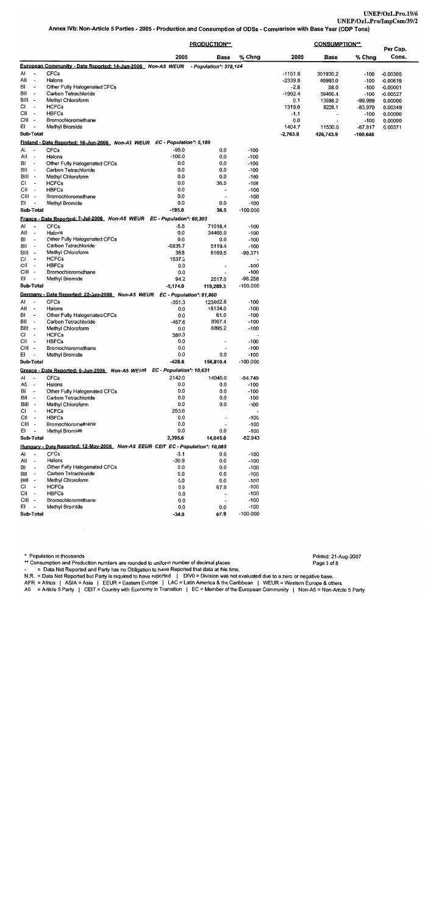UNEP/OzL.Pro.19/6
UNEP/OzL.Pro/ImpCom/39/2

## Annex IVb: Non-Article 5 Parties - 2005 - Production and Consumption of ODSs - Comparison with Base Year (ODP Tons)

| | | PRODUCTION** | | | CONSUMPTION** | | | Per Cap. |
|---|---|---|---|---|---|---|---|---|
| | | 2005 | Base | % Chng | 2005 | Base | % Chng | Cons. |
| **European Community - Date Reported: 14-Jun-2006 Non-A5 WEUR - Population*: 378,124** | | | | | | | | |
| AI - | CFCs | | | | -1151.6 | 301930.2 | -100 | -0.00305 |
| AII - | Halons | | | | -2339.8 | 40993.0 | -100 | -0.00619 |
| BI - | Other Fully Halogenated CFCs | | | | -2.8 | 58.0 | -100 | -0.00001 |
| BII - | Carbon Tetrachloride | | | | -1992.4 | 59406.4 | -100 | -0.00527 |
| BIII - | Methyl Chloroform | | | | 0.1 | 13598.2 | -99.999 | 0.00000 |
| CI - | HCFCs | | | | 1319.0 | 8228.1 | -83.970 | 0.00349 |
| CII - | HBFCs | | | | -1.1 | - | -100 | 0.00000 |
| CIII - | Bromochloromethane | | | | 0.0 | - | -100 | 0.00000 |
| EI - | Methyl Bromide | | | | 1404.7 | 11530.0 | -87.817 | 0.00371 |
| **Sub-Total** | | | | | **-2,763.9** | **426,743.9** | **-100.648** | |
| **Finland - Date Reported: 16-Jun-2006 Non-A5 WEUR EC - Population*: 5,189** | | | | | | | | |
| AI - | CFCs | -95.0 | 0.0 | -100 | | | | |
| AII - | Halons | -100.0 | 0.0 | -100 | | | | |
| BI - | Other Fully Halogenated CFCs | 0.0 | 0.0 | -100 | | | | |
| BII - | Carbon Tetrachloride | 0.0 | 0.0 | -100 | | | | |
| BIII - | Methyl Chloroform | 0.0 | 0.0 | -100 | | | | |
| CI - | HCFCs | 0.0 | 36.5 | -100 | | | | |
| CII - | HBFCs | 0.0 | - | -100 | | | | |
| CIII - | Bromochloromethane | 0.0 | - | -100 | | | | |
| EI - | Methyl Bromide | 0.0 | 0.0 | -100 | | | | |
| **Sub-Total** | | **-195.0** | **36.5** | **-100.000** | | | | |
| **France - Date Reported: 7-Jul-2006 Non-A5 WEUR EC - Population*: 60,303** | | | | | | | | |
| AI - | CFCs | -5.5 | 71018.4 | -100 | | | | |
| AII - | Halons | 0.0 | 34465.0 | -100 | | | | |
| BI - | Other Fully Halogenated CFCs | 0.0 | 0.0 | -100 | | | | |
| BII - | Carbon Tetrachloride | -6839.7 | 5119.4 | -100 | | | | |
| BIII - | Methyl Chloroform | 38.8 | 6169.5 | -99.371 | | | | |
| CI - | HCFCs | 1537.2 | | - | | | | |
| CII - | HBFCs | 0.0 | - | -100 | | | | |
| CIII - | Bromochloromethane | 0.0 | - | -100 | | | | |
| EI - | Methyl Bromide | 94.2 | 2517.0 | -96.258 | | | | |
| **Sub-Total** | | **-5,174.0** | **119,289.3** | **-100.000** | | | | |
| **Germany - Date Reported: 22-Jun-2006 Non-A5 WEUR EC - Population*: 81,860** | | | | | | | | |
| AI - | CFCs | -351.3 | 123652.8 | -100 | | | | |
| AII - | Halons | 0.0 | 18134.0 | -100 | | | | |
| BI - | Other Fully Halogenated CFCs | 0.0 | 61.0 | -100 | | | | |
| BII - | Carbon Tetrachloride | -457.6 | 8067.4 | -100 | | | | |
| BIII - | Methyl Chloroform | 0.0 | 6895.2 | -100 | | | | |
| CI - | HCFCs | 380.3 | | - | | | | |
| CII - | HBFCs | 0.0 | - | -100 | | | | |
| CIII - | Bromochloromethane | 0.0 | - | -100 | | | | |
| EI - | Methyl Bromide | 0.0 | 0.0 | -100 | | | | |
| **Sub-Total** | | **-428.6** | **156,810.4** | **-100.000** | | | | |
| **Greece - Date Reported: 6-Jun-2006 Non-A5 WEUR EC - Population*: 10,631** | | | | | | | | |
| AI - | CFCs | 2142.0 | 14045.0 | -84.749 | | | | |
| AII - | Halons | 0.0 | 0.0 | -100 | | | | |
| BI - | Other Fully Halogenated CFCs | 0.0 | 0.0 | -100 | | | | |
| BII - | Carbon Tetrachloride | 0.0 | 0.0 | -100 | | | | |
| BIII - | Methyl Chloroform | 0.0 | 0.0 | -100 | | | | |
| CI - | HCFCs | 253.6 | | - | | | | |
| CII - | HBFCs | 0.0 | - | -100 | | | | |
| CIII - | Bromochloromethane | 0.0 | - | -100 | | | | |
| EI - | Methyl Bromide | 0.0 | 0.0 | -100 | | | | |
| **Sub-Total** | | **2,395.6** | **14,045.0** | **-82.943** | | | | |
| **Hungary - Date Reported: 12-May-2006 Non-A5 EEUR CEIT EC - Population*: 10,085** | | | | | | | | |
| AI - | CFCs | -3.1 | 0.0 | -100 | | | | |
| AII - | Halons | -30.9 | 0.0 | -100 | | | | |
| BI - | Other Fully Halogenated CFCs | 0.0 | 0.0 | -100 | | | | |
| BII - | Carbon Tetrachloride | 0.0 | 0.0 | -100 | | | | |
| BIII - | Methyl Chloroform | 0.0 | 0.0 | -100 | | | | |
| CI - | HCFCs | 0.0 | 67.9 | -100 | | | | |
| CII - | HBFCs | 0.0 | - | -100 | | | | |
| CIII - | Bromochloromethane | 0.0 | - | -100 | | | | |
| EI - | Methyl Bromide | 0.0 | 0.0 | -100 | | | | |
| **Sub-Total** | | **-34.0** | **67.9** | **-100.000** | | | | |

\* Population in thousands
\*\* Consumption and Production numbers are rounded to uniform number of decimal places
\- = Data Not Reported and Party has no Obligation to have Reported that data at this time.
N.R. = Data Not Reported but Party is required to have reported | DIV0 = Division was not evaluated due to a zero or negative base.
AFR = Africa | ASIA = Asia | EEUR = Eastern Europe | LAC = Latin America & the Caribbean | WEUR = Western Europe & others
A5 = Article 5 Party | CEIT = Country with Economy in Transition | EC = Member of the European Community | Non-A5 = Non-Article 5 Party

Printed: 21-Aug-2007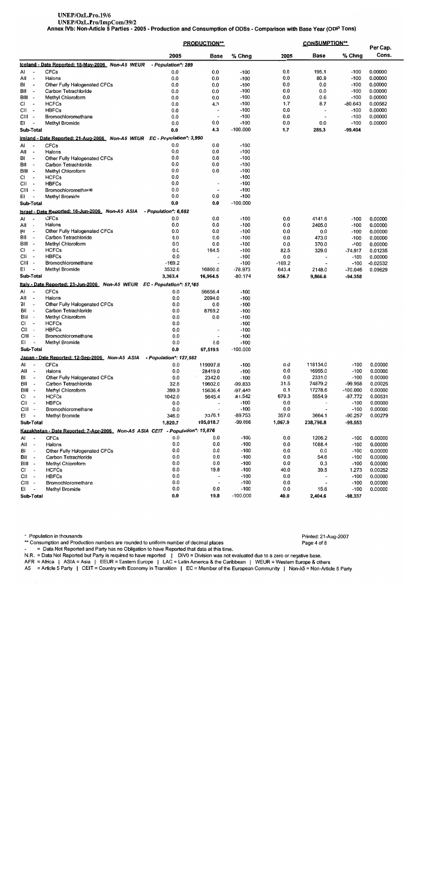UNEP/OzL.Pro.19/6
UNEP/OzL.Pro/ImpCom/39/2
**Annex IVb: Non-Article 5 Parties - 2005 - Production and Consumption of ODSs - Comparison with Base Year (ODP Tons)**

| | | PRODUCTION** | | | CONSUMPTION** | | | Per Cap. |
|---|---|---|---|---|---|---|---|---|
| | | 2005 | Base | % Chng | 2005 | Base | % Chng | Cons. |
| **Iceland - Date Reported: 15-May-2006 Non-A5 WEUR** | | - Population*: 289 | | | | | | |
| AI - | CFCs | 0.0 | 0.0 | -100 | 0.0 | 195.1 | -100 | 0.00000 |
| AII - | Halons | 0.0 | 0.0 | -100 | 0.0 | 80.9 | -100 | 0.00000 |
| BI - | Other Fully Halogenated CFCs | 0.0 | 0.0 | -100 | 0.0 | 0.0 | -100 | 0.00000 |
| BII - | Carbon Tetrachloride | 0.0 | 0.0 | -100 | 0.0 | 0.0 | -100 | 0.00000 |
| BIII - | Methyl Chloroform | 0.0 | 0.0 | -100 | 0.0 | 0.6 | -100 | 0.00000 |
| CI - | HCFCs | 0.0 | 4.3 | -100 | 1.7 | 8.7 | -80.643 | 0.00582 |
| CII - | HBFCs | 0.0 | - | -100 | 0.0 | - | -100 | 0.00000 |
| CIII - | Bromochloromethane | 0.0 | - | -100 | 0.0 | - | -100 | 0.00000 |
| EI - | Methyl Bromide | 0.0 | 0.0 | -100 | 0.0 | 0.0 | -100 | 0.00000 |
| **Sub-Total** | | **0.0** | **4.3** | **-100.000** | **1.7** | **285.3** | **-99.404** | |
| **Ireland - Date Reported: 21-Aug-2006 Non-A5 WEUR EC** | | - Population*: 3,990 | | | | | | |
| AI - | CFCs | 0.0 | 0.0 | -100 | | | | |
| AII - | Halons | 0.0 | 0.0 | -100 | | | | |
| BI - | Other Fully Halogenated CFCs | 0.0 | 0.0 | -100 | | | | |
| BII - | Carbon Tetrachloride | 0.0 | 0.0 | -100 | | | | |
| BIII - | Methyl Chloroform | 0.0 | 0.0 | -100 | | | | |
| CI - | HCFCs | 0.0 | | -100 | | | | |
| CII - | HBFCs | 0.0 | - | -100 | | | | |
| CIII - | Bromochloromethane | 0.0 | - | -100 | | | | |
| EI - | Methyl Bromide | 0.0 | 0.0 | -100 | | | | |
| **Sub-Total** | | **0.0** | **0.0** | **-100.000** | | | | |
| **Israel - Date Reported: 16-Jun-2006 Non-A5 ASIA** | | - Population*: 6,682 | | | | | | |
| AI - | CFCs | 0.0 | 0.0 | -100 | 0.0 | 4141.6 | -100 | 0.00000 |
| AII - | Halons | 0.0 | 0.0 | -100 | 0.0 | 2405.0 | -100 | 0.00000 |
| BI - | Other Fully Halogenated CFCs | 0.0 | 0.0 | -100 | 0.0 | 0.0 | -100 | 0.00000 |
| BII - | Carbon Tetrachloride | 0.0 | 0.0 | -100 | 0.0 | 473.0 | -100 | 0.00000 |
| BIII - | Methyl Chloroform | 0.0 | 0.0 | -100 | 0.0 | 370.0 | -100 | 0.00000 |
| CI - | HCFCs | 0.0 | 164.5 | -100 | 82.5 | 329.0 | -74.917 | 0.01235 |
| CII - | HBFCs | 0.0 | - | -100 | 0.0 | - | -100 | 0.00000 |
| CIII - | Bromochloromethane | -169.2 | - | -100 | -169.2 | - | -100 | -0.02532 |
| EI - | Methyl Bromide | 3532.6 | 16800.0 | -78.973 | 643.4 | 2148.0 | -70.046 | 0.09629 |
| **Sub-Total** | | **3,363.4** | **16,964.5** | **-80.174** | **556.7** | **9,866.6** | **-94.358** | |
| **Italy - Date Reported: 23-Jun-2006 Non-A5 WEUR EC** | | - Population*: 57,165 | | | | | | |
| AI - | CFCs | 0.0 | 56656.4 | -100 | | | | |
| AII - | Halons | 0.0 | 2094.0 | -100 | | | | |
| BI - | Other Fully Halogenated CFCs | 0.0 | 0.0 | -100 | | | | |
| BII - | Carbon Tetrachloride | 0.0 | 8769.2 | -100 | | | | |
| BIII - | Methyl Chloroform | 0.0 | 0.0 | -100 | | | | |
| CI - | HCFCs | 0.0 | | -100 | | | | |
| CII - | HBFCs | 0.0 | - | -100 | | | | |
| CIII - | Bromochloromethane | 0.0 | - | -100 | | | | |
| EI - | Methyl Bromide | 0.0 | 0.0 | -100 | | | | |
| **Sub-Total** | | **0.0** | **67,519.5** | **-100.000** | | | | |
| **Japan - Date Reported: 12-Sep-2006 Non-A5 ASIA** | | - Population*: 127,982 | | | | | | |
| AI - | CFCs | 0.0 | 119997.8 | -100 | 0.0 | 118134.0 | -100 | 0.00000 |
| AII - | Halons | 0.0 | 28419.0 | -100 | 0.0 | 16955.0 | -100 | 0.00000 |
| BI - | Other Fully Halogenated CFCs | 0.0 | 2342.0 | -100 | 0.0 | 2331.0 | -100 | 0.00000 |
| BII - | Carbon Tetrachloride | 32.8 | 19602.0 | -99.833 | 31.5 | 74879.2 | -99.958 | 0.00025 |
| BIII - | Methyl Chloroform | 399.9 | 15636.4 | -97.443 | 0.1 | 17278.6 | -100.000 | 0.00000 |
| CI - | HCFCs | 1042.0 | 5645.4 | -81.542 | 679.3 | 5554.9 | -87.772 | 0.00531 |
| CII - | HBFCs | 0.0 | - | -100 | 0.0 | - | -100 | 0.00000 |
| CIII - | Bromochloromethane | 0.0 | - | -100 | 0.0 | - | -100 | 0.00000 |
| EI - | Methyl Bromide | 346.0 | 3376.1 | -89.753 | 357.0 | 3664.1 | -90.257 | 0.00279 |
| **Sub-Total** | | **1,820.7** | **195,018.7** | **-99.066** | **1,067.9** | **238,796.8** | **-99.553** | |
| **Kazakhstan - Date Reported: 7-Apr-2006 Non-A5 ASIA CEIT** | | - Population*: 15,876 | | | | | | |
| AI - | CFCs | 0.0 | 0.0 | -100 | 0.0 | 1206.2 | -100 | 0.00000 |
| AII - | Halons | 0.0 | 0.0 | -100 | 0.0 | 1088.4 | -100 | 0.00000 |
| BI - | Other Fully Halogenated CFCs | 0.0 | 0.0 | -100 | 0.0 | 0.0 | -100 | 0.00000 |
| BII - | Carbon Tetrachloride | 0.0 | 0.0 | -100 | 0.0 | 54.6 | -100 | 0.00000 |
| BIII - | Methyl Chloroform | 0.0 | 0.0 | -100 | 0.0 | 0.3 | -100 | 0.00000 |
| CI - | HCFCs | 0.0 | 19.8 | -100 | 40.0 | 39.5 | 1.273 | 0.00252 |
| CII - | HBFCs | 0.0 | - | -100 | 0.0 | - | -100 | 0.00000 |
| CIII - | Bromochloromethane | 0.0 | - | -100 | 0.0 | - | -100 | 0.00000 |
| EI - | Methyl Bromide | 0.0 | 0.0 | -100 | 0.0 | 15.6 | -100 | 0.00000 |
| **Sub-Total** | | **0.0** | **19.8** | **-100.000** | **40.0** | **2,404.6** | **-98.337** | |

\* Population in thousands
** Consumption and Production numbers are rounded to uniform number of decimal places
- = Data Not Reported and Party has no Obligation to have Reported that data at this time.
N.R. = Data Not Reported but Party is required to have reported | DIV0 = Division was not evaluated due to a zero or negative base.
AFR = Africa | ASIA = Asia | EEUR = Eastern Europe | LAC = Latin America & the Caribbean | WEUR = Western Europe & others
A5 = Article 5 Party | CEIT = Country with Economy in Transition | EC = Member of the European Community | Non-A5 = Non-Article 5 Party

Printed: 21-Aug-2007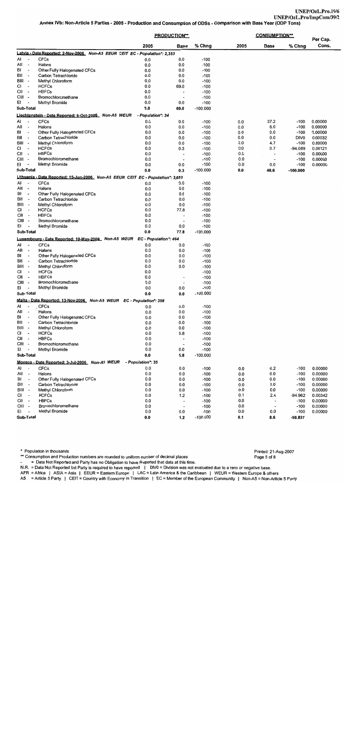Annex IVb: Non-Article 5 Parties - 2005 - Production and Consumption of ODSs - Comparison with Base Year (ODP Tons)

| | | PRODUCTION** | | | CONSUMPTION** | | | Per Cap. |
|---|---|---|---|---|---|---|---|---|
| | | 2005 | Base | % Chng | 2005 | Base | % Chng | Cons. |
| **Latvia - Date Reported: 2-Nov-2006 Non-A5 EEUR CEIT EC - Population*: 2,353** | | | | | | | | |
| AI - | CFCs | 0.0 | 0.0 | -100 | | | | |
| AII - | Halons | 0.0 | 0.0 | -100 | | | | |
| BI - | Other Fully Halogenated CFCs | 0.0 | 0.0 | -100 | | | | |
| BII - | Carbon Tetrachloride | 0.0 | 0.0 | -100 | | | | |
| BIII - | Methyl Chloroform | 0.0 | 0.0 | -100 | | | | |
| CI - | HCFCs | 0.0 | 69.0 | -100 | | | | |
| CII - | HBFCs | 0.0 | - | -100 | | | | |
| CIII - | Bromochloromethane | 0.0 | - | -100 | | | | |
| EI - | Methyl Bromide | 0.0 | 0.0 | -100 | | | | |
| Sub-Total | | 0.0 | 69.0 | -100.000 | | | | |
| **Liechtenstein - Date Reported: 6-Oct-2006 Non-A5 WEUR - Population*: 34** | | | | | | | | |
| AI - | CFCs | 0.0 | 0.0 | -100 | 0.0 | 37.2 | -100 | 0.00000 |
| AII - | Halons | 0.0 | 0.0 | -100 | 0.0 | 6.0 | -100 | 0.00000 |
| BI - | Other Fully Halogenated CFCs | 0.0 | 0.0 | -100 | 0.0 | 0.0 | -100 | 0.00000 |
| BII - | Carbon Tetrachloride | 0.0 | 0.0 | -100 | 0.0 | 0.0 | DIV0 | 0.00032 |
| BIII - | Methyl Chloroform | 0.0 | 0.0 | -100 | 0.0 | 4.7 | -100 | 0.00000 |
| CI - | HCFCs | 0.0 | 0.3 | -100 | 0.0 | 0.7 | -94.089 | 0.00121 |
| CII - | HBFCs | 0.0 | - | -100 | 0.0 | - | -100 | 0.00000 |
| CIII - | Bromochloromethane | 0.0 | - | -100 | 0.0 | - | -100 | 0.00000 |
| EI - | Methyl Bromide | 0.0 | 0.0 | -100 | 0.0 | 0.0 | -100 | 0.00000 |
| Sub-Total | | 0.0 | 0.3 | -100.000 | 0.0 | 48.6 | -100.000 | |
| **Lithuania - Date Reported: 15-Jun-2006 Non-A5 EEUR CEIT EC - Population*: 3,653** | | | | | | | | |
| AI - | CFCs | 0.0 | 0.0 | -100 | | | | |
| AII - | Halons | 0.0 | 0.0 | -100 | | | | |
| BI - | Other Fully Halogenated CFCs | 0.0 | 0.0 | -100 | | | | |
| BII - | Carbon Tetrachloride | 0.0 | 0.0 | -100 | | | | |
| BIII - | Methyl Chloroform | 0.0 | 0.0 | -100 | | | | |
| CI - | HCFCs | 0.0 | 77.8 | -100 | | | | |
| CII - | HBFCs | 0.0 | - | -100 | | | | |
| CIII - | Bromochloromethane | 0.0 | - | -100 | | | | |
| EI - | Methyl Bromide | 0.0 | 0.0 | -100 | | | | |
| Sub-Total | | 0.0 | 77.8 | -100.000 | | | | |
| **Luxembourg - Date Reported: 10-May-2006 Non-A5 WEUR EC - Population*: 464** | | | | | | | | |
| AI - | CFCs | 0.0 | 0.0 | -100 | | | | |
| AII - | Halons | 0.0 | 0.0 | -100 | | | | |
| BI - | Other Fully Halogenated CFCs | 0.0 | 0.0 | -100 | | | | |
| BII - | Carbon Tetrachloride | 0.0 | 0.0 | -100 | | | | |
| BIII - | Methyl Chloroform | 0.0 | 0.0 | -100 | | | | |
| CI - | HCFCs | 0.0 | | -100 | | | | |
| CII - | HBFCs | 0.0 | - | -100 | | | | |
| CIII - | Bromochloromethane | 0.0 | - | -100 | | | | |
| EI - | Methyl Bromide | 0.0 | 0.0 | -100 | | | | |
| Sub-Total | | 0.0 | 0.0 | -100.000 | | | | |
| **Malta - Date Reported: 13-Nov-2006 Non-A5 WEUR EC - Population*: 398** | | | | | | | | |
| AI - | CFCs | 0.0 | 0.0 | -100 | | | | |
| AII - | Halons | 0.0 | 0.0 | -100 | | | | |
| BI - | Other Fully Halogenated CFCs | 0.0 | 0.0 | -100 | | | | |
| BII - | Carbon Tetrachloride | 0.0 | 0.0 | -100 | | | | |
| BIII - | Methyl Chloroform | 0.0 | 0.0 | -100 | | | | |
| CI - | HCFCs | 0.0 | 5.8 | -100 | | | | |
| CII - | HBFCs | 0.0 | - | -100 | | | | |
| CIII - | Bromochloromethane | 0.0 | - | -100 | | | | |
| EI - | Methyl Bromide | 0.0 | 0.0 | -100 | | | | |
| Sub-Total | | 0.0 | 5.8 | -100.000 | | | | |
| **Monaco - Date Reported: 3-Jul-2006 Non-A5 WEUR - Population*: 35** | | | | | | | | |
| AI - | CFCs | 0.0 | 0.0 | -100 | 0.0 | 6.2 | -100 | 0.00000 |
| AII - | Halons | 0.0 | 0.0 | -100 | 0.0 | 0.0 | -100 | 0.00000 |
| BI - | Other Fully Halogenated CFCs | 0.0 | 0.0 | -100 | 0.0 | 0.0 | -100 | 0.00000 |
| BII - | Carbon Tetrachloride | 0.0 | 0.0 | -100 | 0.0 | 0.0 | -100 | 0.00000 |
| BIII - | Methyl Chloroform | 0.0 | 0.0 | -100 | 0.0 | 0.0 | -100 | 0.00000 |
| CI - | HCFCs | 0.0 | 1.2 | -100 | 0.1 | 2.4 | -94.962 | 0.00342 |
| CII - | HBFCs | 0.0 | - | -100 | 0.0 | - | -100 | 0.00000 |
| CIII - | Bromochloromethane | 0.0 | - | -100 | 0.0 | - | -100 | 0.00000 |
| EI - | Methyl Bromide | 0.0 | 0.0 | -100 | 0.0 | 0.0 | -100 | 0.00000 |
| Sub-Total | | 0.0 | 1.2 | -100.000 | 0.1 | 8.6 | -98.837 | |

\* Population in thousands

** Consumption and Production numbers are rounded to uniform number of decimal places

\- = Data Not Reported and Party has no Obligation to have Reported that data at this time.

N.R. = Data Not Reported but Party is required to have reported | DIV0 = Division was not evaluated due to a zero or negative base.

AFR = Africa | ASIA = Asia | EEUR = Eastern Europe | LAC = Latin America & the Caribbean | WEUR = Western Europe & others

A5 = Article 5 Party | CEIT = Country with Economy in Transition | EC = Member of the European Community | Non-A5 = Non-Article 5 Party

Printed: 21-Aug-2007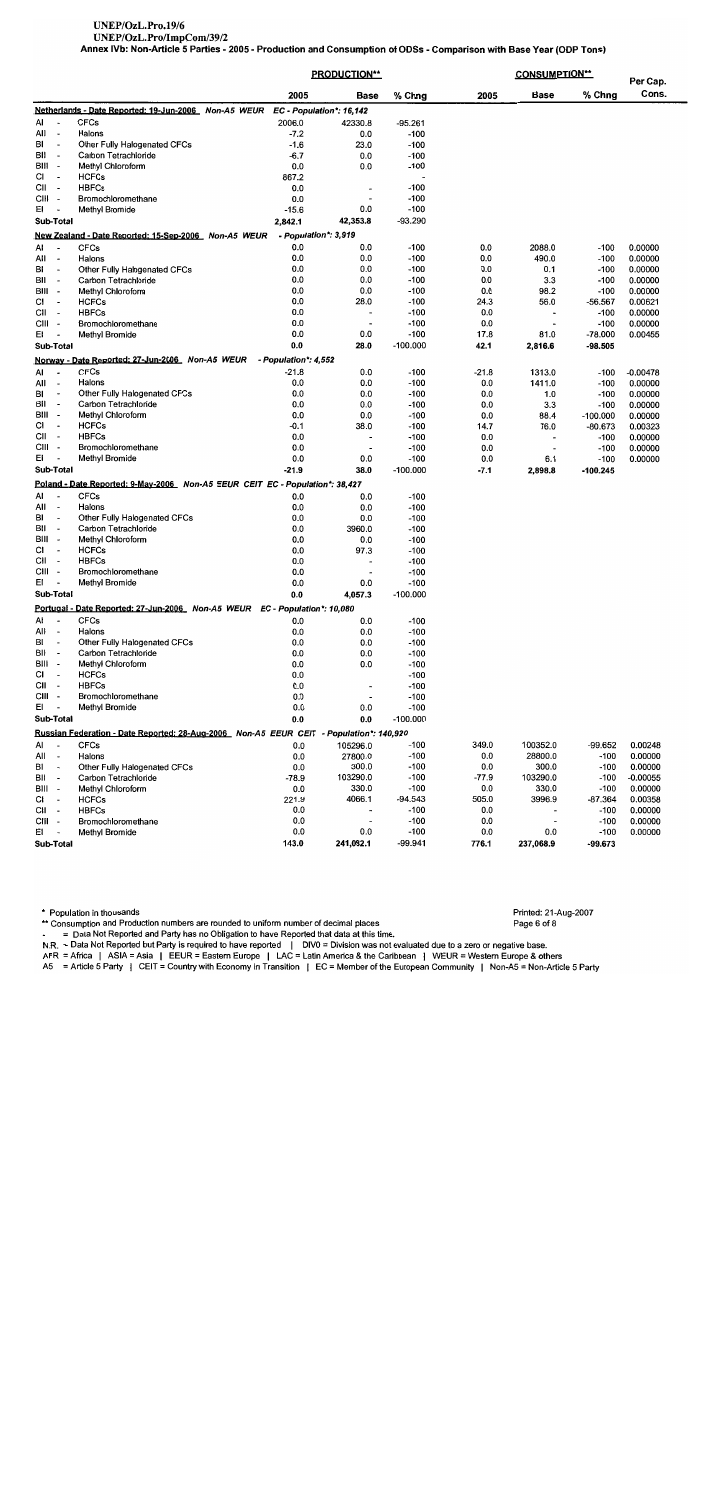UNEP/OzL.Pro.19/6
UNEP/OzL.Pro/ImpCom/39/2

**Annex IVb: Non-Article 5 Parties - 2005 - Production and Consumption of ODSs - Comparison with Base Year (ODP Tons)**

| | | PRODUCTION** | | | CONSUMPTION** | | | Per Cap. |
|---|---|---|---|---|---|---|---|---|
| | | 2005 | Base | % Chng | 2005 | Base | % Chng | Cons. |
| **Netherlands - Date Reported: 19-Jun-2006 Non-A5 WEUR** | *EC - Population*: 16,142* | | | | | | | |
| AI - | CFCs | 2006.0 | 42330.8 | -95.261 | | | | |
| AII - | Halons | -7.2 | 0.0 | -100 | | | | |
| BI - | Other Fully Halogenated CFCs | -1.6 | 23.0 | -100 | | | | |
| BII - | Carbon Tetrachloride | -6.7 | 0.0 | -100 | | | | |
| BIII - | Methyl Chloroform | 0.0 | 0.0 | -100 | | | | |
| CI - | HCFCs | 867.2 | | - | | | | |
| CII - | HBFCs | 0.0 | - | -100 | | | | |
| CIII - | Bromochloromethane | 0.0 | - | -100 | | | | |
| EI - | Methyl Bromide | -15.6 | 0.0 | -100 | | | | |
| **Sub-Total** | | **2,842.1** | **42,353.8** | **-93.290** | | | | |
| **New Zealand - Date Reported: 15-Sep-2006 Non-A5 WEUR** | *- Population*: 3,919* | | | | | | | |
| AI - | CFCs | 0.0 | 0.0 | -100 | 0.0 | 2088.0 | -100 | 0.00000 |
| AII - | Halons | 0.0 | 0.0 | -100 | 0.0 | 490.0 | -100 | 0.00000 |
| BI - | Other Fully Halogenated CFCs | 0.0 | 0.0 | -100 | 0.0 | 0.1 | -100 | 0.00000 |
| BII - | Carbon Tetrachloride | 0.0 | 0.0 | -100 | 0.0 | 3.3 | -100 | 0.00000 |
| BIII - | Methyl Chloroform | 0.0 | 0.0 | -100 | 0.0 | 98.2 | -100 | 0.00000 |
| CI - | HCFCs | 0.0 | 28.0 | -100 | 24.3 | 56.0 | -56.567 | 0.00621 |
| CII - | HBFCs | 0.0 | - | -100 | 0.0 | - | -100 | 0.00000 |
| CIII - | Bromochloromethane | 0.0 | - | -100 | 0.0 | - | -100 | 0.00000 |
| EI - | Methyl Bromide | 0.0 | 0.0 | -100 | 17.8 | 81.0 | -78.000 | 0.00455 |
| **Sub-Total** | | **0.0** | **28.0** | **-100.000** | **42.1** | **2,816.6** | **-98.505** | |
| **Norway - Date Reported: 27-Jun-2006 Non-A5 WEUR** | *- Population*: 4,552* | | | | | | | |
| AI - | CFCs | -21.8 | 0.0 | -100 | -21.8 | 1313.0 | -100 | -0.00478 |
| AII - | Halons | 0.0 | 0.0 | -100 | 0.0 | 1411.0 | -100 | 0.00000 |
| BI - | Other Fully Halogenated CFCs | 0.0 | 0.0 | -100 | 0.0 | 1.0 | -100 | 0.00000 |
| BII - | Carbon Tetrachloride | 0.0 | 0.0 | -100 | 0.0 | 3.3 | -100 | 0.00000 |
| BIII - | Methyl Chloroform | 0.0 | 0.0 | -100 | 0.0 | 88.4 | -100.000 | 0.00000 |
| CI - | HCFCs | -0.1 | 38.0 | -100 | 14.7 | 76.0 | -80.673 | 0.00323 |
| CII - | HBFCs | 0.0 | - | -100 | 0.0 | - | -100 | 0.00000 |
| CIII - | Bromochloromethane | 0.0 | - | -100 | 0.0 | - | -100 | 0.00000 |
| EI - | Methyl Bromide | 0.0 | 0.0 | -100 | 0.0 | 6.1 | -100 | 0.00000 |
| **Sub-Total** | | **-21.9** | **38.0** | **-100.000** | **-7.1** | **2,898.8** | **-100.245** | |
| **Poland - Date Reported: 9-May-2006 Non-A5 EEUR CEIT EC - Population*: 38,427** | | | | | | | | |
| AI - | CFCs | 0.0 | 0.0 | -100 | | | | |
| AII - | Halons | 0.0 | 0.0 | -100 | | | | |
| BI - | Other Fully Halogenated CFCs | 0.0 | 0.0 | -100 | | | | |
| BII - | Carbon Tetrachloride | 0.0 | 3960.0 | -100 | | | | |
| BIII - | Methyl Chloroform | 0.0 | 0.0 | -100 | | | | |
| CI - | HCFCs | 0.0 | 97.3 | -100 | | | | |
| CII - | HBFCs | 0.0 | - | -100 | | | | |
| CIII - | Bromochloromethane | 0.0 | - | -100 | | | | |
| EI - | Methyl Bromide | 0.0 | 0.0 | -100 | | | | |
| **Sub-Total** | | **0.0** | **4,057.3** | **-100.000** | | | | |
| **Portugal - Date Reported: 27-Jun-2006 Non-A5 WEUR** | *EC - Population*: 10,080* | | | | | | | |
| AI - | CFCs | 0.0 | 0.0 | -100 | | | | |
| AII - | Halons | 0.0 | 0.0 | -100 | | | | |
| BI - | Other Fully Halogenated CFCs | 0.0 | 0.0 | -100 | | | | |
| BII - | Carbon Tetrachloride | 0.0 | 0.0 | -100 | | | | |
| BIII - | Methyl Chloroform | 0.0 | 0.0 | -100 | | | | |
| CI - | HCFCs | 0.0 | | -100 | | | | |
| CII - | HBFCs | 0.0 | - | -100 | | | | |
| CIII - | Bromochloromethane | 0.0 | - | -100 | | | | |
| EI - | Methyl Bromide | 0.0 | 0.0 | -100 | | | | |
| **Sub-Total** | | **0.0** | **0.0** | **-100.000** | | | | |
| **Russian Federation - Date Reported: 28-Aug-2006 Non-A5 EEUR CEIT** | *- Population*: 140,920* | | | | | | | |
| AI - | CFCs | 0.0 | 105296.0 | -100 | 349.0 | 100352.0 | -99.652 | 0.00248 |
| AII - | Halons | 0.0 | 27800.0 | -100 | 0.0 | 28800.0 | -100 | 0.00000 |
| BI - | Other Fully Halogenated CFCs | 0.0 | 300.0 | -100 | 0.0 | 300.0 | -100 | 0.00000 |
| BII - | Carbon Tetrachloride | -78.9 | 103290.0 | -100 | -77.9 | 103290.0 | -100 | -0.00055 |
| BIII - | Methyl Chloroform | 0.0 | 330.0 | -100 | 0.0 | 330.0 | -100 | 0.00000 |
| CI - | HCFCs | 221.9 | 4066.1 | -94.543 | 505.0 | 3996.9 | -87.364 | 0.00358 |
| CII - | HBFCs | 0.0 | - | -100 | 0.0 | - | -100 | 0.00000 |
| CIII - | Bromochloromethane | 0.0 | - | -100 | 0.0 | - | -100 | 0.00000 |
| EI - | Methyl Bromide | 0.0 | 0.0 | -100 | 0.0 | 0.0 | -100 | 0.00000 |
| **Sub-Total** | | **143.0** | **241,092.1** | **-99.941** | **776.1** | **237,068.9** | **-99.673** | |

\* Population in thousands

\*\* Consumption and Production numbers are rounded to uniform number of decimal places

\- = Data Not Reported and Party has no Obligation to have Reported that data at this time.

N.R. = Data Not Reported but Party is required to have reported | DIV0 = Division was not evaluated due to a zero or negative base.

AFR = Africa | ASIA = Asia | EEUR = Eastern Europe | LAC = Latin America & the Caribbean | WEUR = Western Europe & others

A5 = Article 5 Party | CEIT = Country with Economy in Transition | EC = Member of the European Community | Non-A5 = Non-Article 5 Party

Printed: 21-Aug-2007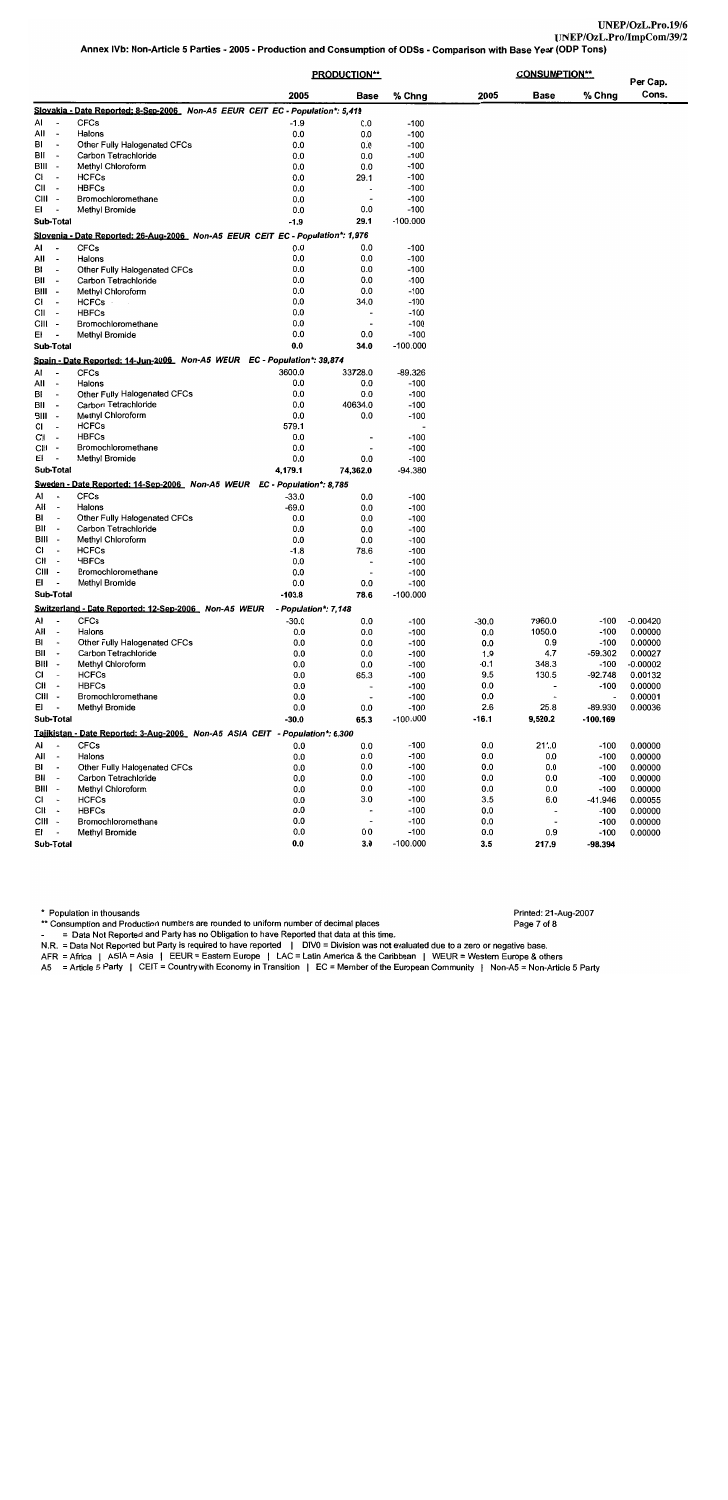Annex IVb: Non-Article 5 Parties - 2005 - Production and Consumption of ODSs - Comparison with Base Year (ODP Tons)

| | | PRODUCTION** | | | CONSUMPTION** | | | Per Cap. Cons. |
|---|---|---|---|---|---|---|---|---|
| | | 2005 | Base | % Chng | 2005 | Base | % Chng | |
| **Slovakia - Date Reported: 8-Sep-2006 Non-A5 EEUR CEIT EC - Population*: 5,418** | | | | | | | | |
| AI - | CFCs | -1.9 | 0.0 | -100 | | | | |
| AII - | Halons | 0.0 | 0.0 | -100 | | | | |
| BI - | Other Fully Halogenated CFCs | 0.0 | 0.0 | -100 | | | | |
| BII - | Carbon Tetrachloride | 0.0 | 0.0 | -100 | | | | |
| BIII - | Methyl Chloroform | 0.0 | 0.0 | -100 | | | | |
| CI - | HCFCs | 0.0 | 29.1 | -100 | | | | |
| CII - | HBFCs | 0.0 | - | -100 | | | | |
| CIII - | Bromochloromethane | 0.0 | - | -100 | | | | |
| EI - | Methyl Bromide | 0.0 | 0.0 | -100 | | | | |
| **Sub-Total** | | **-1.9** | **29.1** | -100.000 | | | | |
| **Slovenia - Date Reported: 26-Aug-2006 Non-A5 EEUR CEIT EC - Population*: 1,976** | | | | | | | | |
| AI - | CFCs | 0.0 | 0.0 | -100 | | | | |
| AII - | Halons | 0.0 | 0.0 | -100 | | | | |
| BI - | Other Fully Halogenated CFCs | 0.0 | 0.0 | -100 | | | | |
| BII - | Carbon Tetrachloride | 0.0 | 0.0 | -100 | | | | |
| BIII - | Methyl Chloroform | 0.0 | 0.0 | -100 | | | | |
| CI - | HCFCs | 0.0 | 34.0 | -100 | | | | |
| CII - | HBFCs | 0.0 | - | -100 | | | | |
| CIII - | Bromochloromethane | 0.0 | - | -100 | | | | |
| EI - | Methyl Bromide | 0.0 | 0.0 | -100 | | | | |
| **Sub-Total** | | **0.0** | **34.0** | -100.000 | | | | |
| **Spain - Date Reported: 14-Jun-2006 Non-A5 WEUR EC - Population*: 39,874** | | | | | | | | |
| AI - | CFCs | 3600.0 | 33728.0 | -89.326 | | | | |
| AII - | Halons | 0.0 | 0.0 | -100 | | | | |
| BI - | Other Fully Halogenated CFCs | 0.0 | 0.0 | -100 | | | | |
| BII - | Carbon Tetrachloride | 0.0 | 40634.0 | -100 | | | | |
| BIII - | Methyl Chloroform | 0.0 | 0.0 | -100 | | | | |
| CI - | HCFCs | 579.1 | | - | | | | |
| CII - | HBFCs | 0.0 | - | -100 | | | | |
| CIII - | Bromochloromethane | 0.0 | - | -100 | | | | |
| EI - | Methyl Bromide | 0.0 | 0.0 | -100 | | | | |
| **Sub-Total** | | **4,179.1** | **74,362.0** | -94.380 | | | | |
| **Sweden - Date Reported: 14-Sep-2006 Non-A5 WEUR EC - Population*: 8,785** | | | | | | | | |
| AI - | CFCs | -33.0 | 0.0 | -100 | | | | |
| AII - | Halons | -69.0 | 0.0 | -100 | | | | |
| BI - | Other Fully Halogenated CFCs | 0.0 | 0.0 | -100 | | | | |
| BII - | Carbon Tetrachloride | 0.0 | 0.0 | -100 | | | | |
| BIII - | Methyl Chloroform | 0.0 | 0.0 | -100 | | | | |
| CI - | HCFCs | -1.8 | 78.6 | -100 | | | | |
| CII - | HBFCs | 0.0 | - | -100 | | | | |
| CIII - | Bromochloromethane | 0.0 | - | -100 | | | | |
| EI - | Methyl Bromide | 0.0 | 0.0 | -100 | | | | |
| **Sub-Total** | | **-103.8** | **78.6** | -100.000 | | | | |
| **Switzerland - Date Reported: 12-Sep-2006 Non-A5 WEUR - Population*: 7,148** | | | | | | | | |
| AI - | CFCs | -30.0 | 0.0 | -100 | -30.0 | 7960.0 | -100 | -0.00420 |
| AII - | Halons | 0.0 | 0.0 | -100 | 0.0 | 1050.0 | -100 | 0.00000 |
| BI - | Other Fully Halogenated CFCs | 0.0 | 0.0 | -100 | 0.0 | 0.9 | -100 | 0.00000 |
| BII - | Carbon Tetrachloride | 0.0 | 0.0 | -100 | 1.9 | 4.7 | -59.302 | 0.00027 |
| BIII - | Methyl Chloroform | 0.0 | 0.0 | -100 | -0.1 | 348.3 | -100 | -0.00002 |
| CI - | HCFCs | 0.0 | 65.3 | -100 | 9.5 | 130.5 | -92.748 | 0.00132 |
| CII - | HBFCs | 0.0 | - | -100 | 0.0 | - | -100 | 0.00000 |
| CIII - | Bromochloromethane | 0.0 | - | -100 | 0.0 | - | - | 0.00001 |
| EI - | Methyl Bromide | 0.0 | 0.0 | -100 | 2.6 | 25.8 | -89.930 | 0.00036 |
| **Sub-Total** | | **-30.0** | **65.3** | -100.000 | **-16.1** | **9,520.2** | **-100.169** | |
| **Tajikistan - Date Reported: 3-Aug-2006 Non-A5 ASIA CEIT - Population*: 6,300** | | | | | | | | |
| AI - | CFCs | 0.0 | 0.0 | -100 | 0.0 | 211.0 | -100 | 0.00000 |
| AII - | Halons | 0.0 | 0.0 | -100 | 0.0 | 0.0 | -100 | 0.00000 |
| BI - | Other Fully Halogenated CFCs | 0.0 | 0.0 | -100 | 0.0 | 0.0 | -100 | 0.00000 |
| BII - | Carbon Tetrachloride | 0.0 | 0.0 | -100 | 0.0 | 0.0 | -100 | 0.00000 |
| BIII - | Methyl Chloroform | 0.0 | 0.0 | -100 | 0.0 | 0.0 | -100 | 0.00000 |
| CI - | HCFCs | 0.0 | 3.0 | -100 | 3.5 | 6.0 | -41.946 | 0.00055 |
| CII - | HBFCs | 0.0 | - | -100 | 0.0 | - | -100 | 0.00000 |
| CIII - | Bromochloromethane | 0.0 | - | -100 | 0.0 | - | -100 | 0.00000 |
| EI - | Methyl Bromide | 0.0 | 0.0 | -100 | 0.0 | 0.9 | -100 | 0.00000 |
| **Sub-Total** | | **0.0** | **3.0** | -100.000 | **3.5** | **217.9** | **-98.394** | |

\* Population in thousands

\*\* Consumption and Production numbers are rounded to uniform number of decimal places

\- = Data Not Reported and Party has no Obligation to have Reported that data at this time.

N.R. = Data Not Reported but Party is required to have reported | DIV0 = Division was not evaluated due to a zero or negative base.

AFR = Africa | ASIA = Asia | EEUR = Eastern Europe | LAC = Latin America & the Caribbean | WEUR = Western Europe & others

A5 = Article 5 Party | CEIT = Country with Economy in Transition | EC = Member of the European Community | Non-A5 = Non-Article 5 Party

Printed: 21-Aug-2007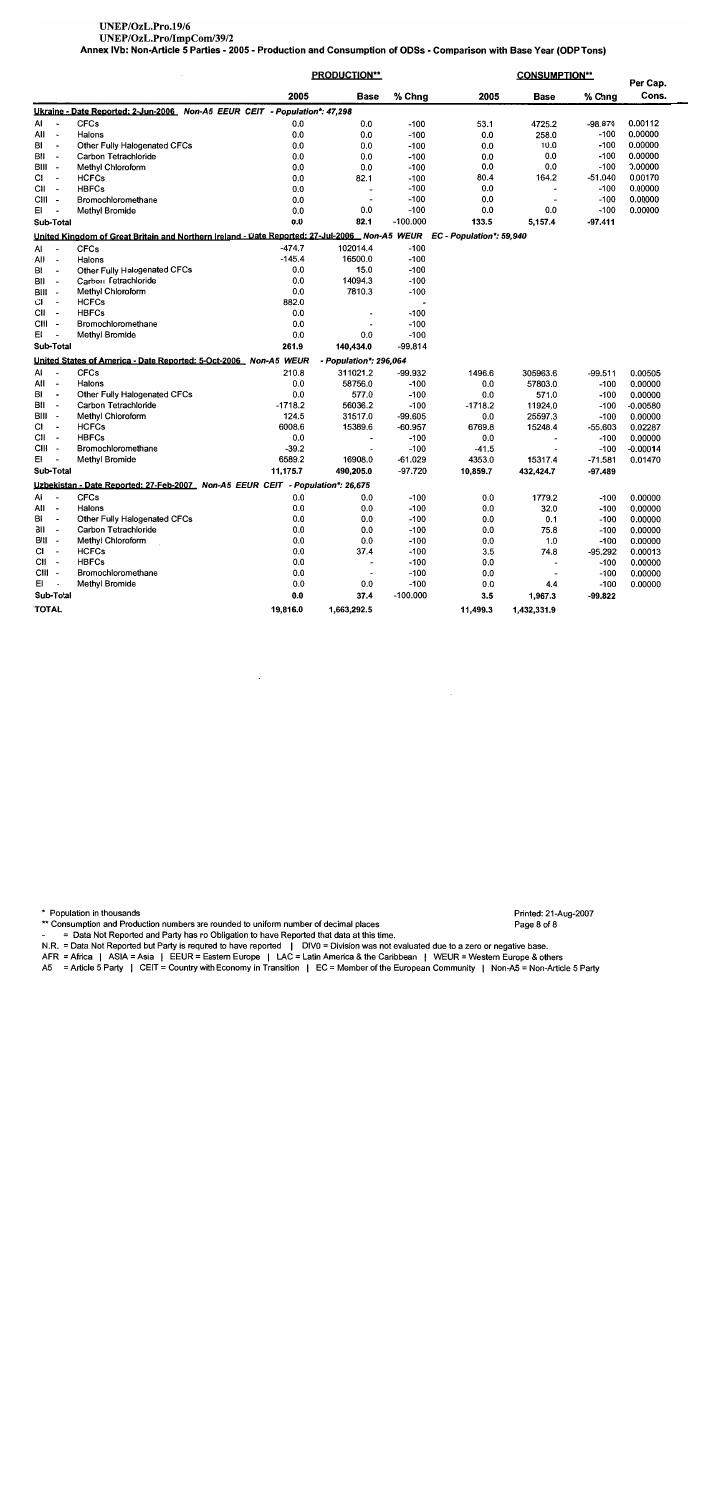UNEP/OzL.Pro.19/6
UNEP/OzL.Pro/ImpCom/39/2

## Annex IVb: Non-Article 5 Parties - 2005 - Production and Consumption of ODSs - Comparison with Base Year (ODP Tons)

| | | PRODUCTION** | | | CONSUMPTION** | | | Per Cap. |
|---|---|---|---|---|---|---|---|---|
| | | 2005 | Base | % Chng | 2005 | Base | % Chng | Cons. |
| **Ukraine - Date Reported: 2-Jun-2006 Non-A5 EEUR CEIT - Population*: 47,298** | | | | | | | | |
| AI - | CFCs | 0.0 | 0.0 | -100 | 53.1 | 4725.2 | -98.874 | 0.00112 |
| AII - | Halons | 0.0 | 0.0 | -100 | 0.0 | 258.0 | -100 | 0.00000 |
| BI - | Other Fully Halogenated CFCs | 0.0 | 0.0 | -100 | 0.0 | 10.0 | -100 | 0.00000 |
| BII - | Carbon Tetrachloride | 0.0 | 0.0 | -100 | 0.0 | 0.0 | -100 | 0.00000 |
| BIII - | Methyl Chloroform | 0.0 | 0.0 | -100 | 0.0 | 0.0 | -100 | 0.00000 |
| CI - | HCFCs | 0.0 | 82.1 | -100 | 80.4 | 164.2 | -51.040 | 0.00170 |
| CII - | HBFCs | 0.0 | - | -100 | 0.0 | - | -100 | 0.00000 |
| CIII - | Bromochloromethane | 0.0 | - | -100 | 0.0 | - | -100 | 0.00000 |
| EI - | Methyl Bromide | 0.0 | 0.0 | -100 | 0.0 | 0.0 | -100 | 0.00000 |
| **Sub-Total** | | **0.0** | **82.1** | **-100.000** | **133.5** | **5,157.4** | **-97.411** | |
| **United Kingdom of Great Britain and Northern Ireland - Date Reported: 27-Jul-2006 Non-A5 WEUR EC - Population*: 59,940** | | | | | | | | |
| AI - | CFCs | -474.7 | 102014.4 | -100 | | | | |
| AII - | Halons | -145.4 | 16500.0 | -100 | | | | |
| BI - | Other Fully Halogenated CFCs | 0.0 | 15.0 | -100 | | | | |
| BII - | Carbon Tetrachloride | 0.0 | 14094.3 | -100 | | | | |
| BIII - | Methyl Chloroform | 0.0 | 7810.3 | -100 | | | | |
| CI - | HCFCs | 882.0 | | - | | | | |
| CII - | HBFCs | 0.0 | - | -100 | | | | |
| CIII - | Bromochloromethane | 0.0 | - | -100 | | | | |
| EI - | Methyl Bromide | 0.0 | 0.0 | -100 | | | | |
| **Sub-Total** | | **261.9** | **140,434.0** | **-99.814** | | | | |
| **United States of America - Date Reported: 5-Oct-2006 Non-A5 WEUR - Population*: 296,064** | | | | | | | | |
| AI - | CFCs | 210.8 | 311021.2 | -99.932 | 1496.6 | 305963.6 | -99.511 | 0.00505 |
| AII - | Halons | 0.0 | 58756.0 | -100 | 0.0 | 57803.0 | -100 | 0.00000 |
| BI - | Other Fully Halogenated CFCs | 0.0 | 577.0 | -100 | 0.0 | 571.0 | -100 | 0.00000 |
| BII - | Carbon Tetrachloride | -1718.2 | 56036.2 | -100 | -1718.2 | 11924.0 | -100 | -0.00580 |
| BIII - | Methyl Chloroform | 124.5 | 31517.0 | -99.605 | 0.0 | 25597.3 | -100 | 0.00000 |
| CI - | HCFCs | 6008.6 | 15389.6 | -60.957 | 6769.8 | 15248.4 | -55.603 | 0.02287 |
| CII - | HBFCs | 0.0 | - | -100 | 0.0 | - | -100 | 0.00000 |
| CIII - | Bromochloromethane | -39.2 | - | -100 | -41.5 | - | -100 | -0.00014 |
| EI - | Methyl Bromide | 6589.2 | 16908.0 | -61.029 | 4353.0 | 15317.4 | -71.581 | 0.01470 |
| **Sub-Total** | | **11,175.7** | **490,205.0** | **-97.720** | **10,859.7** | **432,424.7** | **-97.489** | |
| **Uzbekistan - Date Reported: 27-Feb-2007 Non-A5 EEUR CEIT - Population*: 26,675** | | | | | | | | |
| AI - | CFCs | 0.0 | 0.0 | -100 | 0.0 | 1779.2 | -100 | 0.00000 |
| AII - | Halons | 0.0 | 0.0 | -100 | 0.0 | 32.0 | -100 | 0.00000 |
| BI - | Other Fully Halogenated CFCs | 0.0 | 0.0 | -100 | 0.0 | 0.1 | -100 | 0.00000 |
| BII - | Carbon Tetrachloride | 0.0 | 0.0 | -100 | 0.0 | 75.8 | -100 | 0.00000 |
| BIII - | Methyl Chloroform | 0.0 | 0.0 | -100 | 0.0 | 1.0 | -100 | 0.00000 |
| CI - | HCFCs | 0.0 | 37.4 | -100 | 3.5 | 74.8 | -95.292 | 0.00013 |
| CII - | HBFCs | 0.0 | - | -100 | 0.0 | - | -100 | 0.00000 |
| CIII - | Bromochloromethane | 0.0 | - | -100 | 0.0 | - | -100 | 0.00000 |
| EI - | Methyl Bromide | 0.0 | 0.0 | -100 | 0.0 | 4.4 | -100 | 0.00000 |
| **Sub-Total** | | **0.0** | **37.4** | **-100.000** | **3.5** | **1,967.3** | **-99.822** | |
| **TOTAL** | | **19,816.0** | **1,663,292.5** | | **11,499.3** | **1,432,331.9** | | |

\* Population in thousands

** Consumption and Production numbers are rounded to uniform number of decimal places

\- = Data Not Reported and Party has no Obligation to have Reported that data at this time.

N.R. = Data Not Reported but Party is requred to have reported | DIV0 = Division was not evaluated due to a zero or negative base.

AFR = Africa | ASIA = Asia | EEUR = Eastern Europe | LAC = Latin America & the Caribbean | WEUR = Western Europe & others

A5 = Article 5 Party | CEIT = Country with Economy in Transition | EC = Member of the European Community | Non-A5 = Non-Article 5 Party

Printed: 21-Aug-2007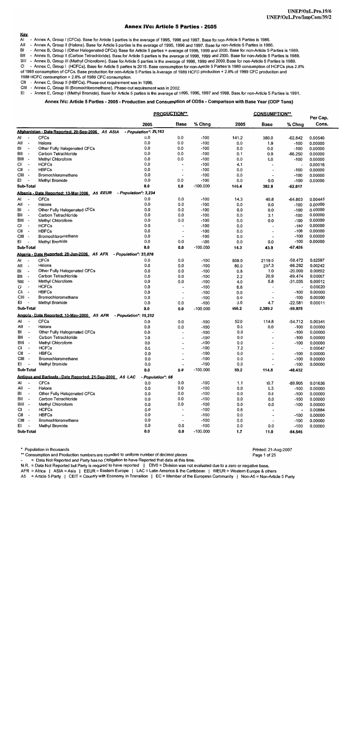# Annex IVc: Article 5 Parties - 2005

**Key**

AI - Annex A, Group I (CFCs). Base for Article 5 parties is the average of 1995, 1996 and 1997. Base for non-Article 5 Parties is 1986.
AII - Annex A, Group II (Halons). Base for Article 5 parties is the average of 1995, 1996 and 1997. Base for non-Article 5 Parties is 1986.
BI - Annex B, Group I (Other Halogenated CFCs). Base for Article 5 parties = average of 1998, 1999 and 2000. Base for non-Article 5 Parties is 1989.
BII - Annex B, Group II (Carbon Tetrachloride). Base for Article 5 parties is the average of 1998, 1999 and 2000. Base for non-Article 5 Parties is 1989.
BIII - Annex B, Group III (Methyl Chloroform). Base for Article 5 parties is the average of 1998, 1999 and 2000. Base for non-Article 5 Parties is 1989.
CI - Annex C, Group I (HCFCs). Base for Article 5 parties is 2015. Base consumption for non-Article 5 Parties is 1989 consumption of HCFCs plus 2.8% of 1989 consumption of CFCs. Base production for non-Article 5 Parties is Average of 1989 HCFC production + 2.8% of 1989 CFC production and 1989 HCFC consumption + 2.8% of 1989 CFC consumption.
CII - Annex C, Group II (HBFCs). Phase-out requirement was in 1996.
CIII - Annex C, Group III (Bromochloromethane). Phase-out requirement was in 2002.
EI - Annex E, Group I (Methyl Bromide). Base for Article 5 parties is the average of 1995, 1996, 1997 and 1998. Base for non-Article 5 Parties is 1991.

## Annex IVc: Article 5 Parties - 2005 - Production and Consumption of ODSs - Comparison with Base Year (ODP Tons)

| | | PRODUCTION** | | | CONSUMPTION** | | | Per Cap. |
|---|---|---|---|---|---|---|---|---|
| | | 2005 | Base | % Chng | 2005 | Base | % Chng | Cons. |
| **Afghanistan - Date Reported: 20-Sep-2006 A5 ASIA - Population*: 26,163** | | | | | | | | |
| AI - | CFCs | 0.0 | 0.0 | -100 | 141.2 | 380.0 | -62.842 | 0.00540 |
| AII - | Halons | 0.0 | 0.0 | -100 | 0.0 | 1.9 | -100 | 0.00000 |
| BI - | Other Fully Halogenated CFCs | 0.0 | 0.0 | -100 | 0.0 | 0.0 | -100 | 0.00000 |
| BII - | Carbon Tetrachloride | 0.0 | 0.0 | -100 | 0.1 | 0.9 | -86.250 | 0.00000 |
| BIII - | Methyl Chloroform | 0.0 | 0.0 | -100 | 0.0 | 0.0 | -100 | 0.00000 |
| CI - | HCFCs | 0.0 | - | -100 | 4.1 | - | - | 0.00016 |
| CII - | HBFCs | 0.0 | - | -100 | 0.0 | - | -100 | 0.00000 |
| CIII - | Bromochloromethane | 0.0 | - | -100 | 0.0 | - | -100 | 0.00000 |
| EI - | Methyl Bromide | 0.0 | 0.0 | -100 | 0.0 | 0.0 | -100 | 0.00000 |
| **Sub-Total** | | **0.0** | **0.0** | -100.000 | **145.4** | **382.8** | **-62.017** | |
| **Albania - Date Reported: 13-Mar-2006 A5 EEUR - Population*: 3,234** | | | | | | | | |
| AI - | CFCs | 0.0 | 0.0 | -100 | 14.3 | 40.8 | -64.803 | 0.00443 |
| AII - | Halons | 0.0 | 0.0 | -100 | 0.0 | 0.0 | -100 | 0.00000 |
| BI - | Other Fully Halogenated CFCs | 0.0 | 0.0 | -100 | 0.0 | 0.0 | -100 | 0.00000 |
| BII - | Carbon Tetrachloride | 0.0 | 0.0 | -100 | 0.0 | 3.1 | -100 | 0.00000 |
| BIII - | Methyl Chloroform | 0.0 | 0.0 | -100 | 0.0 | 0.0 | -100 | 0.00000 |
| CI - | HCFCs | 0.0 | - | -100 | 0.0 | - | -100 | 0.00000 |
| CII - | HBFCs | 0.0 | - | -100 | 0.0 | - | -100 | 0.00000 |
| CIII - | Bromochloromethane | 0.0 | - | -100 | 0.0 | - | -100 | 0.00000 |
| EI - | Methyl Bromide | 0.0 | 0.0 | -100 | 0.0 | 0.0 | -100 | 0.00000 |
| **Sub-Total** | | **0.0** | **0.0** | -100.000 | **14.3** | **43.9** | **-67.426** | |
| **Algeria - Date Reported: 28-Jun-2006 A5 AFR - Population*: 33,076** | | | | | | | | |
| AI - | CFCs | 0.0 | 0.0 | -100 | 859.0 | 2119.5 | -59.472 | 0.02597 |
| AII - | Halons | 0.0 | 0.0 | -100 | 80.0 | 237.3 | -66.292 | 0.00242 |
| BI - | Other Fully Halogenated CFCs | 0.0 | 0.0 | -100 | 0.8 | 1.0 | -20.000 | 0.00002 |
| BII - | Carbon Tetrachloride | 0.0 | 0.0 | -100 | 2.2 | 20.9 | -89.474 | 0.00007 |
| BIII - | Methyl Chloroform | 0.0 | 0.0 | -100 | 4.0 | 5.8 | -31.035 | 0.00012 |
| CI - | HCFCs | 0.0 | - | -100 | 6.6 | - | - | 0.00020 |
| CII - | HBFCs | 0.0 | - | -100 | 0.0 | - | -100 | 0.00000 |
| CIII - | Bromochloromethane | 0.0 | - | -100 | 0.0 | - | -100 | 0.00000 |
| EI - | Methyl Bromide | 0.0 | 0.0 | -100 | 3.6 | 4.7 | -22.581 | 0.00011 |
| **Sub-Total** | | **0.0** | **0.0** | -100.000 | **956.2** | **2,389.2** | **-59.978** | |
| **Angola - Date Reported: 15-May-2006 A5 AFR - Population*: 15,252** | | | | | | | | |
| AI - | CFCs | 0.0 | 0.0 | -100 | 52.0 | 114.8 | -54.712 | 0.00341 |
| AII - | Halons | 0.0 | 0.0 | -100 | 0.0 | 0.0 | -100 | 0.00000 |
| BI - | Other Fully Halogenated CFCs | 0.0 | - | -100 | 0.0 | - | -100 | 0.00000 |
| BII - | Carbon Tetrachloride | 0.0 | - | -100 | 0.0 | - | -100 | 0.00000 |
| BIII - | Methyl Chloroform | 0.0 | - | -100 | 0.0 | - | -100 | 0.00000 |
| CI - | HCFCs | 0.0 | - | -100 | 7.2 | - | - | 0.00047 |
| CII - | HBFCs | 0.0 | - | -100 | 0.0 | - | -100 | 0.00000 |
| CIII - | Bromochloromethane | 0.0 | - | -100 | 0.0 | - | -100 | 0.00000 |
| EI - | Methyl Bromide | 0.0 | - | -100 | 0.0 | - | -100 | 0.00000 |
| **Sub-Total** | | **0.0** | **0.0** | -100.000 | **59.2** | **114.8** | **-48.432** | |
| **Antigua and Barbuda - Date Reported: 21-Sep-2006 A5 LAC - Population*: 66** | | | | | | | | |
| AI - | CFCs | 0.0 | 0.0 | -100 | 1.1 | 10.7 | -89.905 | 0.01636 |
| AII - | Halons | 0.0 | 0.0 | -100 | 0.0 | 0.3 | -100 | 0.00000 |
| BI - | Other Fully Halogenated CFCs | 0.0 | 0.0 | -100 | 0.0 | 0.0 | -100 | 0.00000 |
| BII - | Carbon Tetrachloride | 0.0 | 0.0 | -100 | 0.0 | 0.0 | -100 | 0.00000 |
| BIII - | Methyl Chloroform | 0.0 | 0.0 | -100 | 0.0 | 0.0 | -100 | 0.00000 |
| CI - | HCFCs | 0.0 | - | -100 | 0.6 | - | - | 0.00884 |
| CII - | HBFCs | 0.0 | - | -100 | 0.0 | - | -100 | 0.00000 |
| CIII - | Bromochloromethane | 0.0 | - | -100 | 0.0 | - | -100 | 0.00000 |
| EI - | Methyl Bromide | 0.0 | 0.0 | -100 | 0.0 | 0.0 | -100 | 0.00000 |
| **Sub-Total** | | **0.0** | **0.0** | -100.000 | **1.7** | **11.0** | **-84.545** | |

\* Population in thousands
\** Consumption and Production numbers are rounded to uniform number of decimal places
\- = Data Not Reported and Party has no Obligation to have Reported that data at this time.
N.R. = Data Not Reported but Party is required to have reported | DIV0 = Division was not evaluated due to a zero or negative base.
AFR = Africa | ASIA = Asia | EEUR = Eastern Europe | LAC = Latin America & the Caribbean | WEUR = Western Europe & others
A5 = Article 5 Party | CEIT = Country with Economy in Transition | EC = Member of the European Community | Non-A5 = Non-Article 5 Party

Printed: 21-Aug-2007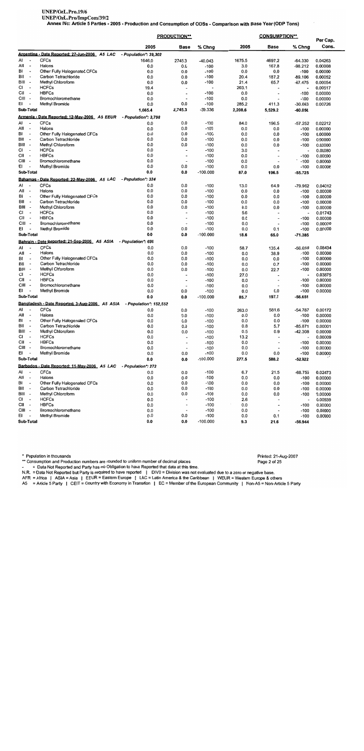UNEP/OzL.Pro.19/6
UNEP/OzL.Pro/ImpCom/39/2

**Annex IVc: Article 5 Parties - 2005 - Production and Consumption of ODSs - Comparison with Base Year (ODP Tons)**

| | | PRODUCTION** | | | CONSUMPTION** | | | Per Cap. |
|---|---|---|---|---|---|---|---|---|
| | | 2005 | Base | % Chng | 2005 | Base | % Chng | Cons. |
| **Argentina - Date Reported: 27-Jun-2006 A5 LAC** | - Population*: 39,302 | | | | | | | |
| AI - | CFCs | 1646.0 | 2745.3 | -40.043 | 1675.5 | 4697.2 | -64.330 | 0.04263 |
| AII - | Halons | 0.0 | 0.0 | -100 | 3.0 | 167.8 | -98.212 | 0.00008 |
| BI - | Other Fully Halogenated CFCs | 0.0 | 0.0 | -100 | 0.0 | 0.0 | -100 | 0.00000 |
| BII - | Carbon Tetrachloride | 0.0 | 0.0 | -100 | 20.4 | 187.2 | -89.106 | 0.00052 |
| BIII - | Methyl Chloroform | 0.0 | 0.0 | -100 | 21.4 | 65.7 | -67.475 | 0.00054 |
| CI - | HCFCs | 19.4 | - | - | 203.1 | - | - | 0.00517 |
| CII - | HBFCs | 0.0 | - | -100 | 0.0 | - | -100 | 0.00000 |
| CIII - | Bromochloromethane | 0.0 | - | -100 | 0.0 | - | -100 | 0.00000 |
| EI - | Methyl Bromide | 0.0 | 0.0 | -100 | 285.2 | 411.3 | -30.663 | 0.00726 |
| **Sub-Total** | | 1,665.4 | 2,745.3 | -39.336 | 2,208.6 | 5,529.2 | -60.056 | |
| **Armenia - Date Reported: 12-May-2006 A5 EEUR** | - Population*: 3,798 | | | | | | | |
| AI - | CFCs | 0.0 | 0.0 | -100 | 84.0 | 196.5 | -57.252 | 0.02212 |
| AII - | Halons | 0.0 | 0.0 | -100 | 0.0 | 0.0 | -100 | 0.00000 |
| BI - | Other Fully Halogenated CFCs | 0.0 | 0.0 | -100 | 0.0 | 0.0 | -100 | 0.00000 |
| BII - | Carbon Tetrachloride | 0.0 | 0.0 | -100 | 0.0 | 0.0 | -100 | 0.00000 |
| BIII - | Methyl Chloroform | 0.0 | 0.0 | -100 | 0.0 | 0.0 | -100 | 0.00000 |
| CI - | HCFCs | 0.0 | - | -100 | 3.0 | - | - | 0.00080 |
| CII - | HBFCs | 0.0 | - | -100 | 0.0 | - | -100 | 0.00000 |
| CIII - | Bromochloromethane | 0.0 | - | -100 | 0.0 | - | -100 | 0.00000 |
| EI - | Methyl Bromide | 0.0 | 0.0 | -100 | 0.0 | 0.0 | -100 | 0.00000 |
| **Sub-Total** | | 0.0 | 0.0 | -100.000 | 87.0 | 196.5 | -55.725 | |
| **Bahamas - Date Reported: 22-May-2006 A5 LAC** | - Population*: 324 | | | | | | | |
| AI - | CFCs | 0.0 | 0.0 | -100 | 13.0 | 64.9 | -79.962 | 0.04012 |
| AII - | Halons | 0.0 | 0.0 | -100 | 0.0 | 0.0 | -100 | 0.00000 |
| BI - | Other Fully Halogenated CFCs | 0.0 | 0.0 | -100 | 0.0 | 0.0 | -100 | 0.00000 |
| BII - | Carbon Tetrachloride | 0.0 | 0.0 | -100 | 0.0 | 0.0 | -100 | 0.00000 |
| BIII - | Methyl Chloroform | 0.0 | 0.0 | -100 | 0.0 | 0.0 | -100 | 0.00000 |
| CI - | HCFCs | 0.0 | - | -100 | 5.6 | - | - | 0.01743 |
| CII - | HBFCs | 0.0 | - | -100 | 0.0 | - | -100 | 0.00000 |
| CIII - | Bromochloromethane | 0.0 | - | -100 | 0.0 | - | -100 | 0.00000 |
| EI - | Methyl Bromide | 0.0 | 0.0 | -100 | 0.0 | 0.1 | -100 | 0.00000 |
| **Sub-Total** | | 0.0 | 0.0 | -100.000 | 18.6 | 65.0 | -71.385 | |
| **Bahrain - Date Reported: 21-Sep-2006 A5 ASIA** | - Population*: 696 | | | | | | | |
| AI - | CFCs | 0.0 | 0.0 | -100 | 58.7 | 135.4 | -56.659 | 0.08434 |
| AII - | Halons | 0.0 | 0.0 | -100 | 0.0 | 38.9 | -100 | 0.00000 |
| BI - | Other Fully Halogenated CFCs | 0.0 | 0.0 | -100 | 0.0 | 0.0 | -100 | 0.00000 |
| BII - | Carbon Tetrachloride | 0.0 | 0.0 | -100 | 0.0 | 0.7 | -100 | 0.00000 |
| BIII - | Methyl Chloroform | 0.0 | 0.0 | -100 | 0.0 | 22.7 | -100 | 0.00000 |
| CI - | HCFCs | 0.0 | - | -100 | 27.0 | - | - | 0.03875 |
| CII - | HBFCs | 0.0 | - | -100 | 0.0 | - | -100 | 0.00000 |
| CIII - | Bromochloromethane | 0.0 | - | -100 | 0.0 | - | -100 | 0.00000 |
| EI - | Methyl Bromide | 0.0 | 0.0 | -100 | 0.0 | 0.0 | -100 | 0.00000 |
| **Sub-Total** | | 0.0 | 0.0 | -100.000 | 85.7 | 197.7 | -56.651 | |
| **Bangladesh - Date Reported: 3-Aug-2006 A5 ASIA** | - Population*: 152,552 | | | | | | | |
| AI - | CFCs | 0.0 | 0.0 | -100 | 263.0 | 581.6 | -54.787 | 0.00172 |
| AII - | Halons | 0.0 | 0.0 | -100 | 0.0 | 0.0 | -100 | 0.00000 |
| BI - | Other Fully Halogenated CFCs | 0.0 | 0.0 | -100 | 0.0 | 0.0 | -100 | 0.00000 |
| BII - | Carbon Tetrachloride | 0.0 | 0.0 | -100 | 0.8 | 5.7 | -85.871 | 0.00001 |
| BIII - | Methyl Chloroform | 0.0 | 0.0 | -100 | 0.5 | 0.9 | -42.308 | 0.00000 |
| CI - | HCFCs | 0.0 | - | -100 | 13.2 | - | - | 0.00009 |
| CII - | HBFCs | 0.0 | - | -100 | 0.0 | - | -100 | 0.00000 |
| CIII - | Bromochloromethane | 0.0 | - | -100 | 0.0 | - | -100 | 0.00000 |
| EI - | Methyl Bromide | 0.0 | 0.0 | -100 | 0.0 | 0.0 | -100 | 0.00000 |
| **Sub-Total** | | 0.0 | 0.0 | -100.000 | 277.5 | 588.2 | -52.822 | |
| **Barbados - Date Reported: 11-May-2006 A5 LAC** | - Population*: 272 | | | | | | | |
| AI - | CFCs | 0.0 | 0.0 | -100 | 6.7 | 21.5 | -68.755 | 0.02473 |
| AII - | Halons | 0.0 | 0.0 | -100 | 0.0 | 0.0 | -100 | 0.00000 |
| BI - | Other Fully Halogenated CFCs | 0.0 | 0.0 | -100 | 0.0 | 0.0 | -100 | 0.00000 |
| BII - | Carbon Tetrachloride | 0.0 | 0.0 | -100 | 0.0 | 0.0 | -100 | 0.00000 |
| BIII - | Methyl Chloroform | 0.0 | 0.0 | -100 | 0.0 | 0.0 | -100 | 0.00000 |
| CI - | HCFCs | 0.0 | - | -100 | 2.6 | - | - | 0.00939 |
| CII - | HBFCs | 0.0 | - | -100 | 0.0 | - | -100 | 0.00000 |
| CIII - | Bromochloromethane | 0.0 | - | -100 | 0.0 | - | -100 | 0.00000 |
| EI - | Methyl Bromide | 0.0 | 0.0 | -100 | 0.0 | 0.1 | -100 | 0.00000 |
| **Sub-Total** | | 0.0 | 0.0 | -100.000 | 9.3 | 21.6 | -56.944 | |

\* Population in thousands
** Consumption and Production numbers are rounded to uniform number of decimal places
 -  = Data Not Reported and Party has no Obligation to have Reported that data at this time.
N.R. = Data Not Reported but Party is required to have reported | DIV0 = Division was not evaluated due to a zero or negative base.
AFR = Africa | ASIA = Asia | EEUR = Eastern Europe | LAC = Latin America & the Caribbean | WEUR = Western Europe & others
A5 = Article 5 Party | CEIT = Country with Economy in Transition | EC = Member of the European Community | Non-A5 = Non-Article 5 Party

Printed: 21-Aug-2007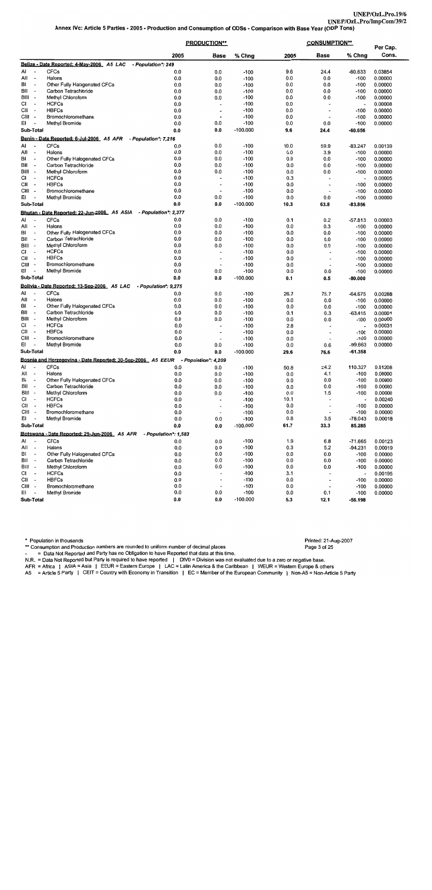Annex IVc: Article 5 Parties - 2005 - Production and Consumption of ODSs - Comparison with Base Year (ODP Tons)

| | | PRODUCTION** | | | CONSUMPTION** | | | Per Cap. |
|---|---|---|---|---|---|---|---|---|
| | | 2005 | Base | % Chng | 2005 | Base | % Chng | Cons. |
| **Belize - Date Reported: 4-May-2006 A5 LAC - Population*: 249** | | | | | | | | |
| AI - | CFCs | 0.0 | 0.0 | -100 | 9.6 | 24.4 | -60.633 | 0.03854 |
| AII - | Halons | 0.0 | 0.0 | -100 | 0.0 | 0.0 | -100 | 0.00000 |
| BI - | Other Fully Halogenated CFCs | 0.0 | 0.0 | -100 | 0.0 | 0.0 | -100 | 0.00000 |
| BII - | Carbon Tetrachloride | 0.0 | 0.0 | -100 | 0.0 | 0.0 | -100 | 0.00000 |
| BIII - | Methyl Chloroform | 0.0 | 0.0 | -100 | 0.0 | 0.0 | -100 | 0.00000 |
| CI - | HCFCs | 0.0 | - | -100 | 0.0 | - | - | 0.00008 |
| CII - | HBFCs | 0.0 | - | -100 | 0.0 | - | -100 | 0.00000 |
| CIII - | Bromochloromethane | 0.0 | - | -100 | 0.0 | - | -100 | 0.00000 |
| EI - | Methyl Bromide | 0.0 | 0.0 | -100 | 0.0 | 0.0 | -100 | 0.00000 |
| **Sub-Total** | | **0.0** | **0.0** | **-100.000** | **9.6** | **24.4** | **-60.656** | |
| **Benin - Date Reported: 6-Jul-2006 A5 AFR - Population*: 7,216** | | | | | | | | |
| AI - | CFCs | 0.0 | 0.0 | -100 | 10.0 | 59.9 | -83.247 | 0.00139 |
| AII - | Halons | 0.0 | 0.0 | -100 | 0.0 | 3.9 | -100 | 0.00000 |
| BI - | Other Fully Halogenated CFCs | 0.0 | 0.0 | -100 | 0.0 | 0.0 | -100 | 0.00000 |
| BII - | Carbon Tetrachloride | 0.0 | 0.0 | -100 | 0.0 | 0.0 | -100 | 0.00000 |
| BIII - | Methyl Chloroform | 0.0 | 0.0 | -100 | 0.0 | 0.0 | -100 | 0.00000 |
| CI - | HCFCs | 0.0 | - | -100 | 0.3 | - | - | 0.00005 |
| CII - | HBFCs | 0.0 | - | -100 | 0.0 | - | -100 | 0.00000 |
| CIII - | Bromochloromethane | 0.0 | - | -100 | 0.0 | - | -100 | 0.00000 |
| EI - | Methyl Bromide | 0.0 | 0.0 | -100 | 0.0 | 0.0 | -100 | 0.00000 |
| **Sub-Total** | | **0.0** | **0.0** | **-100.000** | **10.3** | **63.8** | **-83.856** | |
| **Bhutan - Date Reported: 22-Jun-2006 A5 ASIA - Population*: 2,377** | | | | | | | | |
| AI - | CFCs | 0.0 | 0.0 | -100 | 0.1 | 0.2 | -57.813 | 0.00003 |
| AII - | Halons | 0.0 | 0.0 | -100 | 0.0 | 0.3 | -100 | 0.00000 |
| BI - | Other Fully Halogenated CFCs | 0.0 | 0.0 | -100 | 0.0 | 0.0 | -100 | 0.00000 |
| BII - | Carbon Tetrachloride | 0.0 | 0.0 | -100 | 0.0 | 0.0 | -100 | 0.00000 |
| BIII - | Methyl Chloroform | 0.0 | 0.0 | -100 | 0.0 | 0.0 | -100 | 0.00000 |
| CI - | HCFCs | 0.0 | - | -100 | 0.0 | - | -100 | 0.00000 |
| CII - | HBFCs | 0.0 | - | -100 | 0.0 | - | -100 | 0.00000 |
| CIII - | Bromochloromethane | 0.0 | - | -100 | 0.0 | - | -100 | 0.00000 |
| EI - | Methyl Bromide | 0.0 | 0.0 | -100 | 0.0 | 0.0 | -100 | 0.00000 |
| **Sub-Total** | | **0.0** | **0.0** | **-100.000** | **0.1** | **0.5** | **-80.000** | |
| **Bolivia - Date Reported: 13-Sep-2006 A5 LAC - Population*: 9,275** | | | | | | | | |
| AI - | CFCs | 0.0 | 0.0 | -100 | 26.7 | 75.7 | -64.675 | 0.00288 |
| AII - | Halons | 0.0 | 0.0 | -100 | 0.0 | 0.0 | -100 | 0.00000 |
| BI - | Other Fully Halogenated CFCs | 0.0 | 0.0 | -100 | 0.0 | 0.0 | -100 | 0.00000 |
| BII - | Carbon Tetrachloride | 0.0 | 0.0 | -100 | 0.1 | 0.3 | -63.415 | 0.00001 |
| BIII - | Methyl Chloroform | 0.0 | 0.0 | -100 | 0.0 | 0.0 | -100 | 0.00000 |
| CI - | HCFCs | 0.0 | - | -100 | 2.8 | - | - | 0.00031 |
| CII - | HBFCs | 0.0 | - | -100 | 0.0 | - | -100 | 0.00000 |
| CIII - | Bromochloromethane | 0.0 | - | -100 | 0.0 | - | -100 | 0.00000 |
| EI - | Methyl Bromide | 0.0 | 0.0 | -100 | 0.0 | 0.6 | -99.663 | 0.00000 |
| **Sub-Total** | | **0.0** | **0.0** | **-100.000** | **29.6** | **76.6** | **-61.358** | |
| **Bosnia and Herzegovina - Date Reported: 30-Sep-2006 A5 EEUR - Population*: 4,209** | | | | | | | | |
| AI - | CFCs | 0.0 | 0.0 | -100 | 50.8 | 24.2 | 110.327 | 0.01208 |
| AII - | Halons | 0.0 | 0.0 | -100 | 0.0 | 4.1 | -100 | 0.00000 |
| BI - | Other Fully Halogenated CFCs | 0.0 | 0.0 | -100 | 0.0 | 0.0 | -100 | 0.00000 |
| BII - | Carbon Tetrachloride | 0.0 | 0.0 | -100 | 0.0 | 0.0 | -100 | 0.00000 |
| BIII - | Methyl Chloroform | 0.0 | 0.0 | -100 | 0.0 | 1.5 | -100 | 0.00000 |
| CI - | HCFCs | 0.0 | - | -100 | 10.1 | - | - | 0.00240 |
| CII - | HBFCs | 0.0 | - | -100 | 0.0 | - | -100 | 0.00000 |
| CIII - | Bromochloromethane | 0.0 | - | -100 | 0.0 | - | -100 | 0.00000 |
| EI - | Methyl Bromide | 0.0 | 0.0 | -100 | 0.8 | 3.5 | -78.043 | 0.00018 |
| **Sub-Total** | | **0.0** | **0.0** | **-100.000** | **61.7** | **33.3** | **85.285** | |
| **Botswana - Date Reported: 29-Jun-2006 A5 AFR - Population*: 1,583** | | | | | | | | |
| AI - | CFCs | 0.0 | 0.0 | -100 | 1.9 | 6.8 | -71.665 | 0.00123 |
| AII - | Halons | 0.0 | 0.0 | -100 | 0.3 | 5.2 | -94.231 | 0.00019 |
| BI - | Other Fully Halogenated CFCs | 0.0 | 0.0 | -100 | 0.0 | 0.0 | -100 | 0.00000 |
| BII - | Carbon Tetrachloride | 0.0 | 0.0 | -100 | 0.0 | 0.0 | -100 | 0.00000 |
| BIII - | Methyl Chloroform | 0.0 | 0.0 | -100 | 0.0 | 0.0 | -100 | 0.00000 |
| CI - | HCFCs | 0.0 | - | -100 | 3.1 | - | - | 0.00195 |
| CII - | HBFCs | 0.0 | - | -100 | 0.0 | - | -100 | 0.00000 |
| CIII - | Bromochloromethane | 0.0 | - | -100 | 0.0 | - | -100 | 0.00000 |
| EI - | Methyl Bromide | 0.0 | 0.0 | -100 | 0.0 | 0.1 | -100 | 0.00000 |
| **Sub-Total** | | **0.0** | **0.0** | **-100.000** | **5.3** | **12.1** | **-56.198** | |

\* Population in thousands

\*\* Consumption and Production numbers are rounded to uniform number of decimal places

\- = Data Not Reported and Party has no Obligation to have Reported that data at this time.

N.R. = Data Not Reported but Party is required to have reported | DIV0 = Division was not evaluated due to a zero or negative base.

AFR = Africa | ASIA = Asia | EEUR = Eastern Europe | LAC = Latin America & the Caribbean | WEUR = Western Europe & others

A5 = Article 5 Party | CEIT = Country with Economy in Transition | EC = Member of the European Community | Non-A5 = Non-Article 5 Party

Printed: 21-Aug-2007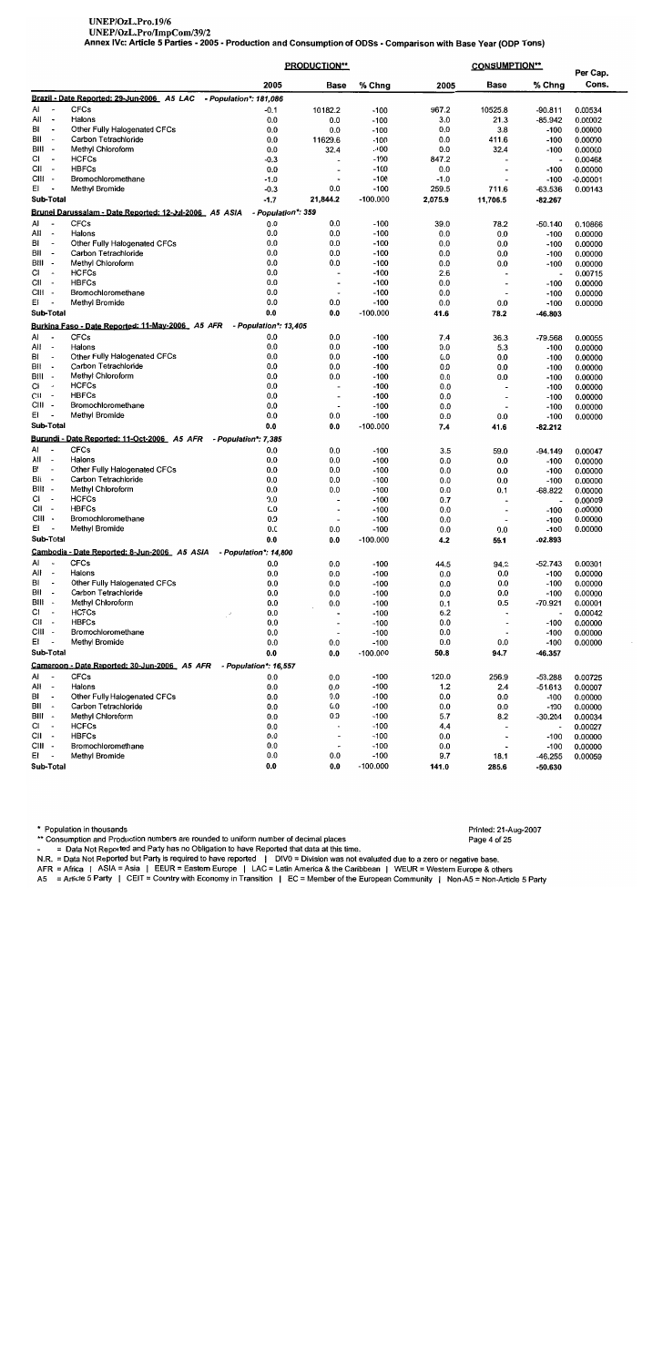UNEP/OzL.Pro.19/6
UNEP/OzL.Pro/ImpCom/39/2
Annex IVc: Article 5 Parties - 2005 - Production and Consumption of ODSs - Comparison with Base Year (ODP Tons)

| | | PRODUCTION** | | | CONSUMPTION** | | | Per Cap. |
|---|---|---|---|---|---|---|---|---|
| | | 2005 | Base | % Chng | 2005 | Base | % Chng | Cons. |
| **Brazil - Date Reported: 29-Jun-2006 A5 LAC - Population*: 181,086** | | | | | | | | |
| AI - | CFCs | -0.1 | 10182.2 | -100 | 967.2 | 10525.8 | -90.811 | 0.00534 |
| AII - | Halons | 0.0 | 0.0 | -100 | 3.0 | 21.3 | -85.942 | 0.00002 |
| BI - | Other Fully Halogenated CFCs | 0.0 | 0.0 | -100 | 0.0 | 3.8 | -100 | 0.00000 |
| BII - | Carbon Tetrachloride | 0.0 | 11629.6 | -100 | 0.0 | 411.6 | -100 | 0.00000 |
| BIII - | Methyl Chloroform | 0.0 | 32.4 | -100 | 0.0 | 32.4 | -100 | 0.00000 |
| CI - | HCFCs | -0.3 | - | -100 | 847.2 | - | - | 0.00468 |
| CII - | HBFCs | 0.0 | - | -100 | 0.0 | - | -100 | 0.00000 |
| CIII - | Bromochloromethane | -1.0 | - | -100 | -1.0 | - | -100 | -0.00001 |
| EI - | Methyl Bromide | -0.3 | 0.0 | -100 | 259.5 | 711.6 | -63.536 | 0.00143 |
| **Sub-Total** | | **-1.7** | **21,844.2** | **-100.000** | **2,075.9** | **11,706.5** | **-82.267** | |
| **Brunei Darussalam - Date Reported: 12-Jul-2006 A5 ASIA - Population*: 359** | | | | | | | | |
| AI - | CFCs | 0.0 | 0.0 | -100 | 39.0 | 78.2 | -50.140 | 0.10866 |
| AII - | Halons | 0.0 | 0.0 | -100 | 0.0 | 0.0 | -100 | 0.00000 |
| BI - | Other Fully Halogenated CFCs | 0.0 | 0.0 | -100 | 0.0 | 0.0 | -100 | 0.00000 |
| BII - | Carbon Tetrachloride | 0.0 | 0.0 | -100 | 0.0 | 0.0 | -100 | 0.00000 |
| BIII - | Methyl Chloroform | 0.0 | 0.0 | -100 | 0.0 | 0.0 | -100 | 0.00000 |
| CI - | HCFCs | 0.0 | - | -100 | 2.6 | - | - | 0.00715 |
| CII - | HBFCs | 0.0 | - | -100 | 0.0 | - | -100 | 0.00000 |
| CIII - | Bromochloromethane | 0.0 | - | -100 | 0.0 | - | -100 | 0.00000 |
| EI - | Methyl Bromide | 0.0 | 0.0 | -100 | 0.0 | 0.0 | -100 | 0.00000 |
| **Sub-Total** | | **0.0** | **0.0** | **-100.000** | **41.6** | **78.2** | **-46.803** | |
| **Burkina Faso - Date Reported: 11-May-2006 A5 AFR - Population*: 13,405** | | | | | | | | |
| AI - | CFCs | 0.0 | 0.0 | -100 | 7.4 | 36.3 | -79.568 | 0.00055 |
| AII - | Halons | 0.0 | 0.0 | -100 | 0.0 | 5.3 | -100 | 0.00000 |
| BI - | Other Fully Halogenated CFCs | 0.0 | 0.0 | -100 | 0.0 | 0.0 | -100 | 0.00000 |
| BII - | Carbon Tetrachloride | 0.0 | 0.0 | -100 | 0.0 | 0.0 | -100 | 0.00000 |
| BIII - | Methyl Chloroform | 0.0 | 0.0 | -100 | 0.0 | 0.0 | -100 | 0.00000 |
| CI - | HCFCs | 0.0 | - | -100 | 0.0 | - | -100 | 0.00000 |
| CII - | HBFCs | 0.0 | - | -100 | 0.0 | - | -100 | 0.00000 |
| CIII - | Bromochloromethane | 0.0 | - | -100 | 0.0 | - | -100 | 0.00000 |
| EI - | Methyl Bromide | 0.0 | 0.0 | -100 | 0.0 | 0.0 | -100 | 0.00000 |
| **Sub-Total** | | **0.0** | **0.0** | **-100.000** | **7.4** | **41.6** | **-82.212** | |
| **Burundi - Date Reported: 11-Oct-2006 A5 AFR - Population*: 7,385** | | | | | | | | |
| AI - | CFCs | 0.0 | 0.0 | -100 | 3.5 | 59.0 | -94.149 | 0.00047 |
| AII - | Halons | 0.0 | 0.0 | -100 | 0.0 | 0.0 | -100 | 0.00000 |
| BI - | Other Fully Halogenated CFCs | 0.0 | 0.0 | -100 | 0.0 | 0.0 | -100 | 0.00000 |
| BII - | Carbon Tetrachloride | 0.0 | 0.0 | -100 | 0.0 | 0.0 | -100 | 0.00000 |
| BIII - | Methyl Chloroform | 0.0 | 0.0 | -100 | 0.0 | 0.1 | -68.822 | 0.00000 |
| CI - | HCFCs | 0.0 | - | -100 | 0.7 | - | - | 0.00009 |
| CII - | HBFCs | 0.0 | - | -100 | 0.0 | - | -100 | 0.00000 |
| CIII - | Bromochloromethane | 0.0 | - | -100 | 0.0 | - | -100 | 0.00000 |
| EI - | Methyl Bromide | 0.0 | 0.0 | -100 | 0.0 | 0.0 | -100 | 0.00000 |
| **Sub-Total** | | **0.0** | **0.0** | **-100.000** | **4.2** | **59.1** | **-92.893** | |
| **Cambodia - Date Reported: 8-Jun-2006 A5 ASIA - Population*: 14,800** | | | | | | | | |
| AI - | CFCs | 0.0 | 0.0 | -100 | 44.5 | 94.2 | -52.743 | 0.00301 |
| AII - | Halons | 0.0 | 0.0 | -100 | 0.0 | 0.0 | -100 | 0.00000 |
| BI - | Other Fully Halogenated CFCs | 0.0 | 0.0 | -100 | 0.0 | 0.0 | -100 | 0.00000 |
| BII - | Carbon Tetrachloride | 0.0 | 0.0 | -100 | 0.0 | 0.0 | -100 | 0.00000 |
| BIII - | Methyl Chloroform | 0.0 | 0.0 | -100 | 0.1 | 0.5 | -70.921 | 0.00001 |
| CI - | HCFCs | 0.0 | - | -100 | 6.2 | - | - | 0.00042 |
| CII - | HBFCs | 0.0 | - | -100 | 0.0 | - | -100 | 0.00000 |
| CIII - | Bromochloromethane | 0.0 | - | -100 | 0.0 | - | -100 | 0.00000 |
| EI - | Methyl Bromide | 0.0 | 0.0 | -100 | 0.0 | 0.0 | -100 | 0.00000 |
| **Sub-Total** | | **0.0** | **0.0** | **-100.000** | **50.8** | **94.7** | **-46.357** | |
| **Cameroon - Date Reported: 30-Jun-2006 A5 AFR - Population*: 16,557** | | | | | | | | |
| AI - | CFCs | 0.0 | 0.0 | -100 | 120.0 | 256.9 | -53.288 | 0.00725 |
| AII - | Halons | 0.0 | 0.0 | -100 | 1.2 | 2.4 | -51.613 | 0.00007 |
| BI - | Other Fully Halogenated CFCs | 0.0 | 0.0 | -100 | 0.0 | 0.0 | -100 | 0.00000 |
| BII - | Carbon Tetrachloride | 0.0 | 0.0 | -100 | 0.0 | 0.0 | -100 | 0.00000 |
| BIII - | Methyl Chloroform | 0.0 | 0.0 | -100 | 5.7 | 8.2 | -30.204 | 0.00034 |
| CI - | HCFCs | 0.0 | - | -100 | 4.4 | - | - | 0.00027 |
| CII - | HBFCs | 0.0 | - | -100 | 0.0 | - | -100 | 0.00000 |
| CIII - | Bromochloromethane | 0.0 | - | -100 | 0.0 | - | -100 | 0.00000 |
| EI - | Methyl Bromide | 0.0 | 0.0 | -100 | 9.7 | 18.1 | -46.255 | 0.00059 |
| **Sub-Total** | | **0.0** | **0.0** | **-100.000** | **141.0** | **285.6** | **-50.630** | |

\* Population in thousands
\*\* Consumption and Production numbers are rounded to uniform number of decimal places
\- = Data Not Reported and Party has no Obligation to have Reported that data at this time.
N.R. = Data Not Reported but Party is required to have reported | DIV0 = Division was not evaluated due to a zero or negative base.
AFR = Africa | ASIA = Asia | EEUR = Eastern Europe | LAC = Latin America & the Caribbean | WEUR = Western Europe & others
A5 = Article 5 Party | CEIT = Country with Economy in Transition | EC = Member of the European Community | Non-A5 = Non-Article 5 Party

Printed: 21-Aug-2007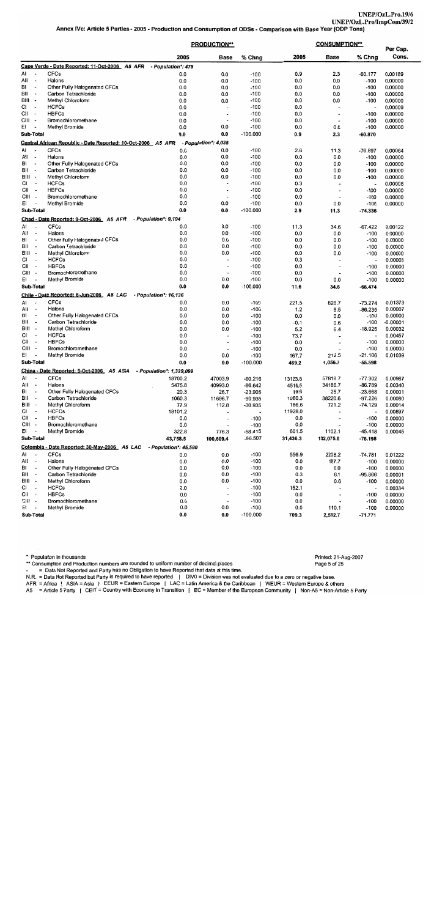UNEP/OzL.Pro.19/6
UNEP/OzL.Pro/ImpCom/39/2

## Annex IVc: Article 5 Parties - 2005 - Production and Consumption of ODSs - Comparison with Base Year (ODP Tons)

| | | PRODUCTION** | | | CONSUMPTION** | | | Per Cap. |
|---|---|---|---|---|---|---|---|---|
| | | 2005 | Base | % Chng | 2005 | Base | % Chng | Cons. |
| **Cape Verde - Date Reported: 11-Oct-2006 A5 AFR - Population*: 475** | | | | | | | | |
| AI - | CFCs | 0.0 | 0.0 | -100 | 0.9 | 2.3 | -60.177 | 0.00189 |
| AII - | Halons | 0.0 | 0.0 | -100 | 0.0 | 0.0 | -100 | 0.00000 |
| BI - | Other Fully Halogenated CFCs | 0.0 | 0.0 | -100 | 0.0 | 0.0 | -100 | 0.00000 |
| BII - | Carbon Tetrachloride | 0.0 | 0.0 | -100 | 0.0 | 0.0 | -100 | 0.00000 |
| BIII - | Methyl Chloroform | 0.0 | 0.0 | -100 | 0.0 | 0.0 | -100 | 0.00000 |
| CI - | HCFCs | 0.0 | - | -100 | 0.0 | - | - | 0.00009 |
| CII - | HBFCs | 0.0 | - | -100 | 0.0 | - | -100 | 0.00000 |
| CIII - | Bromochloromethane | 0.0 | - | -100 | 0.0 | - | -100 | 0.00000 |
| EI - | Methyl Bromide | 0.0 | 0.0 | -100 | 0.0 | 0.0 | -100 | 0.00000 |
| **Sub-Total** | | **0.0** | **0.0** | -100.000 | **0.9** | **2.3** | **-60.870** | |
| **Central African Republic - Date Reported: 10-Oct-2006 A5 AFR - Population*: 4,035** | | | | | | | | |
| AI - | CFCs | 0.0 | 0.0 | -100 | 2.6 | 11.3 | -76.897 | 0.00064 |
| AII - | Halons | 0.0 | 0.0 | -100 | 0.0 | 0.0 | -100 | 0.00000 |
| BI - | Other Fully Halogenated CFCs | 0.0 | 0.0 | -100 | 0.0 | 0.0 | -100 | 0.00000 |
| BII - | Carbon Tetrachloride | 0.0 | 0.0 | -100 | 0.0 | 0.0 | -100 | 0.00000 |
| BIII - | Methyl Chloroform | 0.0 | 0.0 | -100 | 0.0 | 0.0 | -100 | 0.00000 |
| CI - | HCFCs | 0.0 | - | -100 | 0.3 | - | - | 0.00008 |
| CII - | HBFCs | 0.0 | - | -100 | 0.0 | - | -100 | 0.00000 |
| CIII - | Bromochloromethane | 0.0 | - | -100 | 0.0 | - | -100 | 0.00000 |
| EI - | Methyl Bromide | 0.0 | 0.0 | -100 | 0.0 | 0.0 | -100 | 0.00000 |
| **Sub-Total** | | **0.0** | **0.0** | -100.000 | **2.9** | **11.3** | **-74.336** | |
| **Chad - Date Reported: 9-Oct-2006 A5 AFR - Population*: 9,194** | | | | | | | | |
| AI - | CFCs | 0.0 | 0.0 | -100 | 11.3 | 34.6 | -67.422 | 0.00122 |
| AII - | Halons | 0.0 | 0.0 | -100 | 0.0 | 0.0 | -100 | 0.00000 |
| BI - | Other Fully Halogenated CFCs | 0.0 | 0.0 | -100 | 0.0 | 0.0 | -100 | 0.00000 |
| BII - | Carbon Tetrachloride | 0.0 | 0.0 | -100 | 0.0 | 0.0 | -100 | 0.00000 |
| BIII - | Methyl Chloroform | 0.0 | 0.0 | -100 | 0.0 | 0.0 | -100 | 0.00000 |
| CI - | HCFCs | 0.0 | - | -100 | 0.3 | - | - | 0.00003 |
| CII - | HBFCs | 0.0 | - | -100 | 0.0 | - | -100 | 0.00000 |
| CIII - | Bromochloromethane | 0.0 | - | -100 | 0.0 | - | -100 | 0.00000 |
| EI - | Methyl Bromide | 0.0 | 0.0 | -100 | 0.0 | 0.0 | -100 | 0.00000 |
| **Sub-Total** | | **0.0** | **0.0** | -100.000 | **11.6** | **34.6** | **-66.474** | |
| **Chile - Date Reported: 6-Jun-2006 A5 LAC - Population*: 16,136** | | | | | | | | |
| AI - | CFCs | 0.0 | 0.0 | -100 | 221.5 | 828.7 | -73.274 | 0.01373 |
| AII - | Halons | 0.0 | 0.0 | -100 | 1.2 | 8.5 | -86.235 | 0.00007 |
| BI - | Other Fully Halogenated CFCs | 0.0 | 0.0 | -100 | 0.0 | 0.0 | -100 | 0.00000 |
| BII - | Carbon Tetrachloride | 0.0 | 0.0 | -100 | -0.1 | 0.6 | -100 | -0.00001 |
| BIII - | Methyl Chloroform | 0.0 | 0.0 | -100 | 5.2 | 6.4 | -18.925 | 0.00032 |
| CI - | HCFCs | 0.0 | - | -100 | 73.7 | - | - | 0.00457 |
| CII - | HBFCs | 0.0 | - | -100 | 0.0 | - | -100 | 0.00000 |
| CIII - | Bromochloromethane | 0.0 | - | -100 | 0.0 | - | -100 | 0.00000 |
| EI - | Methyl Bromide | 0.0 | 0.0 | -100 | 167.7 | 212.5 | -21.106 | 0.01039 |
| **Sub-Total** | | **0.0** | **0.0** | -100.000 | **469.2** | **1,056.7** | **-55.598** | |
| **China - Date Reported: 5-Oct-2006 A5 ASIA - Population*: 1,329,099** | | | | | | | | |
| AI - | CFCs | 18700.2 | 47003.9 | -60.216 | 13123.8 | 57818.7 | -77.302 | 0.00987 |
| AII - | Halons | 5475.8 | 40993.0 | -86.642 | 4516.5 | 34186.7 | -86.789 | 0.00340 |
| BI - | Other Fully Halogenated CFCs | 20.3 | 26.7 | -23.905 | 19.5 | 25.7 | -23.668 | 0.00001 |
| BII - | Carbon Tetrachloride | 1060.3 | 11696.7 | -90.935 | 1060.3 | 38220.6 | -97.226 | 0.00080 |
| BIII - | Methyl Chloroform | 77.9 | 112.8 | -30.935 | 186.6 | 721.2 | -74.129 | 0.00014 |
| CI - | HCFCs | 18101.2 | - | - | 11928.0 | - | - | 0.00897 |
| CII - | HBFCs | 0.0 | - | -100 | 0.0 | - | -100 | 0.00000 |
| CIII - | Bromochloromethane | 0.0 | - | -100 | 0.0 | - | -100 | 0.00000 |
| EI - | Methyl Bromide | 322.8 | 776.3 | -58.415 | 601.5 | 1102.1 | -45.418 | 0.00045 |
| **Sub-Total** | | **43,758.5** | **100,609.4** | -56.507 | **31,436.3** | **132,075.0** | **-76.198** | |
| **Colombia - Date Reported: 30-May-2006 A5 LAC - Population*: 45,580** | | | | | | | | |
| AI - | CFCs | 0.0 | 0.0 | -100 | 556.9 | 2208.2 | -74.781 | 0.01222 |
| AII - | Halons | 0.0 | 0.0 | -100 | 0.0 | 187.7 | -100 | 0.00000 |
| BI - | Other Fully Halogenated CFCs | 0.0 | 0.0 | -100 | 0.0 | 0.0 | -100 | 0.00000 |
| BII - | Carbon Tetrachloride | 0.0 | 0.0 | -100 | 0.3 | 6.1 | -95.866 | 0.00001 |
| BIII - | Methyl Chloroform | 0.0 | 0.0 | -100 | 0.0 | 0.6 | -100 | 0.00000 |
| CI - | HCFCs | 0.0 | - | -100 | 152.1 | - | - | 0.00334 |
| CII - | HBFCs | 0.0 | - | -100 | 0.0 | - | -100 | 0.00000 |
| CIII - | Bromochloromethane | 0.0 | - | -100 | 0.0 | - | -100 | 0.00000 |
| EI - | Methyl Bromide | 0.0 | 0.0 | -100 | 0.0 | 110.1 | -100 | 0.00000 |
| **Sub-Total** | | **0.0** | **0.0** | -100.000 | **709.3** | **2,512.7** | **-71.771** | |

\* Population in thousands

** Consumption and Production numbers are rounded to uniform number of decimal places

\- = Data Not Reported and Party has no Obligation to have Reported that data at this time.

N.R. = Data Not Reported but Party is required to have reported | DIV0 = Division was not evaluated due to a zero or negative base.

AFR = Africa | ASIA = Asia | EEUR = Eastern Europe | LAC = Latin America & the Caribbean | WEUR = Western Europe & others

A5 = Article 5 Party | CEIT = Country with Economy in Transition | EC = Member of the European Community | Non-A5 = Non-Article 5 Party

Printed: 21-Aug-2007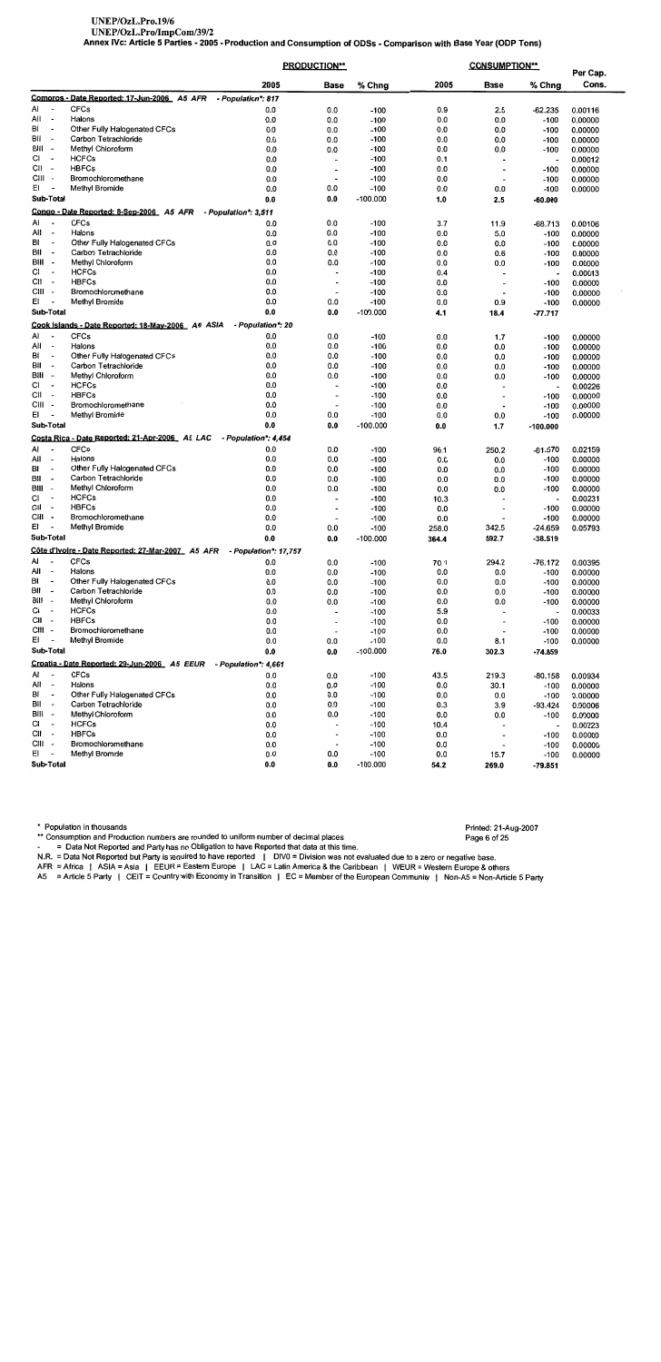UNEP/OzL.Pro.19/6
UNEP/OzL.Pro/ImpCom/39/2
**Annex IVc: Article 5 Parties - 2005 - Production and Consumption of ODSs - Comparison with Base Year (ODP Tons)**

| | | PRODUCTION** | | | CONSUMPTION** | | | Per Cap. |
|---|---|---|---|---|---|---|---|---|
| | | 2005 | Base | % Chng | 2005 | Base | % Chng | Cons. |
| **Comoros - Date Reported: 17-Jun-2006 A5 AFR - Population*: 817** | | | | | | | | |
| AI - | CFCs | 0.0 | 0.0 | -100 | 0.9 | 2.5 | -62.235 | 0.00116 |
| AII - | Halons | 0.0 | 0.0 | -100 | 0.0 | 0.0 | -100 | 0.00000 |
| BI - | Other Fully Halogenated CFCs | 0.0 | 0.0 | -100 | 0.0 | 0.0 | -100 | 0.00000 |
| BII - | Carbon Tetrachloride | 0.0 | 0.0 | -100 | 0.0 | 0.0 | -100 | 0.00000 |
| BIII - | Methyl Chloroform | 0.0 | 0.0 | -100 | 0.0 | 0.0 | -100 | 0.00000 |
| CI - | HCFCs | 0.0 | - | -100 | 0.1 | - | - | 0.00012 |
| CII - | HBFCs | 0.0 | - | -100 | 0.0 | - | -100 | 0.00000 |
| CIII - | Bromochloromethane | 0.0 | - | -100 | 0.0 | - | -100 | 0.00000 |
| EI - | Methyl Bromide | 0.0 | 0.0 | -100 | 0.0 | 0.0 | -100 | 0.00000 |
| **Sub-Total** | | **0.0** | **0.0** | **-100.000** | **1.0** | **2.5** | **-60.080** | |
| **Congo - Date Reported: 8-Sep-2006 A5 AFR - Population*: 3,511** | | | | | | | | |
| AI - | CFCs | 0.0 | 0.0 | -100 | 3.7 | 11.9 | -68.713 | 0.00106 |
| AII - | Halons | 0.0 | 0.0 | -100 | 0.0 | 5.0 | -100 | 0.00000 |
| BI - | Other Fully Halogenated CFCs | 0.0 | 0.0 | -100 | 0.0 | 0.0 | -100 | 0.00000 |
| BII - | Carbon Tetrachloride | 0.0 | 0.0 | -100 | 0.0 | 0.6 | -100 | 0.00000 |
| BIII - | Methyl Chloroform | 0.0 | 0.0 | -100 | 0.0 | 0.0 | -100 | 0.00000 |
| CI - | HCFCs | 0.0 | - | -100 | 0.4 | - | - | 0.00013 |
| CII - | HBFCs | 0.0 | - | -100 | 0.0 | - | -100 | 0.00000 |
| CIII - | Bromochloromethane | 0.0 | - | -100 | 0.0 | - | -100 | 0.00000 |
| EI - | Methyl Bromide | 0.0 | 0.0 | -100 | 0.0 | 0.9 | -100 | 0.00000 |
| **Sub-Total** | | **0.0** | **0.0** | **-100.000** | **4.1** | **18.4** | **-77.717** | |
| **Cook Islands - Date Reported: 18-May-2006 A5 ASIA - Population*: 20** | | | | | | | | |
| AI - | CFCs | 0.0 | 0.0 | -100 | 0.0 | 1.7 | -100 | 0.00000 |
| AII - | Halons | 0.0 | 0.0 | -100 | 0.0 | 0.0 | -100 | 0.00000 |
| BI - | Other Fully Halogenated CFCs | 0.0 | 0.0 | -100 | 0.0 | 0.0 | -100 | 0.00000 |
| BII - | Carbon Tetrachloride | 0.0 | 0.0 | -100 | 0.0 | 0.0 | -100 | 0.00000 |
| BIII - | Methyl Chloroform | 0.0 | 0.0 | -100 | 0.0 | 0.0 | -100 | 0.00000 |
| CI - | HCFCs | 0.0 | - | -100 | 0.0 | - | - | 0.00226 |
| CII - | HBFCs | 0.0 | - | -100 | 0.0 | - | -100 | 0.00000 |
| CIII - | Bromochloromethane | 0.0 | - | -100 | 0.0 | - | -100 | 0.00000 |
| EI - | Methyl Bromide | 0.0 | 0.0 | -100 | 0.0 | 0.0 | -100 | 0.00000 |
| **Sub-Total** | | **0.0** | **0.0** | **-100.000** | **0.0** | **1.7** | **-100.000** | |
| **Costa Rica - Date Reported: 21-Apr-2006 A5 LAC - Population*: 4,454** | | | | | | | | |
| AI - | CFCs | 0.0 | 0.0 | -100 | 96.1 | 250.2 | -61.570 | 0.02159 |
| AII - | Halons | 0.0 | 0.0 | -100 | 0.0 | 0.0 | -100 | 0.00000 |
| BI - | Other Fully Halogenated CFCs | 0.0 | 0.0 | -100 | 0.0 | 0.0 | -100 | 0.00000 |
| BII - | Carbon Tetrachloride | 0.0 | 0.0 | -100 | 0.0 | 0.0 | -100 | 0.00000 |
| BIII - | Methyl Chloroform | 0.0 | 0.0 | -100 | 0.0 | 0.0 | -100 | 0.00000 |
| CI - | HCFCs | 0.0 | - | -100 | 10.3 | - | - | 0.00231 |
| CII - | HBFCs | 0.0 | - | -100 | 0.0 | - | -100 | 0.00000 |
| CIII - | Bromochloromethane | 0.0 | - | -100 | 0.0 | - | -100 | 0.00000 |
| EI - | Methyl Bromide | 0.0 | 0.0 | -100 | 258.0 | 342.5 | -24.659 | 0.05793 |
| **Sub-Total** | | **0.0** | **0.0** | **-100.000** | **364.4** | **592.7** | **-38.519** | |
| **Côte d'Ivoire - Date Reported: 27-Mar-2007 A5 AFR - Population*: 17,757** | | | | | | | | |
| AI - | CFCs | 0.0 | 0.0 | -100 | 70.1 | 294.2 | -76.172 | 0.00395 |
| AII - | Halons | 0.0 | 0.0 | -100 | 0.0 | 0.0 | -100 | 0.00000 |
| BI - | Other Fully Halogenated CFCs | 0.0 | 0.0 | -100 | 0.0 | 0.0 | -100 | 0.00000 |
| BII - | Carbon Tetrachloride | 0.0 | 0.0 | -100 | 0.0 | 0.0 | -100 | 0.00000 |
| BIII - | Methyl Chloroform | 0.0 | 0.0 | -100 | 0.0 | 0.0 | -100 | 0.00000 |
| CI - | HCFCs | 0.0 | - | -100 | 5.9 | - | - | 0.00033 |
| CII - | HBFCs | 0.0 | - | -100 | 0.0 | - | -100 | 0.00000 |
| CIII - | Bromochloromethane | 0.0 | - | -100 | 0.0 | - | -100 | 0.00000 |
| EI - | Methyl Bromide | 0.0 | 0.0 | -100 | 0.0 | 8.1 | -100 | 0.00000 |
| **Sub-Total** | | **0.0** | **0.0** | **-100.000** | **76.0** | **302.3** | **-74.859** | |
| **Croatia - Date Reported: 29-Jun-2006 A5 EEUR - Population*: 4,661** | | | | | | | | |
| AI - | CFCs | 0.0 | 0.0 | -100 | 43.5 | 219.3 | -80.158 | 0.00934 |
| AII - | Halons | 0.0 | 0.0 | -100 | 0.0 | 30.1 | -100 | 0.00000 |
| BI - | Other Fully Halogenated CFCs | 0.0 | 0.0 | -100 | 0.0 | 0.0 | -100 | 0.00000 |
| BII - | Carbon Tetrachloride | 0.0 | 0.0 | -100 | 0.3 | 3.9 | -93.424 | 0.00006 |
| BIII - | Methyl Chloroform | 0.0 | 0.0 | -100 | 0.0 | 0.0 | -100 | 0.00000 |
| CI - | HCFCs | 0.0 | - | -100 | 10.4 | - | - | 0.00223 |
| CII - | HBFCs | 0.0 | - | -100 | 0.0 | - | -100 | 0.00000 |
| CIII - | Bromochloromethane | 0.0 | - | -100 | 0.0 | - | -100 | 0.00000 |
| EI - | Methyl Bromide | 0.0 | 0.0 | -100 | 0.0 | 15.7 | -100 | 0.00000 |
| **Sub-Total** | | **0.0** | **0.0** | **-100.000** | **54.2** | **269.0** | **-79.851** | |

\* Population in thousands
\** Consumption and Production numbers are rounded to uniform number of decimal places
\- = Data Not Reported and Party has no Obligation to have Reported that data at this time.
N.R. = Data Not Reported but Party is required to have reported | DIV0 = Division was not evaluated due to a zero or negative base.
AFR = Africa | ASIA = Asia | EEUR = Eastern Europe | LAC = Latin America & the Caribbean | WEUR = Western Europe & others
A5 = Article 5 Party | CEIT = Country with Economy in Transition | EC = Member of the European Community | Non-A5 = Non-Article 5 Party

Printed: 21-Aug-2007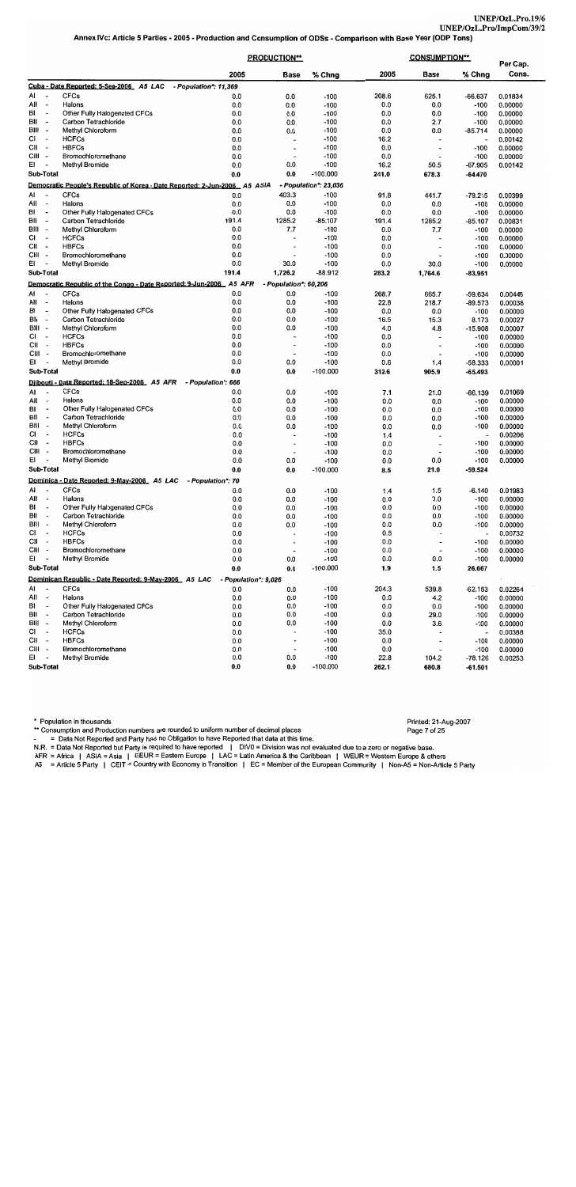# Annex IVc: Article 5 Parties - 2005 - Production and Consumption of ODSs - Comparison with Base Year (ODP Tons)

| | | PRODUCTION** | | | CONSUMPTION** | | | Per Cap. |
|---|---|---|---|---|---|---|---|---|
| | | 2005 | Base | % Chng | 2005 | Base | % Chng | Cons. |
| **Cuba - Date Reported: 5-Sep-2006 A5 LAC - Population*: 11,369** | | | | | | | | |
| AI - | CFCs | 0.0 | 0.0 | -100 | 208.6 | 625.1 | -66.637 | 0.01834 |
| AII - | Halons | 0.0 | 0.0 | -100 | 0.0 | 0.0 | -100 | 0.00000 |
| BI - | Other Fully Halogenated CFCs | 0.0 | 0.0 | -100 | 0.0 | 0.0 | -100 | 0.00000 |
| BII - | Carbon Tetrachloride | 0.0 | 0.0 | -100 | 0.0 | 2.7 | -100 | 0.00000 |
| BIII - | Methyl Chloroform | 0.0 | 0.0 | -100 | 0.0 | 0.0 | -85.714 | 0.00000 |
| CI - | HCFCs | 0.0 | - | -100 | 16.2 | - | - | 0.00142 |
| CII - | HBFCs | 0.0 | - | -100 | 0.0 | - | -100 | 0.00000 |
| CIII - | Bromochloromethane | 0.0 | - | -100 | 0.0 | - | -100 | 0.00000 |
| EI - | Methyl Bromide | 0.0 | 0.0 | -100 | 16.2 | 50.5 | -67.905 | 0.00142 |
| **Sub-Total** | | **0.0** | **0.0** | -100.000 | **241.0** | **678.3** | **-64.470** | |
| **Democratic People's Republic of Korea - Date Reported: 2-Jun-2006 A5 ASIA - Population*: 23,036** | | | | | | | | |
| AI - | CFCs | 0.0 | 403.3 | -100 | 91.8 | 441.7 | -79.215 | 0.00399 |
| AII - | Halons | 0.0 | 0.0 | -100 | 0.0 | 0.0 | -100 | 0.00000 |
| BI - | Other Fully Halogenated CFCs | 0.0 | 0.0 | -100 | 0.0 | 0.0 | -100 | 0.00000 |
| BII - | Carbon Tetrachloride | 191.4 | 1285.2 | -85.107 | 191.4 | 1285.2 | -85.107 | 0.00831 |
| BIII - | Methyl Chloroform | 0.0 | 7.7 | -100 | 0.0 | 7.7 | -100 | 0.00000 |
| CI - | HCFCs | 0.0 | - | -100 | 0.0 | - | -100 | 0.00000 |
| CII - | HBFCs | 0.0 | - | -100 | 0.0 | - | -100 | 0.00000 |
| CIII - | Bromochloromethane | 0.0 | - | -100 | 0.0 | - | -100 | 0.00000 |
| EI - | Methyl Bromide | 0.0 | 30.0 | -100 | 0.0 | 30.0 | -100 | 0.00000 |
| **Sub-Total** | | **191.4** | **1,726.2** | -88.912 | **283.2** | **1,764.6** | **-83.951** | |
| **Democratic Republic of the Congo - Date Reported: 9-Jun-2006 A5 AFR - Population*: 60,206** | | | | | | | | |
| AI - | CFCs | 0.0 | 0.0 | -100 | 268.7 | 665.7 | -59.634 | 0.00446 |
| AII - | Halons | 0.0 | 0.0 | -100 | 22.8 | 218.7 | -89.573 | 0.00038 |
| BI - | Other Fully Halogenated CFCs | 0.0 | 0.0 | -100 | 0.0 | 0.0 | -100 | 0.00000 |
| BII - | Carbon Tetrachloride | 0.0 | 0.0 | -100 | 16.5 | 15.3 | 8.173 | 0.00027 |
| BIII - | Methyl Chloroform | 0.0 | 0.0 | -100 | 4.0 | 4.8 | -15.908 | 0.00007 |
| CI - | HCFCs | 0.0 | - | -100 | 0.0 | - | -100 | 0.00000 |
| CII - | HBFCs | 0.0 | - | -100 | 0.0 | - | -100 | 0.00000 |
| CIII - | Bromochloromethane | 0.0 | - | -100 | 0.0 | - | -100 | 0.00000 |
| EI - | Methyl Bromide | 0.0 | 0.0 | -100 | 0.6 | 1.4 | -58.333 | 0.00001 |
| **Sub-Total** | | **0.0** | **0.0** | -100.000 | **312.6** | **905.9** | **-65.493** | |
| **Djibouti - Date Reported: 18-Sep-2006 A5 AFR - Population*: 666** | | | | | | | | |
| AI - | CFCs | 0.0 | 0.0 | -100 | 7.1 | 21.0 | -66.139 | 0.01069 |
| AII - | Halons | 0.0 | 0.0 | -100 | 0.0 | 0.0 | -100 | 0.00000 |
| BI - | Other Fully Halogenated CFCs | 0.0 | 0.0 | -100 | 0.0 | 0.0 | -100 | 0.00000 |
| BII - | Carbon Tetrachloride | 0.0 | 0.0 | -100 | 0.0 | 0.0 | -100 | 0.00000 |
| BIII - | Methyl Chloroform | 0.0 | 0.0 | -100 | 0.0 | 0.0 | -100 | 0.00000 |
| CI - | HCFCs | 0.0 | - | -100 | 1.4 | - | - | 0.00206 |
| CII - | HBFCs | 0.0 | - | -100 | 0.0 | - | -100 | 0.00000 |
| CIII - | Bromochloromethane | 0.0 | - | -100 | 0.0 | - | -100 | 0.00000 |
| EI - | Methyl Bromide | 0.0 | 0.0 | -100 | 0.0 | 0.0 | -100 | 0.00000 |
| **Sub-Total** | | **0.0** | **0.0** | -100.000 | **8.5** | **21.0** | **-59.524** | |
| **Dominica - Date Reported: 9-May-2006 A5 LAC - Population*: 70** | | | | | | | | |
| AI - | CFCs | 0.0 | 0.0 | -100 | 1.4 | 1.5 | -6.140 | 0.01983 |
| AII - | Halons | 0.0 | 0.0 | -100 | 0.0 | 0.0 | -100 | 0.00000 |
| BI - | Other Fully Halogenated CFCs | 0.0 | 0.0 | -100 | 0.0 | 0.0 | -100 | 0.00000 |
| BII - | Carbon Tetrachloride | 0.0 | 0.0 | -100 | 0.0 | 0.0 | -100 | 0.00000 |
| BIII - | Methyl Chloroform | 0.0 | 0.0 | -100 | 0.0 | 0.0 | -100 | 0.00000 |
| CI - | HCFCs | 0.0 | - | -100 | 0.5 | - | - | 0.00732 |
| CII - | HBFCs | 0.0 | - | -100 | 0.0 | - | -100 | 0.00000 |
| CIII - | Bromochloromethane | 0.0 | - | -100 | 0.0 | - | -100 | 0.00000 |
| EI - | Methyl Bromide | 0.0 | 0.0 | -100 | 0.0 | 0.0 | -100 | 0.00000 |
| **Sub-Total** | | **0.0** | **0.0** | -100.000 | **1.9** | **1.5** | **26.667** | |
| **Dominican Republic - Date Reported: 9-May-2006 A5 LAC - Population*: 9,026** | | | | | | | | |
| AI - | CFCs | 0.0 | 0.0 | -100 | 204.3 | 539.8 | -62.153 | 0.02264 |
| AII - | Halons | 0.0 | 0.0 | -100 | 0.0 | 4.2 | -100 | 0.00000 |
| BI - | Other Fully Halogenated CFCs | 0.0 | 0.0 | -100 | 0.0 | 0.0 | -100 | 0.00000 |
| BII - | Carbon Tetrachloride | 0.0 | 0.0 | -100 | 0.0 | 29.0 | -100 | 0.00000 |
| BIII - | Methyl Chloroform | 0.0 | 0.0 | -100 | 0.0 | 3.6 | -100 | 0.00000 |
| CI - | HCFCs | 0.0 | - | -100 | 35.0 | - | - | 0.00388 |
| CII - | HBFCs | 0.0 | - | -100 | 0.0 | - | -100 | 0.00000 |
| CIII - | Bromochloromethane | 0.0 | - | -100 | 0.0 | - | -100 | 0.00000 |
| EI - | Methyl Bromide | 0.0 | 0.0 | -100 | 22.8 | 104.2 | -78.126 | 0.00253 |
| **Sub-Total** | | **0.0** | **0.0** | -100.000 | **262.1** | **680.8** | **-61.501** | |

\* Population in thousands

** Consumption and Production numbers are rounded to uniform number of decimal places

- = Data Not Reported and Party has no Obligation to have Reported that data at this time.

N.R. = Data Not Reported but Party is required to have reported | DIV0 = Division was not evaluated due to a zero or negative base.

AFR = Africa | ASIA = Asia | EEUR = Eastern Europe | LAC = Latin America & the Caribbean | WEUR = Western Europe & others

A5 = Article 5 Party | CEIT = Country with Economy in Transition | EC = Member of the European Community | Non-A5 = Non-Article 5 Party

Printed: 21-Aug-2007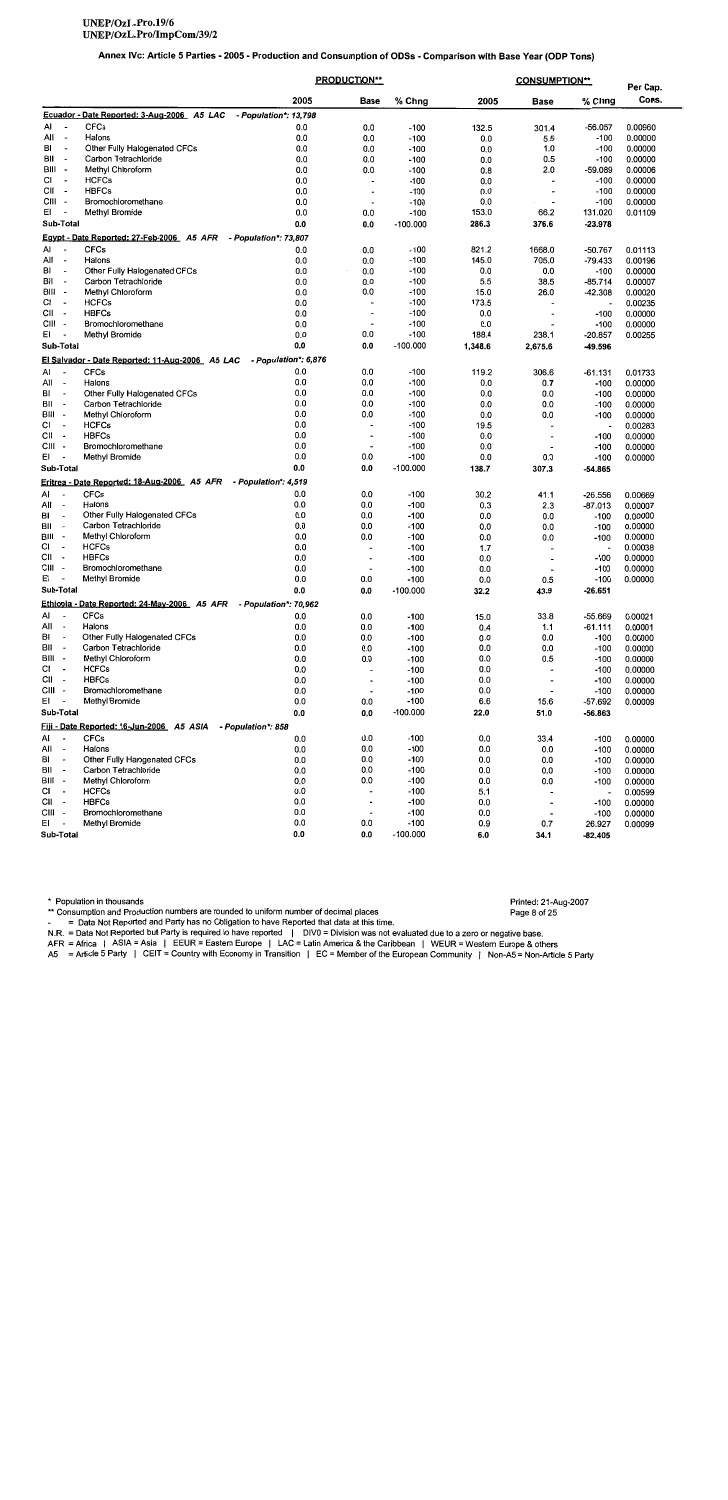## Annex IVc: Article 5 Parties - 2005 - Production and Consumption of ODSs - Comparison with Base Year (ODP Tons)

| | | PRODUCTION** | | | CONSUMPTION** | | | Per Cap. |
|---|---|---|---|---|---|---|---|---|
| | | 2005 | Base | % Chng | 2005 | Base | % Chng | Cons. |
| **Ecuador - Date Reported: 3-Aug-2006 A5 LAC - Population*: 13,798** | | | | | | | | |
| AI - | CFCs | 0.0 | 0.0 | -100 | 132.5 | 301.4 | -56.057 | 0.00960 |
| AII - | Halons | 0.0 | 0.0 | -100 | 0.0 | 5.5 | -100 | 0.00000 |
| BI - | Other Fully Halogenated CFCs | 0.0 | 0.0 | -100 | 0.0 | 1.0 | -100 | 0.00000 |
| BII - | Carbon Tetrachloride | 0.0 | 0.0 | -100 | 0.0 | 0.5 | -100 | 0.00000 |
| BIII - | Methyl Chloroform | 0.0 | 0.0 | -100 | 0.8 | 2.0 | -59.089 | 0.00006 |
| CI - | HCFCs | 0.0 | - | -100 | 0.0 | - | -100 | 0.00000 |
| CII - | HBFCs | 0.0 | - | -100 | 0.0 | - | -100 | 0.00000 |
| CIII - | Bromochloromethane | 0.0 | - | -100 | 0.0 | - | -100 | 0.00000 |
| EI - | Methyl Bromide | 0.0 | 0.0 | -100 | 153.0 | 66.2 | 131.020 | 0.01109 |
| **Sub-Total** | | **0.0** | **0.0** | **-100.000** | **286.3** | **376.6** | **-23.978** | |
| **Egypt - Date Reported: 27-Feb-2006 A5 AFR - Population*: 73,807** | | | | | | | | |
| AI - | CFCs | 0.0 | 0.0 | -100 | 821.2 | 1668.0 | -50.767 | 0.01113 |
| AII - | Halons | 0.0 | 0.0 | -100 | 145.0 | 705.0 | -79.433 | 0.00196 |
| BI - | Other Fully Halogenated CFCs | 0.0 | 0.0 | -100 | 0.0 | 0.0 | -100 | 0.00000 |
| BII - | Carbon Tetrachloride | 0.0 | 0.0 | -100 | 5.5 | 38.5 | -85.714 | 0.00007 |
| BIII - | Methyl Chloroform | 0.0 | 0.0 | -100 | 15.0 | 26.0 | -42.308 | 0.00020 |
| CI - | HCFCs | 0.0 | - | -100 | 173.5 | - | - | 0.00235 |
| CII - | HBFCs | 0.0 | - | -100 | 0.0 | - | -100 | 0.00000 |
| CIII - | Bromochloromethane | 0.0 | - | -100 | 0.0 | - | -100 | 0.00000 |
| EI - | Methyl Bromide | 0.0 | 0.0 | -100 | 188.4 | 238.1 | -20.857 | 0.00255 |
| **Sub-Total** | | **0.0** | **0.0** | **-100.000** | **1,348.6** | **2,675.6** | **-49.596** | |
| **El Salvador - Date Reported: 11-Aug-2006 A5 LAC - Population*: 6,876** | | | | | | | | |
| AI - | CFCs | 0.0 | 0.0 | -100 | 119.2 | 306.6 | -61.131 | 0.01733 |
| AII - | Halons | 0.0 | 0.0 | -100 | 0.0 | 0.7 | -100 | 0.00000 |
| BI - | Other Fully Halogenated CFCs | 0.0 | 0.0 | -100 | 0.0 | 0.0 | -100 | 0.00000 |
| BII - | Carbon Tetrachloride | 0.0 | 0.0 | -100 | 0.0 | 0.0 | -100 | 0.00000 |
| BIII - | Methyl Chloroform | 0.0 | 0.0 | -100 | 0.0 | 0.0 | -100 | 0.00000 |
| CI - | HCFCs | 0.0 | - | -100 | 19.5 | - | - | 0.00283 |
| CII - | HBFCs | 0.0 | - | -100 | 0.0 | - | -100 | 0.00000 |
| CIII - | Bromochloromethane | 0.0 | - | -100 | 0.0 | - | -100 | 0.00000 |
| EI - | Methyl Bromide | 0.0 | 0.0 | -100 | 0.0 | 0.0 | -100 | 0.00000 |
| **Sub-Total** | | **0.0** | **0.0** | **-100.000** | **138.7** | **307.3** | **-54.865** | |
| **Eritrea - Date Reported: 18-Aug-2006 A5 AFR - Population*: 4,519** | | | | | | | | |
| AI - | CFCs | 0.0 | 0.0 | -100 | 30.2 | 41.1 | -26.556 | 0.00669 |
| AII - | Halons | 0.0 | 0.0 | -100 | 0.3 | 2.3 | -87.013 | 0.00007 |
| BI - | Other Fully Halogenated CFCs | 0.0 | 0.0 | -100 | 0.0 | 0.0 | -100 | 0.00000 |
| BII - | Carbon Tetrachloride | 0.0 | 0.0 | -100 | 0.0 | 0.0 | -100 | 0.00000 |
| BIII - | Methyl Chloroform | 0.0 | 0.0 | -100 | 0.0 | 0.0 | -100 | 0.00000 |
| CI - | HCFCs | 0.0 | - | -100 | 1.7 | - | - | 0.00038 |
| CII - | HBFCs | 0.0 | - | -100 | 0.0 | - | -100 | 0.00000 |
| CIII - | Bromochloromethane | 0.0 | - | -100 | 0.0 | - | -100 | 0.00000 |
| EI - | Methyl Bromide | 0.0 | 0.0 | -100 | 0.0 | 0.5 | -100 | 0.00000 |
| **Sub-Total** | | **0.0** | **0.0** | **-100.000** | **32.2** | **43.9** | **-26.651** | |
| **Ethiopia - Date Reported: 24-May-2006 A5 AFR - Population*: 70,962** | | | | | | | | |
| AI - | CFCs | 0.0 | 0.0 | -100 | 15.0 | 33.8 | -55.669 | 0.00021 |
| AII - | Halons | 0.0 | 0.0 | -100 | 0.4 | 1.1 | -61.111 | 0.00001 |
| BI - | Other Fully Halogenated CFCs | 0.0 | 0.0 | -100 | 0.0 | 0.0 | -100 | 0.00000 |
| BII - | Carbon Tetrachloride | 0.0 | 0.0 | -100 | 0.0 | 0.0 | -100 | 0.00000 |
| BIII - | Methyl Chloroform | 0.0 | 0.0 | -100 | 0.0 | 0.5 | -100 | 0.00000 |
| CI - | HCFCs | 0.0 | - | -100 | 0.0 | - | -100 | 0.00000 |
| CII - | HBFCs | 0.0 | - | -100 | 0.0 | - | -100 | 0.00000 |
| CIII - | Bromochloromethane | 0.0 | - | -100 | 0.0 | - | -100 | 0.00000 |
| EI - | Methyl Bromide | 0.0 | 0.0 | -100 | 6.6 | 15.6 | -57.692 | 0.00009 |
| **Sub-Total** | | **0.0** | **0.0** | **-100.000** | **22.0** | **51.0** | **-56.863** | |
| **Fiji - Date Reported: 16-Jun-2006 A5 ASIA - Population*: 858** | | | | | | | | |
| AI - | CFCs | 0.0 | 0.0 | -100 | 0.0 | 33.4 | -100 | 0.00000 |
| AII - | Halons | 0.0 | 0.0 | -100 | 0.0 | 0.0 | -100 | 0.00000 |
| BI - | Other Fully Halogenated CFCs | 0.0 | 0.0 | -100 | 0.0 | 0.0 | -100 | 0.00000 |
| BII - | Carbon Tetrachloride | 0.0 | 0.0 | -100 | 0.0 | 0.0 | -100 | 0.00000 |
| BIII - | Methyl Chloroform | 0.0 | 0.0 | -100 | 0.0 | 0.0 | -100 | 0.00000 |
| CI - | HCFCs | 0.0 | - | -100 | 5.1 | - | - | 0.00599 |
| CII - | HBFCs | 0.0 | - | -100 | 0.0 | - | -100 | 0.00000 |
| CIII - | Bromochloromethane | 0.0 | - | -100 | 0.0 | - | -100 | 0.00000 |
| EI - | Methyl Bromide | 0.0 | 0.0 | -100 | 0.9 | 0.7 | 26.927 | 0.00099 |
| **Sub-Total** | | **0.0** | **0.0** | **-100.000** | **6.0** | **34.1** | **-82.405** | |

\* Population in thousands
** Consumption and Production numbers are rounded to uniform number of decimal places
\- = Data Not Reported and Party has no Obligation to have Reported that data at this time.
N.R. = Data Not Reported but Party is required to have reported | DIV0 = Division was not evaluated due to a zero or negative base.
AFR = Africa | ASIA = Asia | EEUR = Eastern Europe | LAC = Latin America & the Caribbean | WEUR = Western Europe & others
A5 = Article 5 Party | CEIT = Country with Economy in Transition | EC = Member of the European Community | Non-A5 = Non-Article 5 Party

Printed: 21-Aug-2007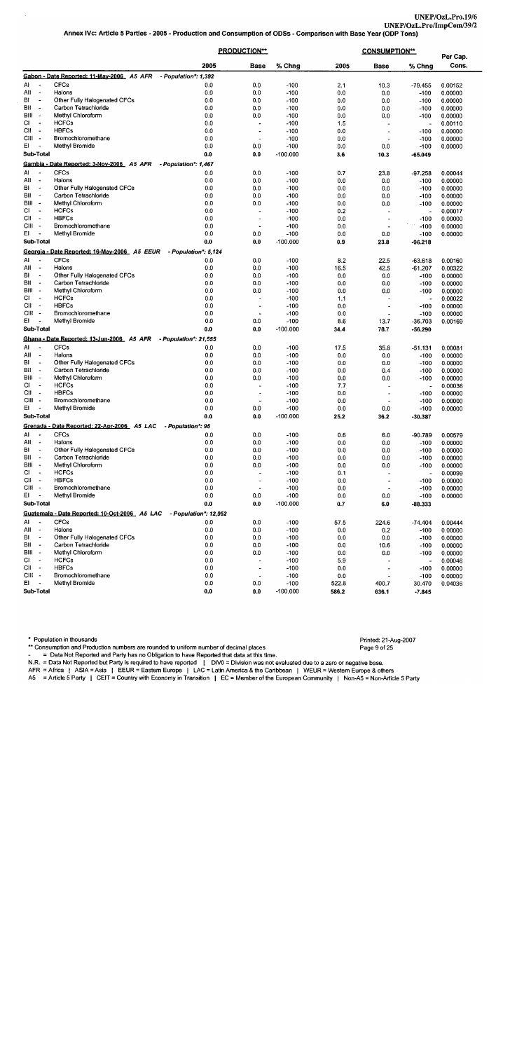UNEP/OzL.Pro.19/6
UNEP/OzL.Pro/ImpCom/39/2

**Annex IVc: Article 5 Parties - 2005 - Production and Consumption of ODSs - Comparison with Base Year (ODP Tons)**

| | | PRODUCTION** | | | CONSUMPTION** | | | Per Cap. |
|---|---|---|---|---|---|---|---|---|
| | | 2005 | Base | % Chng | 2005 | Base | % Chng | Cons. |
| **Gabon - Date Reported: 11-May-2006 A5 AFR - Population*: 1,392** | | | | | | | | |
| AI - | CFCs | 0.0 | 0.0 | -100 | 2.1 | 10.3 | -79.455 | 0.00152 |
| AII - | Halons | 0.0 | 0.0 | -100 | 0.0 | 0.0 | -100 | 0.00000 |
| BI - | Other Fully Halogenated CFCs | 0.0 | 0.0 | -100 | 0.0 | 0.0 | -100 | 0.00000 |
| BII - | Carbon Tetrachloride | 0.0 | 0.0 | -100 | 0.0 | 0.0 | -100 | 0.00000 |
| BIII - | Methyl Chloroform | 0.0 | 0.0 | -100 | 0.0 | 0.0 | -100 | 0.00000 |
| CI - | HCFCs | 0.0 | - | -100 | 1.5 | - | - | 0.00110 |
| CII - | HBFCs | 0.0 | - | -100 | 0.0 | - | -100 | 0.00000 |
| CIII - | Bromochloromethane | 0.0 | - | -100 | 0.0 | - | -100 | 0.00000 |
| EI - | Methyl Bromide | 0.0 | 0.0 | -100 | 0.0 | 0.0 | -100 | 0.00000 |
| **Sub-Total** | | **0.0** | **0.0** | **-100.000** | **3.6** | **10.3** | **-65.049** | |
| **Gambia - Date Reported: 3-Nov-2006 A5 AFR - Population*: 1,467** | | | | | | | | |
| AI - | CFCs | 0.0 | 0.0 | -100 | 0.7 | 23.8 | -97.258 | 0.00044 |
| AII - | Halons | 0.0 | 0.0 | -100 | 0.0 | 0.0 | -100 | 0.00000 |
| BI - | Other Fully Halogenated CFCs | 0.0 | 0.0 | -100 | 0.0 | 0.0 | -100 | 0.00000 |
| BII - | Carbon Tetrachloride | 0.0 | 0.0 | -100 | 0.0 | 0.0 | -100 | 0.00000 |
| BIII - | Methyl Chloroform | 0.0 | 0.0 | -100 | 0.0 | 0.0 | -100 | 0.00000 |
| CI - | HCFCs | 0.0 | - | -100 | 0.2 | - | - | 0.00017 |
| CII - | HBFCs | 0.0 | - | -100 | 0.0 | - | -100 | 0.00000 |
| CIII - | Bromochloromethane | 0.0 | - | -100 | 0.0 | - | -100 | 0.00000 |
| EI - | Methyl Bromide | 0.0 | 0.0 | -100 | 0.0 | 0.0 | -100 | 0.00000 |
| **Sub-Total** | | **0.0** | **0.0** | **-100.000** | **0.9** | **23.8** | **-96.218** | |
| **Georgia - Date Reported: 16-May-2006 A5 EEUR - Population*: 5,124** | | | | | | | | |
| AI - | CFCs | 0.0 | 0.0 | -100 | 8.2 | 22.5 | -63.618 | 0.00160 |
| AII - | Halons | 0.0 | 0.0 | -100 | 16.5 | 42.5 | -61.207 | 0.00322 |
| BI - | Other Fully Halogenated CFCs | 0.0 | 0.0 | -100 | 0.0 | 0.0 | -100 | 0.00000 |
| BII - | Carbon Tetrachloride | 0.0 | 0.0 | -100 | 0.0 | 0.0 | -100 | 0.00000 |
| BIII - | Methyl Chloroform | 0.0 | 0.0 | -100 | 0.0 | 0.0 | -100 | 0.00000 |
| CI - | HCFCs | 0.0 | - | -100 | 1.1 | - | - | 0.00022 |
| CII - | HBFCs | 0.0 | - | -100 | 0.0 | - | -100 | 0.00000 |
| CIII - | Bromochloromethane | 0.0 | - | -100 | 0.0 | - | -100 | 0.00000 |
| EI - | Methyl Bromide | 0.0 | 0.0 | -100 | 8.6 | 13.7 | -36.703 | 0.00169 |
| **Sub-Total** | | **0.0** | **0.0** | **-100.000** | **34.4** | **78.7** | **-56.290** | |
| **Ghana - Date Reported: 13-Jun-2006 A5 AFR - Population*: 21,555** | | | | | | | | |
| AI - | CFCs | 0.0 | 0.0 | -100 | 17.5 | 35.8 | -51.131 | 0.00081 |
| AII - | Halons | 0.0 | 0.0 | -100 | 0.0 | 0.0 | -100 | 0.00000 |
| BI - | Other Fully Halogenated CFCs | 0.0 | 0.0 | -100 | 0.0 | 0.0 | -100 | 0.00000 |
| BII - | Carbon Tetrachloride | 0.0 | 0.0 | -100 | 0.0 | 0.4 | -100 | 0.00000 |
| BIII - | Methyl Chloroform | 0.0 | 0.0 | -100 | 0.0 | 0.0 | -100 | 0.00000 |
| CI - | HCFCs | 0.0 | - | -100 | 7.7 | - | - | 0.00036 |
| CII - | HBFCs | 0.0 | - | -100 | 0.0 | - | -100 | 0.00000 |
| CIII - | Bromochloromethane | 0.0 | - | -100 | 0.0 | - | -100 | 0.00000 |
| EI - | Methyl Bromide | 0.0 | 0.0 | -100 | 0.0 | 0.0 | -100 | 0.00000 |
| **Sub-Total** | | **0.0** | **0.0** | **-100.000** | **25.2** | **36.2** | **-30.387** | |
| **Grenada - Date Reported: 22-Apr-2006 A5 LAC - Population*: 95** | | | | | | | | |
| AI - | CFCs | 0.0 | 0.0 | -100 | 0.6 | 6.0 | -90.789 | 0.00579 |
| AII - | Halons | 0.0 | 0.0 | -100 | 0.0 | 0.0 | -100 | 0.00000 |
| BI - | Other Fully Halogenated CFCs | 0.0 | 0.0 | -100 | 0.0 | 0.0 | -100 | 0.00000 |
| BII - | Carbon Tetrachloride | 0.0 | 0.0 | -100 | 0.0 | 0.0 | -100 | 0.00000 |
| BIII - | Methyl Chloroform | 0.0 | 0.0 | -100 | 0.0 | 0.0 | -100 | 0.00000 |
| CI - | HCFCs | 0.0 | - | -100 | 0.1 | - | - | 0.00099 |
| CII - | HBFCs | 0.0 | - | -100 | 0.0 | - | -100 | 0.00000 |
| CIII - | Bromochloromethane | 0.0 | - | -100 | 0.0 | - | -100 | 0.00000 |
| EI - | Methyl Bromide | 0.0 | 0.0 | -100 | 0.0 | 0.0 | -100 | 0.00000 |
| **Sub-Total** | | **0.0** | **0.0** | **-100.000** | **0.7** | **6.0** | **-88.333** | |
| **Guatemala - Date Reported: 10-Oct-2006 A5 LAC - Population*: 12,952** | | | | | | | | |
| AI - | CFCs | 0.0 | 0.0 | -100 | 57.5 | 224.6 | -74.404 | 0.00444 |
| AII - | Halons | 0.0 | 0.0 | -100 | 0.0 | 0.2 | -100 | 0.00000 |
| BI - | Other Fully Halogenated CFCs | 0.0 | 0.0 | -100 | 0.0 | 0.0 | -100 | 0.00000 |
| BII - | Carbon Tetrachloride | 0.0 | 0.0 | -100 | 0.0 | 10.6 | -100 | 0.00000 |
| BIII - | Methyl Chloroform | 0.0 | 0.0 | -100 | 0.0 | 0.0 | -100 | 0.00000 |
| CI - | HCFCs | 0.0 | - | -100 | 5.9 | - | - | 0.00046 |
| CII - | HBFCs | 0.0 | - | -100 | 0.0 | - | -100 | 0.00000 |
| CIII - | Bromochloromethane | 0.0 | - | -100 | 0.0 | - | -100 | 0.00000 |
| EI - | Methyl Bromide | 0.0 | 0.0 | -100 | 522.8 | 400.7 | 30.470 | 0.04036 |
| **Sub-Total** | | **0.0** | **0.0** | **-100.000** | **586.2** | **636.1** | **-7.845** | |

\* Population in thousands
** Consumption and Production numbers are rounded to uniform number of decimal places
\- = Data Not Reported and Party has no Obligation to have Reported that data at this time.
N.R. = Data Not Reported but Party is required to have reported | DIV0 = Division was not evaluated due to a zero or negative base.
AFR = Africa | ASIA = Asia | EEUR = Eastern Europe | LAC = Latin America & the Caribbean | WEUR = Western Europe & others
A5 = Article 5 Party | CEIT = Country with Economy in Transition | EC = Member of the European Community | Non-A5 = Non-Article 5 Party

Printed: 21-Aug-2007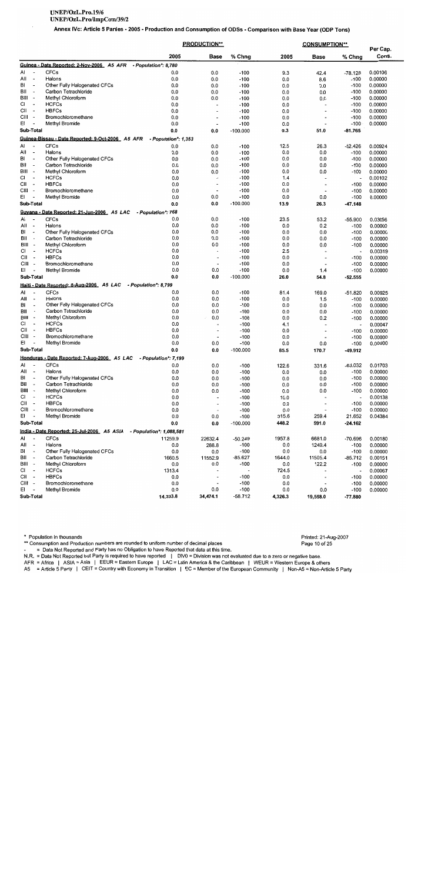UNEP/OzL.Pro.19/6
UNEP/OzL.Pro/ImpCom/39/2

# Annex IVc: Article 5 Parties - 2005 - Production and Consumption of ODSs - Comparison with Base Year (ODP Tons)

| | | PRODUCTION** | | | CONSUMPTION** | | | Per Cap. |
|---|---|---|---|---|---|---|---|---|
| | | 2005 | Base | % Chng | 2005 | Base | % Chng | Cons. |
| **Guinea - Date Reported: 2-Nov-2006 A5 AFR - Population*: 8,780** | | | | | | | | |
| AI - | CFCs | 0.0 | 0.0 | -100 | 9.3 | 42.4 | -78.128 | 0.00106 |
| AII - | Halons | 0.0 | 0.0 | -100 | 0.0 | 8.6 | -100 | 0.00000 |
| BI - | Other Fully Halogenated CFCs | 0.0 | 0.0 | -100 | 0.0 | 0.0 | -100 | 0.00000 |
| BII - | Carbon Tetrachloride | 0.0 | 0.0 | -100 | 0.0 | 0.0 | -100 | 0.00000 |
| BIII - | Methyl Chloroform | 0.0 | 0.0 | -100 | 0.0 | 0.0 | -100 | 0.00000 |
| CI - | HCFCs | 0.0 | - | -100 | 0.0 | - | -100 | 0.00000 |
| CII - | HBFCs | 0.0 | - | -100 | 0.0 | - | -100 | 0.00000 |
| CIII - | Bromochloromethane | 0.0 | - | -100 | 0.0 | - | -100 | 0.00000 |
| EI - | Methyl Bromide | 0.0 | - | -100 | 0.0 | - | -100 | 0.00000 |
| **Sub-Total** | | **0.0** | **0.0** | -100.000 | **9.3** | **51.0** | **-81.765** | |
| **Guinea-Bissau - Date Reported: 9-Oct-2006 A5 AFR - Population*: 1,353** | | | | | | | | |
| AI - | CFCs | 0.0 | 0.0 | -100 | 12.5 | 26.3 | -52.426 | 0.00924 |
| AII - | Halons | 0.0 | 0.0 | -100 | 0.0 | 0.0 | -100 | 0.00000 |
| BI - | Other Fully Halogenated CFCs | 0.0 | 0.0 | -100 | 0.0 | 0.0 | -100 | 0.00000 |
| BII - | Carbon Tetrachloride | 0.0 | 0.0 | -100 | 0.0 | 0.0 | -100 | 0.00000 |
| BIII - | Methyl Chloroform | 0.0 | 0.0 | -100 | 0.0 | 0.0 | -100 | 0.00000 |
| CI - | HCFCs | 0.0 | - | -100 | 1.4 | - | - | 0.00102 |
| CII - | HBFCs | 0.0 | - | -100 | 0.0 | - | -100 | 0.00000 |
| CIII - | Bromochloromethane | 0.0 | - | -100 | 0.0 | - | -100 | 0.00000 |
| EI - | Methyl Bromide | 0.0 | 0.0 | -100 | 0.0 | 0.0 | -100 | 0.00000 |
| **Sub-Total** | | **0.0** | **0.0** | -100.000 | **13.9** | **26.3** | **-47.148** | |
| **Guyana - Date Reported: 21-Jun-2006 A5 LAC - Population*: 768** | | | | | | | | |
| AI - | CFCs | 0.0 | 0.0 | -100 | 23.5 | 53.2 | -55.900 | 0.03056 |
| AII - | Halons | 0.0 | 0.0 | -100 | 0.0 | 0.2 | -100 | 0.00000 |
| BI - | Other Fully Halogenated CFCs | 0.0 | 0.0 | -100 | 0.0 | 0.0 | -100 | 0.00000 |
| BII - | Carbon Tetrachloride | 0.0 | 0.0 | -100 | 0.0 | 0.0 | -100 | 0.00000 |
| BIII - | Methyl Chloroform | 0.0 | 0.0 | -100 | 0.0 | 0.0 | -100 | 0.00000 |
| CI - | HCFCs | 0.0 | - | -100 | 2.5 | - | - | 0.00319 |
| CII - | HBFCs | 0.0 | - | -100 | 0.0 | - | -100 | 0.00000 |
| CIII - | Bromochloromethane | 0.0 | - | -100 | 0.0 | - | -100 | 0.00000 |
| EI - | Methyl Bromide | 0.0 | 0.0 | -100 | 0.0 | 1.4 | -100 | 0.00000 |
| **Sub-Total** | | **0.0** | **0.0** | -100.000 | **26.0** | **54.8** | **-52.555** | |
| **Haiti - Date Reported: 8-Aug-2006 A5 LAC - Population*: 8,799** | | | | | | | | |
| AI - | CFCs | 0.0 | 0.0 | -100 | 81.4 | 169.0 | -51.820 | 0.00925 |
| AII - | Halons | 0.0 | 0.0 | -100 | 0.0 | 1.5 | -100 | 0.00000 |
| BI - | Other Fully Halogenated CFCs | 0.0 | 0.0 | -100 | 0.0 | 0.0 | -100 | 0.00000 |
| BII - | Carbon Tetrachloride | 0.0 | 0.0 | -100 | 0.0 | 0.0 | -100 | 0.00000 |
| BIII - | Methyl Chloroform | 0.0 | 0.0 | -100 | 0.0 | 0.2 | -100 | 0.00000 |
| CI - | HCFCs | 0.0 | - | -100 | 4.1 | - | - | 0.00047 |
| CII - | HBFCs | 0.0 | - | -100 | 0.0 | - | -100 | 0.00000 |
| CIII - | Bromochloromethane | 0.0 | - | -100 | 0.0 | - | -100 | 0.00000 |
| EI - | Methyl Bromide | 0.0 | 0.0 | -100 | 0.0 | 0.0 | -100 | 0.00000 |
| **Sub-Total** | | **0.0** | **0.0** | -100.000 | **85.5** | **170.7** | **-49.912** | |
| **Honduras - Date Reported: 7-Aug-2006 A5 LAC - Population*: 7,199** | | | | | | | | |
| AI - | CFCs | 0.0 | 0.0 | -100 | 122.6 | 331.6 | -63.032 | 0.01703 |
| AII - | Halons | 0.0 | 0.0 | -100 | 0.0 | 0.0 | -100 | 0.00000 |
| BI - | Other Fully Halogenated CFCs | 0.0 | 0.0 | -100 | 0.0 | 0.0 | -100 | 0.00000 |
| BII - | Carbon Tetrachloride | 0.0 | 0.0 | -100 | 0.0 | 0.0 | -100 | 0.00000 |
| BIII - | Methyl Chloroform | 0.0 | 0.0 | -100 | 0.0 | 0.0 | -100 | 0.00000 |
| CI - | HCFCs | 0.0 | - | -100 | 10.0 | - | - | 0.00138 |
| CII - | HBFCs | 0.0 | - | -100 | 0.0 | - | -100 | 0.00000 |
| CIII - | Bromochloromethane | 0.0 | - | -100 | 0.0 | - | -100 | 0.00000 |
| EI - | Methyl Bromide | 0.0 | 0.0 | -100 | 315.6 | 259.4 | 21.652 | 0.04384 |
| **Sub-Total** | | **0.0** | **0.0** | -100.000 | **448.2** | **591.0** | **-24.162** | |
| **India - Date Reported: 25-Jul-2006 A5 ASIA - Population*: 1,088,581** | | | | | | | | |
| AI - | CFCs | 11259.9 | 22632.4 | -50.249 | 1957.8 | 6681.0 | -70.696 | 0.00180 |
| AII - | Halons | 0.0 | 288.8 | -100 | 0.0 | 1249.4 | -100 | 0.00000 |
| BI - | Other Fully Halogenated CFCs | 0.0 | 0.0 | -100 | 0.0 | 0.0 | -100 | 0.00000 |
| BII - | Carbon Tetrachloride | 1660.5 | 11552.9 | -85.627 | 1644.0 | 11505.4 | -85.712 | 0.00151 |
| BIII - | Methyl Chloroform | 0.0 | 0.0 | -100 | 0.0 | 122.2 | -100 | 0.00000 |
| CI - | HCFCs | 1313.4 | - | - | 724.5 | - | - | 0.00067 |
| CII - | HBFCs | 0.0 | - | -100 | 0.0 | - | -100 | 0.00000 |
| CIII - | Bromochloromethane | 0.0 | - | -100 | 0.0 | - | -100 | 0.00000 |
| EI - | Methyl Bromide | 0.0 | 0.0 | -100 | 0.0 | 0.0 | -100 | 0.00000 |
| **Sub-Total** | | **14,233.8** | **34,474.1** | -58.712 | **4,326.3** | **19,558.0** | **-77.880** | |

\* Population in thousands
** Consumption and Production numbers are rounded to uniform number of decimal places
\- = Data Not Reported and Party has no Obligation to have Reported that data at this time.
N.R. = Data Not Reported but Party is required to have reported | DIV0 = Division was not evaluated due to a zero or negative base.
AFR = Africa | ASIA = Asia | EEUR = Eastern Europe | LAC = Latin America & the Caribbean | WEUR = Western Europe & others
A5 = Article 5 Party | CEIT = Country with Economy in Transition | EC = Member of the European Community | Non-A5 = Non-Article 5 Party

Printed: 21-Aug-2007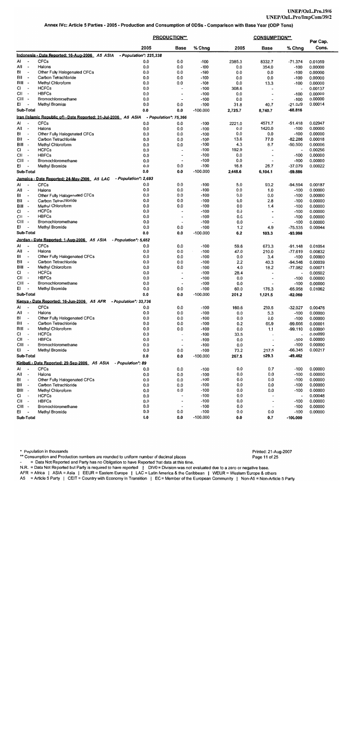## Annex IVc: Article 5 Parties - 2005 - Production and Consumption of ODSs - Comparison with Base Year (ODP Tons)

| | | PRODUCTION** | | | CONSUMPTION** | | | Per Cap. |
|---|---|---|---|---|---|---|---|---|
| | | 2005 | Base | % Chng | 2005 | Base | % Chng | Cons. |
| **Indonesia - Date Reported: 16-Aug-2006 A5 ASIA - Population*: 225,338** | | | | | | | | |
| AI - | CFCs | 0.0 | 0.0 | -100 | 2385.3 | 8332.7 | -71.374 | 0.01059 |
| AII - | Halons | 0.0 | 0.0 | -100 | 0.0 | 354.0 | -100 | 0.00000 |
| BI - | Other Fully Halogenated CFCs | 0.0 | 0.0 | -100 | 0.0 | 0.0 | -100 | 0.00000 |
| BII - | Carbon Tetrachloride | 0.0 | 0.0 | -100 | 0.0 | 0.0 | -100 | 0.00000 |
| BIII - | Methyl Chloroform | 0.0 | 0.0 | -100 | 0.0 | 13.3 | -100 | 0.00000 |
| CI - | HCFCs | 0.0 | - | -100 | 308.6 | - | - | 0.00137 |
| CII - | HBFCs | 0.0 | - | -100 | 0.0 | - | -100 | 0.00000 |
| CIII - | Bromochloromethane | 0.0 | - | -100 | 0.0 | - | -100 | 0.00000 |
| EI - | Methyl Bromide | 0.0 | 0.0 | -100 | 31.8 | 40.7 | -21.829 | 0.00014 |
| **Sub-Total** | | **0.0** | **0.0** | -100.000 | **2,725.7** | **8,740.7** | **-68.816** | |
| **Iran (Islamic Republic of) - Date Reported: 31-Jul-2006 A5 ASIA - Population*: 75,366** | | | | | | | | |
| AI - | CFCs | 0.0 | 0.0 | -100 | 2221.0 | 4571.7 | -51.418 | 0.02947 |
| AII - | Halons | 0.0 | 0.0 | -100 | 0.0 | 1420.0 | -100 | 0.00000 |
| BI - | Other Fully Halogenated CFCs | 0.0 | 0.0 | -100 | 0.0 | 0.0 | -100 | 0.00000 |
| BII - | Carbon Tetrachloride | 0.0 | 0.0 | -100 | 13.6 | 77.0 | -82.286 | 0.00018 |
| BIII - | Methyl Chloroform | 0.0 | 0.0 | -100 | 4.3 | 8.7 | -50.500 | 0.00006 |
| CI - | HCFCs | 0.0 | - | -100 | 192.9 | - | - | 0.00256 |
| CII - | HBFCs | 0.0 | - | -100 | 0.0 | - | -100 | 0.00000 |
| CIII - | Bromochloromethane | 0.0 | - | -100 | 0.0 | - | -100 | 0.00000 |
| EI - | Methyl Bromide | 0.0 | 0.0 | -100 | 16.8 | 26.7 | -37.079 | 0.00022 |
| **Sub-Total** | | **0.0** | **0.0** | -100.000 | **2,448.6** | **6,104.1** | **-59.886** | |
| **Jamaica - Date Reported: 24-May-2006 A5 LAC - Population*: 2,693** | | | | | | | | |
| AI - | CFCs | 0.0 | 0.0 | -100 | 5.0 | 93.2 | -94.594 | 0.00187 |
| AII - | Halons | 0.0 | 0.0 | -100 | 0.0 | 1.0 | -100 | 0.00000 |
| BI - | Other Fully Halogenated CFCs | 0.0 | 0.0 | -100 | 0.0 | 0.0 | -100 | 0.00000 |
| BII - | Carbon Tetrachloride | 0.0 | 0.0 | -100 | 0.0 | 2.8 | -100 | 0.00000 |
| BIII - | Methyl Chloroform | 0.0 | 0.0 | -100 | 0.0 | 1.4 | -100 | 0.00000 |
| CI - | HCFCs | 0.0 | - | -100 | 0.0 | - | -100 | 0.00000 |
| CII - | HBFCs | 0.0 | - | -100 | 0.0 | - | -100 | 0.00000 |
| CIII - | Bromochloromethane | 0.0 | - | -100 | 0.0 | - | -100 | 0.00000 |
| EI - | Methyl Bromide | 0.0 | 0.0 | -100 | 1.2 | 4.9 | -75.535 | 0.00044 |
| **Sub-Total** | | **0.0** | **0.0** | -100.000 | **6.2** | **103.3** | **-93.998** | |
| **Jordan - Date Reported: 1-Aug-2006 A5 ASIA - Population*: 5,652** | | | | | | | | |
| AI - | CFCs | 0.0 | 0.0 | -100 | 59.6 | 673.3 | -91.148 | 0.01054 |
| AII - | Halons | 0.0 | 0.0 | -100 | 47.0 | 210.0 | -77.619 | 0.00832 |
| BI - | Other Fully Halogenated CFCs | 0.0 | 0.0 | -100 | 0.0 | 3.4 | -100 | 0.00000 |
| BII - | Carbon Tetrachloride | 0.0 | 0.0 | -100 | 2.2 | 40.3 | -94.546 | 0.00039 |
| BIII - | Methyl Chloroform | 0.0 | 0.0 | -100 | 4.0 | 18.2 | -77.982 | 0.00071 |
| CI - | HCFCs | 0.0 | - | -100 | 28.4 | - | - | 0.00502 |
| CII - | HBFCs | 0.0 | - | -100 | 0.0 | - | -100 | 0.00000 |
| CIII - | Bromochloromethane | 0.0 | - | -100 | 0.0 | - | -100 | 0.00000 |
| EI - | Methyl Bromide | 0.0 | 0.0 | -100 | 60.0 | 176.3 | -65.958 | 0.01062 |
| **Sub-Total** | | **0.0** | **0.0** | -100.000 | **201.2** | **1,121.5** | **-82.060** | |
| **Kenya - Date Reported: 16-Jun-2006 A5 AFR - Population*: 33,736** | | | | | | | | |
| AI - | CFCs | 0.0 | 0.0 | -100 | 160.6 | 239.5 | -32.927 | 0.00476 |
| AII - | Halons | 0.0 | 0.0 | -100 | 0.0 | 5.3 | -100 | 0.00000 |
| BI - | Other Fully Halogenated CFCs | 0.0 | 0.0 | -100 | 0.0 | 0.0 | -100 | 0.00000 |
| BII - | Carbon Tetrachloride | 0.0 | 0.0 | -100 | 0.2 | 65.9 | -99.666 | 0.00001 |
| BIII - | Methyl Chloroform | 0.0 | 0.0 | -100 | 0.0 | 1.1 | -99.110 | 0.00000 |
| CI - | HCFCs | 0.0 | - | -100 | 33.5 | - | - | 0.00099 |
| CII - | HBFCs | 0.0 | - | -100 | 0.0 | - | -100 | 0.00000 |
| CIII - | Bromochloromethane | 0.0 | - | -100 | 0.0 | - | -100 | 0.00000 |
| EI - | Methyl Bromide | 0.0 | 0.0 | -100 | 73.2 | 217.5 | -66.345 | 0.00217 |
| **Sub-Total** | | **0.0** | **0.0** | -100.000 | **267.5** | **529.3** | **-49.462** | |
| **Kiribati - Date Reported: 29-Sep-2006 A5 ASIA - Population*: 89** | | | | | | | | |
| AI - | CFCs | 0.0 | 0.0 | -100 | 0.0 | 0.7 | -100 | 0.00000 |
| AII - | Halons | 0.0 | 0.0 | -100 | 0.0 | 0.0 | -100 | 0.00000 |
| BI - | Other Fully Halogenated CFCs | 0.0 | 0.0 | -100 | 0.0 | 0.0 | -100 | 0.00000 |
| BII - | Carbon Tetrachloride | 0.0 | 0.0 | -100 | 0.0 | 0.0 | -100 | 0.00000 |
| BIII - | Methyl Chloroform | 0.0 | 0.0 | -100 | 0.0 | 0.0 | -100 | 0.00000 |
| CI - | HCFCs | 0.0 | - | -100 | 0.0 | - | - | 0.00048 |
| CII - | HBFCs | 0.0 | - | -100 | 0.0 | - | -100 | 0.00000 |
| CIII - | Bromochloromethane | 0.0 | - | -100 | 0.0 | - | -100 | 0.00000 |
| EI - | Methyl Bromide | 0.0 | 0.0 | -100 | 0.0 | 0.0 | -100 | 0.00000 |
| **Sub-Total** | | **0.0** | **0.0** | -100.000 | **0.0** | **0.7** | **-100.000** | |

\* Population in thousands

** Consumption and Production numbers are rounded to uniform number of decimal places

\- = Data Not Reported and Party has no Obligation to have Reported that data at this time.

N.R. = Data Not Reported but Party is required to have reported | DIV0 = Division was not evaluated due to a zero or negative base.

AFR = Africa | ASIA = Asia | EEUR = Eastern Europe | LAC = Latin America & the Caribbean | WEUR = Western Europe & others

A5 = Article 5 Party | CEIT = Country with Economy in Transition | EC = Member of the European Community | Non-A5 = Non-Article 5 Party

Printed: 21-Aug-2007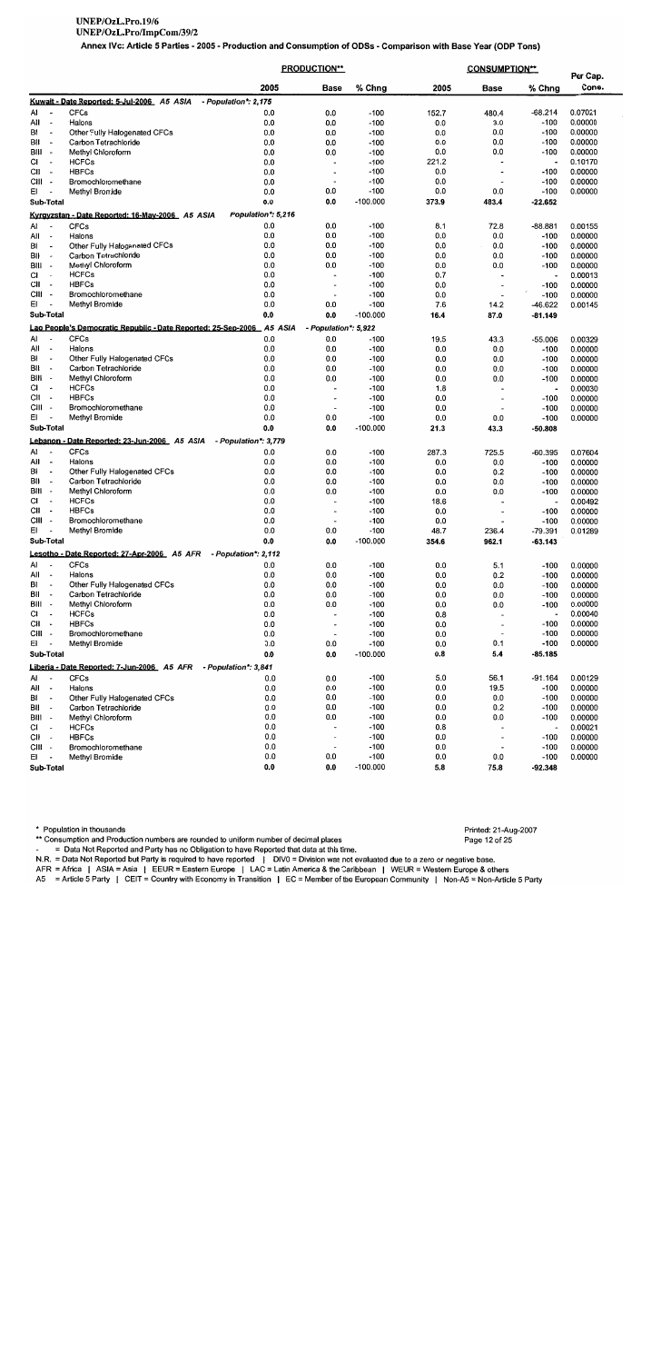UNEP/OzL.Pro.19/6
UNEP/OzL.Pro/ImpCom/39/2

**Annex IVc: Article 5 Parties - 2005 - Production and Consumption of ODSs - Comparison with Base Year (ODP Tons)**

| | | PRODUCTION** | | | CONSUMPTION** | | | Per Cap. Cons. |
|---|---|---|---|---|---|---|---|---|
| | | 2005 | Base | % Chng | 2005 | Base | % Chng | |
| **Kuwait - Date Reported: 5-Jul-2006 A5 ASIA - Population*: 2,175** | | | | | | | | |
| AI - | CFCs | 0.0 | 0.0 | -100 | 152.7 | 480.4 | -68.214 | 0.07021 |
| AII - | Halons | 0.0 | 0.0 | -100 | 0.0 | 3.0 | -100 | 0.00000 |
| BI - | Other Fully Halogenated CFCs | 0.0 | 0.0 | -100 | 0.0 | 0.0 | -100 | 0.00000 |
| BII - | Carbon Tetrachloride | 0.0 | 0.0 | -100 | 0.0 | 0.0 | -100 | 0.00000 |
| BIII - | Methyl Chloroform | 0.0 | 0.0 | -100 | 0.0 | 0.0 | -100 | 0.00000 |
| CI - | HCFCs | 0.0 | - | -100 | 221.2 | - | - | 0.10170 |
| CII - | HBFCs | 0.0 | - | -100 | 0.0 | - | -100 | 0.00000 |
| CIII - | Bromochloromethane | 0.0 | - | -100 | 0.0 | - | -100 | 0.00000 |
| EI - | Methyl Bromide | 0.0 | 0.0 | -100 | 0.0 | 0.0 | -100 | 0.00000 |
| **Sub-Total** | | **0.0** | **0.0** | -100.000 | **373.9** | **483.4** | **-22.652** | |
| **Kyrgyzstan - Date Reported: 16-May-2006 A5 ASIA Population*: 5,216** | | | | | | | | |
| AI - | CFCs | 0.0 | 0.0 | -100 | 8.1 | 72.8 | -88.881 | 0.00155 |
| AII - | Halons | 0.0 | 0.0 | -100 | 0.0 | 0.0 | -100 | 0.00000 |
| BI - | Other Fully Halogenated CFCs | 0.0 | 0.0 | -100 | 0.0 | 0.0 | -100 | 0.00000 |
| BII - | Carbon Tetrachloride | 0.0 | 0.0 | -100 | 0.0 | 0.0 | -100 | 0.00000 |
| BIII - | Methyl Chloroform | 0.0 | 0.0 | -100 | 0.0 | 0.0 | -100 | 0.00000 |
| CI - | HCFCs | 0.0 | - | -100 | 0.7 | - | - | 0.00013 |
| CII - | HBFCs | 0.0 | - | -100 | 0.0 | - | -100 | 0.00000 |
| CIII - | Bromochloromethane | 0.0 | - | -100 | 0.0 | - | -100 | 0.00000 |
| EI - | Methyl Bromide | 0.0 | 0.0 | -100 | 7.6 | 14.2 | -46.622 | 0.00145 |
| **Sub-Total** | | **0.0** | **0.0** | -100.000 | **16.4** | **87.0** | **-81.149** | |
| **Lao People's Democratic Republic - Date Reported: 25-Sep-2006 A5 ASIA - Population*: 5,922** | | | | | | | | |
| AI - | CFCs | 0.0 | 0.0 | -100 | 19.5 | 43.3 | -55.006 | 0.00329 |
| AII - | Halons | 0.0 | 0.0 | -100 | 0.0 | 0.0 | -100 | 0.00000 |
| BI - | Other Fully Halogenated CFCs | 0.0 | 0.0 | -100 | 0.0 | 0.0 | -100 | 0.00000 |
| BII - | Carbon Tetrachloride | 0.0 | 0.0 | -100 | 0.0 | 0.0 | -100 | 0.00000 |
| BIII - | Methyl Chloroform | 0.0 | 0.0 | -100 | 0.0 | 0.0 | -100 | 0.00000 |
| CI - | HCFCs | 0.0 | - | -100 | 1.8 | - | - | 0.00030 |
| CII - | HBFCs | 0.0 | - | -100 | 0.0 | - | -100 | 0.00000 |
| CIII - | Bromochloromethane | 0.0 | - | -100 | 0.0 | - | -100 | 0.00000 |
| EI - | Methyl Bromide | 0.0 | 0.0 | -100 | 0.0 | 0.0 | -100 | 0.00000 |
| **Sub-Total** | | **0.0** | **0.0** | -100.000 | **21.3** | **43.3** | **-50.808** | |
| **Lebanon - Date Reported: 23-Jun-2006 A5 ASIA - Population*: 3,779** | | | | | | | | |
| AI - | CFCs | 0.0 | 0.0 | -100 | 287.3 | 725.5 | -60.395 | 0.07604 |
| AII - | Halons | 0.0 | 0.0 | -100 | 0.0 | 0.0 | -100 | 0.00000 |
| BI - | Other Fully Halogenated CFCs | 0.0 | 0.0 | -100 | 0.0 | 0.2 | -100 | 0.00000 |
| BII - | Carbon Tetrachloride | 0.0 | 0.0 | -100 | 0.0 | 0.0 | -100 | 0.00000 |
| BIII - | Methyl Chloroform | 0.0 | 0.0 | -100 | 0.0 | 0.0 | -100 | 0.00000 |
| CI - | HCFCs | 0.0 | - | -100 | 18.6 | - | - | 0.00492 |
| CII - | HBFCs | 0.0 | - | -100 | 0.0 | - | -100 | 0.00000 |
| CIII - | Bromochloromethane | 0.0 | - | -100 | 0.0 | - | -100 | 0.00000 |
| EI - | Methyl Bromide | 0.0 | 0.0 | -100 | 48.7 | 236.4 | -79.391 | 0.01289 |
| **Sub-Total** | | **0.0** | **0.0** | -100.000 | **354.6** | **962.1** | **-63.143** | |
| **Lesotho - Date Reported: 27-Apr-2006 A5 AFR - Population*: 2,112** | | | | | | | | |
| AI - | CFCs | 0.0 | 0.0 | -100 | 0.0 | 5.1 | -100 | 0.00000 |
| AII - | Halons | 0.0 | 0.0 | -100 | 0.0 | 0.2 | -100 | 0.00000 |
| BI - | Other Fully Halogenated CFCs | 0.0 | 0.0 | -100 | 0.0 | 0.0 | -100 | 0.00000 |
| BII - | Carbon Tetrachloride | 0.0 | 0.0 | -100 | 0.0 | 0.0 | -100 | 0.00000 |
| BIII - | Methyl Chloroform | 0.0 | 0.0 | -100 | 0.0 | 0.0 | -100 | 0.00000 |
| CI - | HCFCs | 0.0 | - | -100 | 0.8 | - | - | 0.00040 |
| CII - | HBFCs | 0.0 | - | -100 | 0.0 | - | -100 | 0.00000 |
| CIII - | Bromochloromethane | 0.0 | - | -100 | 0.0 | - | -100 | 0.00000 |
| EI - | Methyl Bromide | 0.0 | 0.0 | -100 | 0.0 | 0.1 | -100 | 0.00000 |
| **Sub-Total** | | **0.0** | **0.0** | -100.000 | **0.8** | **5.4** | **-85.185** | |
| **Liberia - Date Reported: 7-Jun-2006 A5 AFR - Population*: 3,841** | | | | | | | | |
| AI - | CFCs | 0.0 | 0.0 | -100 | 5.0 | 56.1 | -91.164 | 0.00129 |
| AII - | Halons | 0.0 | 0.0 | -100 | 0.0 | 19.5 | -100 | 0.00000 |
| BI - | Other Fully Halogenated CFCs | 0.0 | 0.0 | -100 | 0.0 | 0.0 | -100 | 0.00000 |
| BII - | Carbon Tetrachloride | 0.0 | 0.0 | -100 | 0.0 | 0.2 | -100 | 0.00000 |
| BIII - | Methyl Chloroform | 0.0 | 0.0 | -100 | 0.0 | 0.0 | -100 | 0.00000 |
| CI - | HCFCs | 0.0 | - | -100 | 0.8 | - | - | 0.00021 |
| CII - | HBFCs | 0.0 | - | -100 | 0.0 | - | -100 | 0.00000 |
| CIII - | Bromochloromethane | 0.0 | - | -100 | 0.0 | - | -100 | 0.00000 |
| EI - | Methyl Bromide | 0.0 | 0.0 | -100 | 0.0 | 0.0 | -100 | 0.00000 |
| **Sub-Total** | | **0.0** | **0.0** | -100.000 | **5.8** | **75.8** | **-92.348** | |

\* Population in thousands

\*\* Consumption and Production numbers are rounded to uniform number of decimal places

\- = Data Not Reported and Party has no Obligation to have Reported that data at this time.

N.R. = Data Not Reported but Party is required to have reported | DIV0 = Division was not evaluated due to a zero or negative base.

AFR = Africa | ASIA = Asia | EEUR = Eastern Europe | LAC = Latin America & the Caribbean | WEUR = Western Europe & others

A5 = Article 5 Party | CEIT = Country with Economy in Transition | EC = Member of the European Community | Non-A5 = Non-Article 5 Party

Printed: 21-Aug-2007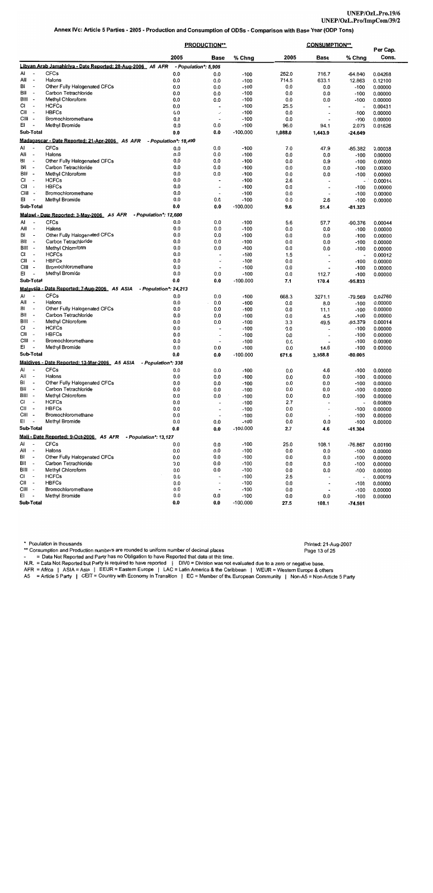UNEP/OzL.Pro.19/6
UNEP/OzL.Pro/ImpCom/39/2

## Annex IVc: Article 5 Parties - 2005 - Production and Consumption of ODSs - Comparison with Base Year (ODP Tons)

| | | PRODUCTION** | | | CONSUMPTION** | | | Per Cap. |
|---|---|---|---|---|---|---|---|---|
| | | 2005 | Base | % Chng | 2005 | Base | % Chng | Cons. |
| **Libyan Arab Jamahiriya - Date Reported: 28-Aug-2006 A5 AFR** | - Population*: 5,905 | | | | | | | |
| AI - | CFCs | 0.0 | 0.0 | -100 | 252.0 | 716.7 | -64.840 | 0.04268 |
| AII - | Halons | 0.0 | 0.0 | -100 | 714.5 | 633.1 | 12.863 | 0.12100 |
| BI - | Other Fully Halogenated CFCs | 0.0 | 0.0 | -100 | 0.0 | 0.0 | -100 | 0.00000 |
| BII - | Carbon Tetrachloride | 0.0 | 0.0 | -100 | 0.0 | 0.0 | -100 | 0.00000 |
| BIII - | Methyl Chloroform | 0.0 | 0.0 | -100 | 0.0 | 0.0 | -100 | 0.00000 |
| CI - | HCFCs | 0.0 | - | -100 | 25.5 | - | - | 0.00431 |
| CII - | HBFCs | 0.0 | - | -100 | 0.0 | - | -100 | 0.00000 |
| CIII - | Bromochloromethane | 0.0 | - | -100 | 0.0 | - | -100 | 0.00000 |
| EI - | Methyl Bromide | 0.0 | 0.0 | -100 | 96.0 | 94.1 | 2.073 | 0.01626 |
| **Sub-Total** | | **0.0** | **0.0** | **-100.000** | **1,088.0** | **1,443.9** | **-24.649** | |
| **Madagascar - Date Reported: 21-Apr-2006 A5 AFR** | - Population*: 18,490 | | | | | | | |
| AI - | CFCs | 0.0 | 0.0 | -100 | 7.0 | 47.9 | -85.382 | 0.00038 |
| AII - | Halons | 0.0 | 0.0 | -100 | 0.0 | 0.0 | -100 | 0.00000 |
| BI - | Other Fully Halogenated CFCs | 0.0 | 0.0 | -100 | 0.0 | 0.9 | -100 | 0.00000 |
| BII - | Carbon Tetrachloride | 0.0 | 0.0 | -100 | 0.0 | 0.0 | -100 | 0.00000 |
| BIII - | Methyl Chloroform | 0.0 | 0.0 | -100 | 0.0 | 0.0 | -100 | 0.00000 |
| CI - | HCFCs | 0.0 | - | -100 | 2.6 | - | - | 0.00014 |
| CII - | HBFCs | 0.0 | - | -100 | 0.0 | - | -100 | 0.00000 |
| CIII - | Bromochloromethane | 0.0 | - | -100 | 0.0 | - | -100 | 0.00000 |
| EI - | Methyl Bromide | 0.0 | 0.0 | -100 | 0.0 | 2.6 | -100 | 0.00000 |
| **Sub-Total** | | **0.0** | **0.0** | **-100.000** | **9.6** | **51.4** | **-81.323** | |
| **Malawi - Date Reported: 3-May-2006 A5 AFR** | - Population*: 12,600 | | | | | | | |
| AI - | CFCs | 0.0 | 0.0 | -100 | 5.6 | 57.7 | -90.376 | 0.00044 |
| AII - | Halons | 0.0 | 0.0 | -100 | 0.0 | 0.0 | -100 | 0.00000 |
| BI - | Other Fully Halogenated CFCs | 0.0 | 0.0 | -100 | 0.0 | 0.0 | -100 | 0.00000 |
| BII - | Carbon Tetrachloride | 0.0 | 0.0 | -100 | 0.0 | 0.0 | -100 | 0.00000 |
| BIII - | Methyl Chloroform | 0.0 | 0.0 | -100 | 0.0 | 0.0 | -100 | 0.00000 |
| CI - | HCFCs | 0.0 | - | -100 | 1.5 | - | - | 0.00012 |
| CII - | HBFCs | 0.0 | - | -100 | 0.0 | - | -100 | 0.00000 |
| CIII - | Bromochloromethane | 0.0 | - | -100 | 0.0 | - | -100 | 0.00000 |
| EI - | Methyl Bromide | 0.0 | 0.0 | -100 | 0.0 | 112.7 | -100 | 0.00000 |
| **Sub-Total** | | **0.0** | **0.0** | **-100.000** | **7.1** | **170.4** | **-95.833** | |
| **Malaysia - Date Reported: 7-Aug-2006 A5 ASIA** | - Population*: 24,213 | | | | | | | |
| AI - | CFCs | 0.0 | 0.0 | -100 | 668.3 | 3271.1 | -79.569 | 0.02760 |
| AII - | Halons | 0.0 | 0.0 | -100 | 0.0 | 8.0 | -100 | 0.00000 |
| BI - | Other Fully Halogenated CFCs | 0.0 | 0.0 | -100 | 0.0 | 11.1 | -100 | 0.00000 |
| BII - | Carbon Tetrachloride | 0.0 | 0.0 | -100 | 0.0 | 4.5 | -100 | 0.00000 |
| BIII - | Methyl Chloroform | 0.0 | 0.0 | -100 | 3.3 | 49.5 | -93.379 | 0.00014 |
| CI - | HCFCs | 0.0 | - | -100 | 0.0 | - | -100 | 0.00000 |
| CII - | HBFCs | 0.0 | - | -100 | 0.0 | - | -100 | 0.00000 |
| CIII - | Bromochloromethane | 0.0 | - | -100 | 0.0 | - | -100 | 0.00000 |
| EI - | Methyl Bromide | 0.0 | 0.0 | -100 | 0.0 | 14.6 | -100 | 0.00000 |
| **Sub-Total** | | **0.0** | **0.0** | **-100.000** | **671.6** | **3,358.8** | **-80.005** | |
| **Maldives - Date Reported: 13-Mar-2006 A5 ASIA** | - Population*: 338 | | | | | | | |
| AI - | CFCs | 0.0 | 0.0 | -100 | 0.0 | 4.6 | -100 | 0.00000 |
| AII - | Halons | 0.0 | 0.0 | -100 | 0.0 | 0.0 | -100 | 0.00000 |
| BI - | Other Fully Halogenated CFCs | 0.0 | 0.0 | -100 | 0.0 | 0.0 | -100 | 0.00000 |
| BII - | Carbon Tetrachloride | 0.0 | 0.0 | -100 | 0.0 | 0.0 | -100 | 0.00000 |
| BIII - | Methyl Chloroform | 0.0 | 0.0 | -100 | 0.0 | 0.0 | -100 | 0.00000 |
| CI - | HCFCs | 0.0 | - | -100 | 2.7 | - | - | 0.00809 |
| CII - | HBFCs | 0.0 | - | -100 | 0.0 | - | -100 | 0.00000 |
| CIII - | Bromochloromethane | 0.0 | - | -100 | 0.0 | - | -100 | 0.00000 |
| EI - | Methyl Bromide | 0.0 | 0.0 | -100 | 0.0 | 0.0 | -100 | 0.00000 |
| **Sub-Total** | | **0.0** | **0.0** | **-100.000** | **2.7** | **4.6** | **-41.304** | |
| **Mali - Date Reported: 9-Oct-2006 A5 AFR** | - Population*: 13,127 | | | | | | | |
| AI - | CFCs | 0.0 | 0.0 | -100 | 25.0 | 108.1 | -76.867 | 0.00190 |
| AII - | Halons | 0.0 | 0.0 | -100 | 0.0 | 0.0 | -100 | 0.00000 |
| BI - | Other Fully Halogenated CFCs | 0.0 | 0.0 | -100 | 0.0 | 0.0 | -100 | 0.00000 |
| BII - | Carbon Tetrachloride | 0.0 | 0.0 | -100 | 0.0 | 0.0 | -100 | 0.00000 |
| BIII - | Methyl Chloroform | 0.0 | 0.0 | -100 | 0.0 | 0.0 | -100 | 0.00000 |
| CI - | HCFCs | 0.0 | - | -100 | 2.5 | - | - | 0.00019 |
| CII - | HBFCs | 0.0 | - | -100 | 0.0 | - | -100 | 0.00000 |
| CIII - | Bromochloromethane | 0.0 | - | -100 | 0.0 | - | -100 | 0.00000 |
| EI - | Methyl Bromide | 0.0 | 0.0 | -100 | 0.0 | 0.0 | -100 | 0.00000 |
| **Sub-Total** | | **0.0** | **0.0** | **-100.000** | **27.5** | **108.1** | **-74.561** | |

\* Population in thousands
** Consumption and Production numbers are rounded to uniform number of decimal places
- = Data Not Reported and Party has no Obligation to have Reported that data at this time.
N.R. = Data Not Reported but Party is required to have reported | DIV0 = Division was not evaluated due to a zero or negative base.
AFR = Africa | ASIA = Asia | EEUR = Eastern Europe | LAC = Latin America & the Caribbean | WEUR = Western Europe & others
A5 = Article 5 Party | CEIT = Country with Economy in Transition | EC = Member of the European Community | Non-A5 = Non-Article 5 Party

Printed: 21-Aug-2007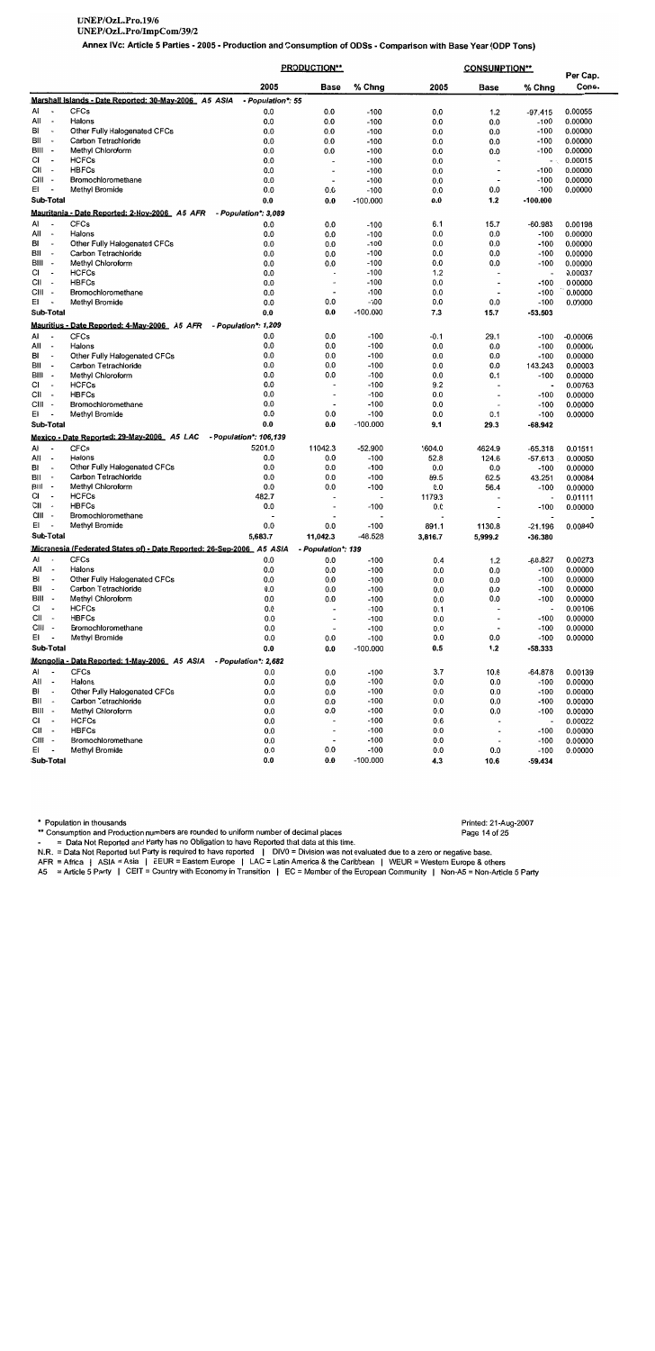UNEP/OzL.Pro.19/6
UNEP/OzL.Pro/ImpCom/39/2

**Annex IVc: Article 5 Parties - 2005 - Production and Consumption of ODSs - Comparison with Base Year (ODP Tons)**

| | | PRODUCTION** | | | CONSUMPTION** | | | Per Cap. |
|---|---|---|---|---|---|---|---|---|
| | | 2005 | Base | % Chng | 2005 | Base | % Chng | Cons. |
| **Marshall Islands - Date Reported: 30-May-2006 A5 ASIA - Population*: 55** | | | | | | | | |
| AI - | CFCs | 0.0 | 0.0 | -100 | 0.0 | 1.2 | -97.415 | 0.00055 |
| AII - | Halons | 0.0 | 0.0 | -100 | 0.0 | 0.0 | -100 | 0.00000 |
| BI - | Other Fully Halogenated CFCs | 0.0 | 0.0 | -100 | 0.0 | 0.0 | -100 | 0.00000 |
| BII - | Carbon Tetrachloride | 0.0 | 0.0 | -100 | 0.0 | 0.0 | -100 | 0.00000 |
| BIII - | Methyl Chloroform | 0.0 | 0.0 | -100 | 0.0 | 0.0 | -100 | 0.00000 |
| CI - | HCFCs | 0.0 | - | -100 | 0.0 | - | - | 0.00015 |
| CII - | HBFCs | 0.0 | - | -100 | 0.0 | - | -100 | 0.00000 |
| CIII - | Bromochloromethane | 0.0 | - | -100 | 0.0 | - | -100 | 0.00000 |
| EI - | Methyl Bromide | 0.0 | 0.0 | -100 | 0.0 | 0.0 | -100 | 0.00000 |
| **Sub-Total** | | **0.0** | **0.0** | **-100.000** | **0.0** | **1.2** | **-100.000** | |
| **Mauritania - Date Reported: 2-Nov-2006 A5 AFR - Population*: 3,089** | | | | | | | | |
| AI - | CFCs | 0.0 | 0.0 | -100 | 6.1 | 15.7 | -60.983 | 0.00198 |
| AII - | Halons | 0.0 | 0.0 | -100 | 0.0 | 0.0 | -100 | 0.00000 |
| BI - | Other Fully Halogenated CFCs | 0.0 | 0.0 | -100 | 0.0 | 0.0 | -100 | 0.00000 |
| BII - | Carbon Tetrachloride | 0.0 | 0.0 | -100 | 0.0 | 0.0 | -100 | 0.00000 |
| BIII - | Methyl Chloroform | 0.0 | 0.0 | -100 | 0.0 | 0.0 | -100 | 0.00000 |
| CI - | HCFCs | 0.0 | - | -100 | 1.2 | - | - | 0.00037 |
| CII - | HBFCs | 0.0 | - | -100 | 0.0 | - | -100 | 0.00000 |
| CIII - | Bromochloromethane | 0.0 | - | -100 | 0.0 | - | -100 | 0.00000 |
| EI - | Methyl Bromide | 0.0 | 0.0 | -100 | 0.0 | 0.0 | -100 | 0.00000 |
| **Sub-Total** | | **0.0** | **0.0** | **-100.000** | **7.3** | **15.7** | **-53.503** | |
| **Mauritius - Date Reported: 4-May-2006 A5 AFR - Population*: 1,209** | | | | | | | | |
| AI - | CFCs | 0.0 | 0.0 | -100 | -0.1 | 29.1 | -100 | -0.00006 |
| AII - | Halons | 0.0 | 0.0 | -100 | 0.0 | 0.0 | -100 | 0.00000 |
| BI - | Other Fully Halogenated CFCs | 0.0 | 0.0 | -100 | 0.0 | 0.0 | -100 | 0.00000 |
| BII - | Carbon Tetrachloride | 0.0 | 0.0 | -100 | 0.0 | 0.0 | 143.243 | 0.00003 |
| BIII - | Methyl Chloroform | 0.0 | 0.0 | -100 | 0.0 | 0.1 | -100 | 0.00000 |
| CI - | HCFCs | 0.0 | - | -100 | 9.2 | - | - | 0.00763 |
| CII - | HBFCs | 0.0 | - | -100 | 0.0 | - | -100 | 0.00000 |
| CIII - | Bromochloromethane | 0.0 | - | -100 | 0.0 | - | -100 | 0.00000 |
| EI - | Methyl Bromide | 0.0 | 0.0 | -100 | 0.0 | 0.1 | -100 | 0.00000 |
| **Sub-Total** | | **0.0** | **0.0** | **-100.000** | **9.1** | **29.3** | **-68.942** | |
| **Mexico - Date Reported: 29-May-2006 A5 LAC - Population*: 106,139** | | | | | | | | |
| AI - | CFCs | 5201.0 | 11042.3 | -52.900 | 1604.0 | 4624.9 | -65.318 | 0.01511 |
| AII - | Halons | 0.0 | 0.0 | -100 | 52.8 | 124.6 | -57.613 | 0.00050 |
| BI - | Other Fully Halogenated CFCs | 0.0 | 0.0 | -100 | 0.0 | 0.0 | -100 | 0.00000 |
| BII - | Carbon Tetrachloride | 0.0 | 0.0 | -100 | 89.5 | 62.5 | 43.251 | 0.00084 |
| BIII - | Methyl Chloroform | 0.0 | 0.0 | -100 | 0.0 | 56.4 | -100 | 0.00000 |
| CI - | HCFCs | 482.7 | - | - | 1179.3 | - | - | 0.01111 |
| CII - | HBFCs | 0.0 | - | -100 | 0.0 | - | -100 | 0.00000 |
| CIII - | Bromochloromethane | - | - | - | - | - | - | - |
| EI - | Methyl Bromide | 0.0 | 0.0 | -100 | 891.1 | 1130.8 | -21.196 | 0.00840 |
| **Sub-Total** | | **5,683.7** | **11,042.3** | **-48.528** | **3,816.7** | **5,999.2** | **-36.380** | |
| **Micronesia (Federated States of) - Date Reported: 26-Sep-2006 A5 ASIA - Population*: 139** | | | | | | | | |
| AI - | CFCs | 0.0 | 0.0 | -100 | 0.4 | 1.2 | -69.827 | 0.00273 |
| AII - | Halons | 0.0 | 0.0 | -100 | 0.0 | 0.0 | -100 | 0.00000 |
| BI - | Other Fully Halogenated CFCs | 0.0 | 0.0 | -100 | 0.0 | 0.0 | -100 | 0.00000 |
| BII - | Carbon Tetrachloride | 0.0 | 0.0 | -100 | 0.0 | 0.0 | -100 | 0.00000 |
| BIII - | Methyl Chloroform | 0.0 | 0.0 | -100 | 0.0 | 0.0 | -100 | 0.00000 |
| CI - | HCFCs | 0.0 | - | -100 | 0.1 | - | - | 0.00106 |
| CII - | HBFCs | 0.0 | - | -100 | 0.0 | - | -100 | 0.00000 |
| CIII - | Bromochloromethane | 0.0 | - | -100 | 0.0 | - | -100 | 0.00000 |
| EI - | Methyl Bromide | 0.0 | 0.0 | -100 | 0.0 | 0.0 | -100 | 0.00000 |
| **Sub-Total** | | **0.0** | **0.0** | **-100.000** | **0.5** | **1.2** | **-58.333** | |
| **Mongolia - Date Reported: 1-May-2006 A5 ASIA - Population*: 2,682** | | | | | | | | |
| AI - | CFCs | 0.0 | 0.0 | -100 | 3.7 | 10.6 | -64.878 | 0.00139 |
| AII - | Halons | 0.0 | 0.0 | -100 | 0.0 | 0.0 | -100 | 0.00000 |
| BI - | Other Fully Halogenated CFCs | 0.0 | 0.0 | -100 | 0.0 | 0.0 | -100 | 0.00000 |
| BII - | Carbon Tetrachloride | 0.0 | 0.0 | -100 | 0.0 | 0.0 | -100 | 0.00000 |
| BIII - | Methyl Chloroform | 0.0 | 0.0 | -100 | 0.0 | 0.0 | -100 | 0.00000 |
| CI - | HCFCs | 0.0 | - | -100 | 0.6 | - | - | 0.00022 |
| CII - | HBFCs | 0.0 | - | -100 | 0.0 | - | -100 | 0.00000 |
| CIII - | Bromochloromethane | 0.0 | - | -100 | 0.0 | - | -100 | 0.00000 |
| EI - | Methyl Bromide | 0.0 | 0.0 | -100 | 0.0 | 0.0 | -100 | 0.00000 |
| **Sub-Total** | | **0.0** | **0.0** | **-100.000** | **4.3** | **10.6** | **-59.434** | |

\* Population in thousands
** Consumption and Production numbers are rounded to uniform number of decimal places
\- = Data Not Reported and Party has no Obligation to have Reported that data at this time.
N.R. = Data Not Reported but Party is required to have reported | DIV0 = Division was not evaluated due to a zero or negative base.
AFR = Africa | ASIA = Asia | EEUR = Eastern Europe | LAC = Latin America & the Caribbean | WEUR = Western Europe & others
A5 = Article 5 Party | CEIT = Country with Economy in Transition | EC = Member of the European Community | Non-A5 = Non-Article 5 Party

Printed: 21-Aug-2007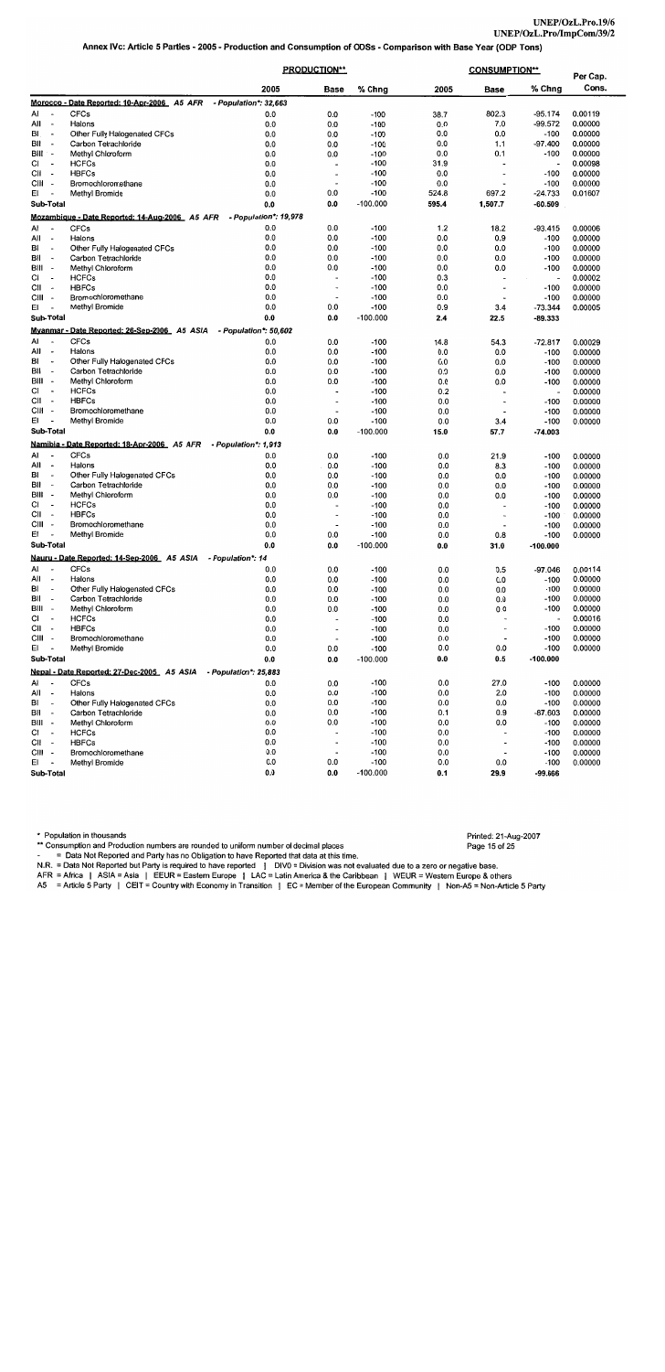UNEP/OzL.Pro.19/6
UNEP/OzL.Pro/ImpCom/39/2

## Annex IVc: Article 5 Parties - 2005 - Production and Consumption of ODSs - Comparison with Base Year (ODP Tons)

| | | PRODUCTION** | | | CONSUMPTION** | | | Per Cap. Cons. |
|---|---|---|---|---|---|---|---|---|
| | | 2005 | Base | % Chng | 2005 | Base | % Chng | |
| **Morocco - Date Reported: 10-Apr-2006 A5 AFR - Population*: 32,663** | | | | | | | | |
| AI - | CFCs | 0.0 | 0.0 | -100 | 38.7 | 802.3 | -95.174 | 0.00119 |
| AII - | Halons | 0.0 | 0.0 | -100 | 0.0 | 7.0 | -99.572 | 0.00000 |
| BI - | Other Fully Halogenated CFCs | 0.0 | 0.0 | -100 | 0.0 | 0.0 | -100 | 0.00000 |
| BII - | Carbon Tetrachloride | 0.0 | 0.0 | -100 | 0.0 | 1.1 | -97.400 | 0.00000 |
| BIII - | Methyl Chloroform | 0.0 | 0.0 | -100 | 0.0 | 0.1 | -100 | 0.00000 |
| CI - | HCFCs | 0.0 | - | -100 | 31.9 | - | - | 0.00098 |
| CII - | HBFCs | 0.0 | - | -100 | 0.0 | - | -100 | 0.00000 |
| CIII - | Bromochloromethane | 0.0 | - | -100 | 0.0 | - | -100 | 0.00000 |
| EI - | Methyl Bromide | 0.0 | 0.0 | -100 | 524.8 | 697.2 | -24.733 | 0.01607 |
| **Sub-Total** | | **0.0** | **0.0** | -100.000 | **595.4** | **1,507.7** | **-60.509** | |
| **Mozambique - Date Reported: 14-Aug-2006 A5 AFR - Population*: 19,978** | | | | | | | | |
| AI - | CFCs | 0.0 | 0.0 | -100 | 1.2 | 18.2 | -93.415 | 0.00006 |
| AII - | Halons | 0.0 | 0.0 | -100 | 0.0 | 0.9 | -100 | 0.00000 |
| BI - | Other Fully Halogenated CFCs | 0.0 | 0.0 | -100 | 0.0 | 0.0 | -100 | 0.00000 |
| BII - | Carbon Tetrachloride | 0.0 | 0.0 | -100 | 0.0 | 0.0 | -100 | 0.00000 |
| BIII - | Methyl Chloroform | 0.0 | 0.0 | -100 | 0.0 | 0.0 | -100 | 0.00000 |
| CI - | HCFCs | 0.0 | - | -100 | 0.3 | - | - | 0.00002 |
| CII - | HBFCs | 0.0 | - | -100 | 0.0 | - | -100 | 0.00000 |
| CIII - | Bromochloromethane | 0.0 | - | -100 | 0.0 | - | -100 | 0.00000 |
| EI - | Methyl Bromide | 0.0 | 0.0 | -100 | 0.9 | 3.4 | -73.344 | 0.00005 |
| **Sub-Total** | | **0.0** | **0.0** | -100.000 | **2.4** | **22.5** | **-89.333** | |
| **Myanmar - Date Reported: 26-Sep-2006 A5 ASIA - Population*: 50,602** | | | | | | | | |
| AI - | CFCs | 0.0 | 0.0 | -100 | 14.8 | 54.3 | -72.817 | 0.00029 |
| AII - | Halons | 0.0 | 0.0 | -100 | 0.0 | 0.0 | -100 | 0.00000 |
| BI - | Other Fully Halogenated CFCs | 0.0 | 0.0 | -100 | 0.0 | 0.0 | -100 | 0.00000 |
| BII - | Carbon Tetrachloride | 0.0 | 0.0 | -100 | 0.0 | 0.0 | -100 | 0.00000 |
| BIII - | Methyl Chloroform | 0.0 | 0.0 | -100 | 0.0 | 0.0 | -100 | 0.00000 |
| CI - | HCFCs | 0.0 | - | -100 | 0.2 | - | - | 0.00000 |
| CII - | HBFCs | 0.0 | - | -100 | 0.0 | - | -100 | 0.00000 |
| CIII - | Bromochloromethane | 0.0 | - | -100 | 0.0 | - | -100 | 0.00000 |
| EI - | Methyl Bromide | 0.0 | 0.0 | -100 | 0.0 | 3.4 | -100 | 0.00000 |
| **Sub-Total** | | **0.0** | **0.0** | -100.000 | **15.0** | **57.7** | **-74.003** | |
| **Namibia - Date Reported: 18-Apr-2006 A5 AFR - Population*: 1,913** | | | | | | | | |
| AI - | CFCs | 0.0 | 0.0 | -100 | 0.0 | 21.9 | -100 | 0.00000 |
| AII - | Halons | 0.0 | 0.0 | -100 | 0.0 | 8.3 | -100 | 0.00000 |
| BI - | Other Fully Halogenated CFCs | 0.0 | 0.0 | -100 | 0.0 | 0.0 | -100 | 0.00000 |
| BII - | Carbon Tetrachloride | 0.0 | 0.0 | -100 | 0.0 | 0.0 | -100 | 0.00000 |
| BIII - | Methyl Chloroform | 0.0 | 0.0 | -100 | 0.0 | 0.0 | -100 | 0.00000 |
| CI - | HCFCs | 0.0 | - | -100 | 0.0 | - | -100 | 0.00000 |
| CII - | HBFCs | 0.0 | - | -100 | 0.0 | - | -100 | 0.00000 |
| CIII - | Bromochloromethane | 0.0 | - | -100 | 0.0 | - | -100 | 0.00000 |
| EI - | Methyl Bromide | 0.0 | 0.0 | -100 | 0.0 | 0.8 | -100 | 0.00000 |
| **Sub-Total** | | **0.0** | **0.0** | -100.000 | **0.0** | **31.0** | **-100.000** | |
| **Nauru - Date Reported: 14-Sep-2006 A5 ASIA - Population*: 14** | | | | | | | | |
| AI - | CFCs | 0.0 | 0.0 | -100 | 0.0 | 0.5 | -97.046 | 0.00114 |
| AII - | Halons | 0.0 | 0.0 | -100 | 0.0 | 0.0 | -100 | 0.00000 |
| BI - | Other Fully Halogenated CFCs | 0.0 | 0.0 | -100 | 0.0 | 0.0 | -100 | 0.00000 |
| BII - | Carbon Tetrachloride | 0.0 | 0.0 | -100 | 0.0 | 0.0 | -100 | 0.00000 |
| BIII - | Methyl Chloroform | 0.0 | 0.0 | -100 | 0.0 | 0.0 | -100 | 0.00000 |
| CI - | HCFCs | 0.0 | - | -100 | 0.0 | - | - | 0.00016 |
| CII - | HBFCs | 0.0 | - | -100 | 0.0 | - | -100 | 0.00000 |
| CIII - | Bromochloromethane | 0.0 | - | -100 | 0.0 | - | -100 | 0.00000 |
| EI - | Methyl Bromide | 0.0 | 0.0 | -100 | 0.0 | 0.0 | -100 | 0.00000 |
| **Sub-Total** | | **0.0** | **0.0** | -100.000 | **0.0** | **0.5** | **-100.000** | |
| **Nepal - Date Reported: 27-Dec-2005 A5 ASIA - Population*: 25,883** | | | | | | | | |
| AI - | CFCs | 0.0 | 0.0 | -100 | 0.0 | 27.0 | -100 | 0.00000 |
| AII - | Halons | 0.0 | 0.0 | -100 | 0.0 | 2.0 | -100 | 0.00000 |
| BI - | Other Fully Halogenated CFCs | 0.0 | 0.0 | -100 | 0.0 | 0.0 | -100 | 0.00000 |
| BII - | Carbon Tetrachloride | 0.0 | 0.0 | -100 | 0.1 | 0.9 | -87.603 | 0.00000 |
| BIII - | Methyl Chloroform | 0.0 | 0.0 | -100 | 0.0 | 0.0 | -100 | 0.00000 |
| CI - | HCFCs | 0.0 | - | -100 | 0.0 | - | -100 | 0.00000 |
| CII - | HBFCs | 0.0 | - | -100 | 0.0 | - | -100 | 0.00000 |
| CIII - | Bromochloromethane | 0.0 | - | -100 | 0.0 | - | -100 | 0.00000 |
| EI - | Methyl Bromide | 0.0 | 0.0 | -100 | 0.0 | 0.0 | -100 | 0.00000 |
| **Sub-Total** | | **0.0** | **0.0** | -100.000 | **0.1** | **29.9** | **-99.666** | |

\* Population in thousands
\*\* Consumption and Production numbers are rounded to uniform number of decimal places
\- = Data Not Reported and Party has no Obligation to have Reported that data at this time.
N.R. = Data Not Reported but Party is required to have reported | DIV0 = Division was not evaluated due to a zero or negative base.
AFR = Africa | ASIA = Asia | EEUR = Eastern Europe | LAC = Latin America & the Caribbean | WEUR = Western Europe & others
A5 = Article 5 Party | CEIT = Country with Economy in Transition | EC = Member of the European Community | Non-A5 = Non-Article 5 Party

Printed: 21-Aug-2007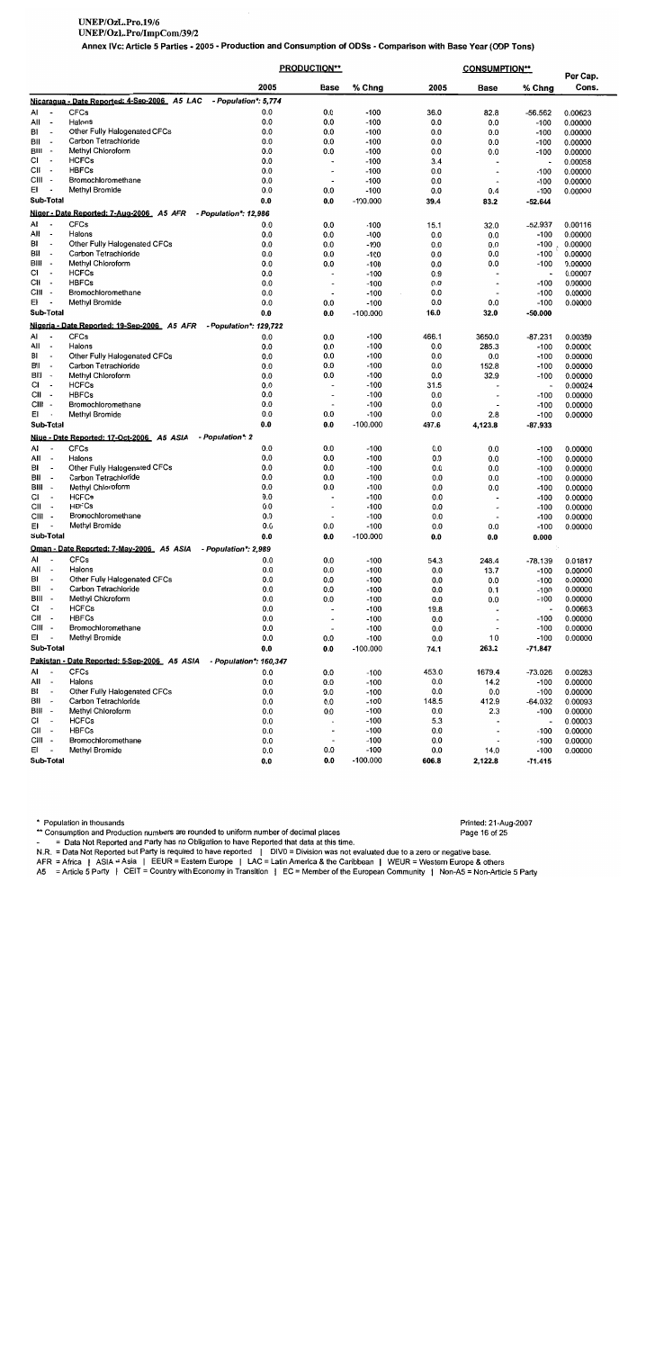UNEP/OzL.Pro.19/6
UNEP/OzL.Pro/ImpCom/39/2

Annex IVc: Article 5 Parties - 2005 - Production and Consumption of ODSs - Comparison with Base Year (ODP Tons)

| | | PRODUCTION** | | | CONSUMPTION** | | | Per Cap. |
|---|---|---|---|---|---|---|---|---|
| | | 2005 | Base | % Chng | 2005 | Base | % Chng | Cons. |
| **Nicaragua - Date Reported: 4-Sep-2006 A5 LAC - Population*: 5,774** | | | | | | | | |
| AI - | CFCs | 0.0 | 0.0 | -100 | 36.0 | 82.8 | -56.562 | 0.00623 |
| AII - | Halons | 0.0 | 0.0 | -100 | 0.0 | 0.0 | -100 | 0.00000 |
| BI - | Other Fully Halogenated CFCs | 0.0 | 0.0 | -100 | 0.0 | 0.0 | -100 | 0.00000 |
| BII - | Carbon Tetrachloride | 0.0 | 0.0 | -100 | 0.0 | 0.0 | -100 | 0.00000 |
| BIII - | Methyl Chloroform | 0.0 | 0.0 | -100 | 0.0 | 0.0 | -100 | 0.00000 |
| CI - | HCFCs | 0.0 | - | -100 | 3.4 | - | - | 0.00058 |
| CII - | HBFCs | 0.0 | - | -100 | 0.0 | - | -100 | 0.00000 |
| CIII - | Bromochloromethane | 0.0 | - | -100 | 0.0 | - | -100 | 0.00000 |
| EI - | Methyl Bromide | 0.0 | 0.0 | -100 | 0.0 | 0.4 | -100 | 0.00000 |
| **Sub-Total** | | **0.0** | **0.0** | **-100.000** | **39.4** | **83.2** | **-52.644** | |
| **Niger - Date Reported: 7-Aug-2006 A5 AFR - Population*: 12,986** | | | | | | | | |
| AI - | CFCs | 0.0 | 0.0 | -100 | 15.1 | 32.0 | -52.937 | 0.00116 |
| AII - | Halons | 0.0 | 0.0 | -100 | 0.0 | 0.0 | -100 | 0.00000 |
| BI - | Other Fully Halogenated CFCs | 0.0 | 0.0 | -100 | 0.0 | 0.0 | -100 | 0.00000 |
| BII - | Carbon Tetrachloride | 0.0 | 0.0 | -100 | 0.0 | 0.0 | -100 | 0.00000 |
| BIII - | Methyl Chloroform | 0.0 | 0.0 | -100 | 0.0 | 0.0 | -100 | 0.00000 |
| CI - | HCFCs | 0.0 | - | -100 | 0.9 | - | - | 0.00007 |
| CII - | HBFCs | 0.0 | - | -100 | 0.0 | - | -100 | 0.00000 |
| CIII - | Bromochloromethane | 0.0 | - | -100 | 0.0 | - | -100 | 0.00000 |
| EI - | Methyl Bromide | 0.0 | 0.0 | -100 | 0.0 | 0.0 | -100 | 0.00000 |
| **Sub-Total** | | **0.0** | **0.0** | **-100.000** | **16.0** | **32.0** | **-50.000** | |
| **Nigeria - Date Reported: 19-Sep-2006 A5 AFR - Population*: 129,722** | | | | | | | | |
| AI - | CFCs | 0.0 | 0.0 | -100 | 466.1 | 3650.0 | -87.231 | 0.00359 |
| AII - | Halons | 0.0 | 0.0 | -100 | 0.0 | 285.3 | -100 | 0.00000 |
| BI - | Other Fully Halogenated CFCs | 0.0 | 0.0 | -100 | 0.0 | 0.0 | -100 | 0.00000 |
| BII - | Carbon Tetrachloride | 0.0 | 0.0 | -100 | 0.0 | 152.8 | -100 | 0.00000 |
| BIII - | Methyl Chloroform | 0.0 | 0.0 | -100 | 0.0 | 32.9 | -100 | 0.00000 |
| CI - | HCFCs | 0.0 | - | -100 | 31.5 | - | - | 0.00024 |
| CII - | HBFCs | 0.0 | - | -100 | 0.0 | - | -100 | 0.00000 |
| CIII - | Bromochloromethane | 0.0 | - | -100 | 0.0 | - | -100 | 0.00000 |
| EI - | Methyl Bromide | 0.0 | 0.0 | -100 | 0.0 | 2.8 | -100 | 0.00000 |
| **Sub-Total** | | **0.0** | **0.0** | **-100.000** | **497.6** | **4,123.8** | **-87.933** | |
| **Niue - Date Reported: 17-Oct-2006 A5 ASIA - Population*: 2** | | | | | | | | |
| AI - | CFCs | 0.0 | 0.0 | -100 | 0.0 | 0.0 | -100 | 0.00000 |
| AII - | Halons | 0.0 | 0.0 | -100 | 0.0 | 0.0 | -100 | 0.00000 |
| BI - | Other Fully Halogenated CFCs | 0.0 | 0.0 | -100 | 0.0 | 0.0 | -100 | 0.00000 |
| BII - | Carbon Tetrachloride | 0.0 | 0.0 | -100 | 0.0 | 0.0 | -100 | 0.00000 |
| BIII - | Methyl Chloroform | 0.0 | 0.0 | -100 | 0.0 | 0.0 | -100 | 0.00000 |
| CI - | HCFCs | 0.0 | - | -100 | 0.0 | - | -100 | 0.00000 |
| CII - | HBFCs | 0.0 | - | -100 | 0.0 | - | -100 | 0.00000 |
| CIII - | Bromochloromethane | 0.0 | - | -100 | 0.0 | - | -100 | 0.00000 |
| EI - | Methyl Bromide | 0.0 | 0.0 | -100 | 0.0 | 0.0 | -100 | 0.00000 |
| **Sub-Total** | | **0.0** | **0.0** | **-100.000** | **0.0** | **0.0** | **0.000** | |
| **Oman - Date Reported: 7-May-2006 A5 ASIA - Population*: 2,989** | | | | | | | | |
| AI - | CFCs | 0.0 | 0.0 | -100 | 54.3 | 248.4 | -78.139 | 0.01817 |
| AII - | Halons | 0.0 | 0.0 | -100 | 0.0 | 13.7 | -100 | 0.00000 |
| BI - | Other Fully Halogenated CFCs | 0.0 | 0.0 | -100 | 0.0 | 0.0 | -100 | 0.00000 |
| BII - | Carbon Tetrachloride | 0.0 | 0.0 | -100 | 0.0 | 0.1 | -100 | 0.00000 |
| BIII - | Methyl Chloroform | 0.0 | 0.0 | -100 | 0.0 | 0.0 | -100 | 0.00000 |
| CI - | HCFCs | 0.0 | - | -100 | 19.8 | - | - | 0.00663 |
| CII - | HBFCs | 0.0 | - | -100 | 0.0 | - | -100 | 0.00000 |
| CIII - | Bromochloromethane | 0.0 | - | -100 | 0.0 | - | -100 | 0.00000 |
| EI - | Methyl Bromide | 0.0 | 0.0 | -100 | 0.0 | 1.0 | -100 | 0.00000 |
| **Sub-Total** | | **0.0** | **0.0** | **-100.000** | **74.1** | **263.2** | **-71.847** | |
| **Pakistan - Date Reported: 5-Sep-2006 A5 ASIA - Population*: 160,347** | | | | | | | | |
| AI - | CFCs | 0.0 | 0.0 | -100 | 453.0 | 1679.4 | -73.026 | 0.00283 |
| AII - | Halons | 0.0 | 0.0 | -100 | 0.0 | 14.2 | -100 | 0.00000 |
| BI - | Other Fully Halogenated CFCs | 0.0 | 0.0 | -100 | 0.0 | 0.0 | -100 | 0.00000 |
| BII - | Carbon Tetrachloride | 0.0 | 0.0 | -100 | 148.5 | 412.9 | -64.032 | 0.00093 |
| BIII - | Methyl Chloroform | 0.0 | 0.0 | -100 | 0.0 | 2.3 | -100 | 0.00000 |
| CI - | HCFCs | 0.0 | - | -100 | 5.3 | - | - | 0.00003 |
| CII - | HBFCs | 0.0 | - | -100 | 0.0 | - | -100 | 0.00000 |
| CIII - | Bromochloromethane | 0.0 | - | -100 | 0.0 | - | -100 | 0.00000 |
| EI - | Methyl Bromide | 0.0 | 0.0 | -100 | 0.0 | 14.0 | -100 | 0.00000 |
| **Sub-Total** | | **0.0** | **0.0** | **-100.000** | **606.8** | **2,122.8** | **-71.415** | |

\* Population in thousands

\** Consumption and Production numbers are rounded to uniform number of decimal places

\- = Data Not Reported and Party has no Obligation to have Reported that data at this time.

N.R. = Data Not Reported but Party is required to have reported | DIV0 = Division was not evaluated due to a zero or negative base.

AFR = Africa | ASIA = Asia | EEUR = Eastern Europe | LAC = Latin America & the Caribbean | WEUR = Western Europe & others

A5 = Article 5 Party | CEIT = Country with Economy in Transition | EC = Member of the European Community | Non-A5 = Non-Article 5 Party

Printed: 21-Aug-2007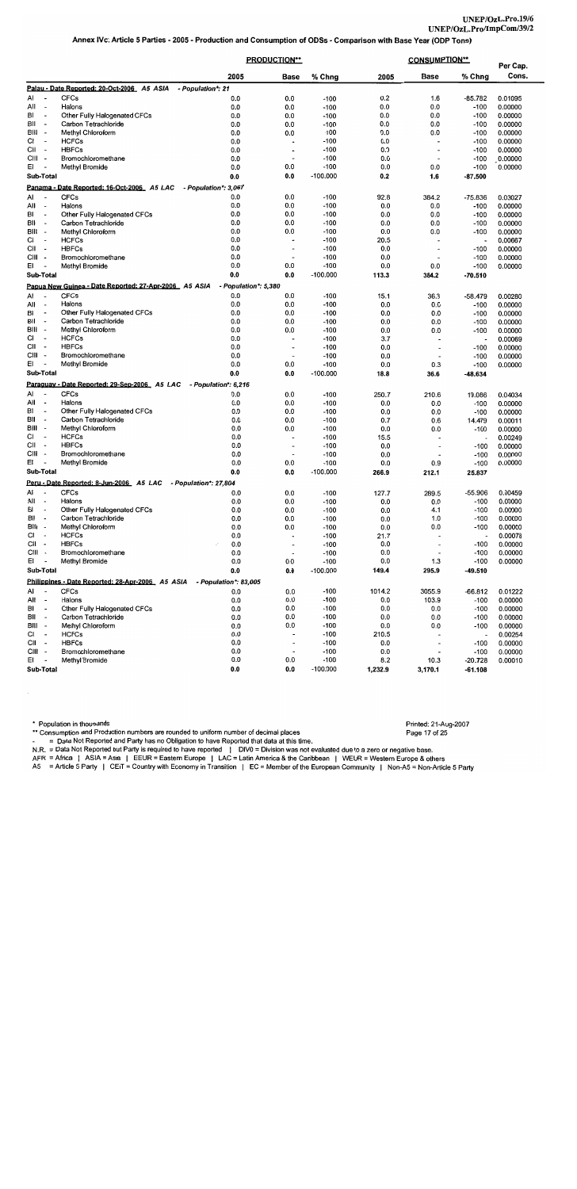UNEP/OzL.Pro.19/6
UNEP/OzL.Pro/ImpCom/39/2

## Annex IVc: Article 5 Parties - 2005 - Production and Consumption of ODSs - Comparison with Base Year (ODP Tons)

| | | PRODUCTION** | | | CONSUMPTION** | | | Per Cap. |
|---|---|---|---|---|---|---|---|---|
| | | 2005 | Base | % Chng | 2005 | Base | % Chng | Cons. |
| **Palau - Date Reported: 20-Oct-2006 A5 ASIA - Population*: 21** | | | | | | | | |
| AI - | CFCs | 0.0 | 0.0 | -100 | 0.2 | 1.6 | -85.782 | 0.01095 |
| AII - | Halons | 0.0 | 0.0 | -100 | 0.0 | 0.0 | -100 | 0.00000 |
| BI - | Other Fully Halogenated CFCs | 0.0 | 0.0 | -100 | 0.0 | 0.0 | -100 | 0.00000 |
| BII - | Carbon Tetrachloride | 0.0 | 0.0 | -100 | 0.0 | 0.0 | -100 | 0.00000 |
| BIII - | Methyl Chloroform | 0.0 | 0.0 | -100 | 0.0 | 0.0 | -100 | 0.00000 |
| CI - | HCFCs | 0.0 | - | -100 | 0.0 | - | -100 | 0.00000 |
| CII - | HBFCs | 0.0 | - | -100 | 0.0 | - | -100 | 0.00000 |
| CIII - | Bromochloromethane | 0.0 | - | -100 | 0.0 | - | -100 | 0.00000 |
| EI - | Methyl Bromide | 0.0 | 0.0 | -100 | 0.0 | 0.0 | -100 | 0.00000 |
| **Sub-Total** | | **0.0** | **0.0** | -100.000 | **0.2** | **1.6** | **-87.500** | |
| **Panama - Date Reported: 16-Oct-2006 A5 LAC - Population*: 3,067** | | | | | | | | |
| AI - | CFCs | 0.0 | 0.0 | -100 | 92.8 | 384.2 | -75.836 | 0.03027 |
| AII - | Halons | 0.0 | 0.0 | -100 | 0.0 | 0.0 | -100 | 0.00000 |
| BI - | Other Fully Halogenated CFCs | 0.0 | 0.0 | -100 | 0.0 | 0.0 | -100 | 0.00000 |
| BII - | Carbon Tetrachloride | 0.0 | 0.0 | -100 | 0.0 | 0.0 | -100 | 0.00000 |
| BIII - | Methyl Chloroform | 0.0 | 0.0 | -100 | 0.0 | 0.0 | -100 | 0.00000 |
| CI - | HCFCs | 0.0 | - | -100 | 20.5 | - | - | 0.00667 |
| CII - | HBFCs | 0.0 | - | -100 | 0.0 | - | -100 | 0.00000 |
| CIII - | Bromochloromethane | 0.0 | - | -100 | 0.0 | - | -100 | 0.00000 |
| EI - | Methyl Bromide | 0.0 | 0.0 | -100 | 0.0 | 0.0 | -100 | 0.00000 |
| **Sub-Total** | | **0.0** | **0.0** | -100.000 | **113.3** | **384.2** | **-70.510** | |
| **Papua New Guinea - Date Reported: 27-Apr-2006 A5 ASIA - Population*: 5,380** | | | | | | | | |
| AI - | CFCs | 0.0 | 0.0 | -100 | 15.1 | 36.3 | -58.479 | 0.00280 |
| AII - | Halons | 0.0 | 0.0 | -100 | 0.0 | 0.0 | -100 | 0.00000 |
| BI - | Other Fully Halogenated CFCs | 0.0 | 0.0 | -100 | 0.0 | 0.0 | -100 | 0.00000 |
| BII - | Carbon Tetrachloride | 0.0 | 0.0 | -100 | 0.0 | 0.0 | -100 | 0.00000 |
| BIII - | Methyl Chloroform | 0.0 | 0.0 | -100 | 0.0 | 0.0 | -100 | 0.00000 |
| CI - | HCFCs | 0.0 | - | -100 | 3.7 | - | - | 0.00069 |
| CII - | HBFCs | 0.0 | - | -100 | 0.0 | - | -100 | 0.00000 |
| CIII - | Bromochloromethane | 0.0 | - | -100 | 0.0 | - | -100 | 0.00000 |
| EI - | Methyl Bromide | 0.0 | 0.0 | -100 | 0.0 | 0.3 | -100 | 0.00000 |
| **Sub-Total** | | **0.0** | **0.0** | -100.000 | **18.8** | **36.6** | **-48.634** | |
| **Paraguay - Date Reported: 29-Sep-2006 A5 LAC - Population*: 6,216** | | | | | | | | |
| AI - | CFCs | 0.0 | 0.0 | -100 | 250.7 | 210.6 | 19.086 | 0.04034 |
| AII - | Halons | 0.0 | 0.0 | -100 | 0.0 | 0.0 | -100 | 0.00000 |
| BI - | Other Fully Halogenated CFCs | 0.0 | 0.0 | -100 | 0.0 | 0.0 | -100 | 0.00000 |
| BII - | Carbon Tetrachloride | 0.0 | 0.0 | -100 | 0.7 | 0.6 | 14.479 | 0.00011 |
| BIII - | Methyl Chloroform | 0.0 | 0.0 | -100 | 0.0 | 0.0 | -100 | 0.00000 |
| CI - | HCFCs | 0.0 | - | -100 | 15.5 | - | - | 0.00249 |
| CII - | HBFCs | 0.0 | - | -100 | 0.0 | - | -100 | 0.00000 |
| CIII - | Bromochloromethane | 0.0 | - | -100 | 0.0 | - | -100 | 0.00000 |
| EI - | Methyl Bromide | 0.0 | 0.0 | -100 | 0.0 | 0.9 | -100 | 0.00000 |
| **Sub-Total** | | **0.0** | **0.0** | -100.000 | **266.9** | **212.1** | **25.837** | |
| **Peru - Date Reported: 8-Jun-2006 A5 LAC - Population*: 27,804** | | | | | | | | |
| AI - | CFCs | 0.0 | 0.0 | -100 | 127.7 | 289.5 | -55.906 | 0.00459 |
| AII - | Halons | 0.0 | 0.0 | -100 | 0.0 | 0.0 | -100 | 0.00000 |
| BI - | Other Fully Halogenated CFCs | 0.0 | 0.0 | -100 | 0.0 | 4.1 | -100 | 0.00000 |
| BII - | Carbon Tetrachloride | 0.0 | 0.0 | -100 | 0.0 | 1.0 | -100 | 0.00000 |
| BIII - | Methyl Chloroform | 0.0 | 0.0 | -100 | 0.0 | 0.0 | -100 | 0.00000 |
| CI - | HCFCs | 0.0 | - | -100 | 21.7 | - | - | 0.00078 |
| CII - | HBFCs | 0.0 | - | -100 | 0.0 | - | -100 | 0.00000 |
| CIII - | Bromochloromethane | 0.0 | - | -100 | 0.0 | - | -100 | 0.00000 |
| EI - | Methyl Bromide | 0.0 | 0.0 | -100 | 0.0 | 1.3 | -100 | 0.00000 |
| **Sub-Total** | | **0.0** | **0.0** | -100.000 | **149.4** | **295.9** | **-49.510** | |
| **Philippines - Date Reported: 28-Apr-2006 A5 ASIA - Population*: 83,005** | | | | | | | | |
| AI - | CFCs | 0.0 | 0.0 | -100 | 1014.2 | 3055.9 | -66.812 | 0.01222 |
| AII - | Halons | 0.0 | 0.0 | -100 | 0.0 | 103.9 | -100 | 0.00000 |
| BI - | Other Fully Halogenated CFCs | 0.0 | 0.0 | -100 | 0.0 | 0.0 | -100 | 0.00000 |
| BII - | Carbon Tetrachloride | 0.0 | 0.0 | -100 | 0.0 | 0.0 | -100 | 0.00000 |
| BIII - | Methyl Chloroform | 0.0 | 0.0 | -100 | 0.0 | 0.0 | -100 | 0.00000 |
| CI - | HCFCs | 0.0 | - | -100 | 210.5 | - | - | 0.00254 |
| CII - | HBFCs | 0.0 | - | -100 | 0.0 | - | -100 | 0.00000 |
| CIII - | Bromochloromethane | 0.0 | - | -100 | 0.0 | - | -100 | 0.00000 |
| EI - | Methyl Bromide | 0.0 | 0.0 | -100 | 8.2 | 10.3 | -20.728 | 0.00010 |
| **Sub-Total** | | **0.0** | **0.0** | -100.000 | **1,232.9** | **3,170.1** | **-61.108** | |

\* Population in thousands
** Consumption and Production numbers are rounded to uniform number of decimal places
\- = Data Not Reported and Party has no Obligation to have Reported that data at this time.
N.R. = Data Not Reported but Party is required to have reported | DIV0 = Division was not evaluated due to a zero or negative base.
AFR = Africa | ASIA = Asia | EEUR = Eastern Europe | LAC = Latin America & the Caribbean | WEUR = Western Europe & others
A5 = Article 5 Party | CEIT = Country with Economy in Transition | EC = Member of the European Community | Non-A5 = Non-Article 5 Party

Printed: 21-Aug-2007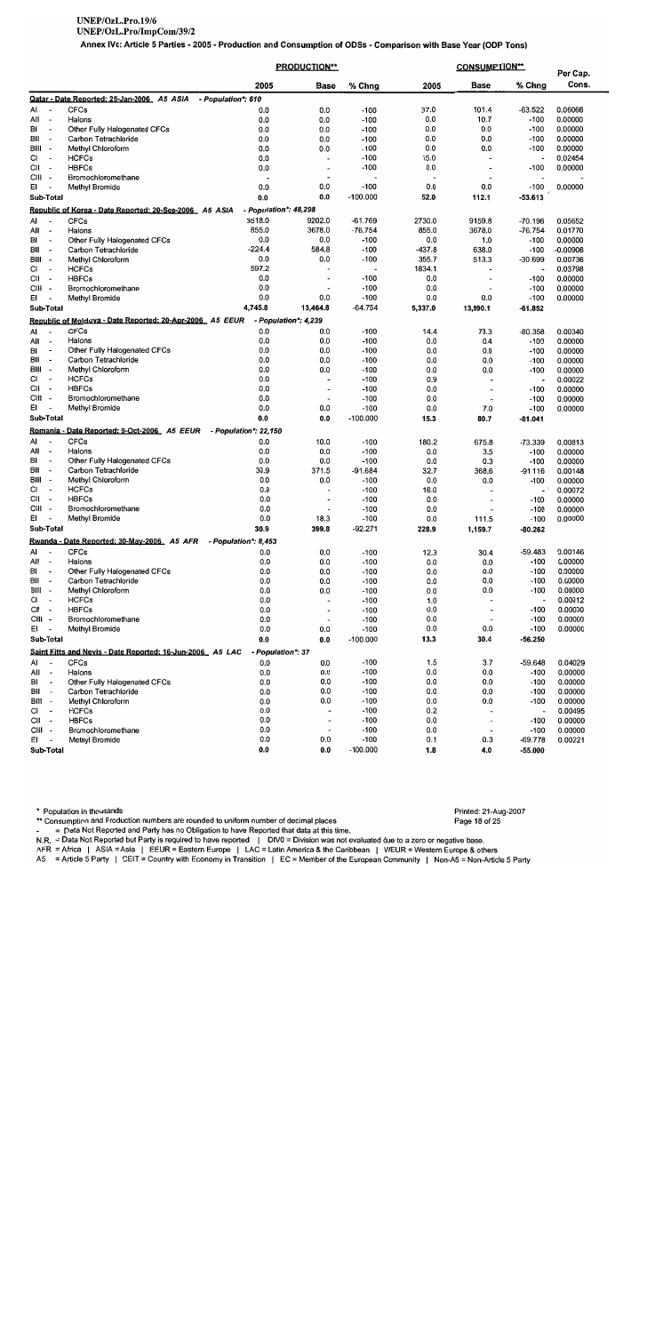UNEP/OzL.Pro.19/6
UNEP/OzL.Pro/ImpCom/39/2

**Annex IVc: Article 5 Parties - 2005 - Production and Consumption of ODSs - Comparison with Base Year (ODP Tons)**

| | | PRODUCTION** | | | CONSUMPTION** | | | Per Cap. |
|---|---|---|---|---|---|---|---|---|
| | | 2005 | Base | % Chng | 2005 | Base | % Chng | Cons. |
| **Qatar - Date Reported: 25-Jan-2006 A5 ASIA - Population*: 610** | | | | | | | | |
| AI - | CFCs | 0.0 | 0.0 | -100 | 37.0 | 101.4 | -63.522 | 0.06066 |
| AII - | Halons | 0.0 | 0.0 | -100 | 0.0 | 10.7 | -100 | 0.00000 |
| BI - | Other Fully Halogenated CFCs | 0.0 | 0.0 | -100 | 0.0 | 0.0 | -100 | 0.00000 |
| BII - | Carbon Tetrachloride | 0.0 | 0.0 | -100 | 0.0 | 0.0 | -100 | 0.00000 |
| BIII - | Methyl Chloroform | 0.0 | 0.0 | -100 | 0.0 | 0.0 | -100 | 0.00000 |
| CI - | HCFCs | 0.0 | - | -100 | 15.0 | - | - | 0.02454 |
| CII - | HBFCs | 0.0 | - | -100 | 0.0 | - | -100 | 0.00000 |
| CIII - | Bromochloromethane | - | - | - | - | - | - | - |
| EI - | Methyl Bromide | 0.0 | 0.0 | -100 | 0.0 | 0.0 | -100 | 0.00000 |
| **Sub-Total** | | 0.0 | 0.0 | -100.000 | 52.0 | 112.1 | -53.613 | |
| **Republic of Korea - Date Reported: 20-Sep-2006 A5 ASIA - Population*: 48,298** | | | | | | | | |
| AI - | CFCs | 3518.0 | 9202.0 | -61.769 | 2730.0 | 9159.8 | -70.196 | 0.05652 |
| AII - | Halons | 855.0 | 3678.0 | -76.754 | 855.0 | 3678.0 | -76.754 | 0.01770 |
| BI - | Other Fully Halogenated CFCs | 0.0 | 0.0 | -100 | 0.0 | 1.0 | -100 | 0.00000 |
| BII - | Carbon Tetrachloride | -224.4 | 584.8 | -100 | -437.8 | 638.0 | -100 | -0.00906 |
| BIII - | Methyl Chloroform | 0.0 | 0.0 | -100 | 355.7 | 513.3 | -30.699 | 0.00736 |
| CI - | HCFCs | 597.2 | - | - | 1834.1 | - | - | 0.03798 |
| CII - | HBFCs | 0.0 | - | -100 | 0.0 | - | -100 | 0.00000 |
| CIII - | Bromochloromethane | 0.0 | - | -100 | 0.0 | - | -100 | 0.00000 |
| EI - | Methyl Bromide | 0.0 | 0.0 | -100 | 0.0 | 0.0 | -100 | 0.00000 |
| **Sub-Total** | | 4,745.8 | 13,464.8 | -64.754 | 5,337.0 | 13,990.1 | -61.852 | |
| **Republic of Moldova - Date Reported: 20-Apr-2006 A5 EEUR - Population*: 4,239** | | | | | | | | |
| AI - | CFCs | 0.0 | 0.0 | -100 | 14.4 | 73.3 | -80.358 | 0.00340 |
| AII - | Halons | 0.0 | 0.0 | -100 | 0.0 | 0.4 | -100 | 0.00000 |
| BI - | Other Fully Halogenated CFCs | 0.0 | 0.0 | -100 | 0.0 | 0.0 | -100 | 0.00000 |
| BII - | Carbon Tetrachloride | 0.0 | 0.0 | -100 | 0.0 | 0.0 | -100 | 0.00000 |
| BIII - | Methyl Chloroform | 0.0 | 0.0 | -100 | 0.0 | 0.0 | -100 | 0.00000 |
| CI - | HCFCs | 0.0 | - | -100 | 0.9 | - | - | 0.00022 |
| CII - | HBFCs | 0.0 | - | -100 | 0.0 | - | -100 | 0.00000 |
| CIII - | Bromochloromethane | 0.0 | - | -100 | 0.0 | - | -100 | 0.00000 |
| EI - | Methyl Bromide | 0.0 | 0.0 | -100 | 0.0 | 7.0 | -100 | 0.00000 |
| **Sub-Total** | | 0.0 | 0.0 | -100.000 | 15.3 | 80.7 | -81.041 | |
| **Romania - Date Reported: 9-Oct-2006 A5 EEUR - Population*: 22,150** | | | | | | | | |
| AI - | CFCs | 0.0 | 10.0 | -100 | 180.2 | 675.8 | -73.339 | 0.00813 |
| AII - | Halons | 0.0 | 0.0 | -100 | 0.0 | 3.5 | -100 | 0.00000 |
| BI - | Other Fully Halogenated CFCs | 0.0 | 0.0 | -100 | 0.0 | 0.3 | -100 | 0.00000 |
| BII - | Carbon Tetrachloride | 30.9 | 371.5 | -91.684 | 32.7 | 368.6 | -91.116 | 0.00148 |
| BIII - | Methyl Chloroform | 0.0 | 0.0 | -100 | 0.0 | 0.0 | -100 | 0.00000 |
| CI - | HCFCs | 0.0 | - | -100 | 16.0 | - | - | 0.00072 |
| CII - | HBFCs | 0.0 | - | -100 | 0.0 | - | -100 | 0.00000 |
| CIII - | Bromochloromethane | 0.0 | - | -100 | 0.0 | - | -100 | 0.00000 |
| EI - | Methyl Bromide | 0.0 | 18.3 | -100 | 0.0 | 111.5 | -100 | 0.00000 |
| **Sub-Total** | | 30.9 | 399.8 | -92.271 | 228.9 | 1,159.7 | -80.262 | |
| **Rwanda - Date Reported: 30-May-2006 A5 AFR - Population*: 8,453** | | | | | | | | |
| AI - | CFCs | 0.0 | 0.0 | -100 | 12.3 | 30.4 | -59.483 | 0.00146 |
| AII - | Halons | 0.0 | 0.0 | -100 | 0.0 | 0.0 | -100 | 0.00000 |
| BI - | Other Fully Halogenated CFCs | 0.0 | 0.0 | -100 | 0.0 | 0.0 | -100 | 0.00000 |
| BII - | Carbon Tetrachloride | 0.0 | 0.0 | -100 | 0.0 | 0.0 | -100 | 0.00000 |
| BIII - | Methyl Chloroform | 0.0 | 0.0 | -100 | 0.0 | 0.0 | -100 | 0.00000 |
| CI - | HCFCs | 0.0 | - | -100 | 1.0 | - | - | 0.00012 |
| CII - | HBFCs | 0.0 | - | -100 | 0.0 | - | -100 | 0.00000 |
| CIII - | Bromochloromethane | 0.0 | - | -100 | 0.0 | - | -100 | 0.00000 |
| EI - | Methyl Bromide | 0.0 | 0.0 | -100 | 0.0 | 0.0 | -100 | 0.00000 |
| **Sub-Total** | | 0.0 | 0.0 | -100.000 | 13.3 | 30.4 | -56.250 | |
| **Saint Kitts and Nevis - Date Reported: 16-Jun-2006 A5 LAC - Population*: 37** | | | | | | | | |
| AI - | CFCs | 0.0 | 0.0 | -100 | 1.5 | 3.7 | -59.648 | 0.04029 |
| AII - | Halons | 0.0 | 0.0 | -100 | 0.0 | 0.0 | -100 | 0.00000 |
| BI - | Other Fully Halogenated CFCs | 0.0 | 0.0 | -100 | 0.0 | 0.0 | -100 | 0.00000 |
| BII - | Carbon Tetrachloride | 0.0 | 0.0 | -100 | 0.0 | 0.0 | -100 | 0.00000 |
| BIII - | Methyl Chloroform | 0.0 | 0.0 | -100 | 0.0 | 0.0 | -100 | 0.00000 |
| CI - | HCFCs | 0.0 | - | -100 | 0.2 | - | - | 0.00495 |
| CII - | HBFCs | 0.0 | - | -100 | 0.0 | - | -100 | 0.00000 |
| CIII - | Bromochloromethane | 0.0 | - | -100 | 0.0 | - | -100 | 0.00000 |
| EI - | Methyl Bromide | 0.0 | 0.0 | -100 | 0.1 | 0.3 | -69.778 | 0.00221 |
| **Sub-Total** | | 0.0 | 0.0 | -100.000 | 1.8 | 4.0 | -55.000 | |

\* Population in thousands
** Consumption and Production numbers are rounded to uniform number of decimal places
- = Data Not Reported and Party has no Obligation to have Reported that data at this time.
N.R. = Data Not Reported but Party is required to have reported | DIV0 = Division was not evaluated due to a zero or negative base.
AFR = Africa | ASIA = Asia | EEUR = Eastern Europe | LAC = Latin America & the Caribbean | WEUR = Western Europe & others
A5 = Article 5 Party | CEIT = Country with Economy in Transition | EC = Member of the European Community | Non-A5 = Non-Article 5 Party

Printed: 21-Aug-2007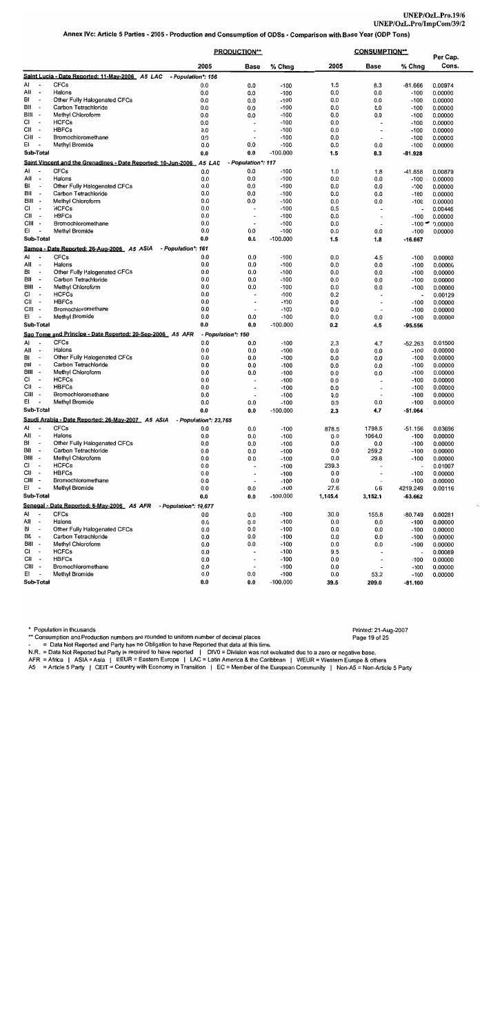UNEP/OzL.Pro.19/6
UNEP/OzL.Pro/ImpCom/39/2

## Annex IVc: Article 5 Parties - 2005 - Production and Consumption of ODSs - Comparison with Base Year (ODP Tons)

| | | PRODUCTION** | | | CONSUMPTION** | | | Per Cap. |
|---|---|---|---|---|---|---|---|---|
| | | 2005 | Base | % Chng | 2005 | Base | % Chng | Cons. |
| **Saint Lucia - Date Reported: 11-May-2006 A5 LAC - Population*: 156** | | | | | | | | |
| AI - | CFCs | 0.0 | 0.0 | -100 | 1.5 | 8.3 | -81.666 | 0.00974 |
| AII - | Halons | 0.0 | 0.0 | -100 | 0.0 | 0.0 | -100 | 0.00000 |
| BI - | Other Fully Halogenated CFCs | 0.0 | 0.0 | -100 | 0.0 | 0.0 | -100 | 0.00000 |
| BII - | Carbon Tetrachloride | 0.0 | 0.0 | -100 | 0.0 | 0.0 | -100 | 0.00000 |
| BIII - | Methyl Chloroform | 0.0 | 0.0 | -100 | 0.0 | 0.0 | -100 | 0.00000 |
| CI - | HCFCs | 0.0 | - | -100 | 0.0 | - | -100 | 0.00000 |
| CII - | HBFCs | 0.0 | - | -100 | 0.0 | - | -100 | 0.00000 |
| CIII - | Bromochloromethane | 0.0 | - | -100 | 0.0 | - | -100 | 0.00000 |
| EI - | Methyl Bromide | 0.0 | 0.0 | -100 | 0.0 | 0.0 | -100 | 0.00000 |
| **Sub-Total** | | **0.0** | **0.0** | -100.000 | **1.5** | **8.3** | **-81.928** | |
| **Saint Vincent and the Grenadines - Date Reported: 10-Jun-2006 A5 LAC - Population*: 117** | | | | | | | | |
| AI - | CFCs | 0.0 | 0.0 | -100 | 1.0 | 1.8 | -41.858 | 0.00879 |
| AII - | Halons | 0.0 | 0.0 | -100 | 0.0 | 0.0 | -100 | 0.00000 |
| BI - | Other Fully Halogenated CFCs | 0.0 | 0.0 | -100 | 0.0 | 0.0 | -100 | 0.00000 |
| BII - | Carbon Tetrachloride | 0.0 | 0.0 | -100 | 0.0 | 0.0 | -100 | 0.00000 |
| BIII - | Methyl Chloroform | 0.0 | 0.0 | -100 | 0.0 | 0.0 | -100 | 0.00000 |
| CI - | HCFCs | 0.0 | - | -100 | 0.5 | - | - | 0.00446 |
| CII - | HBFCs | 0.0 | - | -100 | 0.0 | - | -100 | 0.00000 |
| CIII - | Bromochloromethane | 0.0 | - | -100 | 0.0 | - | -100 | 0.00000 |
| EI - | Methyl Bromide | 0.0 | 0.0 | -100 | 0.0 | 0.0 | -100 | 0.00000 |
| **Sub-Total** | | **0.0** | **0.0** | -100.000 | **1.5** | **1.8** | **-16.667** | |
| **Samoa - Date Reported: 26-Aug-2006 A5 ASIA - Population*: 161** | | | | | | | | |
| AI - | CFCs | 0.0 | 0.0 | -100 | 0.0 | 4.5 | -100 | 0.00000 |
| AII - | Halons | 0.0 | 0.0 | -100 | 0.0 | 0.0 | -100 | 0.00000 |
| BI - | Other Fully Halogenated CFCs | 0.0 | 0.0 | -100 | 0.0 | 0.0 | -100 | 0.00000 |
| BII - | Carbon Tetrachloride | 0.0 | 0.0 | -100 | 0.0 | 0.0 | -100 | 0.00000 |
| BIII - | Methyl Chloroform | 0.0 | 0.0 | -100 | 0.0 | 0.0 | -100 | 0.00000 |
| CI - | HCFCs | 0.0 | - | -100 | 0.2 | - | - | 0.00129 |
| CII - | HBFCs | 0.0 | - | -100 | 0.0 | - | -100 | 0.00000 |
| CIII - | Bromochloromethane | 0.0 | - | -100 | 0.0 | - | -100 | 0.00000 |
| EI - | Methyl Bromide | 0.0 | 0.0 | -100 | 0.0 | 0.0 | -100 | 0.00000 |
| **Sub-Total** | | **0.0** | **0.0** | -100.000 | **0.2** | **4.5** | **-95.556** | |
| **Sao Tome and Principe - Date Reported: 20-Sep-2006 A5 AFR - Population*: 150** | | | | | | | | |
| AI - | CFCs | 0.0 | 0.0 | -100 | 2.3 | 4.7 | -52.263 | 0.01500 |
| AII - | Halons | 0.0 | 0.0 | -100 | 0.0 | 0.0 | -100 | 0.00000 |
| BI - | Other Fully Halogenated CFCs | 0.0 | 0.0 | -100 | 0.0 | 0.0 | -100 | 0.00000 |
| BII - | Carbon Tetrachloride | 0.0 | 0.0 | -100 | 0.0 | 0.0 | -100 | 0.00000 |
| BIII - | Methyl Chloroform | 0.0 | 0.0 | -100 | 0.0 | 0.0 | -100 | 0.00000 |
| CI - | HCFCs | 0.0 | - | -100 | 0.0 | - | -100 | 0.00000 |
| CII - | HBFCs | 0.0 | - | -100 | 0.0 | - | -100 | 0.00000 |
| CIII - | Bromochloromethane | 0.0 | - | -100 | 0.0 | - | -100 | 0.00000 |
| EI - | Methyl Bromide | 0.0 | 0.0 | -100 | 0.0 | 0.0 | -100 | 0.00000 |
| **Sub-Total** | | **0.0** | **0.0** | -100.000 | **2.3** | **4.7** | **-51.064** | |
| **Saudi Arabia - Date Reported: 26-May-2007 A5 ASIA - Population*: 23,765** | | | | | | | | |
| AI - | CFCs | 0.0 | 0.0 | -100 | 878.5 | 1798.5 | -51.156 | 0.03696 |
| AII - | Halons | 0.0 | 0.0 | -100 | 0.0 | 1064.0 | -100 | 0.00000 |
| BI - | Other Fully Halogenated CFCs | 0.0 | 0.0 | -100 | 0.0 | 0.0 | -100 | 0.00000 |
| BII - | Carbon Tetrachloride | 0.0 | 0.0 | -100 | 0.0 | 259.2 | -100 | 0.00000 |
| BIII - | Methyl Chloroform | 0.0 | 0.0 | -100 | 0.0 | 29.8 | -100 | 0.00000 |
| CI - | HCFCs | 0.0 | - | -100 | 239.3 | - | - | 0.01007 |
| CII - | HBFCs | 0.0 | - | -100 | 0.0 | - | -100 | 0.00000 |
| CIII - | Bromochloromethane | 0.0 | - | -100 | 0.0 | - | -100 | 0.00000 |
| EI - | Methyl Bromide | 0.0 | 0.0 | -100 | 27.6 | 0.6 | 4219.249 | 0.00116 |
| **Sub-Total** | | **0.0** | **0.0** | -100.000 | **1,145.4** | **3,152.1** | **-63.662** | |
| **Senegal - Date Reported: 6-May-2006 A5 AFR - Population*: 10,677** | | | | | | | | |
| AI - | CFCs | 0.0 | 0.0 | -100 | 30.0 | 155.8 | -80.749 | 0.00281 |
| AII - | Halons | 0.0 | 0.0 | -100 | 0.0 | 0.0 | -100 | 0.00000 |
| BI - | Other Fully Halogenated CFCs | 0.0 | 0.0 | -100 | 0.0 | 0.0 | -100 | 0.00000 |
| BII - | Carbon Tetrachloride | 0.0 | 0.0 | -100 | 0.0 | 0.0 | -100 | 0.00000 |
| BIII - | Methyl Chloroform | 0.0 | 0.0 | -100 | 0.0 | 0.0 | -100 | 0.00000 |
| CI - | HCFCs | 0.0 | - | -100 | 9.5 | - | - | 0.00089 |
| CII - | HBFCs | 0.0 | - | -100 | 0.0 | - | -100 | 0.00000 |
| CIII - | Bromochloromethane | 0.0 | - | -100 | 0.0 | - | -100 | 0.00000 |
| EI - | Methyl Bromide | 0.0 | 0.0 | -100 | 0.0 | 53.2 | -100 | 0.00000 |
| **Sub-Total** | | **0.0** | **0.0** | -100.000 | **39.5** | **209.0** | **-81.100** | |

\* Population in thousands
** Consumption and Production numbers are rounded to uniform number of decimal places
\- = Data Not Reported and Party has no Obligation to have Reported that data at this time.
N.R. = Data Not Reported but Party is required to have reported | DIV0 = Division was not evaluated due to a zero or negative base.
AFR = Africa | ASIA = Asia | EEUR = Eastern Europe | LAC = Latin America & the Caribbean | WEUR = Western Europe & others
A5 = Article 5 Party | CEIT = Country with Economy in Transition | EC = Member of the European Community | Non-A5 = Non-Article 5 Party

Printed: 21-Aug-2007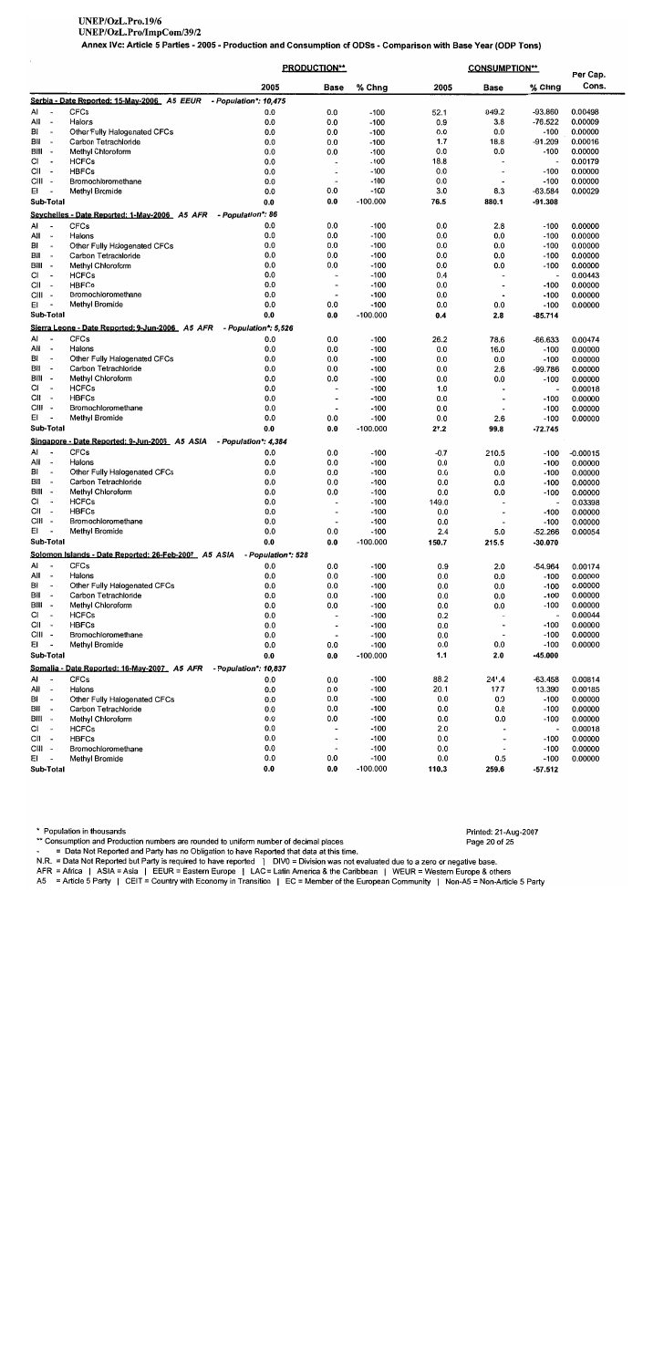UNEP/OzL.Pro.19/6
UNEP/OzL.Pro/ImpCom/39/2

**Annex IVc: Article 5 Parties - 2005 - Production and Consumption of ODSs - Comparison with Base Year (ODP Tons)**

| | | PRODUCTION** | | | CONSUMPTION** | | | Per Cap. Cons. |
|---|---|---|---|---|---|---|---|---|
| | | 2005 | Base | % Chng | 2005 | Base | % Chng | |
| **Serbia - Date Reported: 15-May-2006 A5 EEUR - Population*: 10,475** | | | | | | | | |
| AI - | CFCs | 0.0 | 0.0 | -100 | 52.1 | 849.2 | -93.860 | 0.00498 |
| AII - | Halons | 0.0 | 0.0 | -100 | 0.9 | 3.8 | -76.522 | 0.00009 |
| BI - | Other Fully Halogenated CFCs | 0.0 | 0.0 | -100 | 0.0 | 0.0 | -100 | 0.00000 |
| BII - | Carbon Tetrachloride | 0.0 | 0.0 | -100 | 1.7 | 18.8 | -91.209 | 0.00016 |
| BIII - | Methyl Chloroform | 0.0 | 0.0 | -100 | 0.0 | 0.0 | -100 | 0.00000 |
| CI - | HCFCs | 0.0 | - | -100 | 18.8 | - | - | 0.00179 |
| CII - | HBFCs | 0.0 | - | -100 | 0.0 | - | -100 | 0.00000 |
| CIII - | Bromochloromethane | 0.0 | - | -100 | 0.0 | - | -100 | 0.00000 |
| EI - | Methyl Bromide | 0.0 | 0.0 | -100 | 3.0 | 8.3 | -63.584 | 0.00029 |
| **Sub-Total** | | **0.0** | **0.0** | **-100.000** | **76.5** | **880.1** | **-91.308** | |
| **Seychelles - Date Reported: 1-May-2006 A5 AFR - Population*: 86** | | | | | | | | |
| AI - | CFCs | 0.0 | 0.0 | -100 | 0.0 | 2.8 | -100 | 0.00000 |
| AII - | Halons | 0.0 | 0.0 | -100 | 0.0 | 0.0 | -100 | 0.00000 |
| BI - | Other Fully Halogenated CFCs | 0.0 | 0.0 | -100 | 0.0 | 0.0 | -100 | 0.00000 |
| BII - | Carbon Tetrachloride | 0.0 | 0.0 | -100 | 0.0 | 0.0 | -100 | 0.00000 |
| BIII - | Methyl Chloroform | 0.0 | 0.0 | -100 | 0.0 | 0.0 | -100 | 0.00000 |
| CI - | HCFCs | 0.0 | - | -100 | 0.4 | - | - | 0.00443 |
| CII - | HBFCs | 0.0 | - | -100 | 0.0 | - | -100 | 0.00000 |
| CIII - | Bromochloromethane | 0.0 | - | -100 | 0.0 | - | -100 | 0.00000 |
| EI - | Methyl Bromide | 0.0 | 0.0 | -100 | 0.0 | 0.0 | -100 | 0.00000 |
| **Sub-Total** | | **0.0** | **0.0** | **-100.000** | **0.4** | **2.8** | **-85.714** | |
| **Sierra Leone - Date Reported: 9-Jun-2006 A5 AFR - Population*: 5,526** | | | | | | | | |
| AI - | CFCs | 0.0 | 0.0 | -100 | 26.2 | 78.6 | -66.633 | 0.00474 |
| AII - | Halons | 0.0 | 0.0 | -100 | 0.0 | 16.0 | -100 | 0.00000 |
| BI - | Other Fully Halogenated CFCs | 0.0 | 0.0 | -100 | 0.0 | 0.0 | -100 | 0.00000 |
| BII - | Carbon Tetrachloride | 0.0 | 0.0 | -100 | 0.0 | 2.6 | -99.786 | 0.00000 |
| BIII - | Methyl Chloroform | 0.0 | 0.0 | -100 | 0.0 | 0.0 | -100 | 0.00000 |
| CI - | HCFCs | 0.0 | - | -100 | 1.0 | - | - | 0.00018 |
| CII - | HBFCs | 0.0 | - | -100 | 0.0 | - | -100 | 0.00000 |
| CIII - | Bromochloromethane | 0.0 | - | -100 | 0.0 | - | -100 | 0.00000 |
| EI - | Methyl Bromide | 0.0 | 0.0 | -100 | 0.0 | 2.6 | -100 | 0.00000 |
| **Sub-Total** | | **0.0** | **0.0** | **-100.000** | **27.2** | **99.8** | **-72.745** | |
| **Singapore - Date Reported: 9-Jun-2006 A5 ASIA - Population*: 4,384** | | | | | | | | |
| AI - | CFCs | 0.0 | 0.0 | -100 | -0.7 | 210.5 | -100 | -0.00015 |
| AII - | Halons | 0.0 | 0.0 | -100 | 0.0 | 0.0 | -100 | 0.00000 |
| BI - | Other Fully Halogenated CFCs | 0.0 | 0.0 | -100 | 0.0 | 0.0 | -100 | 0.00000 |
| BII - | Carbon Tetrachloride | 0.0 | 0.0 | -100 | 0.0 | 0.0 | -100 | 0.00000 |
| BIII - | Methyl Chloroform | 0.0 | 0.0 | -100 | 0.0 | 0.0 | -100 | 0.00000 |
| CI - | HCFCs | 0.0 | - | -100 | 149.0 | - | - | 0.03398 |
| CII - | HBFCs | 0.0 | - | -100 | 0.0 | - | -100 | 0.00000 |
| CIII - | Bromochloromethane | 0.0 | - | -100 | 0.0 | - | -100 | 0.00000 |
| EI - | Methyl Bromide | 0.0 | 0.0 | -100 | 2.4 | 5.0 | -52.266 | 0.00054 |
| **Sub-Total** | | **0.0** | **0.0** | **-100.000** | **150.7** | **215.5** | **-30.070** | |
| **Solomon Islands - Date Reported: 26-Feb-2007 A5 ASIA - Population*: 528** | | | | | | | | |
| AI - | CFCs | 0.0 | 0.0 | -100 | 0.9 | 2.0 | -54.964 | 0.00174 |
| AII - | Halons | 0.0 | 0.0 | -100 | 0.0 | 0.0 | -100 | 0.00000 |
| BI - | Other Fully Halogenated CFCs | 0.0 | 0.0 | -100 | 0.0 | 0.0 | -100 | 0.00000 |
| BII - | Carbon Tetrachloride | 0.0 | 0.0 | -100 | 0.0 | 0.0 | -100 | 0.00000 |
| BIII - | Methyl Chloroform | 0.0 | 0.0 | -100 | 0.0 | 0.0 | -100 | 0.00000 |
| CI - | HCFCs | 0.0 | - | -100 | 0.2 | - | - | 0.00044 |
| CII - | HBFCs | 0.0 | - | -100 | 0.0 | - | -100 | 0.00000 |
| CIII - | Bromochloromethane | 0.0 | - | -100 | 0.0 | - | -100 | 0.00000 |
| EI - | Methyl Bromide | 0.0 | 0.0 | -100 | 0.0 | 0.0 | -100 | 0.00000 |
| **Sub-Total** | | **0.0** | **0.0** | **-100.000** | **1.1** | **2.0** | **-45.000** | |
| **Somalia - Date Reported: 16-May-2007 A5 AFR - Population*: 10,837** | | | | | | | | |
| AI - | CFCs | 0.0 | 0.0 | -100 | 88.2 | 241.4 | -63.458 | 0.00814 |
| AII - | Halons | 0.0 | 0.0 | -100 | 20.1 | 17.7 | 13.390 | 0.00185 |
| BI - | Other Fully Halogenated CFCs | 0.0 | 0.0 | -100 | 0.0 | 0.0 | -100 | 0.00000 |
| BII - | Carbon Tetrachloride | 0.0 | 0.0 | -100 | 0.0 | 0.0 | -100 | 0.00000 |
| BIII - | Methyl Chloroform | 0.0 | 0.0 | -100 | 0.0 | 0.0 | -100 | 0.00000 |
| CI - | HCFCs | 0.0 | - | -100 | 2.0 | - | - | 0.00018 |
| CII - | HBFCs | 0.0 | - | -100 | 0.0 | - | -100 | 0.00000 |
| CIII - | Bromochloromethane | 0.0 | - | -100 | 0.0 | - | -100 | 0.00000 |
| EI - | Methyl Bromide | 0.0 | 0.0 | -100 | 0.0 | 0.5 | -100 | 0.00000 |
| **Sub-Total** | | **0.0** | **0.0** | **-100.000** | **110.3** | **259.6** | **-57.512** | |

\* Population in thousands

\*\* Consumption and Production numbers are rounded to uniform number of decimal places

\- = Data Not Reported and Party has no Obligation to have Reported that data at this time.

N.R. = Data Not Reported but Party is required to have reported | DIV0 = Division was not evaluated due to a zero or negative base.

AFR = Africa | ASIA = Asia | EEUR = Eastern Europe | LAC = Latin America & the Caribbean | WEUR = Western Europe & others

A5 = Article 5 Party | CEIT = Country with Economy in Transition | EC = Member of the European Community | Non-A5 = Non-Article 5 Party

Printed: 21-Aug-2007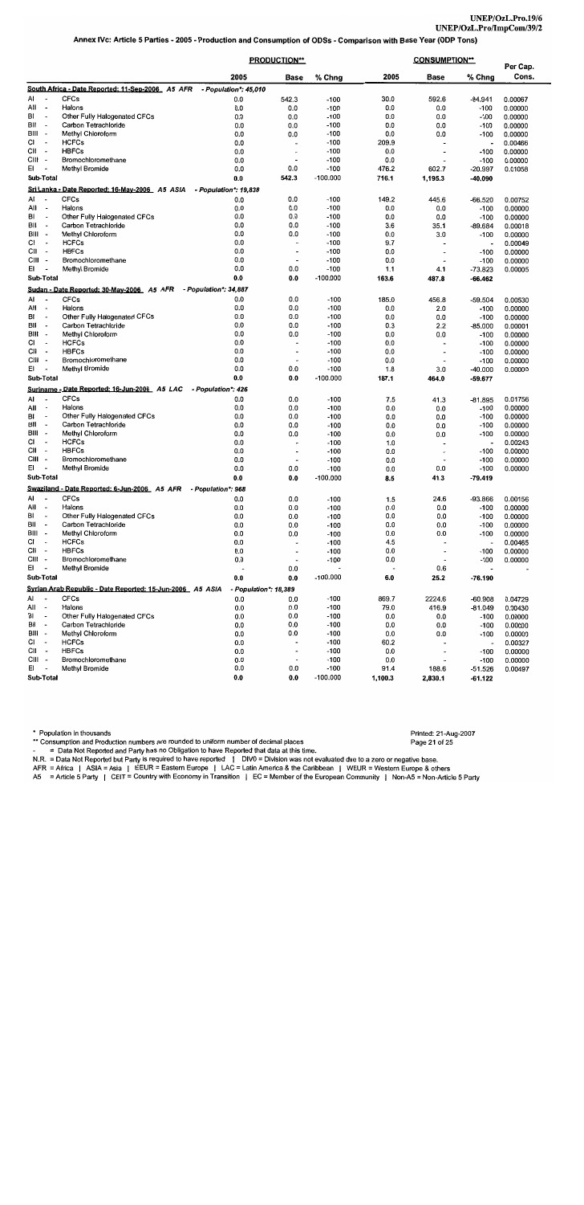UNEP/OzL.Pro.19/6
UNEP/OzL.Pro/ImpCom/39/2

## Annex IVc: Article 5 Parties - 2005 - Production and Consumption of ODSs - Comparison with Base Year (ODP Tons)

| | | PRODUCTION** | | | CONSUMPTION** | | | Per Cap. |
|---|---|---|---|---|---|---|---|---|
| | | 2005 | Base | % Chng | 2005 | Base | % Chng | Cons. |
| **South Africa - Date Reported: 11-Sep-2006 A5 AFR - Population*: 45,010** | | | | | | | | |
| AI - | CFCs | 0.0 | 542.3 | -100 | 30.0 | 592.6 | -94.941 | 0.00067 |
| AII - | Halons | 0.0 | 0.0 | -100 | 0.0 | 0.0 | -100 | 0.00000 |
| BI - | Other Fully Halogenated CFCs | 0.0 | 0.0 | -100 | 0.0 | 0.0 | -100 | 0.00000 |
| BII - | Carbon Tetrachloride | 0.0 | 0.0 | -100 | 0.0 | 0.0 | -100 | 0.00000 |
| BIII - | Methyl Chloroform | 0.0 | 0.0 | -100 | 0.0 | 0.0 | -100 | 0.00000 |
| CI - | HCFCs | 0.0 | - | -100 | 209.9 | - | - | 0.00466 |
| CII - | HBFCs | 0.0 | - | -100 | 0.0 | - | -100 | 0.00000 |
| CIII - | Bromochloromethane | 0.0 | - | -100 | 0.0 | - | -100 | 0.00000 |
| EI - | Methyl Bromide | 0.0 | 0.0 | -100 | 476.2 | 602.7 | -20.997 | 0.01058 |
| Sub-Total | | 0.0 | 542.3 | -100.000 | 716.1 | 1,195.3 | -40.090 | |
| **Sri Lanka - Date Reported: 16-May-2006 A5 ASIA - Population*: 19,838** | | | | | | | | |
| AI - | CFCs | 0.0 | 0.0 | -100 | 149.2 | 445.6 | -66.520 | 0.00752 |
| AII - | Halons | 0.0 | 0.0 | -100 | 0.0 | 0.0 | -100 | 0.00000 |
| BI - | Other Fully Halogenated CFCs | 0.0 | 0.0 | -100 | 0.0 | 0.0 | -100 | 0.00000 |
| BII - | Carbon Tetrachloride | 0.0 | 0.0 | -100 | 3.6 | 35.1 | -89.684 | 0.00018 |
| BIII - | Methyl Chloroform | 0.0 | 0.0 | -100 | 0.0 | 3.0 | -100 | 0.00000 |
| CI - | HCFCs | 0.0 | - | -100 | 9.7 | - | - | 0.00049 |
| CII - | HBFCs | 0.0 | - | -100 | 0.0 | - | -100 | 0.00000 |
| CIII - | Bromochloromethane | 0.0 | - | -100 | 0.0 | - | -100 | 0.00000 |
| EI - | Methyl Bromide | 0.0 | 0.0 | -100 | 1.1 | 4.1 | -73.823 | 0.00005 |
| Sub-Total | | 0.0 | 0.0 | -100.000 | 163.6 | 487.8 | -66.462 | |
| **Sudan - Date Reported: 30-May-2006 A5 AFR - Population*: 34,887** | | | | | | | | |
| AI - | CFCs | 0.0 | 0.0 | -100 | 185.0 | 456.8 | -59.504 | 0.00530 |
| AII - | Halons | 0.0 | 0.0 | -100 | 0.0 | 2.0 | -100 | 0.00000 |
| BI - | Other Fully Halogenated CFCs | 0.0 | 0.0 | -100 | 0.0 | 0.0 | -100 | 0.00000 |
| BII - | Carbon Tetrachloride | 0.0 | 0.0 | -100 | 0.3 | 2.2 | -85.000 | 0.00001 |
| BIII - | Methyl Chloroform | 0.0 | 0.0 | -100 | 0.0 | 0.0 | -100 | 0.00000 |
| CI - | HCFCs | 0.0 | - | -100 | 0.0 | - | -100 | 0.00000 |
| CII - | HBFCs | 0.0 | - | -100 | 0.0 | - | -100 | 0.00000 |
| CIII - | Bromochloromethane | 0.0 | - | -100 | 0.0 | - | -100 | 0.00000 |
| EI - | Methyl Bromide | 0.0 | 0.0 | -100 | 1.8 | 3.0 | -40.000 | 0.00005 |
| Sub-Total | | 0.0 | 0.0 | -100.000 | 187.1 | 464.0 | -59.677 | |
| **Suriname - Date Reported: 16-Jun-2006 A5 LAC - Population*: 426** | | | | | | | | |
| AI - | CFCs | 0.0 | 0.0 | -100 | 7.5 | 41.3 | -81.895 | 0.01756 |
| AII - | Halons | 0.0 | 0.0 | -100 | 0.0 | 0.0 | -100 | 0.00000 |
| BI - | Other Fully Halogenated CFCs | 0.0 | 0.0 | -100 | 0.0 | 0.0 | -100 | 0.00000 |
| BII - | Carbon Tetrachloride | 0.0 | 0.0 | -100 | 0.0 | 0.0 | -100 | 0.00000 |
| BIII - | Methyl Chloroform | 0.0 | 0.0 | -100 | 0.0 | 0.0 | -100 | 0.00000 |
| CI - | HCFCs | 0.0 | - | -100 | 1.0 | - | - | 0.00243 |
| CII - | HBFCs | 0.0 | - | -100 | 0.0 | - | -100 | 0.00000 |
| CIII - | Bromochloromethane | 0.0 | - | -100 | 0.0 | - | -100 | 0.00000 |
| EI - | Methyl Bromide | 0.0 | 0.0 | -100 | 0.0 | 0.0 | -100 | 0.00000 |
| Sub-Total | | 0.0 | 0.0 | -100.000 | 8.5 | 41.3 | -79.419 | |
| **Swaziland - Date Reported: 6-Jun-2006 A5 AFR - Population*: 968** | | | | | | | | |
| AI - | CFCs | 0.0 | 0.0 | -100 | 1.5 | 24.6 | -93.866 | 0.00156 |
| AII - | Halons | 0.0 | 0.0 | -100 | 0.0 | 0.0 | -100 | 0.00000 |
| BI - | Other Fully Halogenated CFCs | 0.0 | 0.0 | -100 | 0.0 | 0.0 | -100 | 0.00000 |
| BII - | Carbon Tetrachloride | 0.0 | 0.0 | -100 | 0.0 | 0.0 | -100 | 0.00000 |
| BIII - | Methyl Chloroform | 0.0 | 0.0 | -100 | 0.0 | 0.0 | -100 | 0.00000 |
| CI - | HCFCs | 0.0 | - | -100 | 4.5 | - | - | 0.00465 |
| CII - | HBFCs | 0.0 | - | -100 | 0.0 | - | -100 | 0.00000 |
| CIII - | Bromochloromethane | 0.0 | - | -100 | 0.0 | - | -100 | 0.00000 |
| EI - | Methyl Bromide | - | 0.0 | - | - | 0.6 | - | - |
| Sub-Total | | 0.0 | 0.0 | -100.000 | 6.0 | 25.2 | -76.190 | |
| **Syrian Arab Republic - Date Reported: 15-Jun-2006 A5 ASIA - Population*: 18,389** | | | | | | | | |
| AI - | CFCs | 0.0 | 0.0 | -100 | 869.7 | 2224.6 | -60.908 | 0.04729 |
| AII - | Halons | 0.0 | 0.0 | -100 | 79.0 | 416.9 | -81.049 | 0.00430 |
| BI - | Other Fully Halogenated CFCs | 0.0 | 0.0 | -100 | 0.0 | 0.0 | -100 | 0.00000 |
| BII - | Carbon Tetrachloride | 0.0 | 0.0 | -100 | 0.0 | 0.0 | -100 | 0.00000 |
| BIII - | Methyl Chloroform | 0.0 | 0.0 | -100 | 0.0 | 0.0 | -100 | 0.00000 |
| CI - | HCFCs | 0.0 | - | -100 | 60.2 | - | - | 0.00327 |
| CII - | HBFCs | 0.0 | - | -100 | 0.0 | - | -100 | 0.00000 |
| CIII - | Bromochloromethane | 0.0 | - | -100 | 0.0 | - | -100 | 0.00000 |
| EI - | Methyl Bromide | 0.0 | 0.0 | -100 | 91.4 | 188.6 | -51.526 | 0.00497 |
| Sub-Total | | 0.0 | 0.0 | -100.000 | 1,100.3 | 2,830.1 | -61.122 | |

\* Population in thousands
** Consumption and Production numbers are rounded to uniform number of decimal places
\- = Data Not Reported and Party has no Obligation to have Reported that data at this time.
N.R. = Data Not Reported but Party is required to have reported | DIV0 = Division was not evaluated due to a zero or negative base.
AFR = Africa | ASIA = Asia | EEUR = Eastern Europe | LAC = Latin America & the Caribbean | WEUR = Western Europe & others
A5 = Article 5 Party | CEIT = Country with Economy in Transition | EC = Member of the European Community | Non-A5 = Non-Article 5 Party

Printed: 21-Aug-2007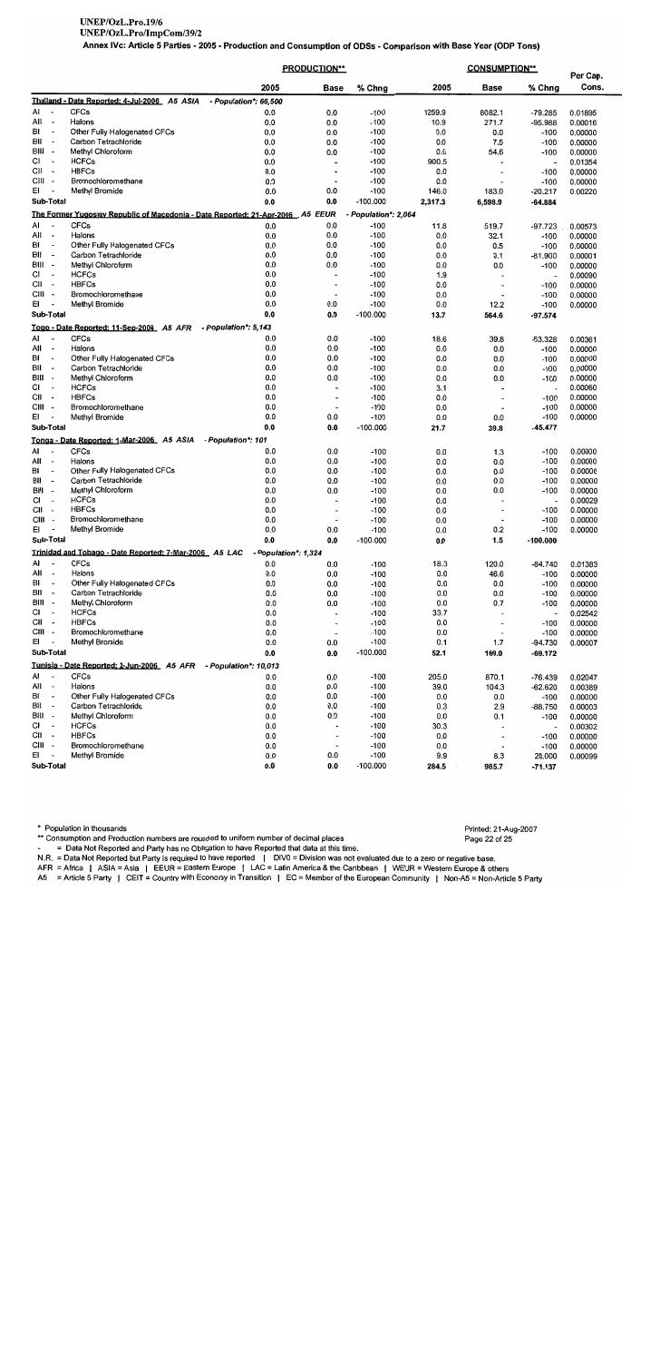UNEP/OzL.Pro.19/6
UNEP/OzL.Pro/ImpCom/39/2

**Annex IVc: Article 5 Parties - 2005 - Production and Consumption of ODSs - Comparison with Base Year (ODP Tons)**

| | | PRODUCTION** | | | CONSUMPTION** | | | Per Cap. |
|---|---|---|---|---|---|---|---|---|
| | | 2005 | Base | % Chng | 2005 | Base | % Chng | Cons. |
| **Thailand - Date Reported: 4-Jul-2006 A5 ASIA - Population*: 66,500** | | | | | | | | |
| AI - | CFCs | 0.0 | 0.0 | -100 | 1259.9 | 6082.1 | -79.285 | 0.01895 |
| AII - | Halons | 0.0 | 0.0 | -100 | 10.9 | 271.7 | -95.988 | 0.00016 |
| BI - | Other Fully Halogenated CFCs | 0.0 | 0.0 | -100 | 0.0 | 0.0 | -100 | 0.00000 |
| BII - | Carbon Tetrachloride | 0.0 | 0.0 | -100 | 0.0 | 7.5 | -100 | 0.00000 |
| BIII - | Methyl Chloroform | 0.0 | 0.0 | -100 | 0.0 | 54.6 | -100 | 0.00000 |
| CI - | HCFCs | 0.0 | - | -100 | 900.5 | - | - | 0.01354 |
| CII - | HBFCs | 0.0 | - | -100 | 0.0 | - | -100 | 0.00000 |
| CIII - | Bromochloromethane | 0.0 | - | -100 | 0.0 | - | -100 | 0.00000 |
| EI - | Methyl Bromide | 0.0 | 0.0 | -100 | 146.0 | 183.0 | -20.217 | 0.00220 |
| **Sub-Total** | | **0.0** | **0.0** | -100.000 | **2,317.3** | **6,598.9** | **-64.884** | |
| **The Former Yugoslav Republic of Macedonia - Date Reported: 21-Apr-2006 A5 EEUR - Population*: 2,064** | | | | | | | | |
| AI - | CFCs | 0.0 | 0.0 | -100 | 11.8 | 519.7 | -97.723 | 0.00573 |
| AII - | Halons | 0.0 | 0.0 | -100 | 0.0 | 32.1 | -100 | 0.00000 |
| BI - | Other Fully Halogenated CFCs | 0.0 | 0.0 | -100 | 0.0 | 0.5 | -100 | 0.00000 |
| BII - | Carbon Tetrachloride | 0.0 | 0.0 | -100 | 0.0 | 0.1 | -81.900 | 0.00001 |
| BIII - | Methyl Chloroform | 0.0 | 0.0 | -100 | 0.0 | 0.0 | -100 | 0.00000 |
| CI - | HCFCs | 0.0 | - | -100 | 1.9 | - | - | 0.00090 |
| CII - | HBFCs | 0.0 | - | -100 | 0.0 | - | -100 | 0.00000 |
| CIII - | Bromochloromethane | 0.0 | - | -100 | 0.0 | - | -100 | 0.00000 |
| EI - | Methyl Bromide | 0.0 | 0.0 | -100 | 0.0 | 12.2 | -100 | 0.00000 |
| **Sub-Total** | | **0.0** | **0.0** | -100.000 | **13.7** | **564.6** | **-97.574** | |
| **Togo - Date Reported: 11-Sep-2006 A5 AFR - Population*: 5,143** | | | | | | | | |
| AI - | CFCs | 0.0 | 0.0 | -100 | 18.6 | 39.8 | -53.328 | 0.00361 |
| AII - | Halons | 0.0 | 0.0 | -100 | 0.0 | 0.0 | -100 | 0.00000 |
| BI - | Other Fully Halogenated CFCs | 0.0 | 0.0 | -100 | 0.0 | 0.0 | -100 | 0.00000 |
| BII - | Carbon Tetrachloride | 0.0 | 0.0 | -100 | 0.0 | 0.0 | -100 | 0.00000 |
| BIII - | Methyl Chloroform | 0.0 | 0.0 | -100 | 0.0 | 0.0 | -100 | 0.00000 |
| CI - | HCFCs | 0.0 | - | -100 | 3.1 | - | - | 0.00060 |
| CII - | HBFCs | 0.0 | - | -100 | 0.0 | - | -100 | 0.00000 |
| CIII - | Bromochloromethane | 0.0 | - | -100 | 0.0 | - | -100 | 0.00000 |
| EI - | Methyl Bromide | 0.0 | 0.0 | -100 | 0.0 | 0.0 | -100 | 0.00000 |
| **Sub-Total** | | **0.0** | **0.0** | -100.000 | **21.7** | **39.8** | **-45.477** | |
| **Tonga - Date Reported: 1-Mar-2006 A5 ASIA - Population*: 101** | | | | | | | | |
| AI - | CFCs | 0.0 | 0.0 | -100 | 0.0 | 1.3 | -100 | 0.00000 |
| AII - | Halons | 0.0 | 0.0 | -100 | 0.0 | 0.0 | -100 | 0.00000 |
| BI - | Other Fully Halogenated CFCs | 0.0 | 0.0 | -100 | 0.0 | 0.0 | -100 | 0.00000 |
| BII - | Carbon Tetrachloride | 0.0 | 0.0 | -100 | 0.0 | 0.0 | -100 | 0.00000 |
| BIII - | Methyl Chloroform | 0.0 | 0.0 | -100 | 0.0 | 0.0 | -100 | 0.00000 |
| CI - | HCFCs | 0.0 | - | -100 | 0.0 | - | - | 0.00029 |
| CII - | HBFCs | 0.0 | - | -100 | 0.0 | - | -100 | 0.00000 |
| CIII - | Bromochloromethane | 0.0 | - | -100 | 0.0 | - | -100 | 0.00000 |
| EI - | Methyl Bromide | 0.0 | 0.0 | -100 | 0.0 | 0.2 | -100 | 0.00000 |
| **Sub-Total** | | **0.0** | **0.0** | -100.000 | **0.0** | **1.5** | **-100.000** | |
| **Trinidad and Tobago - Date Reported: 7-Mar-2006 A5 LAC - Population*: 1,324** | | | | | | | | |
| AI - | CFCs | 0.0 | 0.0 | -100 | 18.3 | 120.0 | -84.740 | 0.01383 |
| AII - | Halons | 0.0 | 0.0 | -100 | 0.0 | 46.6 | -100 | 0.00000 |
| BI - | Other Fully Halogenated CFCs | 0.0 | 0.0 | -100 | 0.0 | 0.0 | -100 | 0.00000 |
| BII - | Carbon Tetrachloride | 0.0 | 0.0 | -100 | 0.0 | 0.0 | -100 | 0.00000 |
| BIII - | Methyl Chloroform | 0.0 | 0.0 | -100 | 0.0 | 0.7 | -100 | 0.00000 |
| CI - | HCFCs | 0.0 | - | -100 | 33.7 | - | - | 0.02542 |
| CII - | HBFCs | 0.0 | - | -100 | 0.0 | - | -100 | 0.00000 |
| CIII - | Bromochloromethane | 0.0 | - | -100 | 0.0 | - | -100 | 0.00000 |
| EI - | Methyl Bromide | 0.0 | 0.0 | -100 | 0.1 | 1.7 | -94.730 | 0.00007 |
| **Sub-Total** | | **0.0** | **0.0** | -100.000 | **52.1** | **169.0** | **-69.172** | |
| **Tunisia - Date Reported: 2-Jun-2006 A5 AFR - Population*: 10,013** | | | | | | | | |
| AI - | CFCs | 0.0 | 0.0 | -100 | 205.0 | 870.1 | -76.439 | 0.02047 |
| AII - | Halons | 0.0 | 0.0 | -100 | 39.0 | 104.3 | -62.620 | 0.00389 |
| BI - | Other Fully Halogenated CFCs | 0.0 | 0.0 | -100 | 0.0 | 0.0 | -100 | 0.00000 |
| BII - | Carbon Tetrachloride | 0.0 | 0.0 | -100 | 0.3 | 2.9 | -88.750 | 0.00003 |
| BIII - | Methyl Chloroform | 0.0 | 0.0 | -100 | 0.0 | 0.1 | -100 | 0.00000 |
| CI - | HCFCs | 0.0 | - | -100 | 30.3 | - | - | 0.00302 |
| CII - | HBFCs | 0.0 | - | -100 | 0.0 | - | -100 | 0.00000 |
| CIII - | Bromochloromethane | 0.0 | - | -100 | 0.0 | - | -100 | 0.00000 |
| EI - | Methyl Bromide | 0.0 | 0.0 | -100 | 9.9 | 8.3 | 20.000 | 0.00099 |
| **Sub-Total** | | **0.0** | **0.0** | -100.000 | **284.5** | **985.7** | **-71.137** | |

\* Population in thousands
** Consumption and Production numbers are rounded to uniform number of decimal places
\- = Data Not Reported and Party has no Obligation to have Reported that data at this time.
N.R. = Data Not Reported but Party is required to have reported | DIV0 = Division was not evaluated due to a zero or negative base.
AFR = Africa | ASIA = Asia | EEUR = Eastern Europe | LAC = Latin America & the Caribbean | WEUR = Western Europe & others
A5 = Article 5 Party | CEIT = Country with Economy in Transition | EC = Member of the European Community | Non-A5 = Non-Article 5 Party

Printed: 21-Aug-2007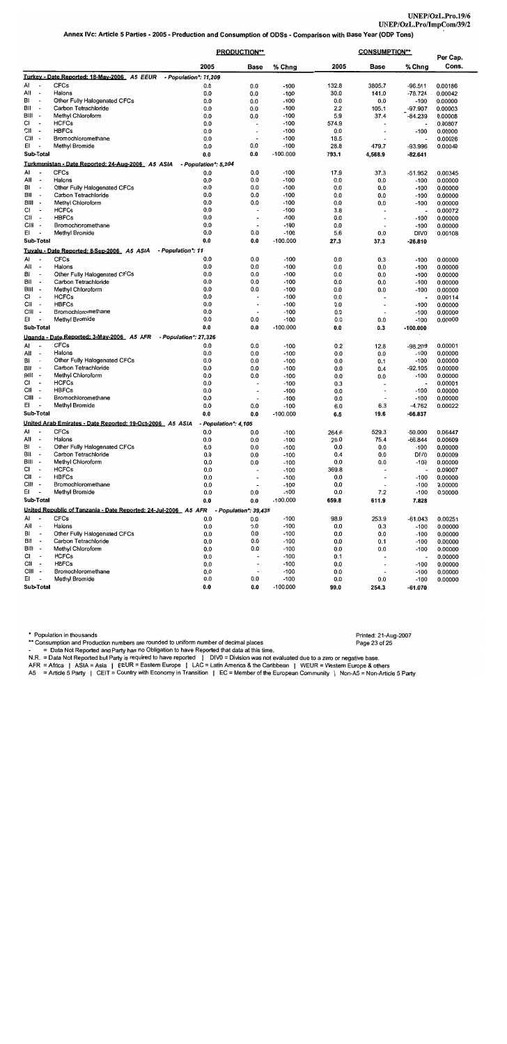## Annex IVc: Article 5 Parties - 2005 - Production and Consumption of ODSs - Comparison with Base Year (ODP Tons)

| | | PRODUCTION** | | | CONSUMPTION** | | | Per Cap. |
|---|---|---|---|---|---|---|---|---|
| | | 2005 | Base | % Chng | 2005 | Base | % Chng | Cons. |
| **Turkey - Date Reported: 18-May-2006 A5 EEUR - Population*: 71,209** | | | | | | | | |
| AI - | CFCs | 0.0 | 0.0 | -100 | 132.8 | 3805.7 | -96.511 | 0.00186 |
| AII - | Halons | 0.0 | 0.0 | -100 | 30.0 | 141.0 | -78.724 | 0.00042 |
| BI - | Other Fully Halogenated CFCs | 0.0 | 0.0 | -100 | 0.0 | 0.0 | -100 | 0.00000 |
| BII - | Carbon Tetrachloride | 0.0 | 0.0 | -100 | 2.2 | 105.1 | -97.907 | 0.00003 |
| BIII - | Methyl Chloroform | 0.0 | 0.0 | -100 | 5.9 | 37.4 | -84.239 | 0.00008 |
| CI - | HCFCs | 0.0 | - | -100 | 574.9 | - | - | 0.00807 |
| CII - | HBFCs | 0.0 | - | -100 | 0.0 | - | -100 | 0.00000 |
| CIII - | Bromochloromethane | 0.0 | - | -100 | 18.5 | - | - | 0.00026 |
| EI - | Methyl Bromide | 0.0 | 0.0 | -100 | 28.8 | 479.7 | -93.996 | 0.00040 |
| **Sub-Total** | | **0.0** | **0.0** | **-100.000** | **793.1** | **4,568.9** | **-82.641** | |
| **Turkmenistan - Date Reported: 24-Aug-2006 A5 ASIA - Population*: 5,204** | | | | | | | | |
| AI - | CFCs | 0.0 | 0.0 | -100 | 17.9 | 37.3 | -51.952 | 0.00345 |
| AII - | Halons | 0.0 | 0.0 | -100 | 0.0 | 0.0 | -100 | 0.00000 |
| BI - | Other Fully Halogenated CFCs | 0.0 | 0.0 | -100 | 0.0 | 0.0 | -100 | 0.00000 |
| BII - | Carbon Tetrachloride | 0.0 | 0.0 | -100 | 0.0 | 0.0 | -100 | 0.00000 |
| BIII - | Methyl Chloroform | 0.0 | 0.0 | -100 | 0.0 | 0.0 | -100 | 0.00000 |
| CI - | HCFCs | 0.0 | - | -100 | 3.8 | - | - | 0.00072 |
| CII - | HBFCs | 0.0 | - | -100 | 0.0 | - | -100 | 0.00000 |
| CIII - | Bromochloromethane | 0.0 | - | -100 | 0.0 | - | -100 | 0.00000 |
| EI - | Methyl Bromide | 0.0 | 0.0 | -100 | 5.6 | 0.0 | DIV0 | 0.00108 |
| **Sub-Total** | | **0.0** | **0.0** | **-100.000** | **27.3** | **37.3** | **-26.810** | |
| **Tuvalu - Date Reported: 8-Sep-2006 A5 ASIA - Population*: 11** | | | | | | | | |
| AI - | CFCs | 0.0 | 0.0 | -100 | 0.0 | 0.3 | -100 | 0.00000 |
| AII - | Halons | 0.0 | 0.0 | -100 | 0.0 | 0.0 | -100 | 0.00000 |
| BI - | Other Fully Halogenated CFCs | 0.0 | 0.0 | -100 | 0.0 | 0.0 | -100 | 0.00000 |
| BII - | Carbon Tetrachloride | 0.0 | 0.0 | -100 | 0.0 | 0.0 | -100 | 0.00000 |
| BIII - | Methyl Chloroform | 0.0 | 0.0 | -100 | 0.0 | 0.0 | -100 | 0.00000 |
| CI - | HCFCs | 0.0 | - | -100 | 0.0 | - | - | 0.00114 |
| CII - | HBFCs | 0.0 | - | -100 | 0.0 | - | -100 | 0.00000 |
| CIII - | Bromochloromethane | 0.0 | - | -100 | 0.0 | - | -100 | 0.00000 |
| EI - | Methyl Bromide | 0.0 | 0.0 | -100 | 0.0 | 0.0 | -100 | 0.00000 |
| **Sub-Total** | | **0.0** | **0.0** | **-100.000** | **0.0** | **0.3** | **-100.000** | |
| **Uganda - Date Reported: 3-May-2006 A5 AFR - Population*: 27,326** | | | | | | | | |
| AI - | CFCs | 0.0 | 0.0 | -100 | 0.2 | 12.8 | -98.209 | 0.00001 |
| AII - | Halons | 0.0 | 0.0 | -100 | 0.0 | 0.0 | -100 | 0.00000 |
| BI - | Other Fully Halogenated CFCs | 0.0 | 0.0 | -100 | 0.0 | 0.1 | -100 | 0.00000 |
| BII - | Carbon Tetrachloride | 0.0 | 0.0 | -100 | 0.0 | 0.4 | -92.105 | 0.00000 |
| BIII - | Methyl Chloroform | 0.0 | 0.0 | -100 | 0.0 | 0.0 | -100 | 0.00000 |
| CI - | HCFCs | 0.0 | - | -100 | 0.3 | - | - | 0.00001 |
| CII - | HBFCs | 0.0 | - | -100 | 0.0 | - | -100 | 0.00000 |
| CIII - | Bromochloromethane | 0.0 | - | -100 | 0.0 | - | -100 | 0.00000 |
| EI - | Methyl Bromide | 0.0 | 0.0 | -100 | 6.0 | 6.3 | -4.762 | 0.00022 |
| **Sub-Total** | | **0.0** | **0.0** | **-100.000** | **6.5** | **19.6** | **-66.837** | |
| **United Arab Emirates - Date Reported: 19-Oct-2006 A5 ASIA - Population*: 4,105** | | | | | | | | |
| AI - | CFCs | 0.0 | 0.0 | -100 | 264.6 | 529.3 | -50.000 | 0.06447 |
| AII - | Halons | 0.0 | 0.0 | -100 | 25.0 | 75.4 | -66.844 | 0.00609 |
| BI - | Other Fully Halogenated CFCs | 0.0 | 0.0 | -100 | 0.0 | 0.0 | -100 | 0.00000 |
| BII - | Carbon Tetrachloride | 0.0 | 0.0 | -100 | 0.4 | 0.0 | DIV0 | 0.00009 |
| BIII - | Methyl Chloroform | 0.0 | 0.0 | -100 | 0.0 | 0.0 | -100 | 0.00000 |
| CI - | HCFCs | 0.0 | - | -100 | 369.8 | - | - | 0.09007 |
| CII - | HBFCs | 0.0 | - | -100 | 0.0 | - | -100 | 0.00000 |
| CIII - | Bromochloromethane | 0.0 | - | -100 | 0.0 | - | -100 | 0.00000 |
| EI - | Methyl Bromide | 0.0 | 0.0 | -100 | 0.0 | 7.2 | -100 | 0.00000 |
| **Sub-Total** | | **0.0** | **0.0** | **-100.000** | **659.8** | **611.9** | **7.828** | |
| **United Republic of Tanzania - Date Reported: 24-Jul-2006 A5 AFR - Population*: 39,435** | | | | | | | | |
| AI - | CFCs | 0.0 | 0.0 | -100 | 98.9 | 253.9 | -61.043 | 0.00251 |
| AII - | Halons | 0.0 | 0.0 | -100 | 0.0 | 0.3 | -100 | 0.00000 |
| BI - | Other Fully Halogenated CFCs | 0.0 | 0.0 | -100 | 0.0 | 0.0 | -100 | 0.00000 |
| BII - | Carbon Tetrachloride | 0.0 | 0.0 | -100 | 0.0 | 0.1 | -100 | 0.00000 |
| BIII - | Methyl Chloroform | 0.0 | 0.0 | -100 | 0.0 | 0.0 | -100 | 0.00000 |
| CI - | HCFCs | 0.0 | - | -100 | 0.1 | - | - | 0.00000 |
| CII - | HBFCs | 0.0 | - | -100 | 0.0 | - | -100 | 0.00000 |
| CIII - | Bromochloromethane | 0.0 | - | -100 | 0.0 | - | -100 | 0.00000 |
| EI - | Methyl Bromide | 0.0 | 0.0 | -100 | 0.0 | 0.0 | -100 | 0.00000 |
| **Sub-Total** | | **0.0** | **0.0** | **-100.000** | **99.0** | **254.3** | **-61.070** | |

\* Population in thousands

** Consumption and Production numbers are rounded to uniform number of decimal places

\- = Data Not Reported and Party has no Obligation to have Reported that data at this time.

N.R. = Data Not Reported but Party is required to have reported | DIV0 = Division was not evaluated due to a zero or negative base.

AFR = Africa | ASIA = Asia | EEUR = Eastern Europe | LAC = Latin America & the Caribbean | WEUR = Western Europe & others

A5 = Article 5 Party | CEIT = Country with Economy in Transition | EC = Member of the European Community | Non-A5 = Non-Article 5 Party

Printed: 21-Aug-2007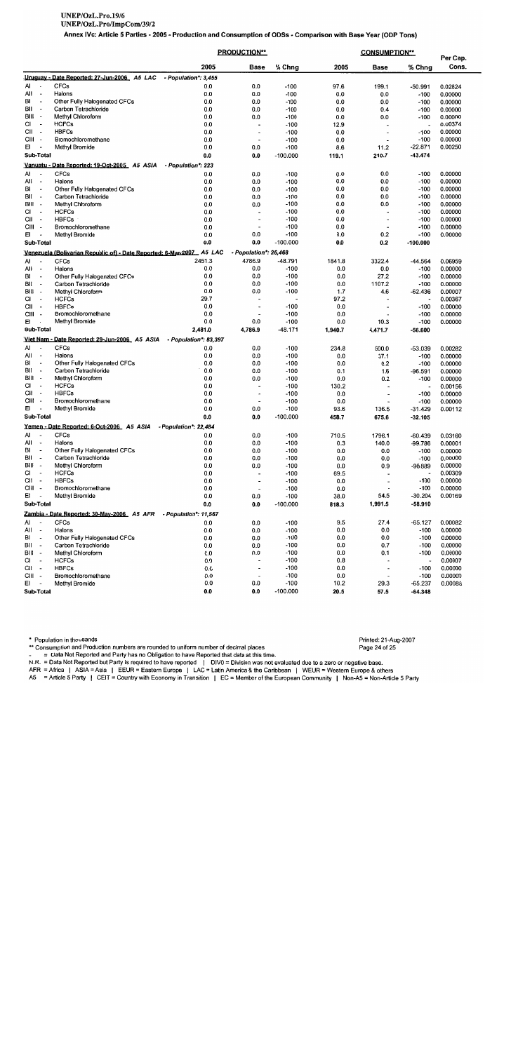UNEP/OzL.Pro.19/6
UNEP/OzL.Pro/ImpCom/39/2

**Annex IVc: Article 5 Parties - 2005 - Production and Consumption of ODSs - Comparison with Base Year (ODP Tons)**

| | | PRODUCTION** | | | CONSUMPTION** | | | Per Cap. |
|---|---|---|---|---|---|---|---|---|
| | | 2005 | Base | % Chng | 2005 | Base | % Chng | Cons. |
| **Uruguay - Date Reported: 27-Jun-2006 A5 LAC - Population*: 3,455** | | | | | | | | |
| AI - | CFCs | 0.0 | 0.0 | -100 | 97.6 | 199.1 | -50.991 | 0.02824 |
| AII - | Halons | 0.0 | 0.0 | -100 | 0.0 | 0.0 | -100 | 0.00000 |
| BI - | Other Fully Halogenated CFCs | 0.0 | 0.0 | -100 | 0.0 | 0.0 | -100 | 0.00000 |
| BII - | Carbon Tetrachloride | 0.0 | 0.0 | -100 | 0.0 | 0.4 | -100 | 0.00000 |
| BIII - | Methyl Chloroform | 0.0 | 0.0 | -100 | 0.0 | 0.0 | -100 | 0.00000 |
| CI - | HCFCs | 0.0 | - | -100 | 12.9 | - | - | 0.00374 |
| CII - | HBFCs | 0.0 | - | -100 | 0.0 | - | -100 | 0.00000 |
| CIII - | Bromochloromethane | 0.0 | - | -100 | 0.0 | - | -100 | 0.00000 |
| EI - | Methyl Bromide | 0.0 | 0.0 | -100 | 8.6 | 11.2 | -22.871 | 0.00250 |
| **Sub-Total** | | **0.0** | **0.0** | **-100.000** | **119.1** | **210.7** | **-43.474** | |
| **Vanuatu - Date Reported: 19-Oct-2005 A5 ASIA - Population*: 223** | | | | | | | | |
| AI - | CFCs | 0.0 | 0.0 | -100 | 0.0 | 0.0 | -100 | 0.00000 |
| AII - | Halons | 0.0 | 0.0 | -100 | 0.0 | 0.0 | -100 | 0.00000 |
| BI - | Other Fully Halogenated CFCs | 0.0 | 0.0 | -100 | 0.0 | 0.0 | -100 | 0.00000 |
| BII - | Carbon Tetrachloride | 0.0 | 0.0 | -100 | 0.0 | 0.0 | -100 | 0.00000 |
| BIII - | Methyl Chloroform | 0.0 | 0.0 | -100 | 0.0 | 0.0 | -100 | 0.00000 |
| CI - | HCFCs | 0.0 | - | -100 | 0.0 | - | -100 | 0.00000 |
| CII - | HBFCs | 0.0 | - | -100 | 0.0 | - | -100 | 0.00000 |
| CIII - | Bromochloromethane | 0.0 | - | -100 | 0.0 | - | -100 | 0.00000 |
| EI - | Methyl Bromide | 0.0 | 0.0 | -100 | 0.0 | 0.2 | -100 | 0.00000 |
| **Sub-Total** | | **0.0** | **0.0** | **-100.000** | **0.0** | **0.2** | **-100.000** | |
| **Venezuela (Bolivarian Republic of) - Date Reported: 6-Mar-2007 A5 LAC - Population*: 26,468** | | | | | | | | |
| AI - | CFCs | 2451.3 | 4786.9 | -48.791 | 1841.8 | 3322.4 | -44.564 | 0.06959 |
| AII - | Halons | 0.0 | 0.0 | -100 | 0.0 | 0.0 | -100 | 0.00000 |
| BI - | Other Fully Halogenated CFCs | 0.0 | 0.0 | -100 | 0.0 | 27.2 | -100 | 0.00000 |
| BII - | Carbon Tetrachloride | 0.0 | 0.0 | -100 | 0.0 | 1107.2 | -100 | 0.00000 |
| BIII - | Methyl Chloroform | 0.0 | 0.0 | -100 | 1.7 | 4.6 | -62.436 | 0.00007 |
| CI - | HCFCs | 29.7 | - | - | 97.2 | - | - | 0.00367 |
| CII - | HBFCs | 0.0 | - | -100 | 0.0 | - | -100 | 0.00000 |
| CIII - | Bromochloromethane | 0.0 | - | -100 | 0.0 | - | -100 | 0.00000 |
| EI - | Methyl Bromide | 0.0 | 0.0 | -100 | 0.0 | 10.3 | -100 | 0.00000 |
| **Sub-Total** | | **2,481.0** | **4,786.9** | **-48.171** | **1,940.7** | **4,471.7** | **-56.600** | |
| **Viet Nam - Date Reported: 29-Jun-2006 A5 ASIA - Population*: 83,397** | | | | | | | | |
| AI - | CFCs | 0.0 | 0.0 | -100 | 234.8 | 500.0 | -53.039 | 0.00282 |
| AII - | Halons | 0.0 | 0.0 | -100 | 0.0 | 37.1 | -100 | 0.00000 |
| BI - | Other Fully Halogenated CFCs | 0.0 | 0.0 | -100 | 0.0 | 0.2 | -100 | 0.00000 |
| BII - | Carbon Tetrachloride | 0.0 | 0.0 | -100 | 0.1 | 1.6 | -96.591 | 0.00000 |
| BIII - | Methyl Chloroform | 0.0 | 0.0 | -100 | 0.0 | 0.2 | -100 | 0.00000 |
| CI - | HCFCs | 0.0 | - | -100 | 130.2 | - | - | 0.00156 |
| CII - | HBFCs | 0.0 | - | -100 | 0.0 | - | -100 | 0.00000 |
| CIII - | Bromochloromethane | 0.0 | - | -100 | 0.0 | - | -100 | 0.00000 |
| EI - | Methyl Bromide | 0.0 | 0.0 | -100 | 93.6 | 136.5 | -31.429 | 0.00112 |
| **Sub-Total** | | **0.0** | **0.0** | **-100.000** | **458.7** | **675.6** | **-32.105** | |
| **Yemen - Date Reported: 6-Oct-2006 A5 ASIA - Population*: 22,484** | | | | | | | | |
| AI - | CFCs | 0.0 | 0.0 | -100 | 710.5 | 1796.1 | -60.439 | 0.03160 |
| AII - | Halons | 0.0 | 0.0 | -100 | 0.3 | 140.0 | -99.786 | 0.00001 |
| BI - | Other Fully Halogenated CFCs | 0.0 | 0.0 | -100 | 0.0 | 0.0 | -100 | 0.00000 |
| BII - | Carbon Tetrachloride | 0.0 | 0.0 | -100 | 0.0 | 0.0 | -100 | 0.00000 |
| BIII - | Methyl Chloroform | 0.0 | 0.0 | -100 | 0.0 | 0.9 | -96.889 | 0.00000 |
| CI - | HCFCs | 0.0 | - | -100 | 69.5 | - | - | 0.00309 |
| CII - | HBFCs | 0.0 | - | -100 | 0.0 | - | -100 | 0.00000 |
| CIII - | Bromochloromethane | 0.0 | - | -100 | 0.0 | - | -100 | 0.00000 |
| EI - | Methyl Bromide | 0.0 | 0.0 | -100 | 38.0 | 54.5 | -30.204 | 0.00169 |
| **Sub-Total** | | **0.0** | **0.0** | **-100.000** | **818.3** | **1,991.5** | **-58.910** | |
| **Zambia - Date Reported: 30-May-2006 A5 AFR - Population*: 11,567** | | | | | | | | |
| AI - | CFCs | 0.0 | 0.0 | -100 | 9.5 | 27.4 | -65.127 | 0.00082 |
| AII - | Halons | 0.0 | 0.0 | -100 | 0.0 | 0.0 | -100 | 0.00000 |
| BI - | Other Fully Halogenated CFCs | 0.0 | 0.0 | -100 | 0.0 | 0.0 | -100 | 0.00000 |
| BII - | Carbon Tetrachloride | 0.0 | 0.0 | -100 | 0.0 | 0.7 | -100 | 0.00000 |
| BIII - | Methyl Chloroform | 0.0 | 0.0 | -100 | 0.0 | 0.1 | -100 | 0.00000 |
| CI - | HCFCs | 0.0 | - | -100 | 0.8 | - | - | 0.00007 |
| CII - | HBFCs | 0.0 | - | -100 | 0.0 | - | -100 | 0.00000 |
| CIII - | Bromochloromethane | 0.0 | - | -100 | 0.0 | - | -100 | 0.00000 |
| EI - | Methyl Bromide | 0.0 | 0.0 | -100 | 10.2 | 29.3 | -65.237 | 0.00088 |
| **Sub-Total** | | **0.0** | **0.0** | **-100.000** | **20.5** | **57.5** | **-64.348** | |

\* Population in thousands
** Consumption and Production numbers are rounded to uniform number of decimal places
\- = Data Not Reported and Party has no Obligation to have Reported that data at this time.
N.R. = Data Not Reported but Party is required to have reported | DIV0 = Division was not evaluated due to a zero or negative base.
AFR = Africa | ASIA = Asia | EEUR = Eastern Europe | LAC = Latin America & the Caribbean | WEUR = Western Europe & others
A5 = Article 5 Party | CEIT = Country with Economy in Transition | EC = Member of the European Community | Non-A5 = Non-Article 5 Party

Printed: 21-Aug-2007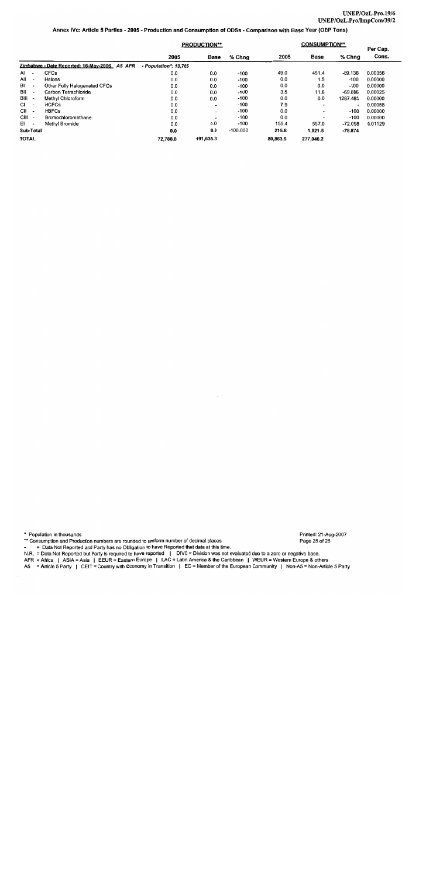## Annex IVc: Article 5 Parties - 2005 - Production and Consumption of ODSs - Comparison with Base Year (ODP Tons)

| | | PRODUCTION** | | | CONSUMPTION** | | | Per Cap. Cons. |
|---|---|---|---|---|---|---|---|---|
| | | 2005 | Base | % Chng | 2005 | Base | % Chng | |
| **Zimbabwe - Date Reported: 16-May-2006 A5 AFR** | | - Population*: 13,765 | | | | | | |
| AI - | CFCs | 0.0 | 0.0 | -100 | 49.0 | 451.4 | -89.136 | 0.00356 |
| AII - | Halons | 0.0 | 0.0 | -100 | 0.0 | 1.5 | -100 | 0.00000 |
| BI - | Other Fully Halogenated CFCs | 0.0 | 0.0 | -100 | 0.0 | 0.0 | -100 | 0.00000 |
| BII - | Carbon Tetrachloride | 0.0 | 0.0 | -100 | 3.5 | 11.6 | -69.886 | 0.00025 |
| BIII - | Methyl Chloroform | 0.0 | 0.0 | -100 | 0.0 | 0.0 | 1287.483 | 0.00000 |
| CI - | HCFCs | 0.0 | - | -100 | 7.9 | - | - | 0.00058 |
| CII - | HBFCs | 0.0 | - | -100 | 0.0 | - | -100 | 0.00000 |
| CIII - | Bromochloromethane | 0.0 | - | -100 | 0.0 | - | -100 | 0.00000 |
| EI - | Methyl Bromide | 0.0 | 0.0 | -100 | 155.4 | 557.0 | -72.098 | 0.01129 |
| **Sub-Total** | | **0.0** | **0.0** | **-100.000** | **215.8** | **1,021.5** | **-78.874** | |
| **TOTAL** | | **72,788.8** | **191,635.3** | | **80,863.5** | **277,046.2** | | |

\* Population in thousands

** Consumption and Production numbers are rounded to uniform number of decimal places

\- = Data Not Reported and Party has no Obligation to have Reported that data at this time.

N.R. = Data Not Reported but Party is required to have reported | DIV0 = Division was not evaluated due to a zero or negative base.

AFR = Africa | ASIA = Asia | EEUR = Eastern Europe | LAC = Latin America & the Caribbean | WEUR = Western Europe & others

A5 = Article 5 Party | CEIT = Country with Economy in Transition | EC = Member of the European Community | Non-A5 = Non-Article 5 Party

Printed: 21-Aug-2007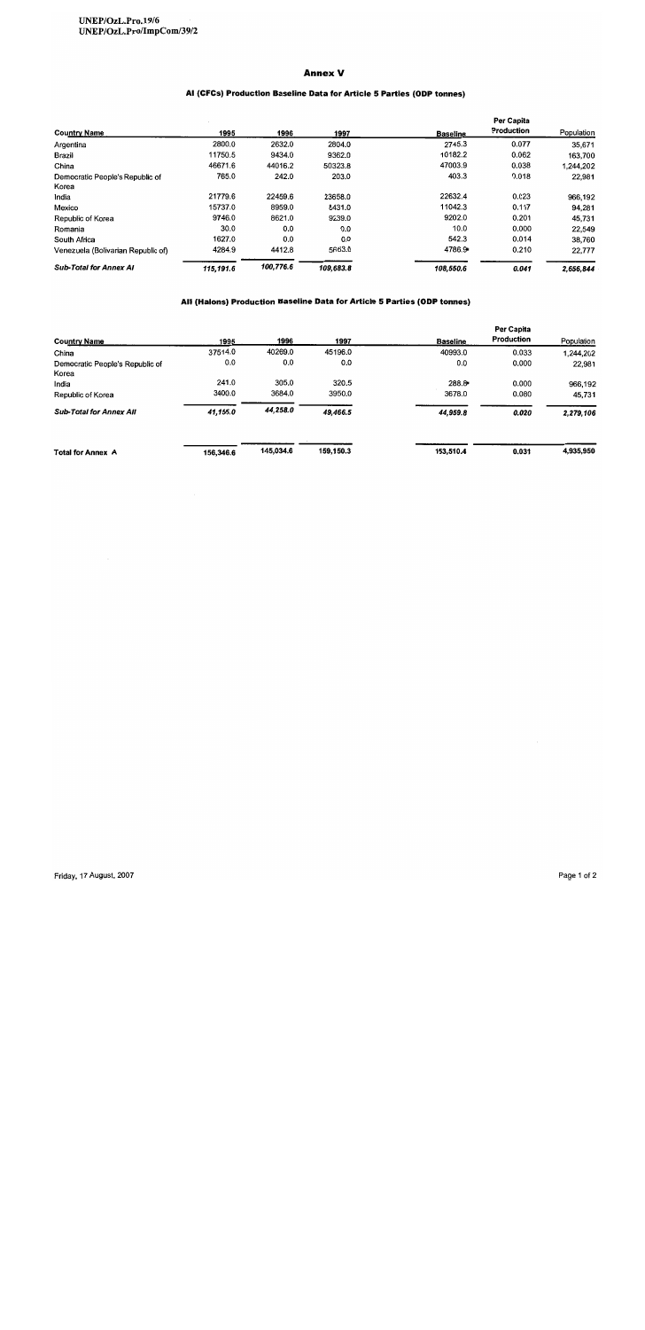# Annex V

## AI (CFCs) Production Baseline Data for Article 5 Parties (ODP tonnes)

| Country Name | 1995 | 1996 | 1997 | Baseline | Per Capita Production | Population |
|---|---|---|---|---|---|---|
| Argentina | 2800.0 | 2632.0 | 2804.0 | 2745.3 | 0.077 | 35,671 |
| Brazil | 11750.5 | 9434.0 | 9362.0 | 10182.2 | 0.062 | 163,700 |
| China | 46671.6 | 44016.2 | 50323.8 | 47003.9 | 0.038 | 1,244,202 |
| Democratic People's Republic of Korea | 765.0 | 242.0 | 203.0 | 403.3 | 0.018 | 22,981 |
| India | 21779.6 | 22459.6 | 23658.0 | 22632.4 | 0.023 | 966,192 |
| Mexico | 15737.0 | 8959.0 | 8431.0 | 11042.3 | 0.117 | 94,281 |
| Republic of Korea | 9746.0 | 8621.0 | 9239.0 | 9202.0 | 0.201 | 45,731 |
| Romania | 30.0 | 0.0 | 0.0 | 10.0 | 0.000 | 22,549 |
| South Africa | 1627.0 | 0.0 | 0.0 | 542.3 | 0.014 | 38,760 |
| Venezuela (Bolivarian Republic of) | 4284.9 | 4412.8 | 5663.0 | 4786.9 | 0.210 | 22,777 |
| *Sub-Total for Annex AI* | *115,191.6* | *100,776.6* | *109,683.8* | *108,550.6* | *0.041* | *2,656,844* |

## AII (Halons) Production Baseline Data for Article 5 Parties (ODP tonnes)

| Country Name | 1995 | 1996 | 1997 | Baseline | Per Capita Production | Population |
|---|---|---|---|---|---|---|
| China | 37514.0 | 40269.0 | 45196.0 | 40993.0 | 0.033 | 1,244,202 |
| Democratic People's Republic of Korea | 0.0 | 0.0 | 0.0 | 0.0 | 0.000 | 22,981 |
| India | 241.0 | 305.0 | 320.5 | 288.8 | 0.000 | 966,192 |
| Republic of Korea | 3400.0 | 3684.0 | 3950.0 | 3678.0 | 0.080 | 45,731 |
| *Sub-Total for Annex AII* | *41,155.0* | *44,258.0* | *49,466.5* | *44,959.8* | *0.020* | *2,279,106* |
| **Total for Annex A** | 156,346.6 | 145,034.6 | 159,150.3 | 153,510.4 | 0.031 | 4,935,950 |

Friday, 17 August, 2007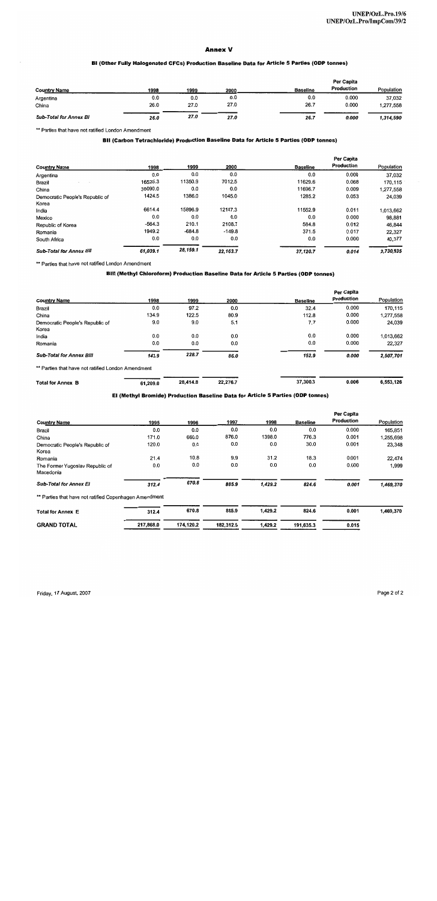## Annex V

### BI (Other Fully Halogenated CFCs) Production Baseline Data for Article 5 Parties (ODP tonnes)

| Country Name | 1998 | 1999 | 2000 | Baseline | Per Capita Production | Population |
|---|---|---|---|---|---|---|
| Argentina | 0.0 | 0.0 | 0.0 | 0.0 | 0.000 | 37,032 |
| China | 26.0 | 27.0 | 27.0 | 26.7 | 0.000 | 1,277,558 |
| *Sub-Total for Annex BI* | *26.0* | *27.0* | *27.0* | *26.7* | *0.000* | *1,314,590* |

** Parties that have not ratified London Amendment

### BII (Carbon Tetrachloride) Production Baseline Data for Article 5 Parties (ODP tonnes)

| Country Name | 1998 | 1999 | 2000 | Baseline | Per Capita Production | Population |
|---|---|---|---|---|---|---|
| Argentina | 0.0 | 0.0 | 0.0 | 0.0 | 0.000 | 37,032 |
| Brazil | 16525.3 | 11350.9 | 7012.5 | 11629.6 | 0.068 | 170,115 |
| China | 35090.0 | 0.0 | 0.0 | 11696.7 | 0.009 | 1,277,558 |
| Democratic People's Republic of Korea | 1424.5 | 1386.0 | 1045.0 | 1285.2 | 0.053 | 24,039 |
| India | 6614.4 | 15896.9 | 12147.3 | 11552.9 | 0.011 | 1,013,662 |
| Mexico | 0.0 | 0.0 | 0.0 | 0.0 | 0.000 | 98,881 |
| Republic of Korea | -564.3 | 210.1 | 2108.7 | 584.8 | 0.012 | 46,844 |
| Romania | 1949.2 | -684.8 | -149.8 | 371.5 | 0.017 | 22,327 |
| South Africa | 0.0 | 0.0 | 0.0 | 0.0 | 0.000 | 40,377 |
| *Sub-Total for Annex BII* | *61,039.1* | *28,159.1* | *22,163.7* | *37,120.7* | *0.014* | *2,730,835* |

** Parties that have not ratified London Amendment

### BIII (Methyl Chloroform) Production Baseline Data for Article 5 Parties (ODP tonnes)

| Country Name | 1998 | 1999 | 2000 | Baseline | Per Capita Production | Population |
|---|---|---|---|---|---|---|
| Brazil | 0.0 | 97.2 | 0.0 | 32.4 | 0.000 | 170,115 |
| China | 134.9 | 122.5 | 80.9 | 112.8 | 0.000 | 1,277,558 |
| Democratic People's Republic of Korea | 9.0 | 9.0 | 5.1 | 7.7 | 0.000 | 24,039 |
| India | 0.0 | 0.0 | 0.0 | 0.0 | 0.000 | 1,013,662 |
| Romania | 0.0 | 0.0 | 0.0 | 0.0 | 0.000 | 22,327 |
| *Sub-Total for Annex BIII* | *143.9* | *228.7* | *86.0* | *152.9* | *0.000* | *2,507,701* |

** Parties that have not ratified London Amendment

| | 1998 | 1999 | 2000 | Baseline | Per Capita Production | Population |
|---|---|---|---|---|---|---|
| **Total for Annex B** | 61,209.0 | 28,414.8 | 22,276.7 | 37,300.3 | 0.006 | 6,553,126 |

### EI (Methyl Bromide) Production Baseline Data for Article 5 Parties (ODP tonnes)

| Country Name | 1995 | 1996 | 1997 | 1998 | Baseline | Per Capita Production | Population |
|---|---|---|---|---|---|---|---|
| Brazil | 0.0 | 0.0 | 0.0 | 0.0 | 0.0 | 0.000 | 165,851 |
| China | 171.0 | 660.0 | 876.0 | 1398.0 | 776.3 | 0.001 | 1,255,698 |
| Democratic People's Republic of Korea | 120.0 | 0.0 | 0.0 | 0.0 | 30.0 | 0.001 | 23,348 |
| Romania | 21.4 | 10.8 | 9.9 | 31.2 | 18.3 | 0.001 | 22,474 |
| The Former Yugoslav Republic of Macedonia | 0.0 | 0.0 | 0.0 | 0.0 | 0.0 | 0.000 | 1,999 |
| *Sub-Total for Annex EI* | *312.4* | *670.8* | *885.9* | *1,429.2* | *824.6* | *0.001* | *1,469,370* |

** Parties that have not ratified Copenhagen Amendment

| | 1995 | 1996 | 1997 | 1998 | Baseline | Per Capita Production | Population |
|---|---|---|---|---|---|---|---|
| **Total for Annex E** | 312.4 | 670.8 | 885.9 | 1,429.2 | 824.6 | 0.001 | 1,469,370 |
| **GRAND TOTAL** | 217,868.0 | 174,120.2 | 182,312.5 | 1,429.2 | 191,635.3 | 0.015 | |

Friday, 17 August, 2007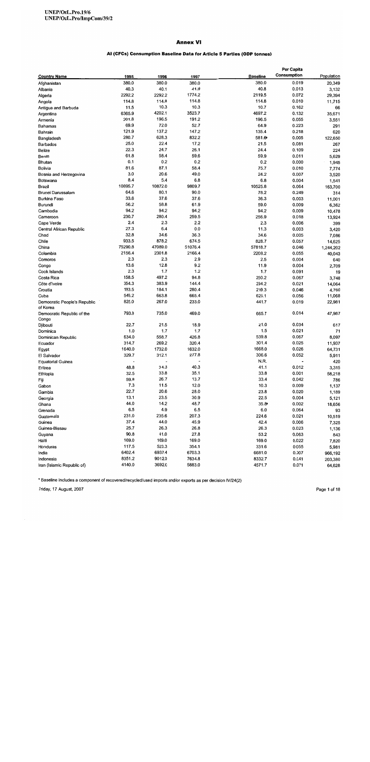## Annex VI

### AI (CFCs) Consumption Baseline Data for Article 5 Parties (ODP tonnes)

| Country Name | 1995 | 1996 | 1997 | Baseline | Per Capita Consumption | Population |
|---|---|---|---|---|---|---|
| Afghanistan | 380.0 | 380.0 | 380.0 | 380.0 | 0.019 | 20,349 |
| Albania | 40.3 | 40.1 | 41.9 | 40.8 | 0.013 | 3,132 |
| Algeria | 2292.2 | 2292.2 | 1774.2 | 2119.5 | 0.072 | 29,394 |
| Angola | 114.8 | 114.8 | 114.8 | 114.8 | 0.010 | 11,715 |
| Antigua and Barbuda | 11.5 | 10.3 | 10.3 | 10.7 | 0.162 | 66 |
| Argentina | 6365.9 | 4202.1 | 3523.7 | 4697.2 | 0.132 | 35,671 |
| Armenia | 201.8 | 196.5 | 191.2 | 196.5 | 0.055 | 3,551 |
| Bahamas | 69.9 | 72.0 | 52.7 | 64.9 | 0.223 | 291 |
| Bahrain | 121.9 | 137.2 | 147.2 | 135.4 | 0.218 | 620 |
| Bangladesh | 280.7 | 628.3 | 832.2 | 581.6* | 0.005 | 122,650 |
| Barbados | 25.0 | 22.4 | 17.2 | 21.5 | 0.081 | 267 |
| Belize | 22.3 | 24.7 | 26.1 | 24.4 | 0.109 | 224 |
| Benin | 61.8 | 58.4 | 59.6 | 59.9 | 0.011 | 5,629 |
| Bhutan | 0.1 | 0.2 | 0.2 | 0.2 | 0.000 | 1,945 |
| Bolivia | 81.6 | 87.1 | 58.4 | 75.7 | 0.010 | 7,774 |
| Bosnia and Herzegovina | 3.0 | 20.6 | 49.0 | 24.2 | 0.007 | 3,520 |
| Botswana | 8.4 | 5.4 | 6.8 | 6.8 | 0.004 | 1,541 |
| Brazil | 10895.7 | 10872.0 | 9809.7 | 10525.8 | 0.064 | 163,700 |
| Brunei Darussalam | 64.6 | 80.1 | 90.0 | 78.2 | 0.249 | 314 |
| Burkina Faso | 33.6 | 37.6 | 37.6 | 36.3 | 0.003 | 11,001 |
| Burundi | 56.2 | 58.8 | 61.9 | 59.0 | 0.009 | 6,362 |
| Cambodia | 94.2 | 94.2 | 94.2 | 94.2 | 0.009 | 10,478 |
| Cameroon | 230.7 | 280.4 | 259.5 | 256.9 | 0.018 | 13,924 |
| Cape Verde | 2.4 | 2.3 | 2.2 | 2.3 | 0.006 | 399 |
| Central African Republic | 27.3 | 6.4 | 0.0 | 11.3 | 0.003 | 3,420 |
| Chad | 32.8 | 34.6 | 36.3 | 34.6 | 0.005 | 7,086 |
| Chile | 933.5 | 878.2 | 674.5 | 828.7 | 0.057 | 14,625 |
| China | 75290.8 | 47089.0 | 51076.4 | 57818.7 | 0.046 | 1,244,202 |
| Colombia | 2156.4 | 2301.8 | 2166.4 | 2208.2 | 0.055 | 40,043 |
| Comoros | 2.3 | 2.3 | 2.9 | 2.5 | 0.004 | 640 |
| Congo | 13.6 | 12.8 | 9.2 | 11.9 | 0.004 | 2,709 |
| Cook Islands | 2.3 | 1.7 | 1.2 | 1.7 | 0.091 | 19 |
| Costa Rica | 158.5 | 497.2 | 94.8 | 250.2 | 0.067 | 3,748 |
| Côte d'Ivoire | 354.3 | 383.9 | 144.4 | 294.2 | 0.021 | 14,064 |
| Croatia | 193.5 | 184.1 | 280.4 | 219.3 | 0.046 | 4,760 |
| Cuba | 546.2 | 663.8 | 665.4 | 625.1 | 0.056 | 11,068 |
| Democratic People's Republic of Korea | 825.0 | 267.0 | 233.0 | 441.7 | 0.019 | 22,981 |
| Democratic Republic of the Congo | 793.0 | 735.0 | 469.0 | 665.7 | 0.014 | 47,987 |
| Djibouti | 22.7 | 21.5 | 18.9 | 21.0 | 0.034 | 617 |
| Dominica | 1.0 | 1.7 | 1.7 | 1.5 | 0.021 | 71 |
| Dominican Republic | 634.0 | 558.7 | 426.8 | 539.8 | 0.067 | 8,097 |
| Ecuador | 314.7 | 269.2 | 320.4 | 301.4 | 0.025 | 11,937 |
| Egypt | 1640.0 | 1732.0 | 1632.0 | 1668.0 | 0.026 | 64,731 |
| El Salvador | 329.7 | 312.1 | 277.8 | 306.6 | 0.052 | 5,911 |
| Equatorial Guinea | - | - | - | N.R. | - | 420 |
| Eritrea | 48.8 | 34.3 | 40.3 | 41.1 | 0.012 | 3,315 |
| Ethiopia | 32.5 | 33.8 | 35.1 | 33.8 | 0.001 | 58,218 |
| Fiji | 59.8 | 26.7 | 13.7 | 33.4 | 0.042 | 786 |
| Gabon | 7.3 | 11.5 | 12.0 | 10.3 | 0.009 | 1,137 |
| Gambia | 22.7 | 20.6 | 28.0 | 23.8 | 0.020 | 1,189 |
| Georgia | 13.1 | 23.5 | 30.9 | 22.5 | 0.004 | 5,121 |
| Ghana | 44.0 | 14.2 | 48.7 | 35.8* | 0.002 | 18,656 |
| Grenada | 6.5 | 4.9 | 6.5 | 6.0 | 0.064 | 93 |
| Guatemala | 231.0 | 235.6 | 207.3 | 224.6 | 0.021 | 10,519 |
| Guinea | 37.4 | 44.0 | 45.9 | 42.4 | 0.006 | 7,325 |
| Guinea-Bissau | 25.7 | 26.3 | 26.8 | 26.3 | 0.023 | 1,136 |
| Guyana | 90.8 | 41.0 | 27.8 | 53.2 | 0.063 | 843 |
| Haiti | 169.0 | 169.0 | 169.0 | 169.0 | 0.022 | 7,820 |
| Honduras | 117.5 | 523.3 | 354.1 | 331.6 | 0.055 | 5,981 |
| India | 6402.4 | 6937.4 | 6703.3 | 6681.0 | 0.007 | 966,192 |
| Indonesia | 8351.2 | 9012.0 | 7634.8 | 8332.7 | 0.041 | 203,380 |
| Iran (Islamic Republic of) | 4140.0 | 3692.0 | 5883.0 | 4571.7 | 0.071 | 64,628 |

* Baseline includes a component of recovered/recycled/used imports and/or exports as per decision IV/24(2)

Friday, 17 August, 2007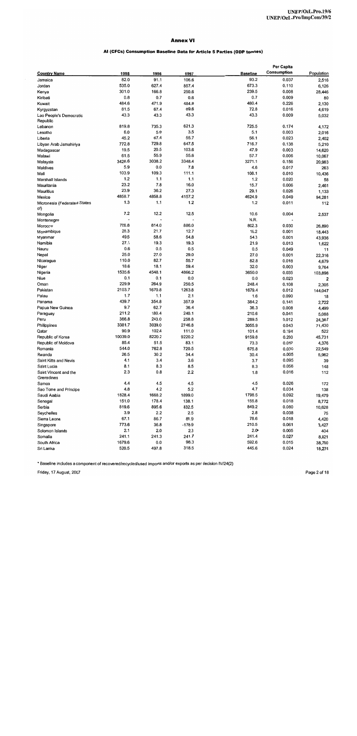## Annex VI

### AI (CFCs) Consumption Baseline Data for Article 5 Parties (ODP tonnes)

| Country Name | 1995 | 1996 | 1997 | Baseline | Per Capita Consumption | Population |
|---|---|---|---|---|---|---|
| Jamaica | 82.0 | 91.1 | 106.6 | 93.2 | 0.037 | 2,516 |
| Jordan | 535.0 | 627.4 | 857.4 | 673.3 | 0.110 | 6,126 |
| Kenya | 301.0 | 166.8 | 250.6 | 239.5 | 0.008 | 28,446 |
| Kiribati | 0.8 | 0.7 | 0.6 | 0.7 | 0.009 | 80 |
| Kuwait | 484.6 | 471.9 | 484.8 | 480.4 | 0.226 | 2,130 |
| Kyrgyzstan | 81.5 | 67.4 | 69.6 | 72.8 | 0.016 | 4,619 |
| Lao People's Democratic Republic | 43.3 | 43.3 | 43.3 | 43.3 | 0.009 | 5,032 |
| Lebanon | 819.8 | 735.3 | 621.3 | 725.5 | 0.174 | 4,172 |
| Lesotho | 6.0 | 5.9 | 3.5 | 5.1 | 0.003 | 2,016 |
| Liberia | 45.2 | 67.4 | 55.7 | 56.1 | 0.023 | 2,402 |
| Libyan Arab Jamahiriya | 772.8 | 729.8 | 647.5 | 716.7 | 0.138 | 5,210 |
| Madagascar | 19.5 | 20.5 | 103.6 | 47.9 | 0.003 | 14,620 |
| Malawi | 61.5 | 55.9 | 55.6 | 57.7 | 0.006 | 10,067 |
| Malaysia | 3426.6 | 3038.2 | 3348.4 | 3271.1 | 0.156 | 20,983 |
| Maldives | 5.9 | 0.0 | 7.8 | 4.6 | 0.017 | 263 |
| Mali | 103.9 | 109.3 | 111.1 | 108.1 | 0.010 | 10,436 |
| Marshall Islands | 1.2 | 1.1 | 1.1 | 1.2 | 0.020 | 58 |
| Mauritania | 23.2 | 7.8 | 16.0 | 15.7 | 0.006 | 2,461 |
| Mauritius | 23.9 | 36.2 | 27.3 | 29.1 | 0.026 | 1,133 |
| Mexico | 4858.7 | 4858.8 | 4157.2 | 4624.9 | 0.049 | 94,281 |
| Micronesia (Federated States of) | 1.3 | 1.1 | 1.2 | 1.2 | 0.011 | 112 |
| Mongolia | 7.2 | 12.2 | 12.5 | 10.6 | 0.004 | 2,537 |
| Montenegro | - | - | - | N.R. | - | |
| Morocco | 706.8 | 814.0 | 886.0 | 802.3 | 0.030 | 26,890 |
| Mozambique | 26.3 | 21.7 | 12.7 | 16.2 | 0.001 | 18,443 |
| Myanmar | 49.5 | 58.6 | 54.8 | 54.3 | 0.001 | 43,936 |
| Namibia | 27.1 | 19.3 | 19.3 | 21.9 | 0.013 | 1,622 |
| Nauru | 0.6 | 0.5 | 0.5 | 0.5 | 0.049 | 11 |
| Nepal | 25.0 | 27.0 | 29.0 | 27.0 | 0.001 | 22,316 |
| Nicaragua | 110.0 | 82.7 | 55.7 | 82.8 | 0.018 | 4,679 |
| Niger | 18.6 | 18.1 | 59.4 | 32.0 | 0.003 | 9,764 |
| Nigeria | 1535.6 | 4548.1 | 4866.2 | 3650.0 | 0.035 | 103,898 |
| Niue | 0.1 | 0.1 | 0.0 | 0.0 | 0.023 | 2 |
| Oman | 229.9 | 264.9 | 250.5 | 248.4 | 0.108 | 2,305 |
| Pakistan | 2103.7 | 1670.8 | 1263.8 | 1679.4 | 0.012 | 144,047 |
| Palau | 1.7 | 1.1 | 2.1 | 1.6 | 0.090 | 18 |
| Panama | 439.7 | 354.8 | 357.9 | 384.2 | 0.141 | 2,722 |
| Papua New Guinea | 9.7 | 62.7 | 36.4 | 36.3 | 0.008 | 4,499 |
| Paraguay | 211.2 | 180.4 | 240.1 | 210.6 | 0.041 | 5,088 |
| Peru | 366.8 | 243.0 | 258.8 | 289.5 | 0.012 | 24,367 |
| Philippines | 3381.7 | 3039.0 | 2746.8 | 3055.9 | 0.043 | 71,430 |
| Qatar | 90.9 | 102.4 | 111.0 | 101.4 | 0.194 | 522 |
| Republic of Korea | 10039.0 | 8220.2 | 9220.2 | 9159.8 | 0.200 | 45,731 |
| Republic of Moldova | 85.4 | 51.5 | 83.1 | 73.3 | 0.017 | 4,376 |
| Romania | 544.0 | 762.8 | 720.5 | 675.8 | 0.030 | 22,549 |
| Rwanda | 26.5 | 30.2 | 34.4 | 30.4 | 0.005 | 5,962 |
| Saint Kitts and Nevis | 4.1 | 3.4 | 3.6 | 3.7 | 0.095 | 39 |
| Saint Lucia | 8.1 | 8.3 | 8.5 | 8.3 | 0.056 | 148 |
| Saint Vincent and the Grenadines | 2.3 | 0.8 | 2.2 | 1.8 | 0.016 | 112 |
| Samoa | 4.4 | 4.5 | 4.5 | 4.5 | 0.026 | 172 |
| Sao Tome and Principe | 4.8 | 4.2 | 5.2 | 4.7 | 0.034 | 138 |
| Saudi Arabia | 1828.4 | 1668.2 | 1899.0 | 1798.5 | 0.092 | 19,479 |
| Senegal | 151.0 | 178.4 | 138.1 | 155.8 | 0.018 | 8,772 |
| Serbia | 819.6 | 895.6 | 832.5 | 849.2 | 0.080 | 10,628 |
| Seychelles | 3.9 | 2.2 | 2.5 | 2.8 | 0.038 | 75 |
| Sierra Leone | 67.1 | 86.7 | 81.9 | 78.6 | 0.018 | 4,420 |
| Singapore | 773.6 | 36.8 | -178.9 | 210.5 | 0.061 | 3,427 |
| Solomon Islands | 2.1 | 2.0 | 2.3 | 2.0* | 0.005 | 404 |
| Somalia | 241.1 | 241.3 | 241.7 | 241.4 | 0.027 | 8,821 |
| South Africa | 1679.6 | 0.0 | 98.3 | 592.6 | 0.015 | 38,760 |
| Sri Lanka | 520.5 | 497.8 | 318.5 | 445.6 | 0.024 | 18,274 |

* Baseline includes a component of recovered/recycled/used imports and/or exports as per decision IV/24(2)

Friday, 17 August, 2007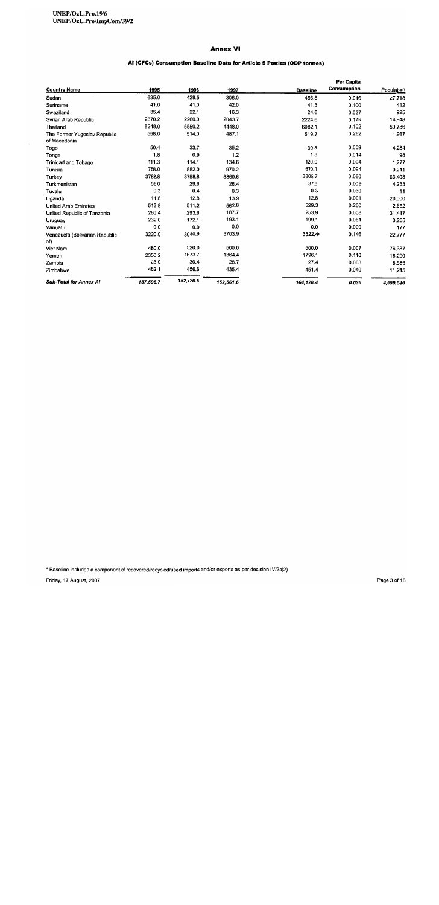# Annex VI

## AI (CFCs) Consumption Baseline Data for Article 5 Parties (ODP tonnes)

| Country Name | 1995 | 1996 | 1997 | Baseline | Per Capita Consumption | Population |
|---|---|---|---|---|---|---|
| Sudan | 635.0 | 429.5 | 306.0 | 456.8 | 0.016 | 27,718 |
| Suriname | 41.0 | 41.0 | 42.0 | 41.3 | 0.100 | 412 |
| Swaziland | 35.4 | 22.1 | 16.3 | 24.6 | 0.027 | 925 |
| Syrian Arab Republic | 2370.2 | 2260.0 | 2043.7 | 2224.6 | 0.149 | 14,948 |
| Thailand | 8248.0 | 5550.2 | 4448.0 | 6082.1 | 0.102 | 59,736 |
| The Former Yugoslav Republic of Macedonia | 558.0 | 514.0 | 487.1 | 519.7 | 0.262 | 1,987 |
| Togo | 50.4 | 33.7 | 35.2 | 39.8 | 0.009 | 4,284 |
| Tonga | 1.8 | 0.9 | 1.2 | 1.3 | 0.014 | 98 |
| Trinidad and Tobago | 111.3 | 114.1 | 134.6 | 120.0 | 0.094 | 1,277 |
| Tunisia | 758.0 | 882.0 | 970.2 | 870.1 | 0.094 | 9,211 |
| Turkey | 3788.8 | 3758.8 | 3869.6 | 3805.7 | 0.060 | 63,403 |
| Turkmenistan | 56.0 | 29.6 | 26.4 | 37.3 | 0.009 | 4,233 |
| Tuvalu | 0.3 | 0.4 | 0.3 | 0.3 | 0.030 | 11 |
| Uganda | 11.8 | 12.8 | 13.9 | 12.8 | 0.001 | 20,000 |
| United Arab Emirates | 513.8 | 511.2 | 562.8 | 529.3 | 0.200 | 2,652 |
| United Republic of Tanzania | 280.4 | 293.6 | 187.7 | 253.9 | 0.008 | 31,417 |
| Uruguay | 232.0 | 172.1 | 193.1 | 199.1 | 0.061 | 3,265 |
| Vanuatu | 0.0 | 0.0 | 0.0 | 0.0 | 0.000 | 177 |
| Venezuela (Bolivarian Republic of) | 3220.0 | 3040.9 | 3703.9 | 3322.4* | 0.146 | 22,777 |
| Viet Nam | 480.0 | 520.0 | 500.0 | 500.0 | 0.007 | 76,387 |
| Yemen | 2350.2 | 1673.7 | 1364.4 | 1796.1 | 0.110 | 16,290 |
| Zambia | 23.0 | 30.4 | 28.7 | 27.4 | 0.003 | 8,585 |
| Zimbabwe | 462.1 | 456.6 | 435.4 | 451.4 | 0.040 | 11,215 |
| ***Sub-Total for Annex AI*** | ***187,596.7*** | ***152,220.6*** | ***152,561.6*** | ***164,128.4*** | ***0.036*** | ***4,599,546*** |

\* Baseline includes a component of recovered/recycled/used imports and/or exports as per decision IV/24(2)

Friday, 17 August, 2007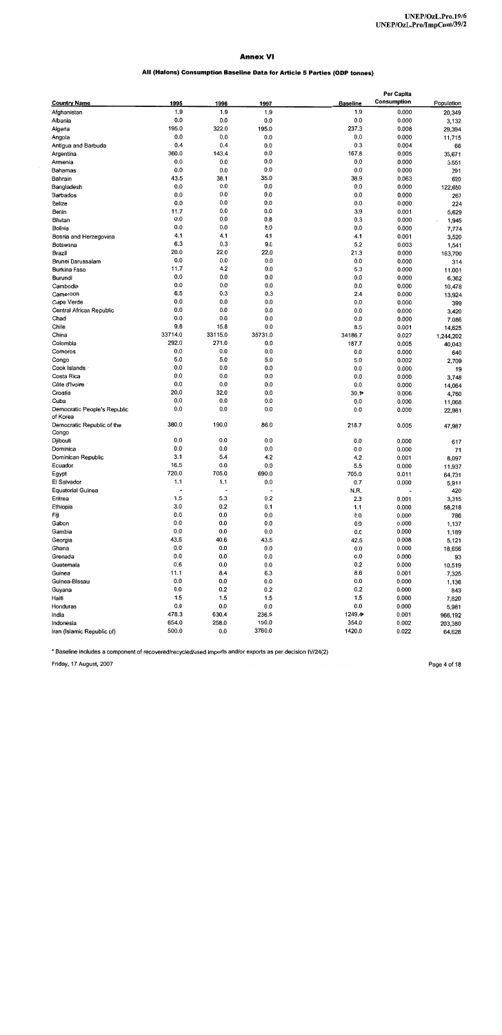## Annex VI

### All (Halons) Consumption Baseline Data for Article 5 Parties (ODP tonnes)

| Country Name | 1995 | 1996 | 1997 | Baseline | Per Capita Consumption | Population |
|---|---|---|---|---|---|---|
| Afghanistan | 1.9 | 1.9 | 1.9 | 1.9 | 0.000 | 20,349 |
| Albania | 0.0 | 0.0 | 0.0 | 0.0 | 0.000 | 3,132 |
| Algeria | 195.0 | 322.0 | 195.0 | 237.3 | 0.008 | 29,394 |
| Angola | 0.0 | 0.0 | 0.0 | 0.0 | 0.000 | 11,715 |
| Antigua and Barbuda | 0.4 | 0.4 | 0.0 | 0.3 | 0.004 | 66 |
| Argentina | 360.0 | 143.4 | 0.0 | 167.8 | 0.005 | 35,671 |
| Armenia | 0.0 | 0.0 | 0.0 | 0.0 | 0.000 | 3,551 |
| Bahamas | 0.0 | 0.0 | 0.0 | 0.0 | 0.000 | 291 |
| Bahrain | 43.5 | 38.1 | 35.0 | 38.9 | 0.063 | 620 |
| Bangladesh | 0.0 | 0.0 | 0.0 | 0.0 | 0.000 | 122,650 |
| Barbados | 0.0 | 0.0 | 0.0 | 0.0 | 0.000 | 267 |
| Belize | 0.0 | 0.0 | 0.0 | 0.0 | 0.000 | 224 |
| Benin | 11.7 | 0.0 | 0.0 | 3.9 | 0.001 | 5,629 |
| Bhutan | 0.0 | 0.0 | 0.8 | 0.3 | 0.000 | 1,945 |
| Bolivia | 0.0 | 0.0 | 0.0 | 0.0 | 0.000 | 7,774 |
| Bosnia and Herzegovina | 4.1 | 4.1 | 4.1 | 4.1 | 0.001 | 3,520 |
| Botswana | 6.3 | 0.3 | 9.0 | 5.2 | 0.003 | 1,541 |
| Brazil | 20.0 | 22.0 | 22.0 | 21.3 | 0.000 | 163,700 |
| Brunei Darussalam | 0.0 | 0.0 | 0.0 | 0.0 | 0.000 | 314 |
| Burkina Faso | 11.7 | 4.2 | 0.0 | 5.3 | 0.000 | 11,001 |
| Burundi | 0.0 | 0.0 | 0.0 | 0.0 | 0.000 | 6,362 |
| Cambodia | 0.0 | 0.0 | 0.0 | 0.0 | 0.000 | 10,478 |
| Cameroon | 6.5 | 0.3 | 0.3 | 2.4 | 0.000 | 13,924 |
| Cape Verde | 0.0 | 0.0 | 0.0 | 0.0 | 0.000 | 399 |
| Central African Republic | 0.0 | 0.0 | 0.0 | 0.0 | 0.000 | 3,420 |
| Chad | 0.0 | 0.0 | 0.0 | 0.0 | 0.000 | 7,086 |
| Chile | 9.8 | 15.8 | 0.0 | 8.5 | 0.001 | 14,625 |
| China | 33714.0 | 33115.0 | 35731.0 | 34186.7 | 0.027 | 1,244,202 |
| Colombia | 292.0 | 271.0 | 0.0 | 187.7 | 0.005 | 40,043 |
| Comoros | 0.0 | 0.0 | 0.0 | 0.0 | 0.000 | 640 |
| Congo | 5.0 | 5.0 | 5.0 | 5.0 | 0.002 | 2,709 |
| Cook Islands | 0.0 | 0.0 | 0.0 | 0.0 | 0.000 | 19 |
| Costa Rica | 0.0 | 0.0 | 0.0 | 0.0 | 0.000 | 3,748 |
| Côte d'Ivoire | 0.0 | 0.0 | 0.0 | 0.0 | 0.000 | 14,064 |
| Croatia | 20.0 | 32.0 | 0.0 | 30.1* | 0.006 | 4,760 |
| Cuba | 0.0 | 0.0 | 0.0 | 0.0 | 0.000 | 11,068 |
| Democratic People's Republic of Korea | 0.0 | 0.0 | 0.0 | 0.0 | 0.000 | 22,981 |
| Democratic Republic of the Congo | 380.0 | 190.0 | 86.0 | 218.7 | 0.005 | 47,987 |
| Djibouti | 0.0 | 0.0 | 0.0 | 0.0 | 0.000 | 617 |
| Dominica | 0.0 | 0.0 | 0.0 | 0.0 | 0.000 | 71 |
| Dominican Republic | 3.1 | 5.4 | 4.2 | 4.2 | 0.001 | 8,097 |
| Ecuador | 16.5 | 0.0 | 0.0 | 5.5 | 0.000 | 11,937 |
| Egypt | 720.0 | 705.0 | 690.0 | 705.0 | 0.011 | 64,731 |
| El Salvador | 1.1 | 1.1 | 0.0 | 0.7 | 0.000 | 5,911 |
| Equatorial Guinea | - | - | - | N.R. | - | 420 |
| Eritrea | 1.5 | 5.3 | 0.2 | 2.3 | 0.001 | 3,315 |
| Ethiopia | 3.0 | 0.2 | 0.1 | 1.1 | 0.000 | 58,218 |
| Fiji | 0.0 | 0.0 | 0.0 | 0.0 | 0.000 | 786 |
| Gabon | 0.0 | 0.0 | 0.0 | 0.0 | 0.000 | 1,137 |
| Gambia | 0.0 | 0.0 | 0.0 | 0.0 | 0.000 | 1,189 |
| Georgia | 43.5 | 40.6 | 43.5 | 42.5 | 0.008 | 5,121 |
| Ghana | 0.0 | 0.0 | 0.0 | 0.0 | 0.000 | 18,656 |
| Grenada | 0.0 | 0.0 | 0.0 | 0.0 | 0.000 | 93 |
| Guatemala | 0.6 | 0.0 | 0.0 | 0.2 | 0.000 | 10,519 |
| Guinea | 11.1 | 8.4 | 6.3 | 8.6 | 0.001 | 7,325 |
| Guinea-Bissau | 0.0 | 0.0 | 0.0 | 0.0 | 0.000 | 1,136 |
| Guyana | 0.0 | 0.2 | 0.2 | 0.2 | 0.000 | 843 |
| Haiti | 1.5 | 1.5 | 1.5 | 1.5 | 0.000 | 7,820 |
| Honduras | 0.0 | 0.0 | 0.0 | 0.0 | 0.000 | 5,981 |
| India | 478.3 | 630.4 | 236.5 | 1249.4* | 0.001 | 966,192 |
| Indonesia | 654.0 | 258.0 | 150.0 | 354.0 | 0.002 | 203,380 |
| Iran (Islamic Republic of) | 500.0 | 0.0 | 3760.0 | 1420.0 | 0.022 | 64,628 |

* Baseline includes a component of recovered/recycled/used imports and/or exports as per decision IV/24(2)

Friday, 17 August, 2007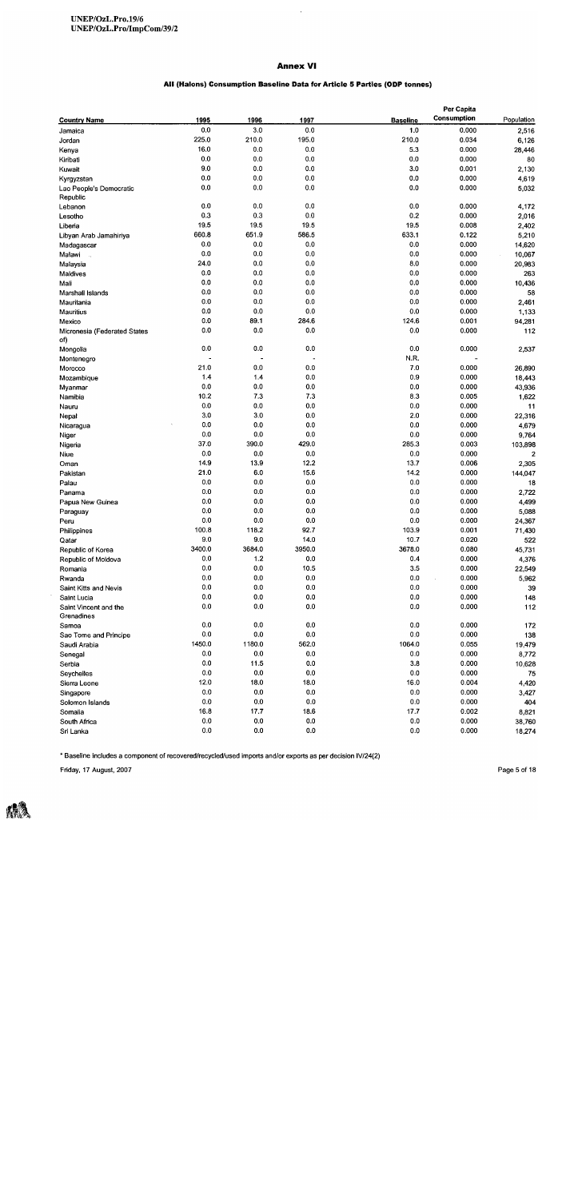## Annex VI

### All (Halons) Consumption Baseline Data for Article 5 Parties (ODP tonnes)

| Country Name | 1995 | 1996 | 1997 | Baseline | Per Capita Consumption | Population |
|---|---|---|---|---|---|---|
| Jamaica | 0.0 | 3.0 | 0.0 | 1.0 | 0.000 | 2,516 |
| Jordan | 225.0 | 210.0 | 195.0 | 210.0 | 0.034 | 6,126 |
| Kenya | 16.0 | 0.0 | 0.0 | 5.3 | 0.000 | 28,446 |
| Kiribati | 0.0 | 0.0 | 0.0 | 0.0 | 0.000 | 80 |
| Kuwait | 9.0 | 0.0 | 0.0 | 3.0 | 0.001 | 2,130 |
| Kyrgyzstan | 0.0 | 0.0 | 0.0 | 0.0 | 0.000 | 4,619 |
| Lao People's Democratic Republic | 0.0 | 0.0 | 0.0 | 0.0 | 0.000 | 5,032 |
| Lebanon | 0.0 | 0.0 | 0.0 | 0.0 | 0.000 | 4,172 |
| Lesotho | 0.3 | 0.3 | 0.0 | 0.2 | 0.000 | 2,016 |
| Liberia | 19.5 | 19.5 | 19.5 | 19.5 | 0.008 | 2,402 |
| Libyan Arab Jamahiriya | 660.8 | 651.9 | 586.5 | 633.1 | 0.122 | 5,210 |
| Madagascar | 0.0 | 0.0 | 0.0 | 0.0 | 0.000 | 14,620 |
| Malawi | 0.0 | 0.0 | 0.0 | 0.0 | 0.000 | 10,067 |
| Malaysia | 24.0 | 0.0 | 0.0 | 8.0 | 0.000 | 20,983 |
| Maldives | 0.0 | 0.0 | 0.0 | 0.0 | 0.000 | 263 |
| Mali | 0.0 | 0.0 | 0.0 | 0.0 | 0.000 | 10,436 |
| Marshall Islands | 0.0 | 0.0 | 0.0 | 0.0 | 0.000 | 58 |
| Mauritania | 0.0 | 0.0 | 0.0 | 0.0 | 0.000 | 2,461 |
| Mauritius | 0.0 | 0.0 | 0.0 | 0.0 | 0.000 | 1,133 |
| Mexico | 0.0 | 89.1 | 284.6 | 124.6 | 0.001 | 94,281 |
| Micronesia (Federated States of) | 0.0 | 0.0 | 0.0 | 0.0 | 0.000 | 112 |
| Mongolia | 0.0 | 0.0 | 0.0 | 0.0 | 0.000 | 2,537 |
| Montenegro | - | - | - | N.R. | - | |
| Morocco | 21.0 | 0.0 | 0.0 | 7.0 | 0.000 | 26,890 |
| Mozambique | 1.4 | 1.4 | 0.0 | 0.9 | 0.000 | 18,443 |
| Myanmar | 0.0 | 0.0 | 0.0 | 0.0 | 0.000 | 43,936 |
| Namibia | 10.2 | 7.3 | 7.3 | 8.3 | 0.005 | 1,622 |
| Nauru | 0.0 | 0.0 | 0.0 | 0.0 | 0.000 | 11 |
| Nepal | 3.0 | 3.0 | 0.0 | 2.0 | 0.000 | 22,316 |
| Nicaragua | 0.0 | 0.0 | 0.0 | 0.0 | 0.000 | 4,679 |
| Niger | 0.0 | 0.0 | 0.0 | 0.0 | 0.000 | 9,764 |
| Nigeria | 37.0 | 390.0 | 429.0 | 285.3 | 0.003 | 103,898 |
| Niue | 0.0 | 0.0 | 0.0 | 0.0 | 0.000 | 2 |
| Oman | 14.9 | 13.9 | 12.2 | 13.7 | 0.006 | 2,305 |
| Pakistan | 21.0 | 6.0 | 15.6 | 14.2 | 0.000 | 144,047 |
| Palau | 0.0 | 0.0 | 0.0 | 0.0 | 0.000 | 18 |
| Panama | 0.0 | 0.0 | 0.0 | 0.0 | 0.000 | 2,722 |
| Papua New Guinea | 0.0 | 0.0 | 0.0 | 0.0 | 0.000 | 4,499 |
| Paraguay | 0.0 | 0.0 | 0.0 | 0.0 | 0.000 | 5,088 |
| Peru | 0.0 | 0.0 | 0.0 | 0.0 | 0.000 | 24,367 |
| Philippines | 100.8 | 118.2 | 92.7 | 103.9 | 0.001 | 71,430 |
| Qatar | 9.0 | 9.0 | 14.0 | 10.7 | 0.020 | 522 |
| Republic of Korea | 3400.0 | 3684.0 | 3950.0 | 3678.0 | 0.080 | 45,731 |
| Republic of Moldova | 0.0 | 1.2 | 0.0 | 0.4 | 0.000 | 4,376 |
| Romania | 0.0 | 0.0 | 10.5 | 3.5 | 0.000 | 22,549 |
| Rwanda | 0.0 | 0.0 | 0.0 | 0.0 | 0.000 | 5,962 |
| Saint Kitts and Nevis | 0.0 | 0.0 | 0.0 | 0.0 | 0.000 | 39 |
| Saint Lucia | 0.0 | 0.0 | 0.0 | 0.0 | 0.000 | 148 |
| Saint Vincent and the Grenadines | 0.0 | 0.0 | 0.0 | 0.0 | 0.000 | 112 |
| Samoa | 0.0 | 0.0 | 0.0 | 0.0 | 0.000 | 172 |
| Sao Tome and Principe | 0.0 | 0.0 | 0.0 | 0.0 | 0.000 | 138 |
| Saudi Arabia | 1450.0 | 1180.0 | 562.0 | 1064.0 | 0.055 | 19,479 |
| Senegal | 0.0 | 0.0 | 0.0 | 0.0 | 0.000 | 8,772 |
| Serbia | 0.0 | 11.5 | 0.0 | 3.8 | 0.000 | 10,628 |
| Seychelles | 0.0 | 0.0 | 0.0 | 0.0 | 0.000 | 75 |
| Sierra Leone | 12.0 | 18.0 | 18.0 | 16.0 | 0.004 | 4,420 |
| Singapore | 0.0 | 0.0 | 0.0 | 0.0 | 0.000 | 3,427 |
| Solomon Islands | 0.0 | 0.0 | 0.0 | 0.0 | 0.000 | 404 |
| Somalia | 16.8 | 17.7 | 18.6 | 17.7 | 0.002 | 8,821 |
| South Africa | 0.0 | 0.0 | 0.0 | 0.0 | 0.000 | 38,760 |
| Sri Lanka | 0.0 | 0.0 | 0.0 | 0.0 | 0.000 | 18,274 |

* Baseline includes a component of recovered/recycled/used imports and/or exports as per decision IV/24(2)

Friday, 17 August, 2007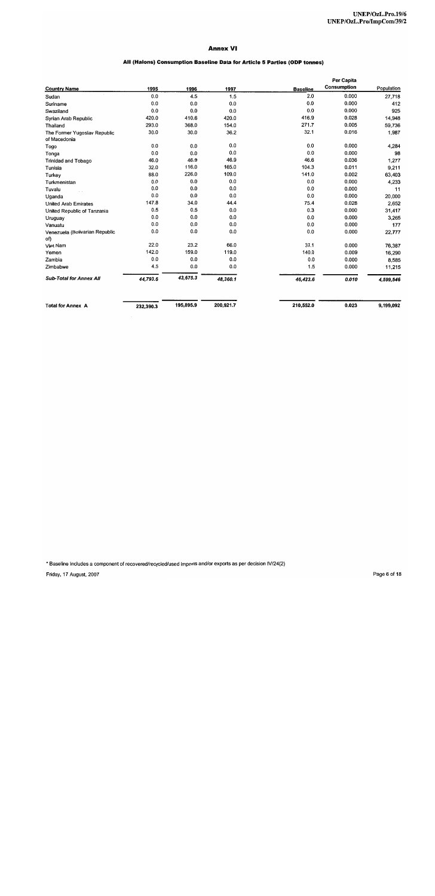## Annex VI

### AII (Halons) Consumption Baseline Data for Article 5 Parties (ODP tonnes)

| Country Name | 1995 | 1996 | 1997 | Baseline | Per Capita Consumption | Population |
|---|---|---|---|---|---|---|
| Sudan | 0.0 | 4.5 | 1.5 | 2.0 | 0.000 | 27,718 |
| Suriname | 0.0 | 0.0 | 0.0 | 0.0 | 0.000 | 412 |
| Swaziland | 0.0 | 0.0 | 0.0 | 0.0 | 0.000 | 925 |
| Syrian Arab Republic | 420.0 | 410.6 | 420.0 | 416.9 | 0.028 | 14,948 |
| Thailand | 293.0 | 368.0 | 154.0 | 271.7 | 0.005 | 59,736 |
| The Former Yugoslav Republic of Macedonia | 30.0 | 30.0 | 36.2 | 32.1 | 0.016 | 1,987 |
| Togo | 0.0 | 0.0 | 0.0 | 0.0 | 0.000 | 4,284 |
| Tonga | 0.0 | 0.0 | 0.0 | 0.0 | 0.000 | 98 |
| Trinidad and Tobago | 46.0 | 46.9 | 46.9 | 46.6 | 0.036 | 1,277 |
| Tunisia | 32.0 | 116.0 | 165.0 | 104.3 | 0.011 | 9,211 |
| Turkey | 88.0 | 226.0 | 109.0 | 141.0 | 0.002 | 63,403 |
| Turkmenistan | 0.0 | 0.0 | 0.0 | 0.0 | 0.000 | 4,233 |
| Tuvalu | 0.0 | 0.0 | 0.0 | 0.0 | 0.000 | 11 |
| Uganda | 0.0 | 0.0 | 0.0 | 0.0 | 0.000 | 20,000 |
| United Arab Emirates | 147.8 | 34.0 | 44.4 | 75.4 | 0.028 | 2,652 |
| United Republic of Tanzania | 0.5 | 0.5 | 0.0 | 0.3 | 0.000 | 31,417 |
| Uruguay | 0.0 | 0.0 | 0.0 | 0.0 | 0.000 | 3,265 |
| Vanuatu | 0.0 | 0.0 | 0.0 | 0.0 | 0.000 | 177 |
| Venezuela (Bolivarian Republic of) | 0.0 | 0.0 | 0.0 | 0.0 | 0.000 | 22,777 |
| Viet Nam | 22.0 | 23.2 | 66.0 | 37.1 | 0.000 | 76,387 |
| Yemen | 142.0 | 159.0 | 119.0 | 140.0 | 0.009 | 16,290 |
| Zambia | 0.0 | 0.0 | 0.0 | 0.0 | 0.000 | 8,585 |
| Zimbabwe | 4.5 | 0.0 | 0.0 | 1.5 | 0.000 | 11,215 |
| ***Sub-Total for Annex AII*** | ***44,793.6*** | ***43,675.3*** | ***48,360.1*** | ***46,423.6*** | ***0.010*** | ***4,599,546*** |
| **Total for Annex A** | **232,390.3** | **195,895.9** | **200,921.7** | **210,552.0** | **0.023** | **9,199,092** |

* Baseline includes a component of recovered/recycled/used imports and/or exports as per decision IV/24(2)

Friday, 17 August, 2007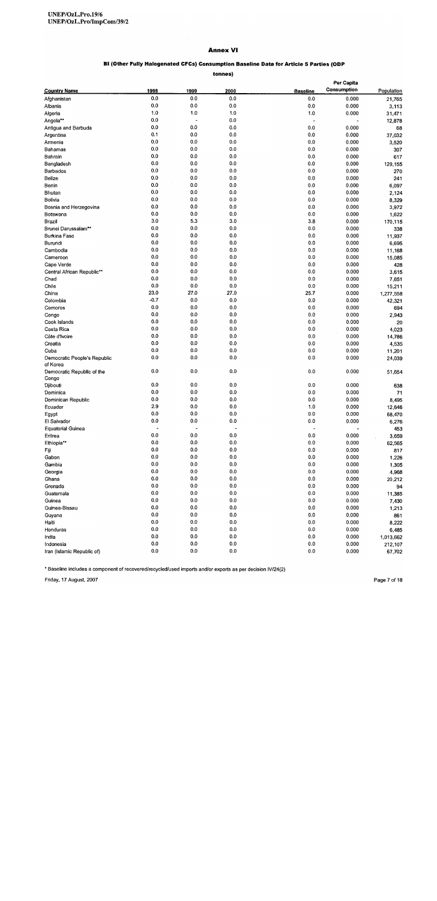## Annex VI

### BI (Other Fully Halogenated CFCs) Consumption Baseline Data for Article 5 Parties (ODP tonnes)

| Country Name | 1998 | 1999 | 2000 | Baseline | Per Capita Consumption | Population |
|---|---|---|---|---|---|---|
| Afghanistan | 0.0 | 0.0 | 0.0 | 0.0 | 0.000 | 21,765 |
| Albania | 0.0 | 0.0 | 0.0 | 0.0 | 0.000 | 3,113 |
| Algeria | 1.0 | 1.0 | 1.0 | 1.0 | 0.000 | 31,471 |
| Angola** | 0.0 | - | 0.0 | - | - | 12,878 |
| Antigua and Barbuda | 0.0 | 0.0 | 0.0 | 0.0 | 0.000 | 68 |
| Argentina | 0.1 | 0.0 | 0.0 | 0.0 | 0.000 | 37,032 |
| Armenia | 0.0 | 0.0 | 0.0 | 0.0 | 0.000 | 3,520 |
| Bahamas | 0.0 | 0.0 | 0.0 | 0.0 | 0.000 | 307 |
| Bahrain | 0.0 | 0.0 | 0.0 | 0.0 | 0.000 | 617 |
| Bangladesh | 0.0 | 0.0 | 0.0 | 0.0 | 0.000 | 129,155 |
| Barbados | 0.0 | 0.0 | 0.0 | 0.0 | 0.000 | 270 |
| Belize | 0.0 | 0.0 | 0.0 | 0.0 | 0.000 | 241 |
| Benin | 0.0 | 0.0 | 0.0 | 0.0 | 0.000 | 6,097 |
| Bhutan | 0.0 | 0.0 | 0.0 | 0.0 | 0.000 | 2,124 |
| Bolivia | 0.0 | 0.0 | 0.0 | 0.0 | 0.000 | 8,329 |
| Bosnia and Herzegovina | 0.0 | 0.0 | 0.0 | 0.0 | 0.000 | 3,972 |
| Botswana | 0.0 | 0.0 | 0.0 | 0.0 | 0.000 | 1,622 |
| Brazil | 3.0 | 5.3 | 3.0 | 3.8 | 0.000 | 170,115 |
| Brunei Darussalam** | 0.0 | 0.0 | 0.0 | 0.0 | 0.000 | 338 |
| Burkina Faso | 0.0 | 0.0 | 0.0 | 0.0 | 0.000 | 11,937 |
| Burundi | 0.0 | 0.0 | 0.0 | 0.0 | 0.000 | 6,695 |
| Cambodia | 0.0 | 0.0 | 0.0 | 0.0 | 0.000 | 11,168 |
| Cameroon | 0.0 | 0.0 | 0.0 | 0.0 | 0.000 | 15,085 |
| Cape Verde | 0.0 | 0.0 | 0.0 | 0.0 | 0.000 | 428 |
| Central African Republic** | 0.0 | 0.0 | 0.0 | 0.0 | 0.000 | 3,615 |
| Chad | 0.0 | 0.0 | 0.0 | 0.0 | 0.000 | 7,651 |
| Chile | 0.0 | 0.0 | 0.0 | 0.0 | 0.000 | 15,211 |
| China | 23.0 | 27.0 | 27.0 | 25.7 | 0.000 | 1,277,558 |
| Colombia | -0.7 | 0.0 | 0.0 | 0.0 | 0.000 | 42,321 |
| Comoros | 0.0 | 0.0 | 0.0 | 0.0 | 0.000 | 694 |
| Congo | 0.0 | 0.0 | 0.0 | 0.0 | 0.000 | 2,943 |
| Cook Islands | 0.0 | 0.0 | 0.0 | 0.0 | 0.000 | 20 |
| Costa Rica | 0.0 | 0.0 | 0.0 | 0.0 | 0.000 | 4,023 |
| Côte d'Ivoire | 0.0 | 0.0 | 0.0 | 0.0 | 0.000 | 14,786 |
| Croatia | 0.0 | 0.0 | 0.0 | 0.0 | 0.000 | 4,535 |
| Cuba | 0.0 | 0.0 | 0.0 | 0.0 | 0.000 | 11,201 |
| Democratic People's Republic of Korea | 0.0 | 0.0 | 0.0 | 0.0 | 0.000 | 24,039 |
| Democratic Republic of the Congo | 0.0 | 0.0 | 0.0 | 0.0 | 0.000 | 51,654 |
| Djibouti | 0.0 | 0.0 | 0.0 | 0.0 | 0.000 | 638 |
| Dominica | 0.0 | 0.0 | 0.0 | 0.0 | 0.000 | 71 |
| Dominican Republic | 0.0 | 0.0 | 0.0 | 0.0 | 0.000 | 8,495 |
| Ecuador | 2.9 | 0.0 | 0.0 | 1.0 | 0.000 | 12,646 |
| Egypt | 0.0 | 0.0 | 0.0 | 0.0 | 0.000 | 68,470 |
| El Salvador | 0.0 | 0.0 | 0.0 | 0.0 | 0.000 | 6,276 |
| Equatorial Guinea | - | - | - | - | - | 453 |
| Eritrea | 0.0 | 0.0 | 0.0 | 0.0 | 0.000 | 3,659 |
| Ethiopia** | 0.0 | 0.0 | 0.0 | 0.0 | 0.000 | 62,565 |
| Fiji | 0.0 | 0.0 | 0.0 | 0.0 | 0.000 | 817 |
| Gabon | 0.0 | 0.0 | 0.0 | 0.0 | 0.000 | 1,226 |
| Gambia | 0.0 | 0.0 | 0.0 | 0.0 | 0.000 | 1,305 |
| Georgia | 0.0 | 0.0 | 0.0 | 0.0 | 0.000 | 4,968 |
| Ghana | 0.0 | 0.0 | 0.0 | 0.0 | 0.000 | 20,212 |
| Grenada | 0.0 | 0.0 | 0.0 | 0.0 | 0.000 | 94 |
| Guatemala | 0.0 | 0.0 | 0.0 | 0.0 | 0.000 | 11,385 |
| Guinea | 0.0 | 0.0 | 0.0 | 0.0 | 0.000 | 7,430 |
| Guinea-Bissau | 0.0 | 0.0 | 0.0 | 0.0 | 0.000 | 1,213 |
| Guyana | 0.0 | 0.0 | 0.0 | 0.0 | 0.000 | 861 |
| Haiti | 0.0 | 0.0 | 0.0 | 0.0 | 0.000 | 8,222 |
| Honduras | 0.0 | 0.0 | 0.0 | 0.0 | 0.000 | 6,485 |
| India | 0.0 | 0.0 | 0.0 | 0.0 | 0.000 | 1,013,662 |
| Indonesia | 0.0 | 0.0 | 0.0 | 0.0 | 0.000 | 212,107 |
| Iran (Islamic Republic of) | 0.0 | 0.0 | 0.0 | 0.0 | 0.000 | 67,702 |

* Baseline includes a component of recovered/recycled/used imports and/or exports as per decision IV/24(2)

Friday, 17 August, 2007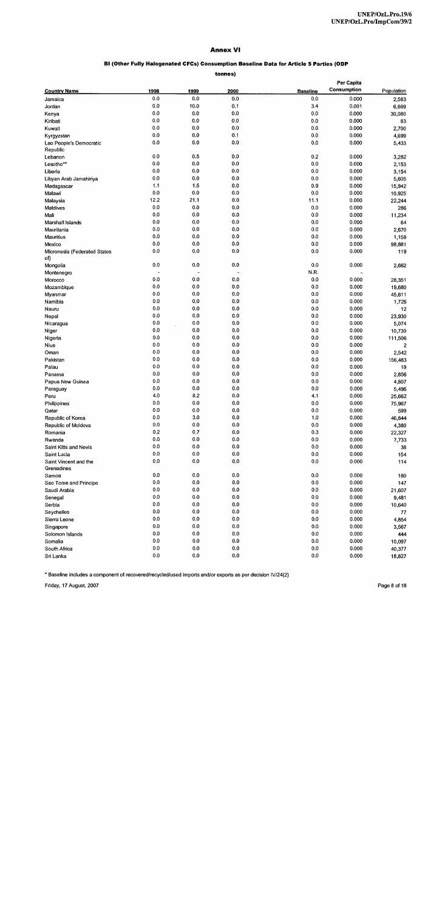## Annex VI

### BI (Other Fully Halogenated CFCs) Consumption Baseline Data for Article 5 Parties (ODP tonnes)

| Country Name | 1998 | 1999 | 2000 | Baseline | Per Capita Consumption | Population |
|---|---|---|---|---|---|---|
| Jamaica | 0.0 | 0.0 | 0.0 | 0.0 | 0.000 | 2,583 |
| Jordan | 0.0 | 10.0 | 0.1 | 3.4 | 0.001 | 6,669 |
| Kenya | 0.0 | 0.0 | 0.0 | 0.0 | 0.000 | 30,080 |
| Kiribati | 0.0 | 0.0 | 0.0 | 0.0 | 0.000 | 83 |
| Kuwait | 0.0 | 0.0 | 0.0 | 0.0 | 0.000 | 2,700 |
| Kyrgyzstan | 0.0 | 0.0 | 0.1 | 0.0 | 0.000 | 4,699 |
| Lao People's Democratic Republic | 0.0 | 0.0 | 0.0 | 0.0 | 0.000 | 5,433 |
| Lebanon | 0.0 | 0.5 | 0.0 | 0.2 | 0.000 | 3,282 |
| Lesotho** | 0.0 | 0.0 | 0.0 | 0.0 | 0.000 | 2,153 |
| Liberia | 0.0 | 0.0 | 0.0 | 0.0 | 0.000 | 3,154 |
| Libyan Arab Jamahiriya | 0.0 | 0.0 | 0.0 | 0.0 | 0.000 | 5,605 |
| Madagascar | 1.1 | 1.5 | 0.0 | 0.9 | 0.000 | 15,942 |
| Malawi | 0.0 | 0.0 | 0.0 | 0.0 | 0.000 | 10,925 |
| Malaysia | 12.2 | 21.1 | 0.0 | 11.1 | 0.000 | 22,244 |
| Maldives | 0.0 | 0.0 | 0.0 | 0.0 | 0.000 | 286 |
| Mali | 0.0 | 0.0 | 0.0 | 0.0 | 0.000 | 11,234 |
| Marshall Islands | 0.0 | 0.0 | 0.0 | 0.0 | 0.000 | 64 |
| Mauritania | 0.0 | 0.0 | 0.0 | 0.0 | 0.000 | 2,670 |
| Mauritius | 0.0 | 0.0 | 0.0 | 0.0 | 0.000 | 1,158 |
| Mexico | 0.0 | 0.0 | 0.0 | 0.0 | 0.000 | 98,881 |
| Micronesia (Federated States of) | 0.0 | 0.0 | 0.0 | 0.0 | 0.000 | 119 |
| Mongolia | 0.0 | 0.0 | 0.0 | 0.0 | 0.000 | 2,662 |
| Montenegro | - | - | - | N.R. | - | |
| Morocco | 0.0 | 0.0 | 0.0 | 0.0 | 0.000 | 28,351 |
| Mozambique | 0.0 | 0.0 | 0.0 | 0.0 | 0.000 | 19,680 |
| Myanmar | 0.0 | 0.0 | 0.0 | 0.0 | 0.000 | 45,611 |
| Namibia | 0.0 | 0.0 | 0.0 | 0.0 | 0.000 | 1,726 |
| Nauru | 0.0 | 0.0 | 0.0 | 0.0 | 0.000 | 12 |
| Nepal | 0.0 | 0.0 | 0.0 | 0.0 | 0.000 | 23,930 |
| Nicaragua | 0.0 | 0.0 | 0.0 | 0.0 | 0.000 | 5,074 |
| Niger | 0.0 | 0.0 | 0.0 | 0.0 | 0.000 | 10,730 |
| Nigeria | 0.0 | 0.0 | 0.0 | 0.0 | 0.000 | 111,506 |
| Niue | 0.0 | 0.0 | 0.0 | 0.0 | 0.000 | 2 |
| Oman | 0.0 | 0.0 | 0.0 | 0.0 | 0.000 | 2,542 |
| Pakistan | 0.0 | 0.0 | 0.0 | 0.0 | 0.000 | 156,483 |
| Palau | 0.0 | 0.0 | 0.0 | 0.0 | 0.000 | 19 |
| Panama | 0.0 | 0.0 | 0.0 | 0.0 | 0.000 | 2,856 |
| Papua New Guinea | 0.0 | 0.0 | 0.0 | 0.0 | 0.000 | 4,807 |
| Paraguay | 0.0 | 0.0 | 0.0 | 0.0 | 0.000 | 5,496 |
| Peru | 4.0 | 8.2 | 0.0 | 4.1 | 0.000 | 25,662 |
| Philippines | 0.0 | 0.0 | 0.0 | 0.0 | 0.000 | 75,967 |
| Qatar | 0.0 | 0.0 | 0.0 | 0.0 | 0.000 | 599 |
| Republic of Korea | 0.0 | 3.0 | 0.0 | 1.0 | 0.000 | 46,844 |
| Republic of Moldova | 0.0 | 0.0 | 0.0 | 0.0 | 0.000 | 4,380 |
| Romania | 0.2 | 0.7 | 0.0 | 0.3 | 0.000 | 22,327 |
| Rwanda | 0.0 | 0.0 | 0.0 | 0.0 | 0.000 | 7,733 |
| Saint Kitts and Nevis | 0.0 | 0.0 | 0.0 | 0.0 | 0.000 | 38 |
| Saint Lucia | 0.0 | 0.0 | 0.0 | 0.0 | 0.000 | 154 |
| Saint Vincent and the Grenadines | 0.0 | 0.0 | 0.0 | 0.0 | 0.000 | 114 |
| Samoa | 0.0 | 0.0 | 0.0 | 0.0 | 0.000 | 180 |
| Sao Tome and Principe | 0.0 | 0.0 | 0.0 | 0.0 | 0.000 | 147 |
| Saudi Arabia | 0.0 | 0.0 | 0.0 | 0.0 | 0.000 | 21,607 |
| Senegal | 0.0 | 0.0 | 0.0 | 0.0 | 0.000 | 9,481 |
| Serbia | 0.0 | 0.0 | 0.0 | 0.0 | 0.000 | 10,640 |
| Seychelles | 0.0 | 0.0 | 0.0 | 0.0 | 0.000 | 77 |
| Sierra Leone | 0.0 | 0.0 | 0.0 | 0.0 | 0.000 | 4,854 |
| Singapore | 0.0 | 0.0 | 0.0 | 0.0 | 0.000 | 3,567 |
| Solomon Islands | 0.0 | 0.0 | 0.0 | 0.0 | 0.000 | 444 |
| Somalia | 0.0 | 0.0 | 0.0 | 0.0 | 0.000 | 10,097 |
| South Africa | 0.0 | 0.0 | 0.0 | 0.0 | 0.000 | 40,377 |
| Sri Lanka | 0.0 | 0.0 | 0.0 | 0.0 | 0.000 | 18,827 |

* Baseline includes a component of recovered/recycled/used imports and/or exports as per decision IV/24(2)

Friday, 17 August, 2007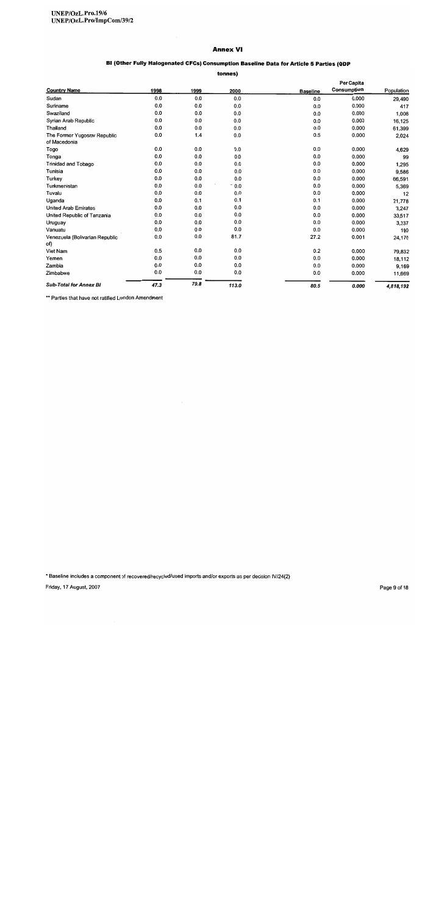## Annex VI

### BI (Other Fully Halogenated CFCs) Consumption Baseline Data for Article 5 Parties (ODP tonnes)

| Country Name | 1998 | 1999 | 2000 | Baseline | Per Capita Consumption | Population |
|---|---|---|---|---|---|---|
| Sudan | 0.0 | 0.0 | 0.0 | 0.0 | 0.000 | 29,490 |
| Suriname | 0.0 | 0.0 | 0.0 | 0.0 | 0.000 | 417 |
| Swaziland | 0.0 | 0.0 | 0.0 | 0.0 | 0.000 | 1,008 |
| Syrian Arab Republic | 0.0 | 0.0 | 0.0 | 0.0 | 0.000 | 16,125 |
| Thailand | 0.0 | 0.0 | 0.0 | 0.0 | 0.000 | 61,399 |
| The Former Yugoslav Republic of Macedonia | 0.0 | 1.4 | 0.0 | 0.5 | 0.000 | 2,024 |
| Togo | 0.0 | 0.0 | 0.0 | 0.0 | 0.000 | 4,629 |
| Tonga | 0.0 | 0.0 | 0.0 | 0.0 | 0.000 | 99 |
| Trinidad and Tobago | 0.0 | 0.0 | 0.0 | 0.0 | 0.000 | 1,295 |
| Tunisia | 0.0 | 0.0 | 0.0 | 0.0 | 0.000 | 9,586 |
| Turkey | 0.0 | 0.0 | 0.0 | 0.0 | 0.000 | 66,591 |
| Turkmenistan | 0.0 | 0.0 | 0.0 | 0.0 | 0.000 | 5,369 |
| Tuvalu | 0.0 | 0.0 | 0.0 | 0.0 | 0.000 | 12 |
| Uganda | 0.0 | 0.1 | 0.1 | 0.1 | 0.000 | 21,778 |
| United Arab Emirates | 0.0 | 0.0 | 0.0 | 0.0 | 0.000 | 3,247 |
| United Republic of Tanzania | 0.0 | 0.0 | 0.0 | 0.0 | 0.000 | 33,517 |
| Uruguay | 0.0 | 0.0 | 0.0 | 0.0 | 0.000 | 3,337 |
| Vanuatu | 0.0 | 0.0 | 0.0 | 0.0 | 0.000 | 190 |
| Venezuela (Bolivarian Republic of) | 0.0 | 0.0 | 81.7 | 27.2 | 0.001 | 24,170 |
| Viet Nam | 0.5 | 0.0 | 0.0 | 0.2 | 0.000 | 79,832 |
| Yemen | 0.0 | 0.0 | 0.0 | 0.0 | 0.000 | 18,112 |
| Zambia | 0.0 | 0.0 | 0.0 | 0.0 | 0.000 | 9,169 |
| Zimbabwe | 0.0 | 0.0 | 0.0 | 0.0 | 0.000 | 11,669 |
| ***Sub-Total for Annex BI*** | ***47.3*** | ***79.8*** | ***113.0*** | ***80.5*** | ***0.000*** | ***4,818,192*** |

** Parties that have not ratified London Amendment

* Baseline includes a component of recovered/recycled/used imports and/or exports as per decision IV/24(2)

Friday, 17 August, 2007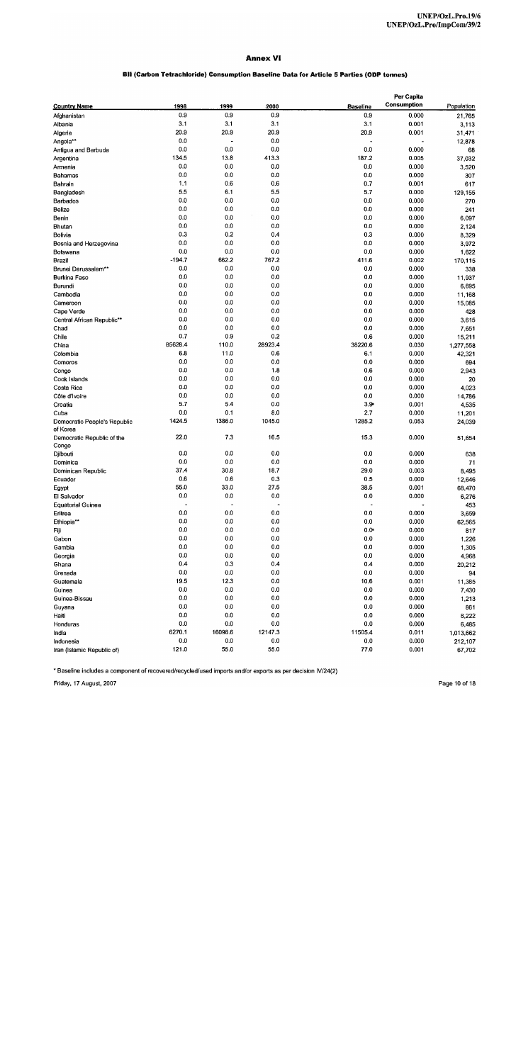# Annex VI

## BII (Carbon Tetrachloride) Consumption Baseline Data for Article 5 Parties (ODP tonnes)

| Country Name | 1998 | 1999 | 2000 | Baseline | Per Capita Consumption | Population |
|---|---|---|---|---|---|---|
| Afghanistan | 0.9 | 0.9 | 0.9 | 0.9 | 0.000 | 21,765 |
| Albania | 3.1 | 3.1 | 3.1 | 3.1 | 0.001 | 3,113 |
| Algeria | 20.9 | 20.9 | 20.9 | 20.9 | 0.001 | 31,471 |
| Angola** | 0.0 | - | 0.0 | - | - | 12,878 |
| Antigua and Barbuda | 0.0 | 0.0 | 0.0 | 0.0 | 0.000 | 68 |
| Argentina | 134.5 | 13.8 | 413.3 | 187.2 | 0.005 | 37,032 |
| Armenia | 0.0 | 0.0 | 0.0 | 0.0 | 0.000 | 3,520 |
| Bahamas | 0.0 | 0.0 | 0.0 | 0.0 | 0.000 | 307 |
| Bahrain | 1.1 | 0.6 | 0.6 | 0.7 | 0.001 | 617 |
| Bangladesh | 5.5 | 6.1 | 5.5 | 5.7 | 0.000 | 129,155 |
| Barbados | 0.0 | 0.0 | 0.0 | 0.0 | 0.000 | 270 |
| Belize | 0.0 | 0.0 | 0.0 | 0.0 | 0.000 | 241 |
| Benin | 0.0 | 0.0 | 0.0 | 0.0 | 0.000 | 6,097 |
| Bhutan | 0.0 | 0.0 | 0.0 | 0.0 | 0.000 | 2,124 |
| Bolivia | 0.3 | 0.2 | 0.4 | 0.3 | 0.000 | 8,329 |
| Bosnia and Herzegovina | 0.0 | 0.0 | 0.0 | 0.0 | 0.000 | 3,972 |
| Botswana | 0.0 | 0.0 | 0.0 | 0.0 | 0.000 | 1,622 |
| Brazil | -194.7 | 662.2 | 767.2 | 411.6 | 0.002 | 170,115 |
| Brunei Darussalam** | 0.0 | 0.0 | 0.0 | 0.0 | 0.000 | 338 |
| Burkina Faso | 0.0 | 0.0 | 0.0 | 0.0 | 0.000 | 11,937 |
| Burundi | 0.0 | 0.0 | 0.0 | 0.0 | 0.000 | 6,695 |
| Cambodia | 0.0 | 0.0 | 0.0 | 0.0 | 0.000 | 11,168 |
| Cameroon | 0.0 | 0.0 | 0.0 | 0.0 | 0.000 | 15,085 |
| Cape Verde | 0.0 | 0.0 | 0.0 | 0.0 | 0.000 | 428 |
| Central African Republic** | 0.0 | 0.0 | 0.0 | 0.0 | 0.000 | 3,615 |
| Chad | 0.0 | 0.0 | 0.0 | 0.0 | 0.000 | 7,651 |
| Chile | 0.7 | 0.9 | 0.2 | 0.6 | 0.000 | 15,211 |
| China | 85628.4 | 110.0 | 28923.4 | 38220.6 | 0.030 | 1,277,558 |
| Colombia | 6.8 | 11.0 | 0.6 | 6.1 | 0.000 | 42,321 |
| Comoros | 0.0 | 0.0 | 0.0 | 0.0 | 0.000 | 694 |
| Congo | 0.0 | 0.0 | 1.8 | 0.6 | 0.000 | 2,943 |
| Cook Islands | 0.0 | 0.0 | 0.0 | 0.0 | 0.000 | 20 |
| Costa Rica | 0.0 | 0.0 | 0.0 | 0.0 | 0.000 | 4,023 |
| Côte d'Ivoire | 0.0 | 0.0 | 0.0 | 0.0 | 0.000 | 14,786 |
| Croatia | 5.7 | 5.4 | 0.0 | 3.9* | 0.001 | 4,535 |
| Cuba | 0.0 | 0.1 | 8.0 | 2.7 | 0.000 | 11,201 |
| Democratic People's Republic of Korea | 1424.5 | 1386.0 | 1045.0 | 1285.2 | 0.053 | 24,039 |
| Democratic Republic of the Congo | 22.0 | 7.3 | 16.5 | 15.3 | 0.000 | 51,654 |
| Djibouti | 0.0 | 0.0 | 0.0 | 0.0 | 0.000 | 638 |
| Dominica | 0.0 | 0.0 | 0.0 | 0.0 | 0.000 | 71 |
| Dominican Republic | 37.4 | 30.8 | 18.7 | 29.0 | 0.003 | 8,495 |
| Ecuador | 0.6 | 0.6 | 0.3 | 0.5 | 0.000 | 12,646 |
| Egypt | 55.0 | 33.0 | 27.5 | 38.5 | 0.001 | 68,470 |
| El Salvador | 0.0 | 0.0 | 0.0 | 0.0 | 0.000 | 6,276 |
| Equatorial Guinea | - | - | - | - | - | 453 |
| Eritrea | 0.0 | 0.0 | 0.0 | 0.0 | 0.000 | 3,659 |
| Ethiopia** | 0.0 | 0.0 | 0.0 | 0.0 | 0.000 | 62,565 |
| Fiji | 0.0 | 0.0 | 0.0 | 0.0* | 0.000 | 817 |
| Gabon | 0.0 | 0.0 | 0.0 | 0.0 | 0.000 | 1,226 |
| Gambia | 0.0 | 0.0 | 0.0 | 0.0 | 0.000 | 1,305 |
| Georgia | 0.0 | 0.0 | 0.0 | 0.0 | 0.000 | 4,968 |
| Ghana | 0.4 | 0.3 | 0.4 | 0.4 | 0.000 | 20,212 |
| Grenada | 0.0 | 0.0 | 0.0 | 0.0 | 0.000 | 94 |
| Guatemala | 19.5 | 12.3 | 0.0 | 10.6 | 0.001 | 11,385 |
| Guinea | 0.0 | 0.0 | 0.0 | 0.0 | 0.000 | 7,430 |
| Guinea-Bissau | 0.0 | 0.0 | 0.0 | 0.0 | 0.000 | 1,213 |
| Guyana | 0.0 | 0.0 | 0.0 | 0.0 | 0.000 | 861 |
| Haiti | 0.0 | 0.0 | 0.0 | 0.0 | 0.000 | 8,222 |
| Honduras | 0.0 | 0.0 | 0.0 | 0.0 | 0.000 | 6,485 |
| India | 6270.1 | 16098.6 | 12147.3 | 11505.4 | 0.011 | 1,013,662 |
| Indonesia | 0.0 | 0.0 | 0.0 | 0.0 | 0.000 | 212,107 |
| Iran (Islamic Republic of) | 121.0 | 55.0 | 55.0 | 77.0 | 0.001 | 67,702 |

* Baseline includes a component of recovered/recycled/used imports and/or exports as per decision IV/24(2)

Friday, 17 August, 2007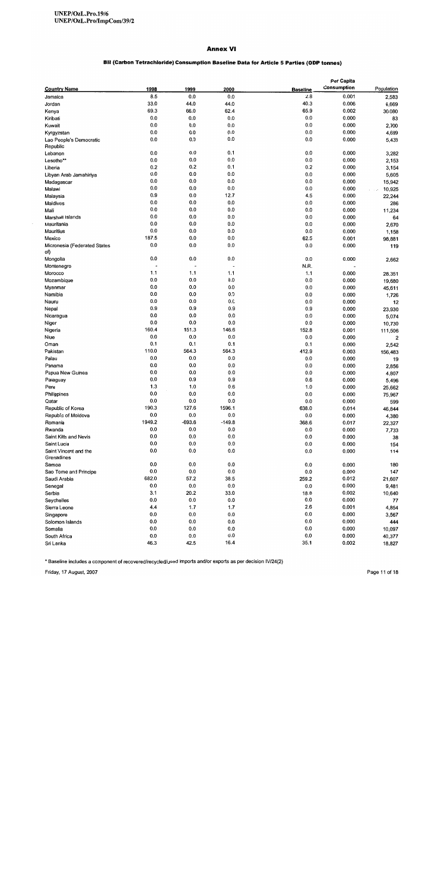## Annex VI

### BII (Carbon Tetrachloride) Consumption Baseline Data for Article 5 Parties (ODP tonnes)

| Country Name | 1998 | 1999 | 2000 | Baseline | Per Capita Consumption | Population |
|---|---|---|---|---|---|---|
| Jamaica | 8.5 | 0.0 | 0.0 | 2.8 | 0.001 | 2,583 |
| Jordan | 33.0 | 44.0 | 44.0 | 40.3 | 0.006 | 6,669 |
| Kenya | 69.3 | 66.0 | 62.4 | 65.9 | 0.002 | 30,080 |
| Kiribati | 0.0 | 0.0 | 0.0 | 0.0 | 0.000 | 83 |
| Kuwait | 0.0 | 0.0 | 0.0 | 0.0 | 0.000 | 2,700 |
| Kyrgyzstan | 0.0 | 0.0 | 0.0 | 0.0 | 0.000 | 4,699 |
| Lao People's Democratic Republic | 0.0 | 0.0 | 0.0 | 0.0 | 0.000 | 5,433 |
| Lebanon | 0.0 | 0.0 | 0.1 | 0.0 | 0.000 | 3,282 |
| Lesotho** | 0.0 | 0.0 | 0.0 | 0.0 | 0.000 | 2,153 |
| Liberia | 0.2 | 0.2 | 0.1 | 0.2 | 0.000 | 3,154 |
| Libyan Arab Jamahiriya | 0.0 | 0.0 | 0.0 | 0.0 | 0.000 | 5,605 |
| Madagascar | 0.0 | 0.0 | 0.0 | 0.0 | 0.000 | 15,942 |
| Malawi | 0.0 | 0.0 | 0.0 | 0.0 | 0.000 | 10,925 |
| Malaysia | 0.9 | 0.0 | 12.7 | 4.5 | 0.000 | 22,244 |
| Maldives | 0.0 | 0.0 | 0.0 | 0.0 | 0.000 | 286 |
| Mali | 0.0 | 0.0 | 0.0 | 0.0 | 0.000 | 11,234 |
| Marshall Islands | 0.0 | 0.0 | 0.0 | 0.0 | 0.000 | 64 |
| Mauritania | 0.0 | 0.0 | 0.0 | 0.0 | 0.000 | 2,670 |
| Mauritius | 0.0 | 0.0 | 0.0 | 0.0 | 0.000 | 1,158 |
| Mexico | 187.5 | 0.0 | 0.0 | 62.5 | 0.001 | 98,881 |
| Micronesia (Federated States of) | 0.0 | 0.0 | 0.0 | 0.0 | 0.000 | 119 |
| Mongolia | 0.0 | 0.0 | 0.0 | 0.0 | 0.000 | 2,662 |
| Montenegro | - | - | - | N.R. | - | |
| Morocco | 1.1 | 1.1 | 1.1 | 1.1 | 0.000 | 28,351 |
| Mozambique | 0.0 | 0.0 | 0.0 | 0.0 | 0.000 | 19,680 |
| Myanmar | 0.0 | 0.0 | 0.0 | 0.0 | 0.000 | 45,611 |
| Namibia | 0.0 | 0.0 | 0.0 | 0.0 | 0.000 | 1,726 |
| Nauru | 0.0 | 0.0 | 0.0 | 0.0 | 0.000 | 12 |
| Nepal | 0.9 | 0.9 | 0.9 | 0.9 | 0.000 | 23,930 |
| Nicaragua | 0.0 | 0.0 | 0.0 | 0.0 | 0.000 | 5,074 |
| Niger | 0.0 | 0.0 | 0.0 | 0.0 | 0.000 | 10,730 |
| Nigeria | 160.4 | 151.3 | 146.6 | 152.8 | 0.001 | 111,506 |
| Niue | 0.0 | 0.0 | 0.0 | 0.0 | 0.000 | 2 |
| Oman | 0.1 | 0.1 | 0.1 | 0.1 | 0.000 | 2,542 |
| Pakistan | 110.0 | 564.3 | 564.3 | 412.9 | 0.003 | 156,483 |
| Palau | 0.0 | 0.0 | 0.0 | 0.0 | 0.000 | 19 |
| Panama | 0.0 | 0.0 | 0.0 | 0.0 | 0.000 | 2,856 |
| Papua New Guinea | 0.0 | 0.0 | 0.0 | 0.0 | 0.000 | 4,807 |
| Paraguay | 0.0 | 0.9 | 0.9 | 0.6 | 0.000 | 5,496 |
| Peru | 1.3 | 1.0 | 0.6 | 1.0 | 0.000 | 25,662 |
| Philippines | 0.0 | 0.0 | 0.0 | 0.0 | 0.000 | 75,967 |
| Qatar | 0.0 | 0.0 | 0.0 | 0.0 | 0.000 | 599 |
| Republic of Korea | 190.3 | 127.6 | 1596.1 | 638.0 | 0.014 | 46,844 |
| Republic of Moldova | 0.0 | 0.0 | 0.0 | 0.0 | 0.000 | 4,380 |
| Romania | 1949.2 | -693.6 | -149.8 | 368.6 | 0.017 | 22,327 |
| Rwanda | 0.0 | 0.0 | 0.0 | 0.0 | 0.000 | 7,733 |
| Saint Kitts and Nevis | 0.0 | 0.0 | 0.0 | 0.0 | 0.000 | 38 |
| Saint Lucia | 0.0 | 0.0 | 0.0 | 0.0 | 0.000 | 154 |
| Saint Vincent and the Grenadines | 0.0 | 0.0 | 0.0 | 0.0 | 0.000 | 114 |
| Samoa | 0.0 | 0.0 | 0.0 | 0.0 | 0.000 | 180 |
| Sao Tome and Principe | 0.0 | 0.0 | 0.0 | 0.0 | 0.000 | 147 |
| Saudi Arabia | 682.0 | 57.2 | 38.5 | 259.2 | 0.012 | 21,607 |
| Senegal | 0.0 | 0.0 | 0.0 | 0.0 | 0.000 | 9,481 |
| Serbia | 3.1 | 20.2 | 33.0 | 18.8 | 0.002 | 10,640 |
| Seychelles | 0.0 | 0.0 | 0.0 | 0.0 | 0.000 | 77 |
| Sierra Leone | 4.4 | 1.7 | 1.7 | 2.6 | 0.001 | 4,854 |
| Singapore | 0.0 | 0.0 | 0.0 | 0.0 | 0.000 | 3,567 |
| Solomon Islands | 0.0 | 0.0 | 0.0 | 0.0 | 0.000 | 444 |
| Somalia | 0.0 | 0.0 | 0.0 | 0.0 | 0.000 | 10,097 |
| South Africa | 0.0 | 0.0 | 0.0 | 0.0 | 0.000 | 40,377 |
| Sri Lanka | 46.3 | 42.5 | 16.4 | 35.1 | 0.002 | 18,827 |

\* Baseline includes a component of recovered/recycled/used imports and/or exports as per decision IV/24(2)

Friday, 17 August, 2007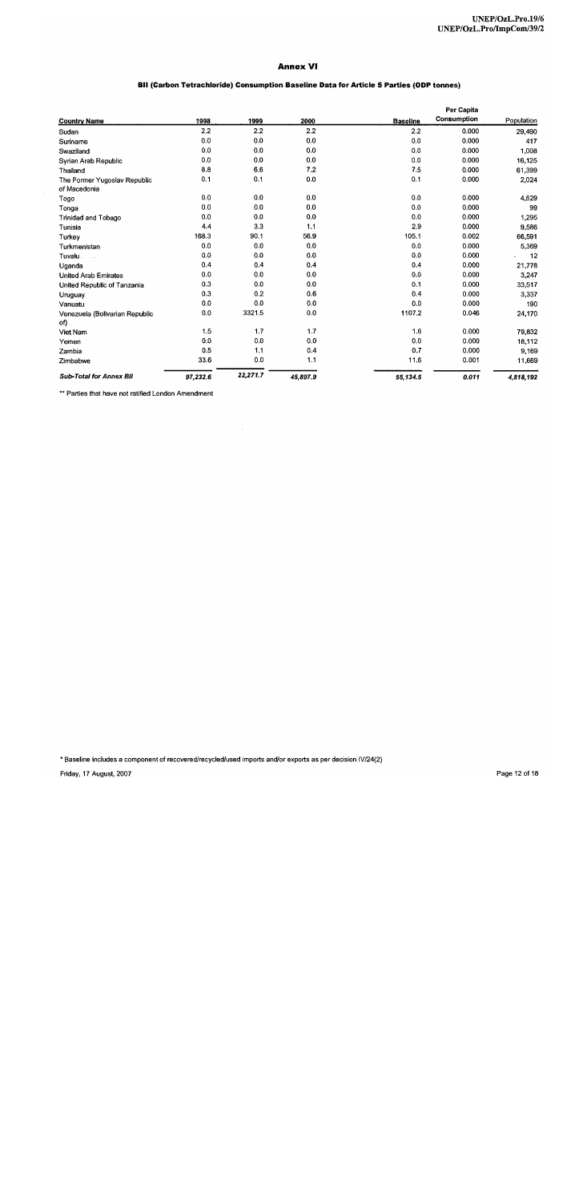## Annex VI

### BII (Carbon Tetrachloride) Consumption Baseline Data for Article 5 Parties (ODP tonnes)

| Country Name | 1998 | 1999 | 2000 | Baseline | Per Capita Consumption | Population |
|---|---|---|---|---|---|---|
| Sudan | 2.2 | 2.2 | 2.2 | 2.2 | 0.000 | 29,490 |
| Suriname | 0.0 | 0.0 | 0.0 | 0.0 | 0.000 | 417 |
| Swaziland | 0.0 | 0.0 | 0.0 | 0.0 | 0.000 | 1,008 |
| Syrian Arab Republic | 0.0 | 0.0 | 0.0 | 0.0 | 0.000 | 16,125 |
| Thailand | 8.8 | 6.6 | 7.2 | 7.5 | 0.000 | 61,399 |
| The Former Yugoslav Republic of Macedonia | 0.1 | 0.1 | 0.0 | 0.1 | 0.000 | 2,024 |
| Togo | 0.0 | 0.0 | 0.0 | 0.0 | 0.000 | 4,629 |
| Tonga | 0.0 | 0.0 | 0.0 | 0.0 | 0.000 | 99 |
| Trinidad and Tobago | 0.0 | 0.0 | 0.0 | 0.0 | 0.000 | 1,295 |
| Tunisia | 4.4 | 3.3 | 1.1 | 2.9 | 0.000 | 9,586 |
| Turkey | 168.3 | 90.1 | 56.9 | 105.1 | 0.002 | 66,591 |
| Turkmenistan | 0.0 | 0.0 | 0.0 | 0.0 | 0.000 | 5,369 |
| Tuvalu | 0.0 | 0.0 | 0.0 | 0.0 | 0.000 | 12 |
| Uganda | 0.4 | 0.4 | 0.4 | 0.4 | 0.000 | 21,778 |
| United Arab Emirates | 0.0 | 0.0 | 0.0 | 0.0 | 0.000 | 3,247 |
| United Republic of Tanzania | 0.3 | 0.0 | 0.0 | 0.1 | 0.000 | 33,517 |
| Uruguay | 0.3 | 0.2 | 0.6 | 0.4 | 0.000 | 3,337 |
| Vanuatu | 0.0 | 0.0 | 0.0 | 0.0 | 0.000 | 190 |
| Venezuela (Bolivarian Republic of) | 0.0 | 3321.5 | 0.0 | 1107.2 | 0.046 | 24,170 |
| Viet Nam | 1.5 | 1.7 | 1.7 | 1.6 | 0.000 | 79,832 |
| Yemen | 0.0 | 0.0 | 0.0 | 0.0 | 0.000 | 18,112 |
| Zambia | 0.5 | 1.1 | 0.4 | 0.7 | 0.000 | 9,169 |
| Zimbabwe | 33.6 | 0.0 | 1.1 | 11.6 | 0.001 | 11,669 |
| ***Sub-Total for Annex BII*** | ***97,232.6*** | ***22,271.7*** | ***45,897.9*** | ***55,134.5*** | ***0.011*** | ***4,818,192*** |

** Parties that have not ratified London Amendment

* Baseline includes a component of recovered/recycled/used imports and/or exports as per decision IV/24(2)

Friday, 17 August, 2007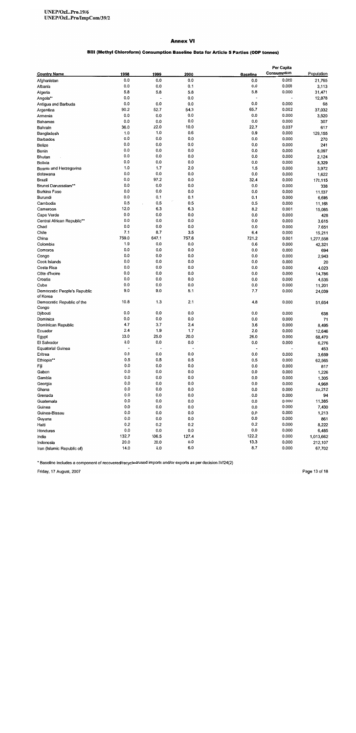## Annex VI

### BIII (Methyl Chloroform) Consumption Baseline Data for Article 5 Parties (ODP tonnes)

| Country Name | 1998 | 1999 | 2000 | Baseline | Per Capita Consumption | Population |
|---|---|---|---|---|---|---|
| Afghanistan | 0.0 | 0.0 | 0.0 | 0.0 | 0.000 | 21,765 |
| Albania | 0.0 | 0.0 | 0.1 | 0.0 | 0.000 | 3,113 |
| Algeria | 5.8 | 5.8 | 5.8 | 5.8 | 0.000 | 31,471 |
| Angola** | 0.0 | - | 0.0 | - | - | 12,878 |
| Antigua and Barbuda | 0.0 | 0.0 | 0.0 | 0.0 | 0.000 | 68 |
| Argentina | 90.2 | 52.7 | 54.3 | 65.7 | 0.002 | 37,032 |
| Armenia | 0.0 | 0.0 | 0.0 | 0.0 | 0.000 | 3,520 |
| Bahamas | 0.0 | 0.0 | 0.0 | 0.0 | 0.000 | 307 |
| Bahrain | 36.0 | 22.0 | 10.0 | 22.7 | 0.037 | 617 |
| Bangladesh | 1.0 | 1.0 | 0.6 | 0.9 | 0.000 | 129,155 |
| Barbados | 0.0 | 0.0 | 0.0 | 0.0 | 0.000 | 270 |
| Belize | 0.0 | 0.0 | 0.0 | 0.0 | 0.000 | 241 |
| Benin | 0.0 | 0.0 | 0.0 | 0.0 | 0.000 | 6,097 |
| Bhutan | 0.0 | 0.0 | 0.0 | 0.0 | 0.000 | 2,124 |
| Bolivia | 0.0 | 0.0 | 0.0 | 0.0 | 0.000 | 8,329 |
| Bosnia and Herzegovina | 1.0 | 1.7 | 2.0 | 1.5 | 0.000 | 3,972 |
| Botswana | 0.0 | 0.0 | 0.0 | 0.0 | 0.000 | 1,622 |
| Brazil | 0.0 | 97.2 | 0.0 | 32.4 | 0.000 | 170,115 |
| Brunei Darussalam** | 0.0 | 0.0 | 0.0 | 0.0 | 0.000 | 338 |
| Burkina Faso | 0.0 | 0.0 | 0.0 | 0.0 | 0.000 | 11,537 |
| Burundi | 0.0 | 0.1 | 0.1 | 0.1 | 0.000 | 6,695 |
| Cambodia | 0.5 | 0.5 | 0.5 | 0.5 | 0.000 | 11,168 |
| Cameroon | 12.0 | 6.3 | 6.3 | 8.2 | 0.001 | 15,085 |
| Cape Verde | 0.0 | 0.0 | 0.0 | 0.0 | 0.000 | 428 |
| Central African Republic** | 0.0 | 0.0 | 0.0 | 0.0 | 0.000 | 3,615 |
| Chad | 0.0 | 0.0 | 0.0 | 0.0 | 0.000 | 7,651 |
| Chile | 7.1 | 8.7 | 3.5 | 6.4 | 0.000 | 15,211 |
| China | 759.0 | 647.1 | 757.6 | 721.2 | 0.001 | 1,277,558 |
| Colombia | 1.9 | 0.0 | 0.0 | 0.6 | 0.000 | 42,321 |
| Comoros | 0.0 | 0.0 | 0.0 | 0.0 | 0.000 | 694 |
| Congo | 0.0 | 0.0 | 0.0 | 0.0 | 0.000 | 2,943 |
| Cook Islands | 0.0 | 0.0 | 0.0 | 0.0 | 0.000 | 20 |
| Costa Rica | 0.0 | 0.0 | 0.0 | 0.0 | 0.000 | 4,023 |
| Côte d'Ivoire | 0.0 | 0.0 | 0.0 | 0.0 | 0.000 | 14,786 |
| Croatia | 0.0 | 0.0 | 0.0 | 0.0 | 0.000 | 4,535 |
| Cuba | 0.0 | 0.0 | 0.0 | 0.0 | 0.000 | 11,201 |
| Democratic People's Republic of Korea | 9.0 | 9.0 | 5.1 | 7.7 | 0.000 | 24,039 |
| Democratic Republic of the Congo | 10.8 | 1.3 | 2.1 | 4.8 | 0.000 | 51,654 |
| Djibouti | 0.0 | 0.0 | 0.0 | 0.0 | 0.000 | 638 |
| Dominica | 0.0 | 0.0 | 0.0 | 0.0 | 0.000 | 71 |
| Dominican Republic | 4.7 | 3.7 | 2.4 | 3.6 | 0.000 | 8,495 |
| Ecuador | 2.4 | 1.9 | 1.7 | 2.0 | 0.000 | 12,646 |
| Egypt | 33.0 | 25.0 | 20.0 | 26.0 | 0.000 | 68,470 |
| El Salvador | 0.0 | 0.0 | 0.0 | 0.0 | 0.000 | 6,276 |
| Equatorial Guinea | - | - | - | - | - | 453 |
| Eritrea | 0.0 | 0.0 | 0.0 | 0.0 | 0.000 | 3,659 |
| Ethiopia** | 0.5 | 0.5 | 0.5 | 0.5 | 0.000 | 62,565 |
| Fiji | 0.0 | 0.0 | 0.0 | 0.0 | 0.000 | 817 |
| Gabon | 0.0 | 0.0 | 0.0 | 0.0 | 0.000 | 1,226 |
| Gambia | 0.0 | 0.0 | 0.0 | 0.0 | 0.000 | 1,305 |
| Georgia | 0.0 | 0.0 | 0.0 | 0.0 | 0.000 | 4,968 |
| Ghana | 0.0 | 0.0 | 0.0 | 0.0 | 0.000 | 20,212 |
| Grenada | 0.0 | 0.0 | 0.0 | 0.0 | 0.000 | 94 |
| Guatemala | 0.0 | 0.0 | 0.0 | 0.0 | 0.000 | 11,385 |
| Guinea | 0.0 | 0.0 | 0.0 | 0.0 | 0.000 | 7,430 |
| Guinea-Bissau | 0.0 | 0.0 | 0.0 | 0.0 | 0.000 | 1,213 |
| Guyana | 0.0 | 0.0 | 0.0 | 0.0 | 0.000 | 861 |
| Haiti | 0.2 | 0.2 | 0.2 | 0.2 | 0.000 | 8,222 |
| Honduras | 0.0 | 0.0 | 0.0 | 0.0 | 0.000 | 6,485 |
| India | 132.7 | 106.5 | 127.4 | 122.2 | 0.000 | 1,013,662 |
| Indonesia | 20.0 | 20.0 | 0.0 | 13.3 | 0.000 | 212,107 |
| Iran (Islamic Republic of) | 14.0 | 6.0 | 6.0 | 8.7 | 0.000 | 67,702 |

* Baseline includes a component of recovered/recycled/used imports and/or exports as per decision IV/24(2)

Friday, 17 August, 2007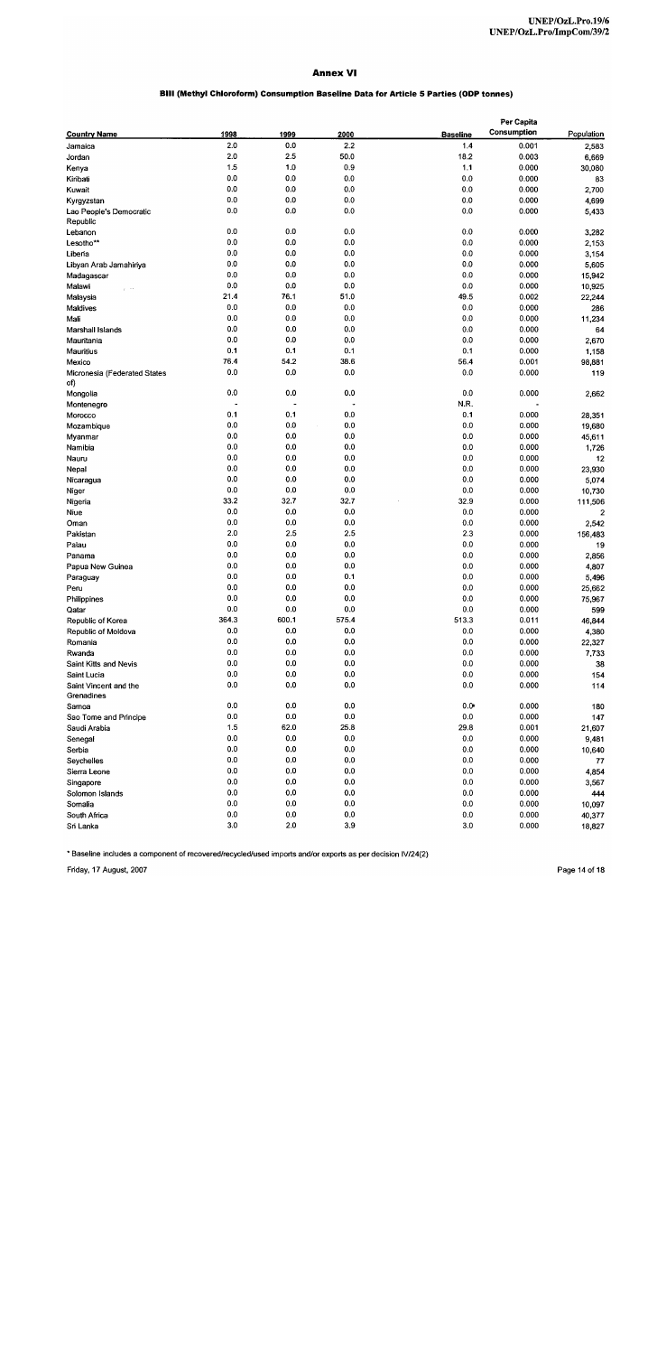# Annex VI

## BIII (Methyl Chloroform) Consumption Baseline Data for Article 5 Parties (ODP tonnes)

| Country Name | 1998 | 1999 | 2000 | Baseline | Per Capita Consumption | Population |
|---|---|---|---|---|---|---|
| Jamaica | 2.0 | 0.0 | 2.2 | 1.4 | 0.001 | 2,583 |
| Jordan | 2.0 | 2.5 | 50.0 | 18.2 | 0.003 | 6,669 |
| Kenya | 1.5 | 1.0 | 0.9 | 1.1 | 0.000 | 30,080 |
| Kiribati | 0.0 | 0.0 | 0.0 | 0.0 | 0.000 | 83 |
| Kuwait | 0.0 | 0.0 | 0.0 | 0.0 | 0.000 | 2,700 |
| Kyrgyzstan | 0.0 | 0.0 | 0.0 | 0.0 | 0.000 | 4,699 |
| Lao People's Democratic Republic | 0.0 | 0.0 | 0.0 | 0.0 | 0.000 | 5,433 |
| Lebanon | 0.0 | 0.0 | 0.0 | 0.0 | 0.000 | 3,282 |
| Lesotho** | 0.0 | 0.0 | 0.0 | 0.0 | 0.000 | 2,153 |
| Liberia | 0.0 | 0.0 | 0.0 | 0.0 | 0.000 | 3,154 |
| Libyan Arab Jamahiriya | 0.0 | 0.0 | 0.0 | 0.0 | 0.000 | 5,605 |
| Madagascar | 0.0 | 0.0 | 0.0 | 0.0 | 0.000 | 15,942 |
| Malawi | 0.0 | 0.0 | 0.0 | 0.0 | 0.000 | 10,925 |
| Malaysia | 21.4 | 76.1 | 51.0 | 49.5 | 0.002 | 22,244 |
| Maldives | 0.0 | 0.0 | 0.0 | 0.0 | 0.000 | 286 |
| Mali | 0.0 | 0.0 | 0.0 | 0.0 | 0.000 | 11,234 |
| Marshall Islands | 0.0 | 0.0 | 0.0 | 0.0 | 0.000 | 64 |
| Mauritania | 0.0 | 0.0 | 0.0 | 0.0 | 0.000 | 2,670 |
| Mauritius | 0.1 | 0.1 | 0.1 | 0.1 | 0.000 | 1,158 |
| Mexico | 76.4 | 54.2 | 38.6 | 56.4 | 0.001 | 98,881 |
| Micronesia (Federated States of) | 0.0 | 0.0 | 0.0 | 0.0 | 0.000 | 119 |
| Mongolia | 0.0 | 0.0 | 0.0 | 0.0 | 0.000 | 2,662 |
| Montenegro | - | - | - | N.R. | - | |
| Morocco | 0.1 | 0.1 | 0.0 | 0.1 | 0.000 | 28,351 |
| Mozambique | 0.0 | 0.0 | 0.0 | 0.0 | 0.000 | 19,680 |
| Myanmar | 0.0 | 0.0 | 0.0 | 0.0 | 0.000 | 45,611 |
| Namibia | 0.0 | 0.0 | 0.0 | 0.0 | 0.000 | 1,726 |
| Nauru | 0.0 | 0.0 | 0.0 | 0.0 | 0.000 | 12 |
| Nepal | 0.0 | 0.0 | 0.0 | 0.0 | 0.000 | 23,930 |
| Nicaragua | 0.0 | 0.0 | 0.0 | 0.0 | 0.000 | 5,074 |
| Niger | 0.0 | 0.0 | 0.0 | 0.0 | 0.000 | 10,730 |
| Nigeria | 33.2 | 32.7 | 32.7 | 32.9 | 0.000 | 111,506 |
| Niue | 0.0 | 0.0 | 0.0 | 0.0 | 0.000 | 2 |
| Oman | 0.0 | 0.0 | 0.0 | 0.0 | 0.000 | 2,542 |
| Pakistan | 2.0 | 2.5 | 2.5 | 2.3 | 0.000 | 156,483 |
| Palau | 0.0 | 0.0 | 0.0 | 0.0 | 0.000 | 19 |
| Panama | 0.0 | 0.0 | 0.0 | 0.0 | 0.000 | 2,856 |
| Papua New Guinea | 0.0 | 0.0 | 0.0 | 0.0 | 0.000 | 4,807 |
| Paraguay | 0.0 | 0.0 | 0.1 | 0.0 | 0.000 | 5,496 |
| Peru | 0.0 | 0.0 | 0.0 | 0.0 | 0.000 | 25,662 |
| Philippines | 0.0 | 0.0 | 0.0 | 0.0 | 0.000 | 75,967 |
| Qatar | 0.0 | 0.0 | 0.0 | 0.0 | 0.000 | 599 |
| Republic of Korea | 364.3 | 600.1 | 575.4 | 513.3 | 0.011 | 46,844 |
| Republic of Moldova | 0.0 | 0.0 | 0.0 | 0.0 | 0.000 | 4,380 |
| Romania | 0.0 | 0.0 | 0.0 | 0.0 | 0.000 | 22,327 |
| Rwanda | 0.0 | 0.0 | 0.0 | 0.0 | 0.000 | 7,733 |
| Saint Kitts and Nevis | 0.0 | 0.0 | 0.0 | 0.0 | 0.000 | 38 |
| Saint Lucia | 0.0 | 0.0 | 0.0 | 0.0 | 0.000 | 154 |
| Saint Vincent and the Grenadines | 0.0 | 0.0 | 0.0 | 0.0 | 0.000 | 114 |
| Samoa | 0.0 | 0.0 | 0.0 | 0.0* | 0.000 | 180 |
| Sao Tome and Principe | 0.0 | 0.0 | 0.0 | 0.0 | 0.000 | 147 |
| Saudi Arabia | 1.5 | 62.0 | 25.8 | 29.8 | 0.001 | 21,607 |
| Senegal | 0.0 | 0.0 | 0.0 | 0.0 | 0.000 | 9,481 |
| Serbia | 0.0 | 0.0 | 0.0 | 0.0 | 0.000 | 10,640 |
| Seychelles | 0.0 | 0.0 | 0.0 | 0.0 | 0.000 | 77 |
| Sierra Leone | 0.0 | 0.0 | 0.0 | 0.0 | 0.000 | 4,854 |
| Singapore | 0.0 | 0.0 | 0.0 | 0.0 | 0.000 | 3,567 |
| Solomon Islands | 0.0 | 0.0 | 0.0 | 0.0 | 0.000 | 444 |
| Somalia | 0.0 | 0.0 | 0.0 | 0.0 | 0.000 | 10,097 |
| South Africa | 0.0 | 0.0 | 0.0 | 0.0 | 0.000 | 40,377 |
| Sri Lanka | 3.0 | 2.0 | 3.9 | 3.0 | 0.000 | 18,827 |

* Baseline includes a component of recovered/recycled/used imports and/or exports as per decision IV/24(2)

Friday, 17 August, 2007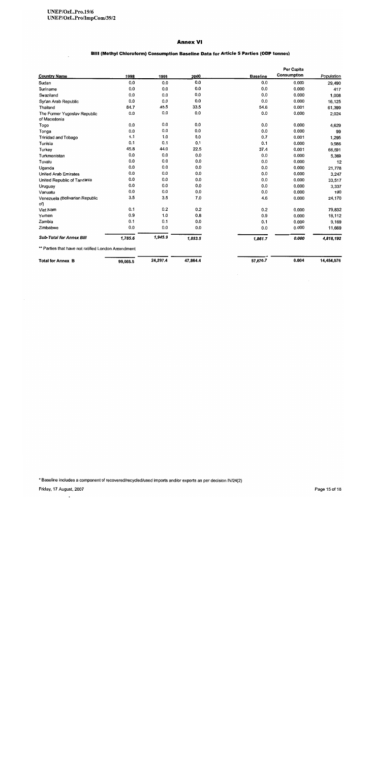# Annex VI

## BIII (Methyl Chloroform) Consumption Baseline Data for Article 5 Parties (ODP tonnes)

| Country Name | 1998 | 1999 | 2000 | Baseline | Per Capita Consumption | Population |
|---|---|---|---|---|---|---|
| Sudan | 0.0 | 0.0 | 0.0 | 0.0 | 0.000 | 29,490 |
| Suriname | 0.0 | 0.0 | 0.0 | 0.0 | 0.000 | 417 |
| Swaziland | 0.0 | 0.0 | 0.0 | 0.0 | 0.000 | 1,008 |
| Syrian Arab Republic | 0.0 | 0.0 | 0.0 | 0.0 | 0.000 | 16,125 |
| Thailand | 84.7 | 45.5 | 33.5 | 54.6 | 0.001 | 61,399 |
| The Former Yugoslav Republic of Macedonia | 0.0 | 0.0 | 0.0 | 0.0 | 0.000 | 2,024 |
| Togo | 0.0 | 0.0 | 0.0 | 0.0 | 0.000 | 4,629 |
| Tonga | 0.0 | 0.0 | 0.0 | 0.0 | 0.000 | 99 |
| Trinidad and Tobago | 1.1 | 1.0 | 0.0 | 0.7 | 0.001 | 1,295 |
| Tunisia | 0.1 | 0.1 | 0.1 | 0.1 | 0.000 | 9,586 |
| Turkey | 45.8 | 44.0 | 22.5 | 37.4 | 0.001 | 66,591 |
| Turkmenistan | 0.0 | 0.0 | 0.0 | 0.0 | 0.000 | 5,369 |
| Tuvalu | 0.0 | 0.0 | 0.0 | 0.0 | 0.000 | 12 |
| Uganda | 0.0 | 0.0 | 0.0 | 0.0 | 0.000 | 21,778 |
| United Arab Emirates | 0.0 | 0.0 | 0.0 | 0.0 | 0.000 | 3,247 |
| United Republic of Tanzania | 0.0 | 0.0 | 0.0 | 0.0 | 0.000 | 33,517 |
| Uruguay | 0.0 | 0.0 | 0.0 | 0.0 | 0.000 | 3,337 |
| Vanuatu | 0.0 | 0.0 | 0.0 | 0.0 | 0.000 | 190 |
| Venezuela (Bolivarian Republic of) | 3.5 | 3.5 | 7.0 | 4.6 | 0.000 | 24,170 |
| Viet Nam | 0.1 | 0.2 | 0.2 | 0.2 | 0.000 | 79,832 |
| Yemen | 0.9 | 1.0 | 0.8 | 0.9 | 0.000 | 18,112 |
| Zambia | 0.1 | 0.1 | 0.0 | 0.1 | 0.000 | 9,169 |
| Zimbabwe | 0.0 | 0.0 | 0.0 | 0.0 | 0.000 | 11,669 |
| ***Sub-Total for Annex BIII*** | ***1,785.6*** | ***1,945.9*** | ***1,853.5*** | ***1,861.7*** | ***0.000*** | ***4,818,192*** |
| ** Parties that have not ratified London Amendment | | | | | | |
| **Total for Annex B** | **99,065.5** | **24,297.4** | **47,864.4** | **57,076.7** | **0.004** | **14,454,576** |

* Baseline includes a component of recovered/recycled/used imports and/or exports as per decision IV/24(2)

Friday, 17 August, 2007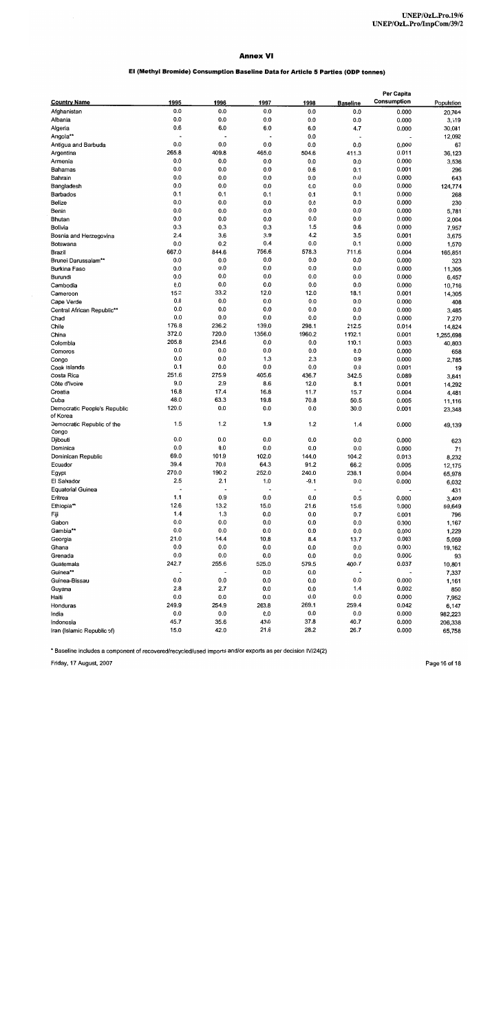# Annex VI

## EI (Methyl Bromide) Consumption Baseline Data for Article 5 Parties (ODP tonnes)

| Country Name | 1995 | 1996 | 1997 | 1998 | Baseline | Per Capita Consumption | Population |
|---|---|---|---|---|---|---|---|
| Afghanistan | 0.0 | 0.0 | 0.0 | 0.0 | 0.0 | 0.000 | 20,764 |
| Albania | 0.0 | 0.0 | 0.0 | 0.0 | 0.0 | 0.000 | 3,119 |
| Algeria | 0.6 | 6.0 | 6.0 | 6.0 | 4.7 | 0.000 | 30,081 |
| Angola** | - | - | - | 0.0 | - | - | 12,092 |
| Antigua and Barbuda | 0.0 | 0.0 | 0.0 | 0.0 | 0.0 | 0.000 | 67 |
| Argentina | 265.8 | 409.8 | 465.0 | 504.6 | 411.3 | 0.011 | 36,123 |
| Armenia | 0.0 | 0.0 | 0.0 | 0.0 | 0.0 | 0.000 | 3,536 |
| Bahamas | 0.0 | 0.0 | 0.0 | 0.6 | 0.1 | 0.001 | 296 |
| Bahrain | 0.0 | 0.0 | 0.0 | 0.0 | 0.0 | 0.000 | 643 |
| Bangladesh | 0.0 | 0.0 | 0.0 | 0.0 | 0.0 | 0.000 | 124,774 |
| Barbados | 0.1 | 0.1 | 0.1 | 0.1 | 0.1 | 0.000 | 268 |
| Belize | 0.0 | 0.0 | 0.0 | 0.0 | 0.0 | 0.000 | 230 |
| Benin | 0.0 | 0.0 | 0.0 | 0.0 | 0.0 | 0.000 | 5,781 |
| Bhutan | 0.0 | 0.0 | 0.0 | 0.0 | 0.0 | 0.000 | 2,004 |
| Bolivia | 0.3 | 0.3 | 0.3 | 1.5 | 0.6 | 0.000 | 7,957 |
| Bosnia and Herzegovina | 2.4 | 3.6 | 3.9 | 4.2 | 3.5 | 0.001 | 3,675 |
| Botswana | 0.0 | 0.2 | 0.4 | 0.0 | 0.1 | 0.000 | 1,570 |
| Brazil | 667.0 | 844.6 | 756.6 | 578.3 | 711.6 | 0.004 | 165,851 |
| Brunei Darussalam** | 0.0 | 0.0 | 0.0 | 0.0 | 0.0 | 0.000 | 323 |
| Burkina Faso | 0.0 | 0.0 | 0.0 | 0.0 | 0.0 | 0.000 | 11,305 |
| Burundi | 0.0 | 0.0 | 0.0 | 0.0 | 0.0 | 0.000 | 6,457 |
| Cambodia | 0.0 | 0.0 | 0.0 | 0.0 | 0.0 | 0.000 | 10,716 |
| Cameroon | 15.2 | 33.2 | 12.0 | 12.0 | 18.1 | 0.001 | 14,305 |
| Cape Verde | 0.0 | 0.0 | 0.0 | 0.0 | 0.0 | 0.000 | 408 |
| Central African Republic** | 0.0 | 0.0 | 0.0 | 0.0 | 0.0 | 0.000 | 3,485 |
| Chad | 0.0 | 0.0 | 0.0 | 0.0 | 0.0 | 0.000 | 7,270 |
| Chile | 176.8 | 236.2 | 139.0 | 298.1 | 212.5 | 0.014 | 14,824 |
| China | 372.0 | 720.0 | 1356.0 | 1960.2 | 1102.1 | 0.001 | 1,255,698 |
| Colombia | 205.8 | 234.6 | 0.0 | 0.0 | 110.1 | 0.003 | 40,803 |
| Comoros | 0.0 | 0.0 | 0.0 | 0.0 | 0.0 | 0.000 | 658 |
| Congo | 0.0 | 0.0 | 1.3 | 2.3 | 0.9 | 0.000 | 2,785 |
| Cook Islands | 0.1 | 0.0 | 0.0 | 0.0 | 0.0 | 0.001 | 19 |
| Costa Rica | 251.6 | 275.9 | 405.6 | 436.7 | 342.5 | 0.089 | 3,841 |
| Côte d'Ivoire | 9.0 | 2.9 | 8.6 | 12.0 | 8.1 | 0.001 | 14,292 |
| Croatia | 16.8 | 17.4 | 16.8 | 11.7 | 15.7 | 0.004 | 4,481 |
| Cuba | 48.0 | 63.3 | 19.8 | 70.8 | 50.5 | 0.005 | 11,116 |
| Democratic People's Republic of Korea | 120.0 | 0.0 | 0.0 | 0.0 | 30.0 | 0.001 | 23,348 |
| Democratic Republic of the Congo | 1.5 | 1.2 | 1.9 | 1.2 | 1.4 | 0.000 | 49,139 |
| Djibouti | 0.0 | 0.0 | 0.0 | 0.0 | 0.0 | 0.000 | 623 |
| Dominica | 0.0 | 0.0 | 0.0 | 0.0 | 0.0 | 0.000 | 71 |
| Dominican Republic | 69.0 | 101.9 | 102.0 | 144.0 | 104.2 | 0.013 | 8,232 |
| Ecuador | 39.4 | 70.0 | 64.3 | 91.2 | 66.2 | 0.005 | 12,175 |
| Egypt | 270.0 | 190.2 | 252.0 | 240.0 | 238.1 | 0.004 | 65,978 |
| El Salvador | 2.5 | 2.1 | 1.0 | -9.1 | 0.0 | 0.000 | 6,032 |
| Equatorial Guinea | - | - | - | - | - | - | 431 |
| Eritrea | 1.1 | 0.9 | 0.0 | 0.0 | 0.5 | 0.000 | 3,409 |
| Ethiopia** | 12.6 | 13.2 | 15.0 | 21.6 | 15.6 | 0.000 | 59,649 |
| Fiji | 1.4 | 1.3 | 0.0 | 0.0 | 0.7 | 0.001 | 796 |
| Gabon | 0.0 | 0.0 | 0.0 | 0.0 | 0.0 | 0.000 | 1,167 |
| Gambia** | 0.0 | 0.0 | 0.0 | 0.0 | 0.0 | 0.000 | 1,229 |
| Georgia | 21.0 | 14.4 | 10.8 | 8.4 | 13.7 | 0.003 | 5,059 |
| Ghana | 0.0 | 0.0 | 0.0 | 0.0 | 0.0 | 0.000 | 19,162 |
| Grenada | 0.0 | 0.0 | 0.0 | 0.0 | 0.0 | 0.000 | 93 |
| Guatemala | 242.7 | 255.6 | 525.0 | 579.5 | 400.7 | 0.037 | 10,801 |
| Guinea** | - | - | 0.0 | 0.0 | - | - | 7,337 |
| Guinea-Bissau | 0.0 | 0.0 | 0.0 | 0.0 | 0.0 | 0.000 | 1,161 |
| Guyana | 2.8 | 2.7 | 0.0 | 0.0 | 1.4 | 0.002 | 850 |
| Haiti | 0.0 | 0.0 | 0.0 | 0.0 | 0.0 | 0.000 | 7,952 |
| Honduras | 249.9 | 254.9 | 263.8 | 269.1 | 259.4 | 0.042 | 6,147 |
| India | 0.0 | 0.0 | 0.0 | 0.0 | 0.0 | 0.000 | 982,223 |
| Indonesia | 45.7 | 35.6 | 43.6 | 37.8 | 40.7 | 0.000 | 206,338 |
| Iran (Islamic Republic of) | 15.0 | 42.0 | 21.6 | 28.2 | 26.7 | 0.000 | 65,758 |

* Baseline includes a component of recovered/recycled/used imports and/or exports as per decision IV/24(2)

Friday, 17 August, 2007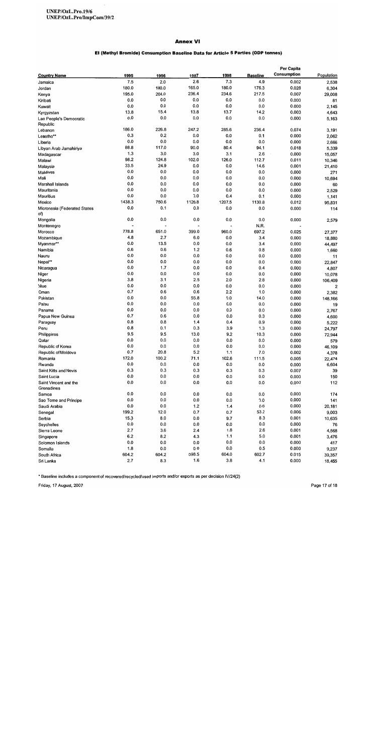## Annex VI

### EI (Methyl Bromide) Consumption Baseline Data for Article 5 Parties (ODP tonnes)

| Country Name | 1995 | 1996 | 1997 | 1998 | Baseline | Per Capita Consumption | Population |
|---|---|---|---|---|---|---|---|
| Jamaica | 7.5 | 2.0 | 2.6 | 7.3 | 4.9 | 0.002 | 2,538 |
| Jordan | 180.0 | 180.0 | 165.0 | 180.0 | 176.3 | 0.028 | 6,304 |
| Kenya | 195.0 | 204.0 | 236.4 | 234.6 | 217.5 | 0.007 | 29,008 |
| Kiribati | 0.0 | 0.0 | 0.0 | 0.0 | 0.0 | 0.000 | 81 |
| Kuwait | 0.0 | 0.0 | 0.0 | 0.0 | 0.0 | 0.000 | 2,145 |
| Kyrgyzstan | 13.8 | 15.4 | 13.8 | 13.7 | 14.2 | 0.003 | 4,643 |
| Lao People's Democratic Republic | 0.0 | 0.0 | 0.0 | 0.0 | 0.0 | 0.000 | 5,163 |
| Lebanon | 186.0 | 226.8 | 247.2 | 285.6 | 236.4 | 0.074 | 3,191 |
| Lesotho** | 0.3 | 0.2 | 0.0 | 0.0 | 0.1 | 0.000 | 2,062 |
| Liberia | 0.0 | 0.0 | 0.0 | 0.0 | 0.0 | 0.000 | 2,666 |
| Libyan Arab Jamahiriya | 88.8 | 117.0 | 90.0 | 80.4 | 94.1 | 0.018 | 5,339 |
| Madagascar | 1.3 | 3.0 | 3.0 | 3.1 | 2.6 | 0.000 | 15,057 |
| Malawi | 98.2 | 124.8 | 102.0 | 126.0 | 112.7 | 0.011 | 10,346 |
| Malaysia | 33.5 | 24.9 | 0.0 | 0.0 | 14.6 | 0.001 | 21,410 |
| Maldives | 0.0 | 0.0 | 0.0 | 0.0 | 0.0 | 0.000 | 271 |
| Mali | 0.0 | 0.0 | 0.0 | 0.0 | 0.0 | 0.000 | 10,694 |
| Marshall Islands | 0.0 | 0.0 | 0.0 | 0.0 | 0.0 | 0.000 | 60 |
| Mauritania | 0.0 | 0.0 | 0.0 | 0.0 | 0.0 | 0.000 | 2,529 |
| Mauritius | 0.0 | 0.0 | 0.0 | 0.4 | 0.1 | 0.000 | 1,141 |
| Mexico | 1438.3 | 750.6 | 1126.8 | 1207.5 | 1130.8 | 0.012 | 95,831 |
| Micronesia (Federated States of) | 0.0 | 0.1 | 0.0 | 0.0 | 0.0 | 0.000 | 114 |
| Mongolia | 0.0 | 0.0 | 0.0 | 0.0 | 0.0 | 0.000 | 2,579 |
| Montenegro | - | - | - | - | N.R. | - | |
| Morocco | 778.8 | 651.0 | 399.0 | 960.0 | 697.2 | 0.025 | 27,377 |
| Mozambique | 4.8 | 2.7 | 6.0 | 0.0 | 3.4 | 0.000 | 18,880 |
| Myanmar** | 0.0 | 13.5 | 0.0 | 0.0 | 3.4 | 0.000 | 44,497 |
| Namibia | 0.6 | 0.6 | 1.2 | 0.6 | 0.8 | 0.000 | 1,660 |
| Nauru | 0.0 | 0.0 | 0.0 | 0.0 | 0.0 | 0.000 | 11 |
| Nepal** | 0.0 | 0.0 | 0.0 | 0.0 | 0.0 | 0.000 | 22,847 |
| Nicaragua | 0.0 | 1.7 | 0.0 | 0.0 | 0.4 | 0.000 | 4,807 |
| Niger | 0.0 | 0.0 | 0.0 | 0.0 | 0.0 | 0.000 | 10,078 |
| Nigeria | 3.8 | 3.1 | 2.5 | 2.0 | 2.8 | 0.000 | 106,409 |
| Niue | 0.0 | 0.0 | 0.0 | 0.0 | 0.0 | 0.000 | 2 |
| Oman | 0.7 | 0.6 | 0.6 | 2.2 | 1.0 | 0.000 | 2,382 |
| Pakistan | 0.0 | 0.0 | 55.8 | 0.0 | 14.0 | 0.000 | 148,166 |
| Palau | 0.0 | 0.0 | 0.0 | 0.0 | 0.0 | 0.000 | 19 |
| Panama | 0.0 | 0.0 | 0.0 | 0.0 | 0.0 | 0.000 | 2,767 |
| Papua New Guinea | 0.7 | 0.6 | 0.0 | 0.0 | 0.3 | 0.000 | 4,600 |
| Paraguay | 0.8 | 0.8 | 1.4 | 0.4 | 0.9 | 0.000 | 5,222 |
| Peru | 0.8 | 0.1 | 0.3 | 3.9 | 1.3 | 0.000 | 24,797 |
| Philippines | 9.5 | 9.5 | 13.0 | 9.2 | 10.3 | 0.000 | 72,944 |
| Qatar | 0.0 | 0.0 | 0.0 | 0.0 | 0.0 | 0.000 | 579 |
| Republic of Korea | 0.0 | 0.0 | 0.0 | 0.0 | 0.0 | 0.000 | 46,109 |
| Republic of Moldova | 0.7 | 20.8 | 5.2 | 1.1 | 7.0 | 0.002 | 4,378 |
| Romania | 172.0 | 100.2 | 71.1 | 102.6 | 111.5 | 0.005 | 22,474 |
| Rwanda | 0.0 | 0.0 | 0.0 | 0.0 | 0.0 | 0.000 | 6,604 |
| Saint Kitts and Nevis | 0.3 | 0.3 | 0.3 | 0.3 | 0.3 | 0.007 | 39 |
| Saint Lucia | 0.0 | 0.0 | 0.0 | 0.0 | 0.0 | 0.000 | 150 |
| Saint Vincent and the Grenadines | 0.0 | 0.0 | 0.0 | 0.0 | 0.0 | 0.000 | 112 |
| Samoa | 0.0 | 0.0 | 0.0 | 0.0 | 0.0 | 0.000 | 174 |
| Sao Tome and Principe | 0.0 | 0.0 | 0.0 | 0.0 | 0.0 | 0.000 | 141 |
| Saudi Arabia | 0.0 | 0.0 | 1.2 | 1.4 | 0.6 | 0.000 | 20,181 |
| Senegal | 199.2 | 12.0 | 0.7 | 0.7 | 53.2 | 0.006 | 9,003 |
| Serbia | 15.3 | 8.0 | 0.0 | 9.7 | 8.3 | 0.001 | 10,635 |
| Seychelles | 0.0 | 0.0 | 0.0 | 0.0 | 0.0 | 0.000 | 76 |
| Sierra Leone | 2.7 | 3.6 | 2.4 | 1.8 | 2.6 | 0.001 | 4,568 |
| Singapore | 6.2 | 8.2 | 4.3 | 1.1 | 5.0 | 0.001 | 3,476 |
| Solomon Islands | 0.0 | 0.0 | 0.0 | 0.0 | 0.0 | 0.000 | 417 |
| Somalia | 1.8 | 0.0 | 0.0 | 0.0 | 0.5 | 0.000 | 9,237 |
| South Africa | 604.2 | 604.2 | 598.5 | 604.0 | 602.7 | 0.015 | 39,357 |
| Sri Lanka | 2.7 | 8.3 | 1.6 | 3.8 | 4.1 | 0.000 | 18,455 |

\* Baseline includes a component of recovered/recycled/used imports and/or exports as per decision IV/24(2)

Friday, 17 August, 2007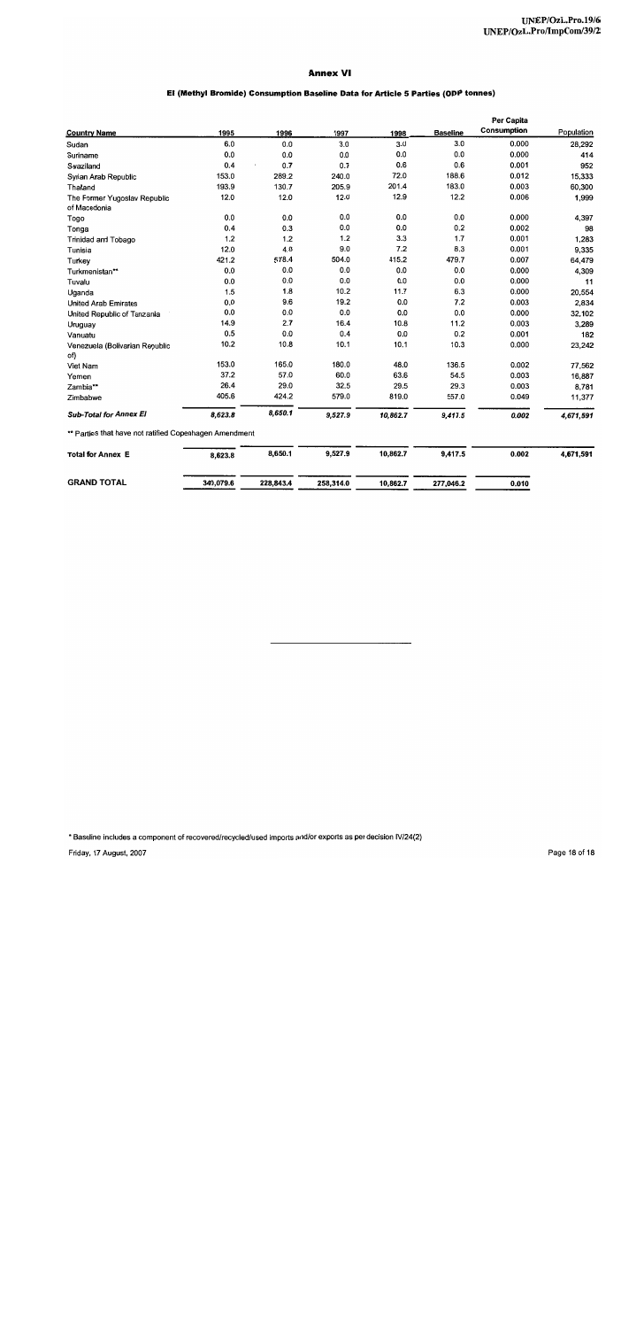## Annex VI

### EI (Methyl Bromide) Consumption Baseline Data for Article 5 Parties (ODP tonnes)

| Country Name | 1995 | 1996 | 1997 | 1998 | Baseline | Per Capita Consumption | Population |
|---|---|---|---|---|---|---|---|
| Sudan | 6.0 | 0.0 | 3.0 | 3.0 | 3.0 | 0.000 | 28,292 |
| Suriname | 0.0 | 0.0 | 0.0 | 0.0 | 0.0 | 0.000 | 414 |
| Swaziland | 0.4 | 0.7 | 0.7 | 0.6 | 0.6 | 0.001 | 952 |
| Syrian Arab Republic | 153.0 | 289.2 | 240.0 | 72.0 | 188.6 | 0.012 | 15,333 |
| Thailand | 193.9 | 130.7 | 205.9 | 201.4 | 183.0 | 0.003 | 60,300 |
| The Former Yugoslav Republic of Macedonia | 12.0 | 12.0 | 12.0 | 12.9 | 12.2 | 0.006 | 1,999 |
| Togo | 0.0 | 0.0 | 0.0 | 0.0 | 0.0 | 0.000 | 4,397 |
| Tonga | 0.4 | 0.3 | 0.0 | 0.0 | 0.2 | 0.002 | 98 |
| Trinidad and Tobago | 1.2 | 1.2 | 1.2 | 3.3 | 1.7 | 0.001 | 1,283 |
| Tunisia | 12.0 | 4.0 | 9.0 | 7.2 | 8.3 | 0.001 | 9,335 |
| Turkey | 421.2 | 578.4 | 504.0 | 415.2 | 479.7 | 0.007 | 64,479 |
| Turkmenistan** | 0.0 | 0.0 | 0.0 | 0.0 | 0.0 | 0.000 | 4,309 |
| Tuvalu | 0.0 | 0.0 | 0.0 | 0.0 | 0.0 | 0.000 | 11 |
| Uganda | 1.5 | 1.8 | 10.2 | 11.7 | 6.3 | 0.000 | 20,554 |
| United Arab Emirates | 0.0 | 9.6 | 19.2 | 0.0 | 7.2 | 0.003 | 2,834 |
| United Republic of Tanzania | 0.0 | 0.0 | 0.0 | 0.0 | 0.0 | 0.000 | 32,102 |
| Uruguay | 14.9 | 2.7 | 16.4 | 10.8 | 11.2 | 0.003 | 3,289 |
| Vanuatu | 0.5 | 0.0 | 0.4 | 0.0 | 0.2 | 0.001 | 182 |
| Venezuela (Bolivarian Republic of) | 10.2 | 10.8 | 10.1 | 10.1 | 10.3 | 0.000 | 23,242 |
| Viet Nam | 153.0 | 165.0 | 180.0 | 48.0 | 136.5 | 0.002 | 77,562 |
| Yemen | 37.2 | 57.0 | 60.0 | 63.6 | 54.5 | 0.003 | 16,887 |
| Zambia** | 26.4 | 29.0 | 32.5 | 29.5 | 29.3 | 0.003 | 8,781 |
| Zimbabwe | 405.6 | 424.2 | 579.0 | 819.0 | 557.0 | 0.049 | 11,377 |
| ***Sub-Total for Annex EI*** | ***8,623.8*** | ***8,650.1*** | ***9,527.9*** | ***10,862.7*** | ***9,417.5*** | ***0.002*** | ***4,671,591*** |
| **Total for Annex E** | **8,623.8** | **8,650.1** | **9,527.9** | **10,862.7** | **9,417.5** | **0.002** | **4,671,591** |
| **GRAND TOTAL** | **340,079.6** | **228,843.4** | **258,314.0** | **10,862.7** | **277,046.2** | **0.010** | |

** Parties that have not ratified Copenhagen Amendment

* Baseline includes a component of recovered/recycled/used imports and/or exports as per decision IV/24(2)

Friday, 17 August, 2007